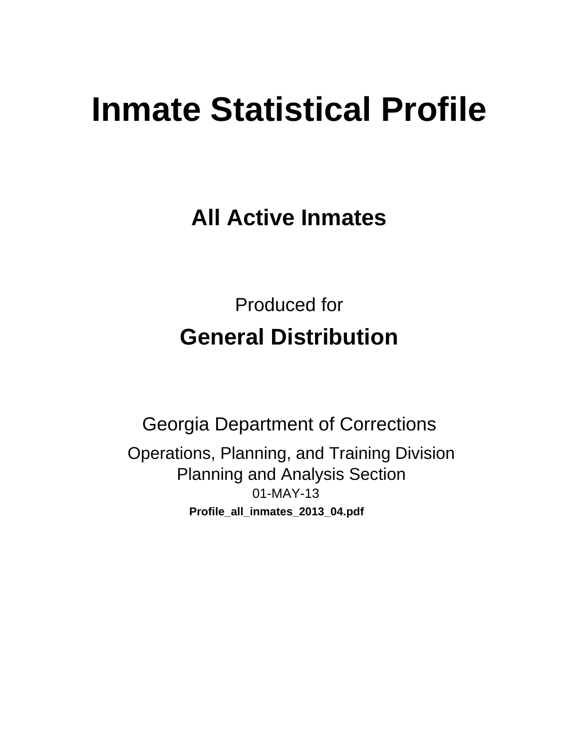# Inmate Statistical Profile

## All Active Inmates

Produced for

## General Distribution

Georgia Department of Corrections

Operations, Planning, and Training Division
Planning and Analysis Section
01-MAY-13

**Profile_all_inmates_2013_04.pdf**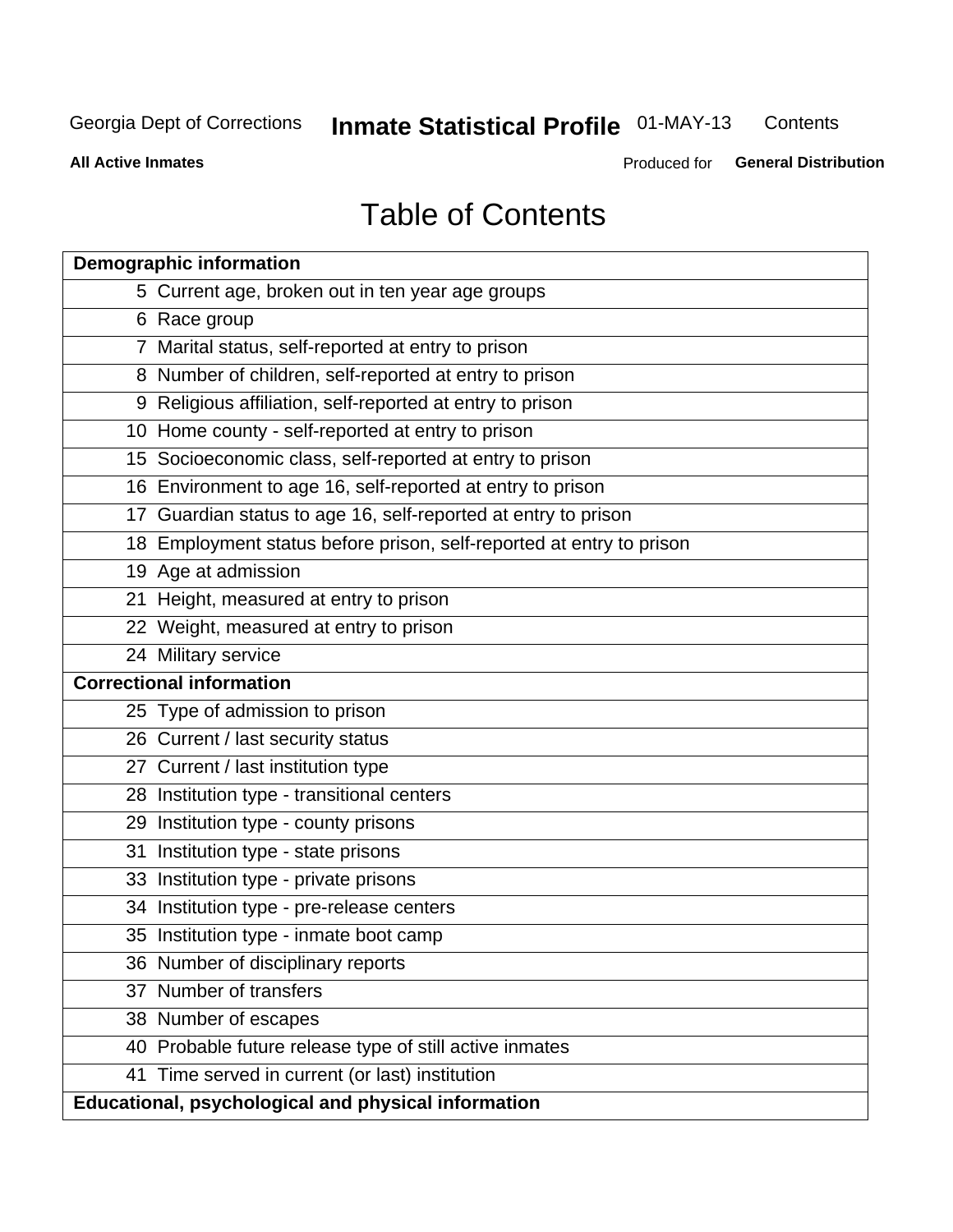# Table of Contents

| Demographic information | |
|---|---|
| 5 | Current age, broken out in ten year age groups |
| 6 | Race group |
| 7 | Marital status, self-reported at entry to prison |
| 8 | Number of children, self-reported at entry to prison |
| 9 | Religious affiliation, self-reported at entry to prison |
| 10 | Home county - self-reported at entry to prison |
| 15 | Socioeconomic class, self-reported at entry to prison |
| 16 | Environment to age 16, self-reported at entry to prison |
| 17 | Guardian status to age 16, self-reported at entry to prison |
| 18 | Employment status before prison, self-reported at entry to prison |
| 19 | Age at admission |
| 21 | Height, measured at entry to prison |
| 22 | Weight, measured at entry to prison |
| 24 | Military service |
| **Correctional information** | |
| 25 | Type of admission to prison |
| 26 | Current / last security status |
| 27 | Current / last institution type |
| 28 | Institution type - transitional centers |
| 29 | Institution type - county prisons |
| 31 | Institution type - state prisons |
| 33 | Institution type - private prisons |
| 34 | Institution type - pre-release centers |
| 35 | Institution type - inmate boot camp |
| 36 | Number of disciplinary reports |
| 37 | Number of transfers |
| 38 | Number of escapes |
| 40 | Probable future release type of still active inmates |
| 41 | Time served in current (or last) institution |
| **Educational, psychological and physical information** | |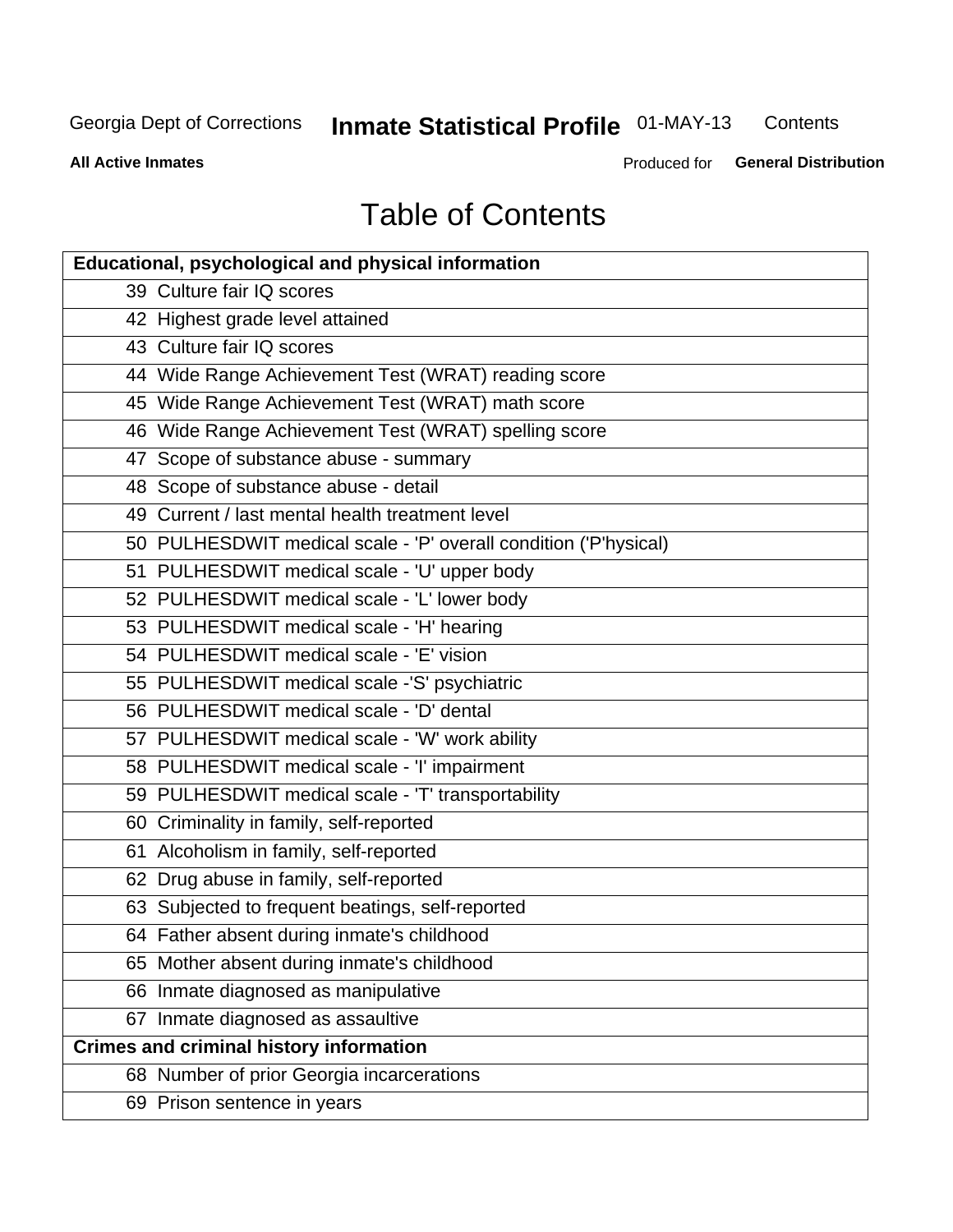# Table of Contents

| Educational, psychological and physical information |
|---|
| 39 Culture fair IQ scores |
| 42 Highest grade level attained |
| 43 Culture fair IQ scores |
| 44 Wide Range Achievement Test (WRAT) reading score |
| 45 Wide Range Achievement Test (WRAT) math score |
| 46 Wide Range Achievement Test (WRAT) spelling score |
| 47 Scope of substance abuse - summary |
| 48 Scope of substance abuse - detail |
| 49 Current / last mental health treatment level |
| 50 PULHESDWIT medical scale - 'P' overall condition ('P'hysical) |
| 51 PULHESDWIT medical scale - 'U' upper body |
| 52 PULHESDWIT medical scale - 'L' lower body |
| 53 PULHESDWIT medical scale - 'H' hearing |
| 54 PULHESDWIT medical scale - 'E' vision |
| 55 PULHESDWIT medical scale -'S' psychiatric |
| 56 PULHESDWIT medical scale - 'D' dental |
| 57 PULHESDWIT medical scale - 'W' work ability |
| 58 PULHESDWIT medical scale - 'I' impairment |
| 59 PULHESDWIT medical scale - 'T' transportability |
| 60 Criminality in family, self-reported |
| 61 Alcoholism in family, self-reported |
| 62 Drug abuse in family, self-reported |
| 63 Subjected to frequent beatings, self-reported |
| 64 Father absent during inmate's childhood |
| 65 Mother absent during inmate's childhood |
| 66 Inmate diagnosed as manipulative |
| 67 Inmate diagnosed as assaultive |
| **Crimes and criminal history information** |
| 68 Number of prior Georgia incarcerations |
| 69 Prison sentence in years |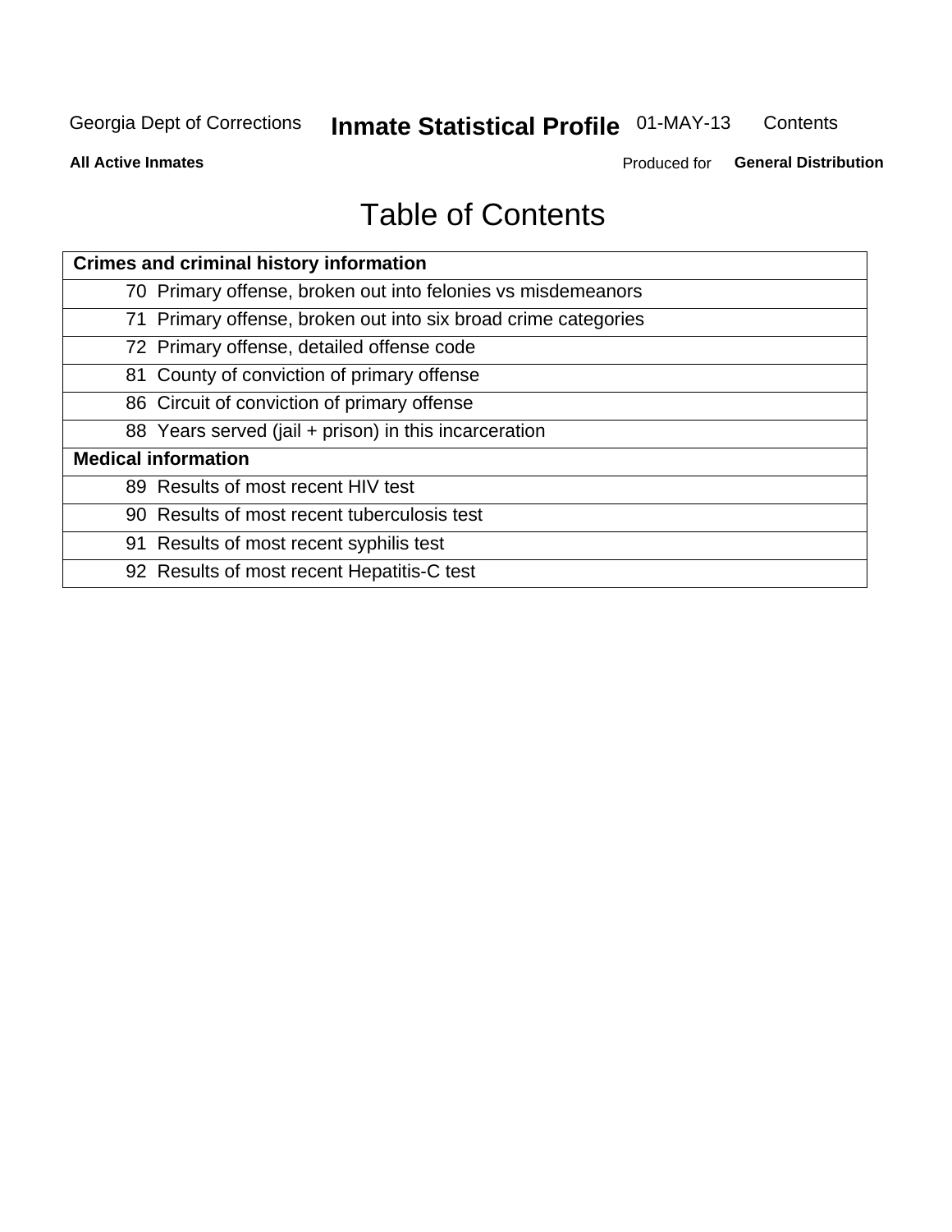# Table of Contents

| Crimes and criminal history information | |
|---|---|
| 70 | Primary offense, broken out into felonies vs misdemeanors |
| 71 | Primary offense, broken out into six broad crime categories |
| 72 | Primary offense, detailed offense code |
| 81 | County of conviction of primary offense |
| 86 | Circuit of conviction of primary offense |
| 88 | Years served (jail + prison) in this incarceration |
| **Medical information** | |
| 89 | Results of most recent HIV test |
| 90 | Results of most recent tuberculosis test |
| 91 | Results of most recent syphilis test |
| 92 | Results of most recent Hepatitis-C test |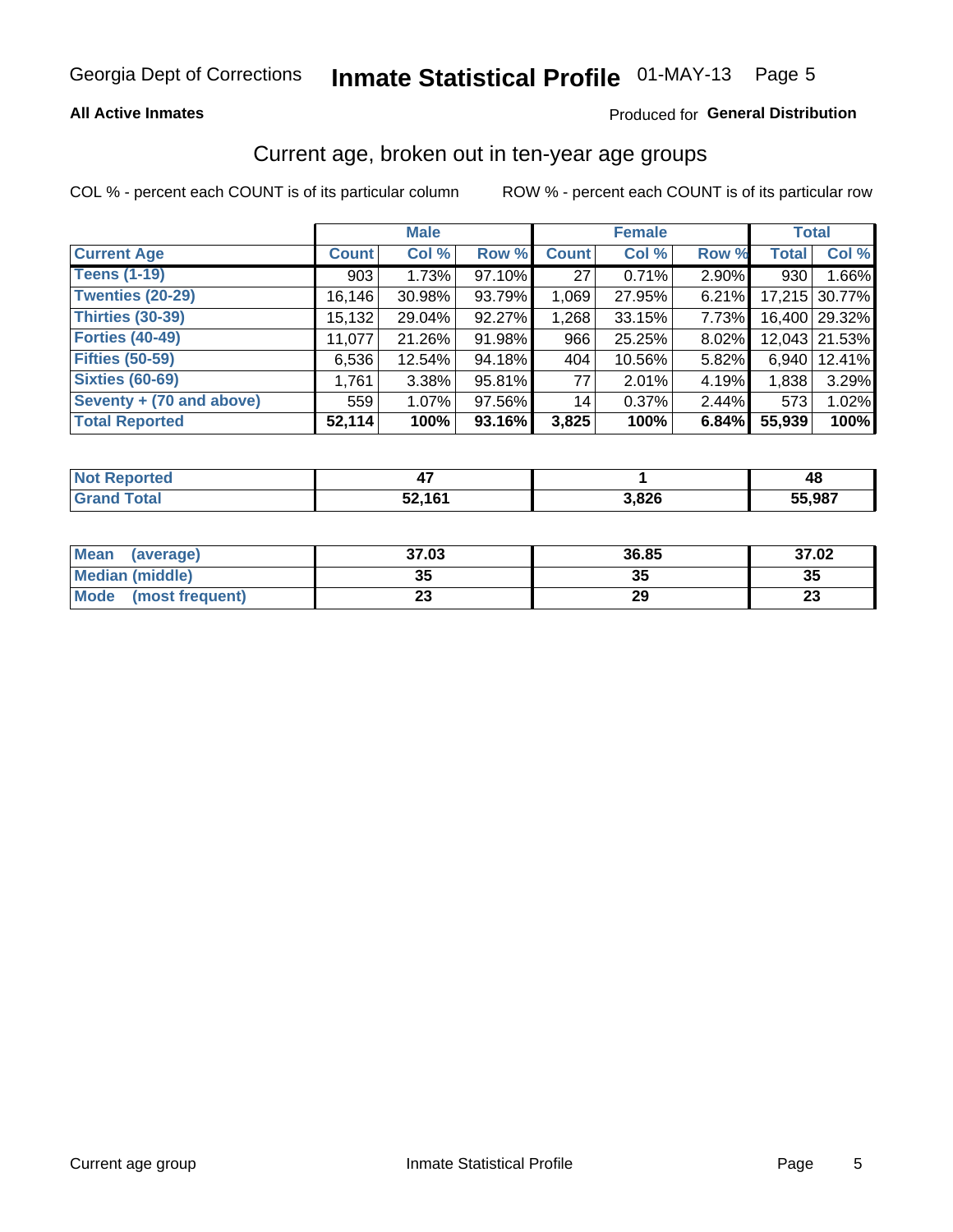Georgia Dept of Corrections **Inmate Statistical Profile** 01-MAY-13

**All Active Inmates**

Produced for **General Distribution**

## Current age, broken out in ten-year age groups

COL % - percent each COUNT is of its particular column

ROW % - percent each COUNT is of its particular row

| | Male | | | Female | | | Total | |
|---|---|---|---|---|---|---|---|---|
| **Current Age** | **Count** | **Col %** | **Row %** | **Count** | **Col %** | **Row %** | **Total** | **Col %** |
| **Teens (1-19)** | 903 | 1.73% | 97.10% | 27 | 0.71% | 2.90% | 930 | 1.66% |
| **Twenties (20-29)** | 16,146 | 30.98% | 93.79% | 1,069 | 27.95% | 6.21% | 17,215 | 30.77% |
| **Thirties (30-39)** | 15,132 | 29.04% | 92.27% | 1,268 | 33.15% | 7.73% | 16,400 | 29.32% |
| **Forties (40-49)** | 11,077 | 21.26% | 91.98% | 966 | 25.25% | 8.02% | 12,043 | 21.53% |
| **Fifties (50-59)** | 6,536 | 12.54% | 94.18% | 404 | 10.56% | 5.82% | 6,940 | 12.41% |
| **Sixties (60-69)** | 1,761 | 3.38% | 95.81% | 77 | 2.01% | 4.19% | 1,838 | 3.29% |
| **Seventy + (70 and above)** | 559 | 1.07% | 97.56% | 14 | 0.37% | 2.44% | 573 | 1.02% |
| **Total Reported** | **52,114** | **100%** | **93.16%** | **3,825** | **100%** | **6.84%** | **55,939** | **100%** |

| | Male | Female | Total |
|---|---|---|---|
| **Not Reported** | **47** | **1** | **48** |
| **Grand Total** | **52,161** | **3,826** | **55,987** |

| | Male | Female | Total |
|---|---|---|---|
| **Mean (average)** | **37.03** | **36.85** | **37.02** |
| **Median (middle)** | **35** | **35** | **35** |
| **Mode (most frequent)** | **23** | **29** | **23** |

Current age group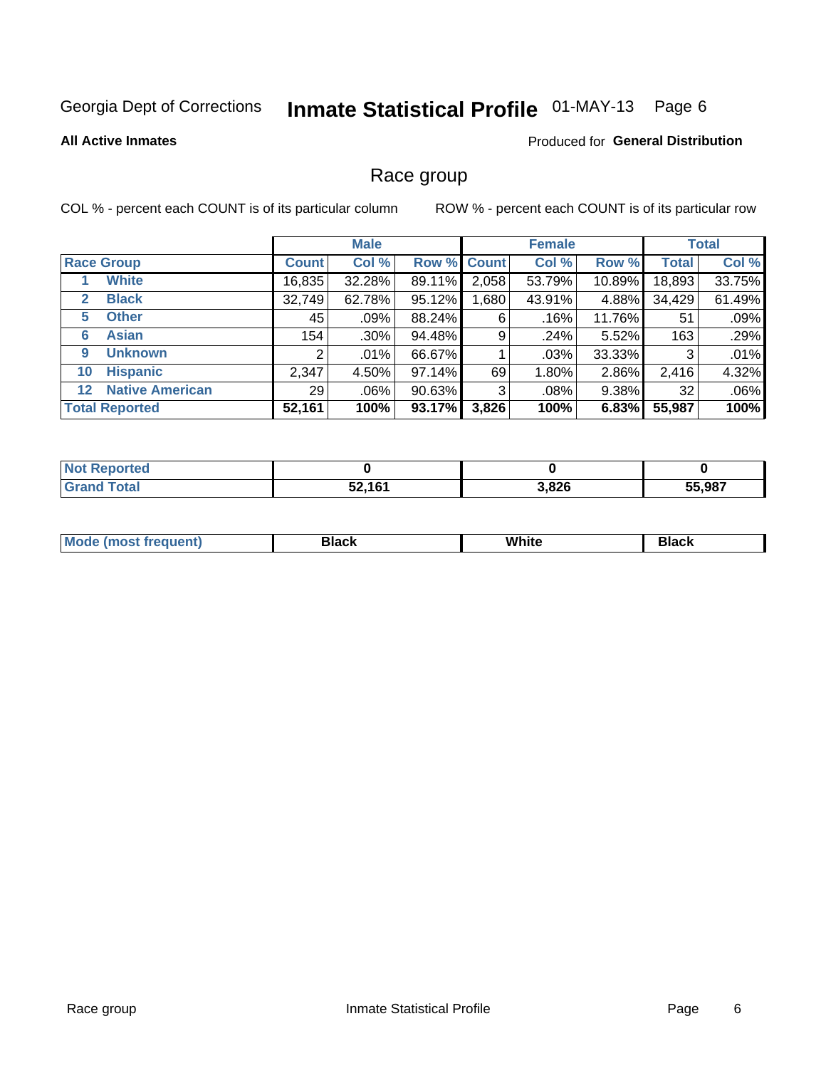Georgia Dept of Corrections **Inmate Statistical Profile** 01-MAY-13 Page 6

**All Active Inmates**

Produced for **General Distribution**

## Race group

COL % - percent each COUNT is of its particular column

ROW % - percent each COUNT is of its particular row

| | Male | | | Female | | | Total | |
|---|---|---|---|---|---|---|---|---|
| **Race Group** | **Count** | **Col %** | **Row %** | **Count** | **Col %** | **Row %** | **Total** | **Col %** |
| 1 **White** | 16,835 | 32.28% | 89.11% | 2,058 | 53.79% | 10.89% | 18,893 | 33.75% |
| 2 **Black** | 32,749 | 62.78% | 95.12% | 1,680 | 43.91% | 4.88% | 34,429 | 61.49% |
| 5 **Other** | 45 | .09% | 88.24% | 6 | .16% | 11.76% | 51 | .09% |
| 6 **Asian** | 154 | .30% | 94.48% | 9 | .24% | 5.52% | 163 | .29% |
| 9 **Unknown** | 2 | .01% | 66.67% | 1 | .03% | 33.33% | 3 | .01% |
| 10 **Hispanic** | 2,347 | 4.50% | 97.14% | 69 | 1.80% | 2.86% | 2,416 | 4.32% |
| 12 **Native American** | 29 | .06% | 90.63% | 3 | .08% | 9.38% | 32 | .06% |
| **Total Reported** | **52,161** | **100%** | **93.17%** | **3,826** | **100%** | **6.83%** | **55,987** | **100%** |

| | Male | Female | Total |
|---|---|---|---|
| **Not Reported** | **0** | **0** | **0** |
| **Grand Total** | **52,161** | **3,826** | **55,987** |

| | Male | Female | Total |
|---|---|---|---|
| **Mode (most frequent)** | **Black** | **White** | **Black** |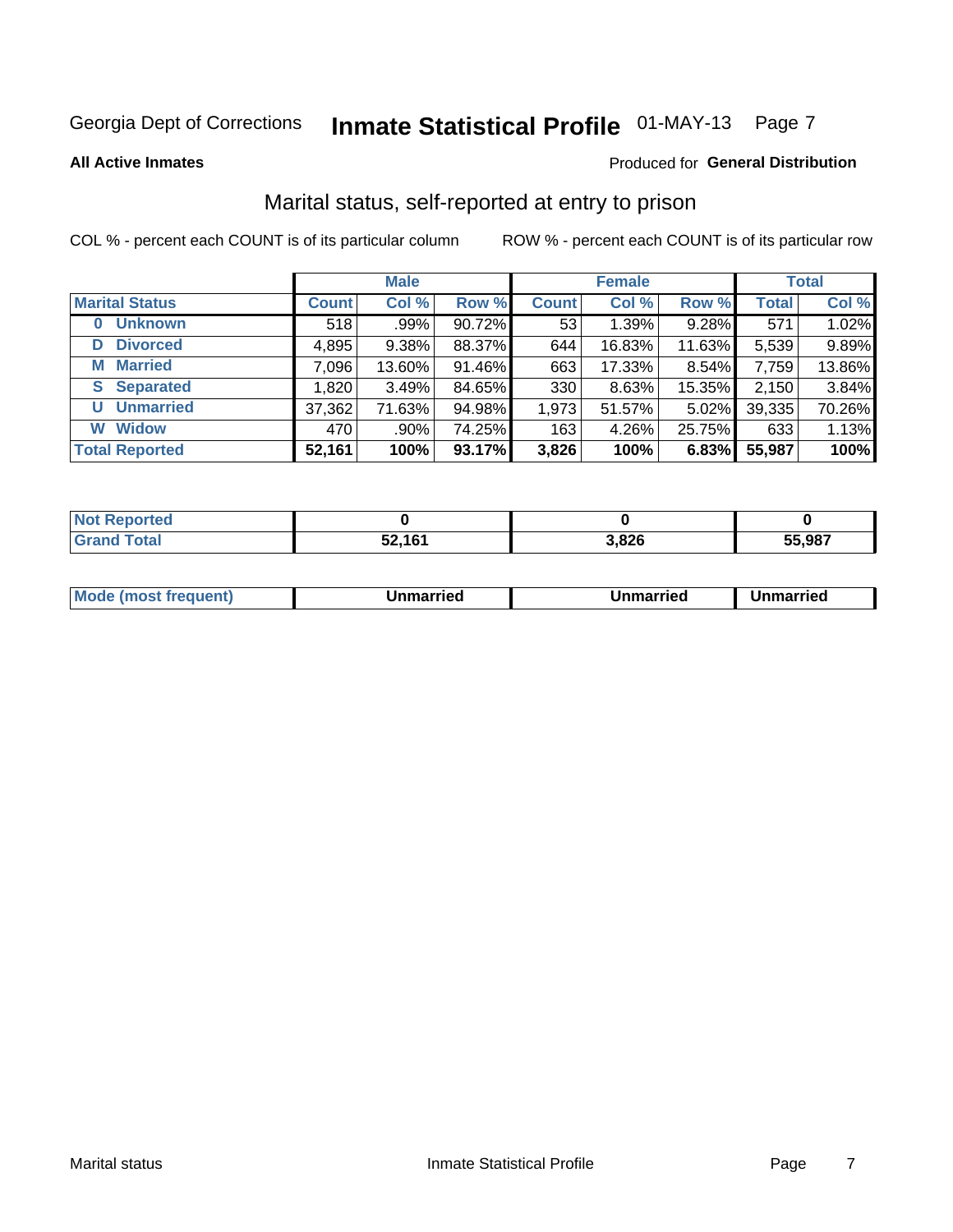Georgia Dept of Corrections **Inmate Statistical Profile** 01-MAY-13 Page 7

**All Active Inmates**

Produced for **General Distribution**

## Marital status, self-reported at entry to prison

COL % - percent each COUNT is of its particular column ROW % - percent each COUNT is of its particular row

| | Male | | | Female | | | Total | |
|---|---|---|---|---|---|---|---|---|
| **Marital Status** | **Count** | **Col %** | **Row %** | **Count** | **Col %** | **Row %** | **Total** | **Col %** |
| **0 Unknown** | 518 | .99% | 90.72% | 53 | 1.39% | 9.28% | 571 | 1.02% |
| **D Divorced** | 4,895 | 9.38% | 88.37% | 644 | 16.83% | 11.63% | 5,539 | 9.89% |
| **M Married** | 7,096 | 13.60% | 91.46% | 663 | 17.33% | 8.54% | 7,759 | 13.86% |
| **S Separated** | 1,820 | 3.49% | 84.65% | 330 | 8.63% | 15.35% | 2,150 | 3.84% |
| **U Unmarried** | 37,362 | 71.63% | 94.98% | 1,973 | 51.57% | 5.02% | 39,335 | 70.26% |
| **W Widow** | 470 | .90% | 74.25% | 163 | 4.26% | 25.75% | 633 | 1.13% |
| **Total Reported** | **52,161** | **100%** | **93.17%** | **3,826** | **100%** | **6.83%** | **55,987** | **100%** |

| | Male | Female | Total |
|---|---|---|---|
| **Not Reported** | **0** | **0** | **0** |
| **Grand Total** | **52,161** | **3,826** | **55,987** |

| | Male | Female | Total |
|---|---|---|---|
| **Mode (most frequent)** | **Unmarried** | **Unmarried** | **Unmarried** |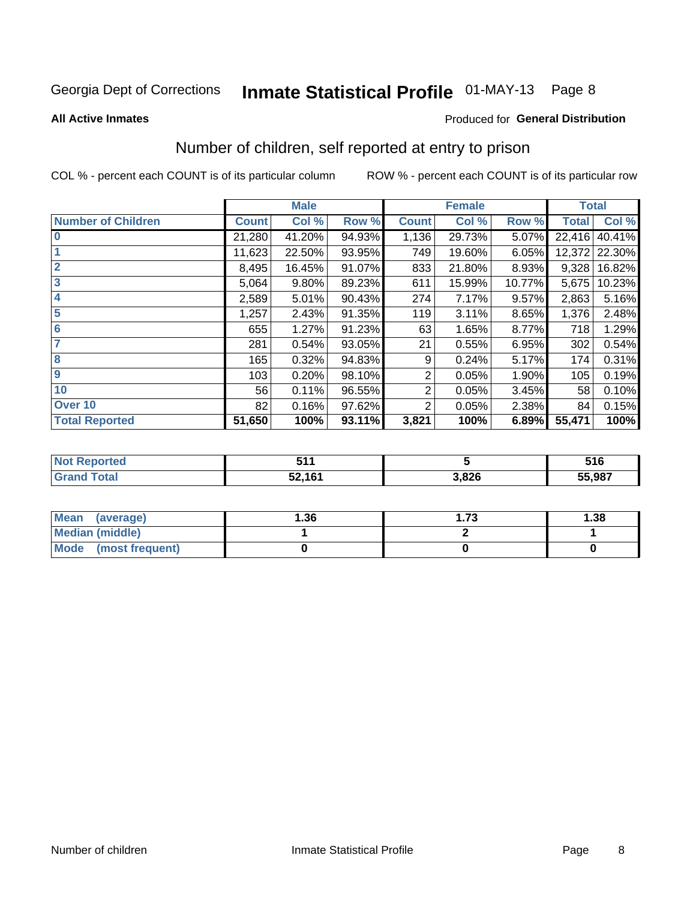Georgia Dept of Corrections **Inmate Statistical Profile** 01-MAY-13

**All Active Inmates**

Produced for **General Distribution**

## Number of children, self reported at entry to prison

COL % - percent each COUNT is of its particular column ROW % - percent each COUNT is of its particular row

| | Male | | | Female | | | Total | |
|---|---|---|---|---|---|---|---|---|
| **Number of Children** | **Count** | **Col %** | **Row %** | **Count** | **Col %** | **Row %** | **Total** | **Col %** |
| **0** | 21,280 | 41.20% | 94.93% | 1,136 | 29.73% | 5.07% | 22,416 | 40.41% |
| **1** | 11,623 | 22.50% | 93.95% | 749 | 19.60% | 6.05% | 12,372 | 22.30% |
| **2** | 8,495 | 16.45% | 91.07% | 833 | 21.80% | 8.93% | 9,328 | 16.82% |
| **3** | 5,064 | 9.80% | 89.23% | 611 | 15.99% | 10.77% | 5,675 | 10.23% |
| **4** | 2,589 | 5.01% | 90.43% | 274 | 7.17% | 9.57% | 2,863 | 5.16% |
| **5** | 1,257 | 2.43% | 91.35% | 119 | 3.11% | 8.65% | 1,376 | 2.48% |
| **6** | 655 | 1.27% | 91.23% | 63 | 1.65% | 8.77% | 718 | 1.29% |
| **7** | 281 | 0.54% | 93.05% | 21 | 0.55% | 6.95% | 302 | 0.54% |
| **8** | 165 | 0.32% | 94.83% | 9 | 0.24% | 5.17% | 174 | 0.31% |
| **9** | 103 | 0.20% | 98.10% | 2 | 0.05% | 1.90% | 105 | 0.19% |
| **10** | 56 | 0.11% | 96.55% | 2 | 0.05% | 3.45% | 58 | 0.10% |
| **Over 10** | 82 | 0.16% | 97.62% | 2 | 0.05% | 2.38% | 84 | 0.15% |
| **Total Reported** | **51,650** | **100%** | **93.11%** | **3,821** | **100%** | **6.89%** | **55,471** | **100%** |

| | Male | Female | Total |
|---|---|---|---|
| **Not Reported** | **511** | **5** | **516** |
| **Grand Total** | **52,161** | **3,826** | **55,987** |

| | Male | Female | Total |
|---|---|---|---|
| **Mean (average)** | **1.36** | **1.73** | **1.38** |
| **Median (middle)** | **1** | **2** | **1** |
| **Mode (most frequent)** | **0** | **0** | **0** |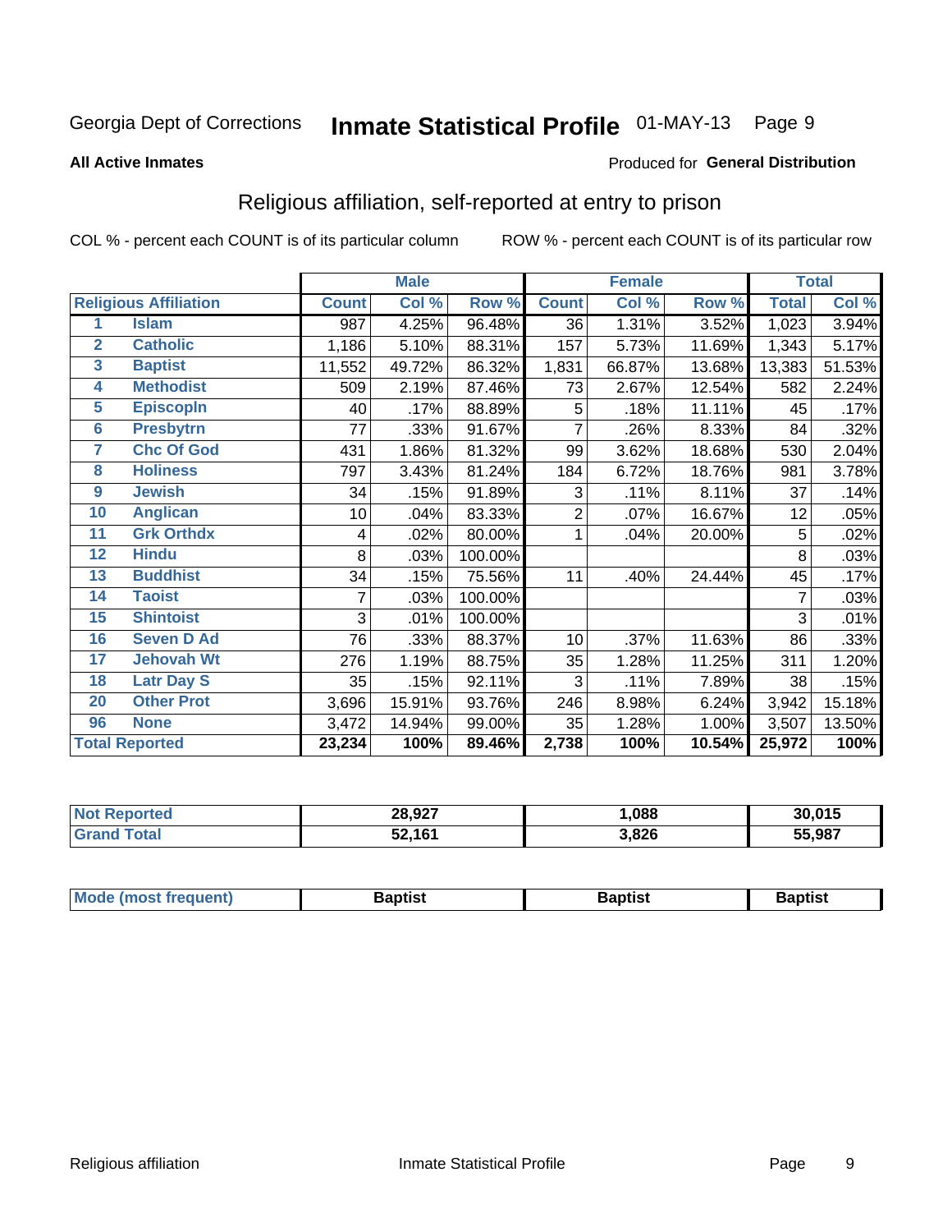Georgia Dept of Corrections **Inmate Statistical Profile** 01-MAY-13 Page 9

**All Active Inmates**

Produced for **General Distribution**

## Religious affiliation, self-reported at entry to prison

COL % - percent each COUNT is of its particular column ROW % - percent each COUNT is of its particular row

| Religious Affiliation | | Male | | | Female | | | Total | |
|---|---|---|---|---|---|---|---|---|---|
| | | Count | Col % | Row % | Count | Col % | Row % | Total | Col % |
| 1 | Islam | 987 | 4.25% | 96.48% | 36 | 1.31% | 3.52% | 1,023 | 3.94% |
| 2 | Catholic | 1,186 | 5.10% | 88.31% | 157 | 5.73% | 11.69% | 1,343 | 5.17% |
| 3 | Baptist | 11,552 | 49.72% | 86.32% | 1,831 | 66.87% | 13.68% | 13,383 | 51.53% |
| 4 | Methodist | 509 | 2.19% | 87.46% | 73 | 2.67% | 12.54% | 582 | 2.24% |
| 5 | Episcopln | 40 | .17% | 88.89% | 5 | .18% | 11.11% | 45 | .17% |
| 6 | Presbytrn | 77 | .33% | 91.67% | 7 | .26% | 8.33% | 84 | .32% |
| 7 | Chc Of God | 431 | 1.86% | 81.32% | 99 | 3.62% | 18.68% | 530 | 2.04% |
| 8 | Holiness | 797 | 3.43% | 81.24% | 184 | 6.72% | 18.76% | 981 | 3.78% |
| 9 | Jewish | 34 | .15% | 91.89% | 3 | .11% | 8.11% | 37 | .14% |
| 10 | Anglican | 10 | .04% | 83.33% | 2 | .07% | 16.67% | 12 | .05% |
| 11 | Grk Orthdx | 4 | .02% | 80.00% | 1 | .04% | 20.00% | 5 | .02% |
| 12 | Hindu | 8 | .03% | 100.00% | | | | 8 | .03% |
| 13 | Buddhist | 34 | .15% | 75.56% | 11 | .40% | 24.44% | 45 | .17% |
| 14 | Taoist | 7 | .03% | 100.00% | | | | 7 | .03% |
| 15 | Shintoist | 3 | .01% | 100.00% | | | | 3 | .01% |
| 16 | Seven D Ad | 76 | .33% | 88.37% | 10 | .37% | 11.63% | 86 | .33% |
| 17 | Jehovah Wt | 276 | 1.19% | 88.75% | 35 | 1.28% | 11.25% | 311 | 1.20% |
| 18 | Latr Day S | 35 | .15% | 92.11% | 3 | .11% | 7.89% | 38 | .15% |
| 20 | Other Prot | 3,696 | 15.91% | 93.76% | 246 | 8.98% | 6.24% | 3,942 | 15.18% |
| 96 | None | 3,472 | 14.94% | 99.00% | 35 | 1.28% | 1.00% | 3,507 | 13.50% |
| **Total Reported** | | **23,234** | **100%** | **89.46%** | **2,738** | **100%** | **10.54%** | **25,972** | **100%** |

| | Male | Female | Total |
|---|---|---|---|
| Not Reported | **28,927** | **1,088** | **30,015** |
| Grand Total | **52,161** | **3,826** | **55,987** |

| | Male | Female | Total |
|---|---|---|---|
| Mode (most frequent) | **Baptist** | **Baptist** | **Baptist** |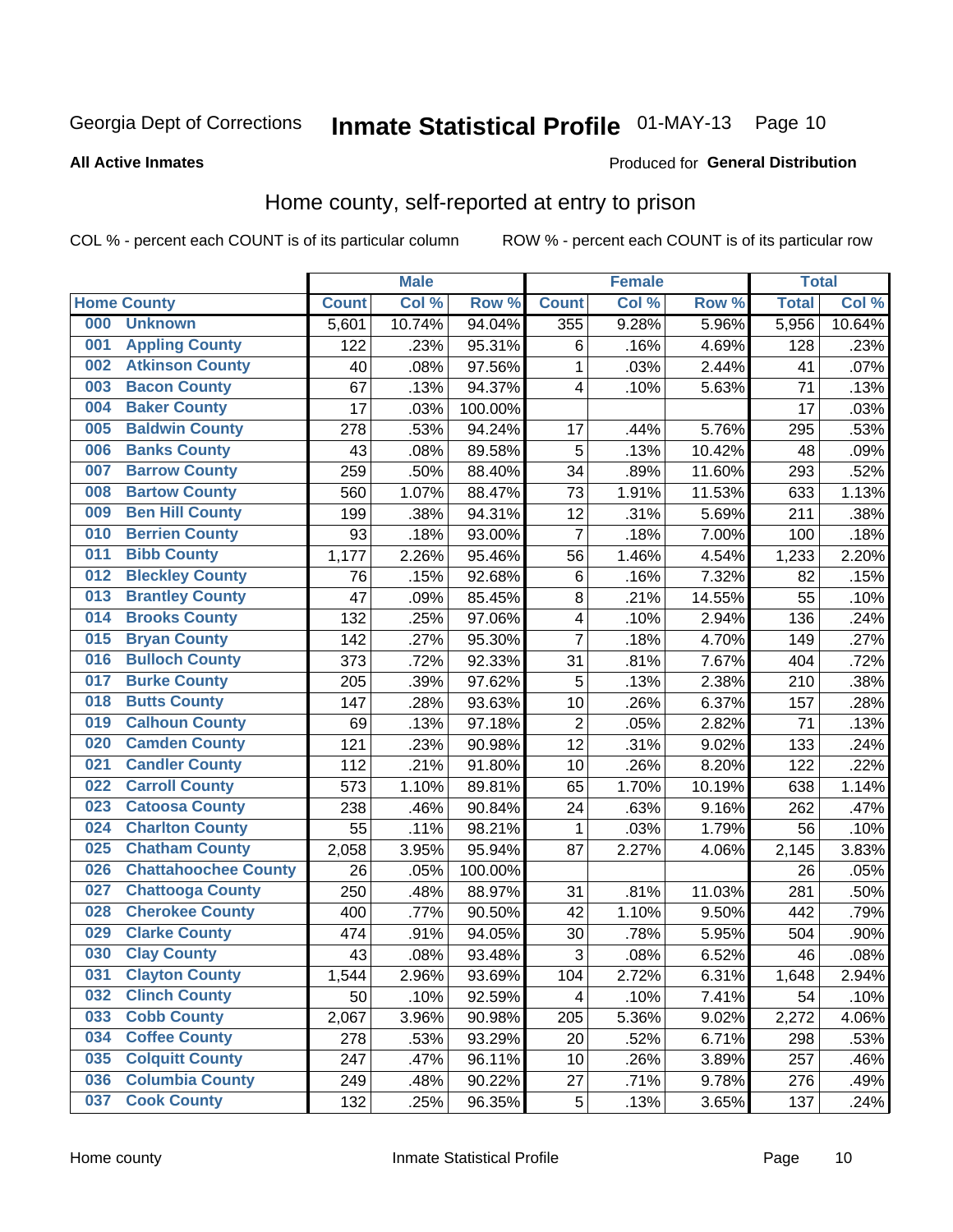Georgia Dept of Corrections **Inmate Statistical Profile** 01-MAY-13 Page 10

**All Active Inmates**

Produced for **General Distribution**

## Home county, self-reported at entry to prison

COL % - percent each COUNT is of its particular column ROW % - percent each COUNT is of its particular row

| Home County | | Male | | | Female | | | Total | |
|---|---|---|---|---|---|---|---|---|---|
| | | Count | Col % | Row % | Count | Col % | Row % | Total | Col % |
| 000 | Unknown | 5,601 | 10.74% | 94.04% | 355 | 9.28% | 5.96% | 5,956 | 10.64% |
| 001 | Appling County | 122 | .23% | 95.31% | 6 | .16% | 4.69% | 128 | .23% |
| 002 | Atkinson County | 40 | .08% | 97.56% | 1 | .03% | 2.44% | 41 | .07% |
| 003 | Bacon County | 67 | .13% | 94.37% | 4 | .10% | 5.63% | 71 | .13% |
| 004 | Baker County | 17 | .03% | 100.00% | | | | 17 | .03% |
| 005 | Baldwin County | 278 | .53% | 94.24% | 17 | .44% | 5.76% | 295 | .53% |
| 006 | Banks County | 43 | .08% | 89.58% | 5 | .13% | 10.42% | 48 | .09% |
| 007 | Barrow County | 259 | .50% | 88.40% | 34 | .89% | 11.60% | 293 | .52% |
| 008 | Bartow County | 560 | 1.07% | 88.47% | 73 | 1.91% | 11.53% | 633 | 1.13% |
| 009 | Ben Hill County | 199 | .38% | 94.31% | 12 | .31% | 5.69% | 211 | .38% |
| 010 | Berrien County | 93 | .18% | 93.00% | 7 | .18% | 7.00% | 100 | .18% |
| 011 | Bibb County | 1,177 | 2.26% | 95.46% | 56 | 1.46% | 4.54% | 1,233 | 2.20% |
| 012 | Bleckley County | 76 | .15% | 92.68% | 6 | .16% | 7.32% | 82 | .15% |
| 013 | Brantley County | 47 | .09% | 85.45% | 8 | .21% | 14.55% | 55 | .10% |
| 014 | Brooks County | 132 | .25% | 97.06% | 4 | .10% | 2.94% | 136 | .24% |
| 015 | Bryan County | 142 | .27% | 95.30% | 7 | .18% | 4.70% | 149 | .27% |
| 016 | Bulloch County | 373 | .72% | 92.33% | 31 | .81% | 7.67% | 404 | .72% |
| 017 | Burke County | 205 | .39% | 97.62% | 5 | .13% | 2.38% | 210 | .38% |
| 018 | Butts County | 147 | .28% | 93.63% | 10 | .26% | 6.37% | 157 | .28% |
| 019 | Calhoun County | 69 | .13% | 97.18% | 2 | .05% | 2.82% | 71 | .13% |
| 020 | Camden County | 121 | .23% | 90.98% | 12 | .31% | 9.02% | 133 | .24% |
| 021 | Candler County | 112 | .21% | 91.80% | 10 | .26% | 8.20% | 122 | .22% |
| 022 | Carroll County | 573 | 1.10% | 89.81% | 65 | 1.70% | 10.19% | 638 | 1.14% |
| 023 | Catoosa County | 238 | .46% | 90.84% | 24 | .63% | 9.16% | 262 | .47% |
| 024 | Charlton County | 55 | .11% | 98.21% | 1 | .03% | 1.79% | 56 | .10% |
| 025 | Chatham County | 2,058 | 3.95% | 95.94% | 87 | 2.27% | 4.06% | 2,145 | 3.83% |
| 026 | Chattahoochee County | 26 | .05% | 100.00% | | | | 26 | .05% |
| 027 | Chattooga County | 250 | .48% | 88.97% | 31 | .81% | 11.03% | 281 | .50% |
| 028 | Cherokee County | 400 | .77% | 90.50% | 42 | 1.10% | 9.50% | 442 | .79% |
| 029 | Clarke County | 474 | .91% | 94.05% | 30 | .78% | 5.95% | 504 | .90% |
| 030 | Clay County | 43 | .08% | 93.48% | 3 | .08% | 6.52% | 46 | .08% |
| 031 | Clayton County | 1,544 | 2.96% | 93.69% | 104 | 2.72% | 6.31% | 1,648 | 2.94% |
| 032 | Clinch County | 50 | .10% | 92.59% | 4 | .10% | 7.41% | 54 | .10% |
| 033 | Cobb County | 2,067 | 3.96% | 90.98% | 205 | 5.36% | 9.02% | 2,272 | 4.06% |
| 034 | Coffee County | 278 | .53% | 93.29% | 20 | .52% | 6.71% | 298 | .53% |
| 035 | Colquitt County | 247 | .47% | 96.11% | 10 | .26% | 3.89% | 257 | .46% |
| 036 | Columbia County | 249 | .48% | 90.22% | 27 | .71% | 9.78% | 276 | .49% |
| 037 | Cook County | 132 | .25% | 96.35% | 5 | .13% | 3.65% | 137 | .24% |

Home county Inmate Statistical Profile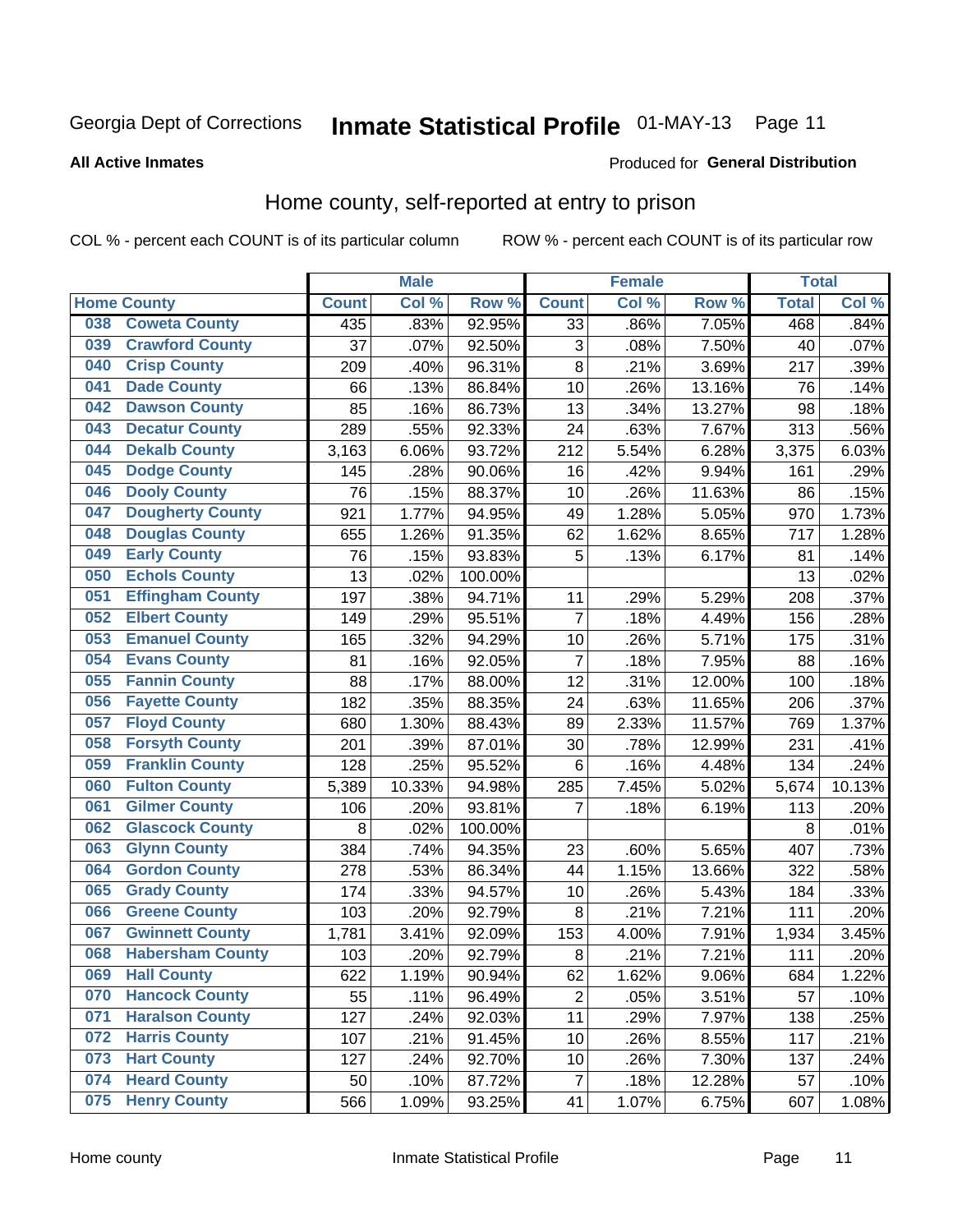Georgia Dept of Corrections **Inmate Statistical Profile** 01-MAY-13 Page 11

**All Active Inmates**

Produced for **General Distribution**

## Home county, self-reported at entry to prison

COL % - percent each COUNT is of its particular column ROW % - percent each COUNT is of its particular row

| Home County | | Male | | | Female | | | Total | |
|---|---|---|---|---|---|---|---|---|---|
| | | Count | Col % | Row % | Count | Col % | Row % | Total | Col % |
| 038 | Coweta County | 435 | .83% | 92.95% | 33 | .86% | 7.05% | 468 | .84% |
| 039 | Crawford County | 37 | .07% | 92.50% | 3 | .08% | 7.50% | 40 | .07% |
| 040 | Crisp County | 209 | .40% | 96.31% | 8 | .21% | 3.69% | 217 | .39% |
| 041 | Dade County | 66 | .13% | 86.84% | 10 | .26% | 13.16% | 76 | .14% |
| 042 | Dawson County | 85 | .16% | 86.73% | 13 | .34% | 13.27% | 98 | .18% |
| 043 | Decatur County | 289 | .55% | 92.33% | 24 | .63% | 7.67% | 313 | .56% |
| 044 | Dekalb County | 3,163 | 6.06% | 93.72% | 212 | 5.54% | 6.28% | 3,375 | 6.03% |
| 045 | Dodge County | 145 | .28% | 90.06% | 16 | .42% | 9.94% | 161 | .29% |
| 046 | Dooly County | 76 | .15% | 88.37% | 10 | .26% | 11.63% | 86 | .15% |
| 047 | Dougherty County | 921 | 1.77% | 94.95% | 49 | 1.28% | 5.05% | 970 | 1.73% |
| 048 | Douglas County | 655 | 1.26% | 91.35% | 62 | 1.62% | 8.65% | 717 | 1.28% |
| 049 | Early County | 76 | .15% | 93.83% | 5 | .13% | 6.17% | 81 | .14% |
| 050 | Echols County | 13 | .02% | 100.00% | | | | 13 | .02% |
| 051 | Effingham County | 197 | .38% | 94.71% | 11 | .29% | 5.29% | 208 | .37% |
| 052 | Elbert County | 149 | .29% | 95.51% | 7 | .18% | 4.49% | 156 | .28% |
| 053 | Emanuel County | 165 | .32% | 94.29% | 10 | .26% | 5.71% | 175 | .31% |
| 054 | Evans County | 81 | .16% | 92.05% | 7 | .18% | 7.95% | 88 | .16% |
| 055 | Fannin County | 88 | .17% | 88.00% | 12 | .31% | 12.00% | 100 | .18% |
| 056 | Fayette County | 182 | .35% | 88.35% | 24 | .63% | 11.65% | 206 | .37% |
| 057 | Floyd County | 680 | 1.30% | 88.43% | 89 | 2.33% | 11.57% | 769 | 1.37% |
| 058 | Forsyth County | 201 | .39% | 87.01% | 30 | .78% | 12.99% | 231 | .41% |
| 059 | Franklin County | 128 | .25% | 95.52% | 6 | .16% | 4.48% | 134 | .24% |
| 060 | Fulton County | 5,389 | 10.33% | 94.98% | 285 | 7.45% | 5.02% | 5,674 | 10.13% |
| 061 | Gilmer County | 106 | .20% | 93.81% | 7 | .18% | 6.19% | 113 | .20% |
| 062 | Glascock County | 8 | .02% | 100.00% | | | | 8 | .01% |
| 063 | Glynn County | 384 | .74% | 94.35% | 23 | .60% | 5.65% | 407 | .73% |
| 064 | Gordon County | 278 | .53% | 86.34% | 44 | 1.15% | 13.66% | 322 | .58% |
| 065 | Grady County | 174 | .33% | 94.57% | 10 | .26% | 5.43% | 184 | .33% |
| 066 | Greene County | 103 | .20% | 92.79% | 8 | .21% | 7.21% | 111 | .20% |
| 067 | Gwinnett County | 1,781 | 3.41% | 92.09% | 153 | 4.00% | 7.91% | 1,934 | 3.45% |
| 068 | Habersham County | 103 | .20% | 92.79% | 8 | .21% | 7.21% | 111 | .20% |
| 069 | Hall County | 622 | 1.19% | 90.94% | 62 | 1.62% | 9.06% | 684 | 1.22% |
| 070 | Hancock County | 55 | .11% | 96.49% | 2 | .05% | 3.51% | 57 | .10% |
| 071 | Haralson County | 127 | .24% | 92.03% | 11 | .29% | 7.97% | 138 | .25% |
| 072 | Harris County | 107 | .21% | 91.45% | 10 | .26% | 8.55% | 117 | .21% |
| 073 | Hart County | 127 | .24% | 92.70% | 10 | .26% | 7.30% | 137 | .24% |
| 074 | Heard County | 50 | .10% | 87.72% | 7 | .18% | 12.28% | 57 | .10% |
| 075 | Henry County | 566 | 1.09% | 93.25% | 41 | 1.07% | 6.75% | 607 | 1.08% |

Home county Inmate Statistical Profile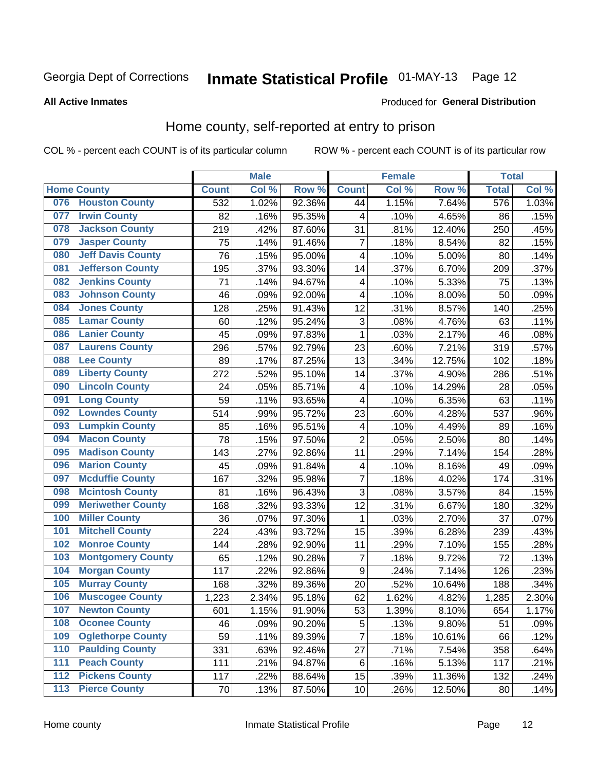Georgia Dept of Corrections **Inmate Statistical Profile** 01-MAY-13

**All Active Inmates**

Produced for **General Distribution**

## Home county, self-reported at entry to prison

COL % - percent each COUNT is of its particular column        ROW % - percent each COUNT is of its particular row

| Home County | | Male | | | Female | | | Total | |
|---|---|---|---|---|---|---|---|---|---|
| | | Count | Col % | Row % | Count | Col % | Row % | Total | Col % |
| 076 | Houston County | 532 | 1.02% | 92.36% | 44 | 1.15% | 7.64% | 576 | 1.03% |
| 077 | Irwin County | 82 | .16% | 95.35% | 4 | .10% | 4.65% | 86 | .15% |
| 078 | Jackson County | 219 | .42% | 87.60% | 31 | .81% | 12.40% | 250 | .45% |
| 079 | Jasper County | 75 | .14% | 91.46% | 7 | .18% | 8.54% | 82 | .15% |
| 080 | Jeff Davis County | 76 | .15% | 95.00% | 4 | .10% | 5.00% | 80 | .14% |
| 081 | Jefferson County | 195 | .37% | 93.30% | 14 | .37% | 6.70% | 209 | .37% |
| 082 | Jenkins County | 71 | .14% | 94.67% | 4 | .10% | 5.33% | 75 | .13% |
| 083 | Johnson County | 46 | .09% | 92.00% | 4 | .10% | 8.00% | 50 | .09% |
| 084 | Jones County | 128 | .25% | 91.43% | 12 | .31% | 8.57% | 140 | .25% |
| 085 | Lamar County | 60 | .12% | 95.24% | 3 | .08% | 4.76% | 63 | .11% |
| 086 | Lanier County | 45 | .09% | 97.83% | 1 | .03% | 2.17% | 46 | .08% |
| 087 | Laurens County | 296 | .57% | 92.79% | 23 | .60% | 7.21% | 319 | .57% |
| 088 | Lee County | 89 | .17% | 87.25% | 13 | .34% | 12.75% | 102 | .18% |
| 089 | Liberty County | 272 | .52% | 95.10% | 14 | .37% | 4.90% | 286 | .51% |
| 090 | Lincoln County | 24 | .05% | 85.71% | 4 | .10% | 14.29% | 28 | .05% |
| 091 | Long County | 59 | .11% | 93.65% | 4 | .10% | 6.35% | 63 | .11% |
| 092 | Lowndes County | 514 | .99% | 95.72% | 23 | .60% | 4.28% | 537 | .96% |
| 093 | Lumpkin County | 85 | .16% | 95.51% | 4 | .10% | 4.49% | 89 | .16% |
| 094 | Macon County | 78 | .15% | 97.50% | 2 | .05% | 2.50% | 80 | .14% |
| 095 | Madison County | 143 | .27% | 92.86% | 11 | .29% | 7.14% | 154 | .28% |
| 096 | Marion County | 45 | .09% | 91.84% | 4 | .10% | 8.16% | 49 | .09% |
| 097 | Mcduffie County | 167 | .32% | 95.98% | 7 | .18% | 4.02% | 174 | .31% |
| 098 | Mcintosh County | 81 | .16% | 96.43% | 3 | .08% | 3.57% | 84 | .15% |
| 099 | Meriwether County | 168 | .32% | 93.33% | 12 | .31% | 6.67% | 180 | .32% |
| 100 | Miller County | 36 | .07% | 97.30% | 1 | .03% | 2.70% | 37 | .07% |
| 101 | Mitchell County | 224 | .43% | 93.72% | 15 | .39% | 6.28% | 239 | .43% |
| 102 | Monroe County | 144 | .28% | 92.90% | 11 | .29% | 7.10% | 155 | .28% |
| 103 | Montgomery County | 65 | .12% | 90.28% | 7 | .18% | 9.72% | 72 | .13% |
| 104 | Morgan County | 117 | .22% | 92.86% | 9 | .24% | 7.14% | 126 | .23% |
| 105 | Murray County | 168 | .32% | 89.36% | 20 | .52% | 10.64% | 188 | .34% |
| 106 | Muscogee County | 1,223 | 2.34% | 95.18% | 62 | 1.62% | 4.82% | 1,285 | 2.30% |
| 107 | Newton County | 601 | 1.15% | 91.90% | 53 | 1.39% | 8.10% | 654 | 1.17% |
| 108 | Oconee County | 46 | .09% | 90.20% | 5 | .13% | 9.80% | 51 | .09% |
| 109 | Oglethorpe County | 59 | .11% | 89.39% | 7 | .18% | 10.61% | 66 | .12% |
| 110 | Paulding County | 331 | .63% | 92.46% | 27 | .71% | 7.54% | 358 | .64% |
| 111 | Peach County | 111 | .21% | 94.87% | 6 | .16% | 5.13% | 117 | .21% |
| 112 | Pickens County | 117 | .22% | 88.64% | 15 | .39% | 11.36% | 132 | .24% |
| 113 | Pierce County | 70 | .13% | 87.50% | 10 | .26% | 12.50% | 80 | .14% |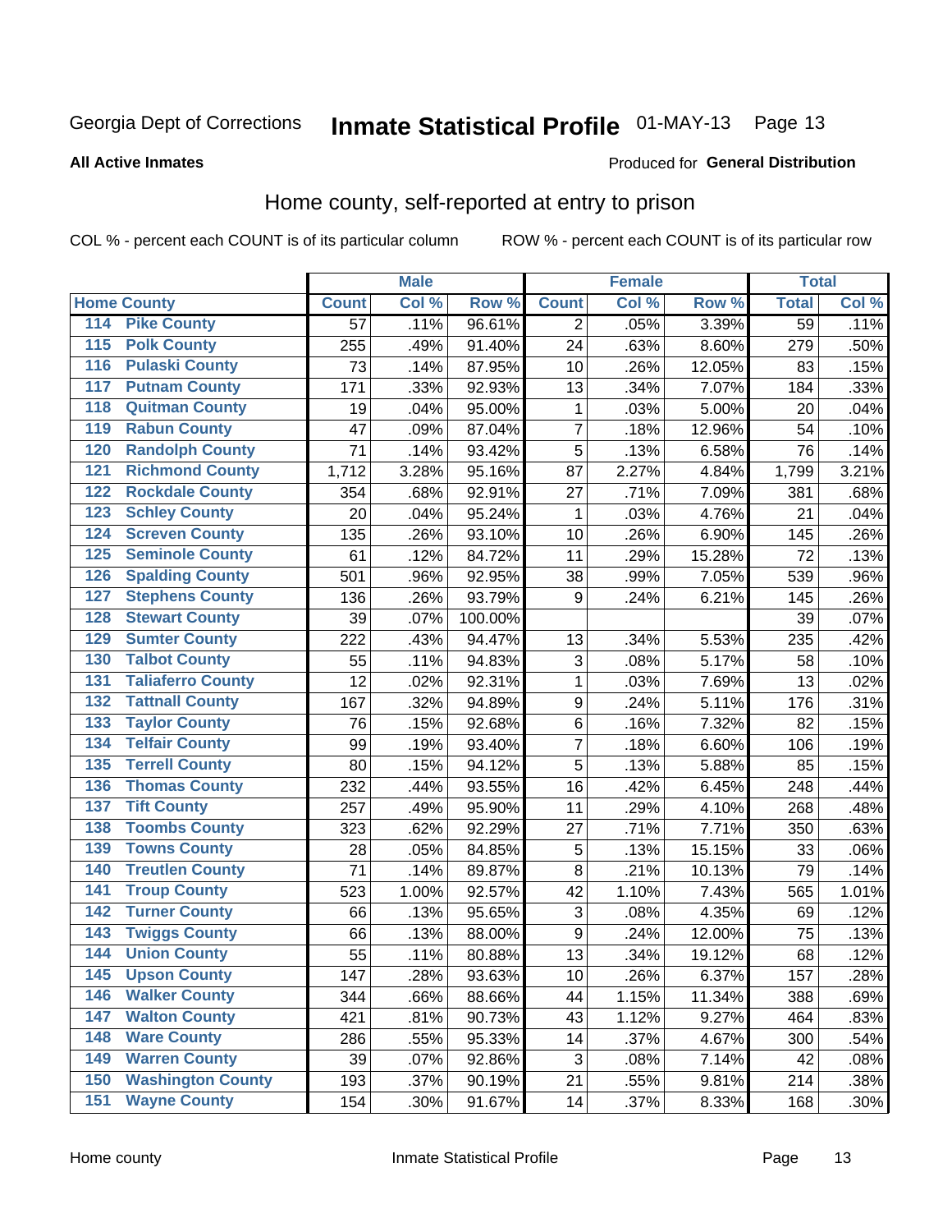Georgia Dept of Corrections **Inmate Statistical Profile** 01-MAY-13 Page 13

**All Active Inmates**

Produced for **General Distribution**

## Home county, self-reported at entry to prison

COL % - percent each COUNT is of its particular column ROW % - percent each COUNT is of its particular row

| Home County | | Male | | | Female | | | Total | |
|---|---|---|---|---|---|---|---|---|---|
| | | Count | Col % | Row % | Count | Col % | Row % | Total | Col % |
| 114 | Pike County | 57 | .11% | 96.61% | 2 | .05% | 3.39% | 59 | .11% |
| 115 | Polk County | 255 | .49% | 91.40% | 24 | .63% | 8.60% | 279 | .50% |
| 116 | Pulaski County | 73 | .14% | 87.95% | 10 | .26% | 12.05% | 83 | .15% |
| 117 | Putnam County | 171 | .33% | 92.93% | 13 | .34% | 7.07% | 184 | .33% |
| 118 | Quitman County | 19 | .04% | 95.00% | 1 | .03% | 5.00% | 20 | .04% |
| 119 | Rabun County | 47 | .09% | 87.04% | 7 | .18% | 12.96% | 54 | .10% |
| 120 | Randolph County | 71 | .14% | 93.42% | 5 | .13% | 6.58% | 76 | .14% |
| 121 | Richmond County | 1,712 | 3.28% | 95.16% | 87 | 2.27% | 4.84% | 1,799 | 3.21% |
| 122 | Rockdale County | 354 | .68% | 92.91% | 27 | .71% | 7.09% | 381 | .68% |
| 123 | Schley County | 20 | .04% | 95.24% | 1 | .03% | 4.76% | 21 | .04% |
| 124 | Screven County | 135 | .26% | 93.10% | 10 | .26% | 6.90% | 145 | .26% |
| 125 | Seminole County | 61 | .12% | 84.72% | 11 | .29% | 15.28% | 72 | .13% |
| 126 | Spalding County | 501 | .96% | 92.95% | 38 | .99% | 7.05% | 539 | .96% |
| 127 | Stephens County | 136 | .26% | 93.79% | 9 | .24% | 6.21% | 145 | .26% |
| 128 | Stewart County | 39 | .07% | 100.00% | | | | 39 | .07% |
| 129 | Sumter County | 222 | .43% | 94.47% | 13 | .34% | 5.53% | 235 | .42% |
| 130 | Talbot County | 55 | .11% | 94.83% | 3 | .08% | 5.17% | 58 | .10% |
| 131 | Taliaferro County | 12 | .02% | 92.31% | 1 | .03% | 7.69% | 13 | .02% |
| 132 | Tattnall County | 167 | .32% | 94.89% | 9 | .24% | 5.11% | 176 | .31% |
| 133 | Taylor County | 76 | .15% | 92.68% | 6 | .16% | 7.32% | 82 | .15% |
| 134 | Telfair County | 99 | .19% | 93.40% | 7 | .18% | 6.60% | 106 | .19% |
| 135 | Terrell County | 80 | .15% | 94.12% | 5 | .13% | 5.88% | 85 | .15% |
| 136 | Thomas County | 232 | .44% | 93.55% | 16 | .42% | 6.45% | 248 | .44% |
| 137 | Tift County | 257 | .49% | 95.90% | 11 | .29% | 4.10% | 268 | .48% |
| 138 | Toombs County | 323 | .62% | 92.29% | 27 | .71% | 7.71% | 350 | .63% |
| 139 | Towns County | 28 | .05% | 84.85% | 5 | .13% | 15.15% | 33 | .06% |
| 140 | Treutlen County | 71 | .14% | 89.87% | 8 | .21% | 10.13% | 79 | .14% |
| 141 | Troup County | 523 | 1.00% | 92.57% | 42 | 1.10% | 7.43% | 565 | 1.01% |
| 142 | Turner County | 66 | .13% | 95.65% | 3 | .08% | 4.35% | 69 | .12% |
| 143 | Twiggs County | 66 | .13% | 88.00% | 9 | .24% | 12.00% | 75 | .13% |
| 144 | Union County | 55 | .11% | 80.88% | 13 | .34% | 19.12% | 68 | .12% |
| 145 | Upson County | 147 | .28% | 93.63% | 10 | .26% | 6.37% | 157 | .28% |
| 146 | Walker County | 344 | .66% | 88.66% | 44 | 1.15% | 11.34% | 388 | .69% |
| 147 | Walton County | 421 | .81% | 90.73% | 43 | 1.12% | 9.27% | 464 | .83% |
| 148 | Ware County | 286 | .55% | 95.33% | 14 | .37% | 4.67% | 300 | .54% |
| 149 | Warren County | 39 | .07% | 92.86% | 3 | .08% | 7.14% | 42 | .08% |
| 150 | Washington County | 193 | .37% | 90.19% | 21 | .55% | 9.81% | 214 | .38% |
| 151 | Wayne County | 154 | .30% | 91.67% | 14 | .37% | 8.33% | 168 | .30% |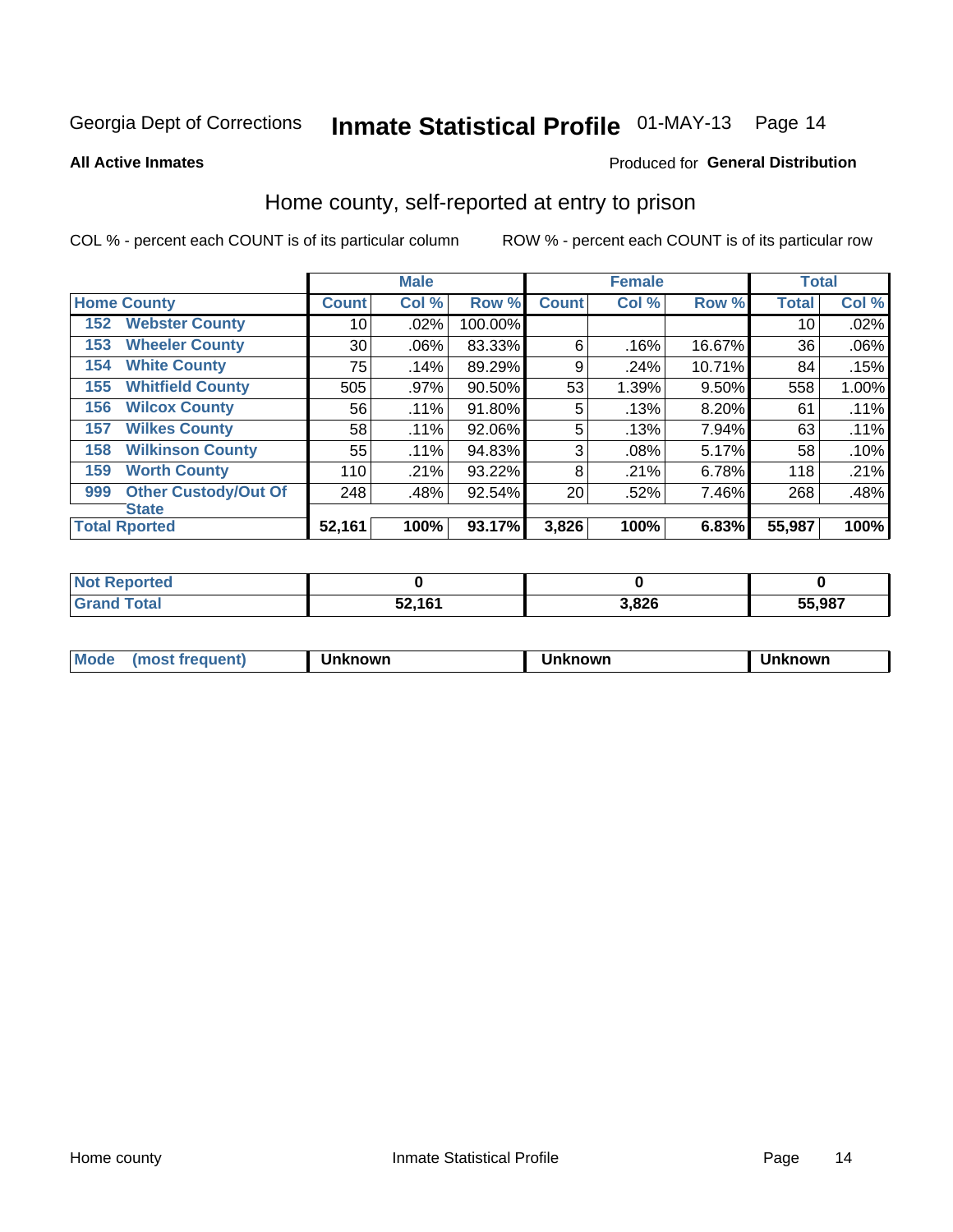Georgia Dept of Corrections **Inmate Statistical Profile** 01-MAY-13

**All Active Inmates**

Produced for **General Distribution**

## Home county, self-reported at entry to prison

COL % - percent each COUNT is of its particular column ROW % - percent each COUNT is of its particular row

| Home County | | Male | | | Female | | | Total | |
|---|---|---|---|---|---|---|---|---|---|
| | | Count | Col % | Row % | Count | Col % | Row % | Total | Col % |
| 152 | Webster County | 10 | .02% | 100.00% | | | | 10 | .02% |
| 153 | Wheeler County | 30 | .06% | 83.33% | 6 | .16% | 16.67% | 36 | .06% |
| 154 | White County | 75 | .14% | 89.29% | 9 | .24% | 10.71% | 84 | .15% |
| 155 | Whitfield County | 505 | .97% | 90.50% | 53 | 1.39% | 9.50% | 558 | 1.00% |
| 156 | Wilcox County | 56 | .11% | 91.80% | 5 | .13% | 8.20% | 61 | .11% |
| 157 | Wilkes County | 58 | .11% | 92.06% | 5 | .13% | 7.94% | 63 | .11% |
| 158 | Wilkinson County | 55 | .11% | 94.83% | 3 | .08% | 5.17% | 58 | .10% |
| 159 | Worth County | 110 | .21% | 93.22% | 8 | .21% | 6.78% | 118 | .21% |
| 999 | Other Custody/Out Of State | 248 | .48% | 92.54% | 20 | .52% | 7.46% | 268 | .48% |
| Total Rported | | **52,161** | **100%** | **93.17%** | **3,826** | **100%** | **6.83%** | **55,987** | **100%** |

| | Male | Female | Total |
|---|---|---|---|
| Not Reported | 0 | 0 | 0 |
| Grand Total | 52,161 | 3,826 | 55,987 |

| | Male | Female | Total |
|---|---|---|---|
| Mode (most frequent) | Unknown | Unknown | Unknown |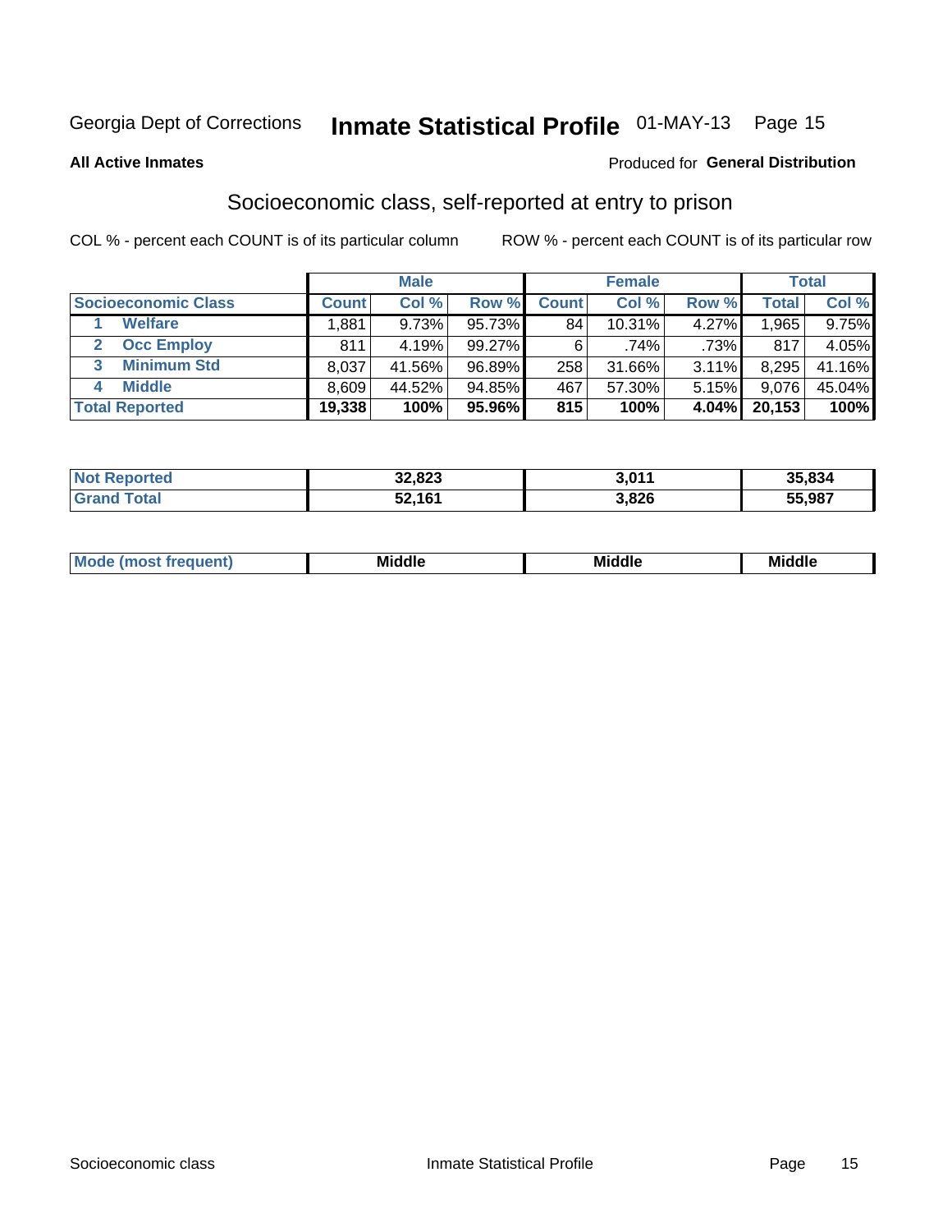Georgia Dept of Corrections **Inmate Statistical Profile** 01-MAY-13

**All Active Inmates**

Produced for **General Distribution**

## Socioeconomic class, self-reported at entry to prison

COL % - percent each COUNT is of its particular column    ROW % - percent each COUNT is of its particular row

| Socioeconomic Class | Male | | | Female | | | Total | |
|---|---|---|---|---|---|---|---|---|
| | Count | Col % | Row % | Count | Col % | Row % | Total | Col % |
| 1 Welfare | 1,881 | 9.73% | 95.73% | 84 | 10.31% | 4.27% | 1,965 | 9.75% |
| 2 Occ Employ | 811 | 4.19% | 99.27% | 6 | .74% | .73% | 817 | 4.05% |
| 3 Minimum Std | 8,037 | 41.56% | 96.89% | 258 | 31.66% | 3.11% | 8,295 | 41.16% |
| 4 Middle | 8,609 | 44.52% | 94.85% | 467 | 57.30% | 5.15% | 9,076 | 45.04% |
| **Total Reported** | **19,338** | **100%** | **95.96%** | **815** | **100%** | **4.04%** | **20,153** | **100%** |

| | Male | Female | Total |
|---|---|---|---|
| Not Reported | 32,823 | 3,011 | 35,834 |
| Grand Total | 52,161 | 3,826 | 55,987 |

| | Male | Female | Total |
|---|---|---|---|
| Mode (most frequent) | Middle | Middle | Middle |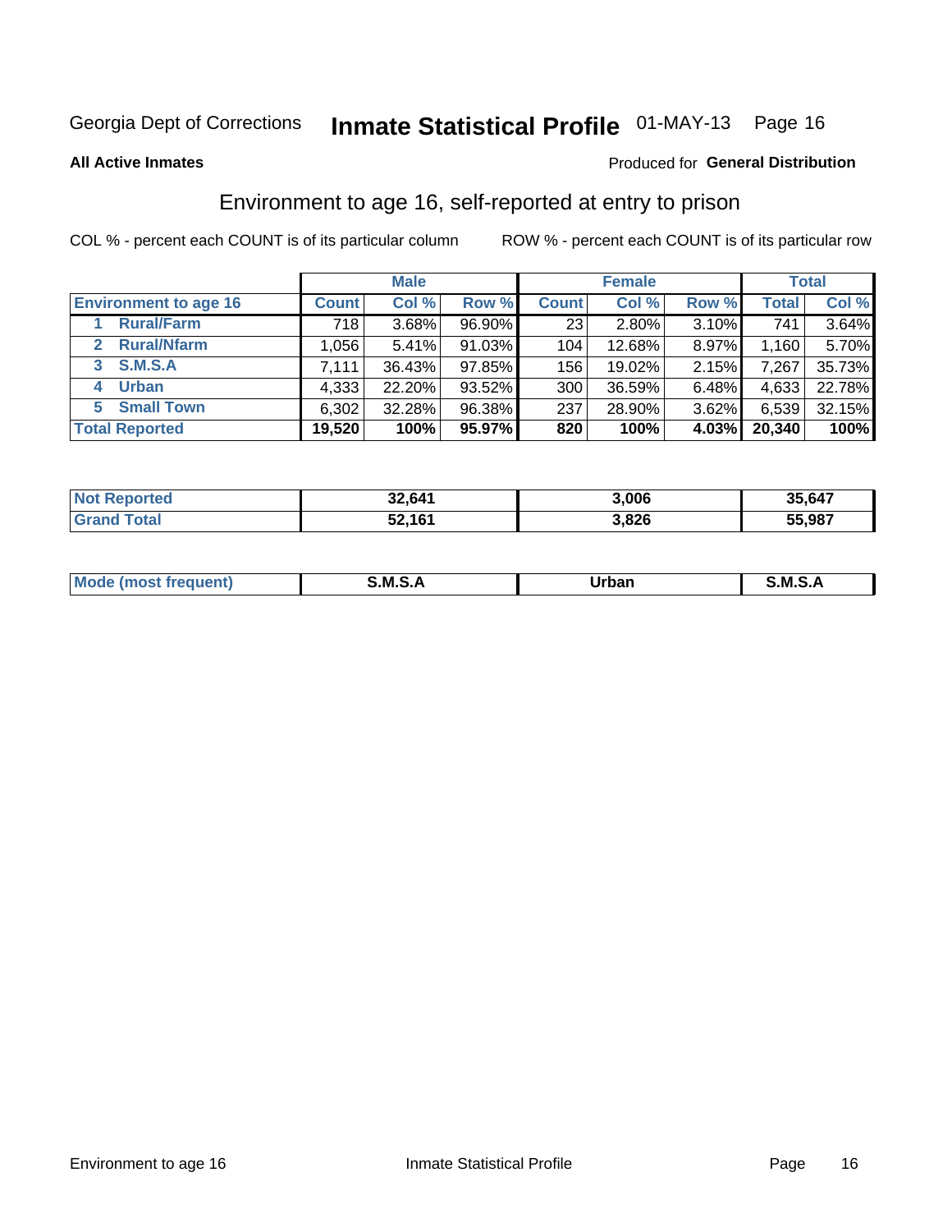Georgia Dept of Corrections **Inmate Statistical Profile** 01-MAY-13

**All Active Inmates**

Produced for **General Distribution**

## Environment to age 16, self-reported at entry to prison

COL % - percent each COUNT is of its particular column

ROW % - percent each COUNT is of its particular row

| | Male | | | Female | | | Total | |
|---|---|---|---|---|---|---|---|---|
| **Environment to age 16** | **Count** | **Col %** | **Row %** | **Count** | **Col %** | **Row %** | **Total** | **Col %** |
| 1 **Rural/Farm** | 718 | 3.68% | 96.90% | 23 | 2.80% | 3.10% | 741 | 3.64% |
| 2 **Rural/Nfarm** | 1,056 | 5.41% | 91.03% | 104 | 12.68% | 8.97% | 1,160 | 5.70% |
| 3 **S.M.S.A** | 7,111 | 36.43% | 97.85% | 156 | 19.02% | 2.15% | 7,267 | 35.73% |
| 4 **Urban** | 4,333 | 22.20% | 93.52% | 300 | 36.59% | 6.48% | 4,633 | 22.78% |
| 5 **Small Town** | 6,302 | 32.28% | 96.38% | 237 | 28.90% | 3.62% | 6,539 | 32.15% |
| **Total Reported** | **19,520** | **100%** | **95.97%** | **820** | **100%** | **4.03%** | **20,340** | **100%** |

| | Male | Female | Total |
|---|---|---|---|
| **Not Reported** | **32,641** | **3,006** | **35,647** |
| **Grand Total** | **52,161** | **3,826** | **55,987** |

| | Male | Female | Total |
|---|---|---|---|
| **Mode (most frequent)** | **S.M.S.A** | **Urban** | **S.M.S.A** |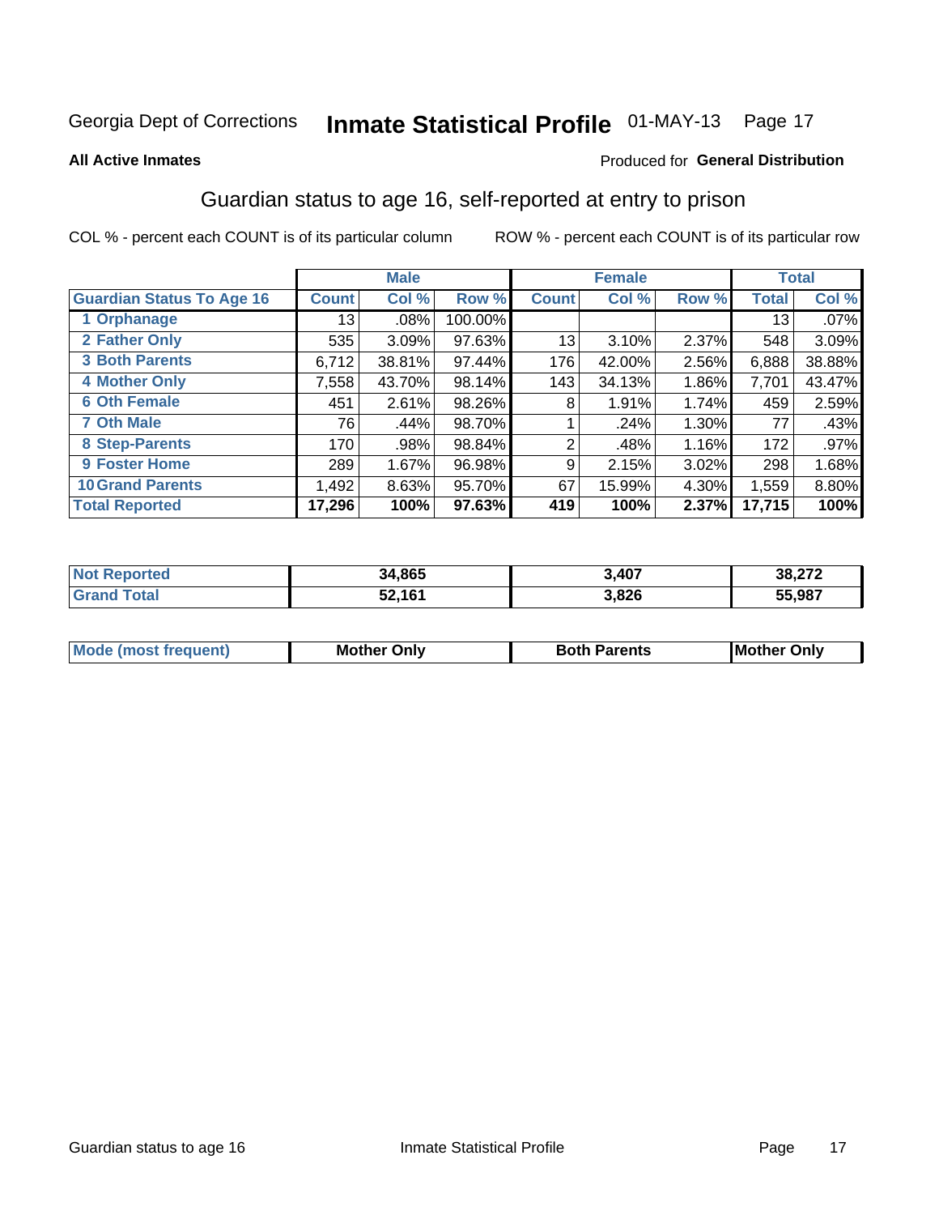Georgia Dept of Corrections **Inmate Statistical Profile** 01-MAY-13

**All Active Inmates**

Produced for **General Distribution**

## Guardian status to age 16, self-reported at entry to prison

COL % - percent each COUNT is of its particular column ROW % - percent each COUNT is of its particular row

| | Male | | | Female | | | Total | |
|---|---|---|---|---|---|---|---|---|
| **Guardian Status To Age 16** | **Count** | **Col %** | **Row %** | **Count** | **Col %** | **Row %** | **Total** | **Col %** |
| **1 Orphanage** | 13 | .08% | 100.00% | | | | 13 | .07% |
| **2 Father Only** | 535 | 3.09% | 97.63% | 13 | 3.10% | 2.37% | 548 | 3.09% |
| **3 Both Parents** | 6,712 | 38.81% | 97.44% | 176 | 42.00% | 2.56% | 6,888 | 38.88% |
| **4 Mother Only** | 7,558 | 43.70% | 98.14% | 143 | 34.13% | 1.86% | 7,701 | 43.47% |
| **6 Oth Female** | 451 | 2.61% | 98.26% | 8 | 1.91% | 1.74% | 459 | 2.59% |
| **7 Oth Male** | 76 | .44% | 98.70% | 1 | .24% | 1.30% | 77 | .43% |
| **8 Step-Parents** | 170 | .98% | 98.84% | 2 | .48% | 1.16% | 172 | .97% |
| **9 Foster Home** | 289 | 1.67% | 96.98% | 9 | 2.15% | 3.02% | 298 | 1.68% |
| **10 Grand Parents** | 1,492 | 8.63% | 95.70% | 67 | 15.99% | 4.30% | 1,559 | 8.80% |
| **Total Reported** | **17,296** | **100%** | **97.63%** | **419** | **100%** | **2.37%** | **17,715** | **100%** |

| | Male | Female | Total |
|---|---|---|---|
| **Not Reported** | **34,865** | **3,407** | **38,272** |
| **Grand Total** | **52,161** | **3,826** | **55,987** |

| | Male | Female | Total |
|---|---|---|---|
| **Mode (most frequent)** | **Mother Only** | **Both Parents** | **Mother Only** |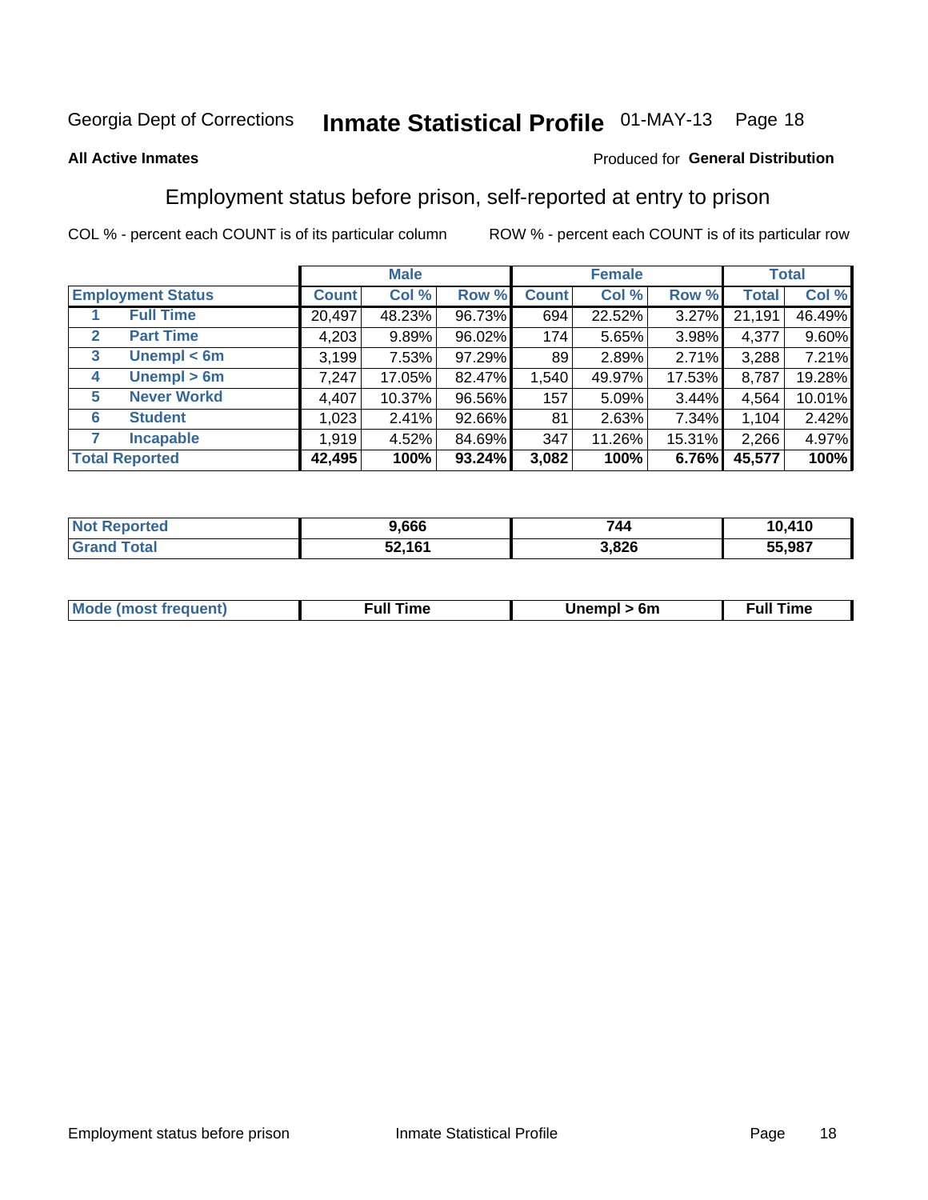Georgia Dept of Corrections **Inmate Statistical Profile** 01-MAY-13

**All Active Inmates**

Produced for **General Distribution**

## Employment status before prison, self-reported at entry to prison

COL % - percent each COUNT is of its particular column

ROW % - percent each COUNT is of its particular row

| | | Male | | | Female | | | Total | |
|---|---|---|---|---|---|---|---|---|---|
| **Employment Status** | | **Count** | **Col %** | **Row %** | **Count** | **Col %** | **Row %** | **Total** | **Col %** |
| 1 | **Full Time** | 20,497 | 48.23% | 96.73% | 694 | 22.52% | 3.27% | 21,191 | 46.49% |
| 2 | **Part Time** | 4,203 | 9.89% | 96.02% | 174 | 5.65% | 3.98% | 4,377 | 9.60% |
| 3 | **Unempl < 6m** | 3,199 | 7.53% | 97.29% | 89 | 2.89% | 2.71% | 3,288 | 7.21% |
| 4 | **Unempl > 6m** | 7,247 | 17.05% | 82.47% | 1,540 | 49.97% | 17.53% | 8,787 | 19.28% |
| 5 | **Never Workd** | 4,407 | 10.37% | 96.56% | 157 | 5.09% | 3.44% | 4,564 | 10.01% |
| 6 | **Student** | 1,023 | 2.41% | 92.66% | 81 | 2.63% | 7.34% | 1,104 | 2.42% |
| 7 | **Incapable** | 1,919 | 4.52% | 84.69% | 347 | 11.26% | 15.31% | 2,266 | 4.97% |
| **Total Reported** | | **42,495** | **100%** | **93.24%** | **3,082** | **100%** | **6.76%** | **45,577** | **100%** |

| | Male | Female | Total |
|---|---|---|---|
| **Not Reported** | **9,666** | **744** | **10,410** |
| **Grand Total** | **52,161** | **3,826** | **55,987** |

| | Male | Female | Total |
|---|---|---|---|
| **Mode (most frequent)** | **Full Time** | **Unempl > 6m** | **Full Time** |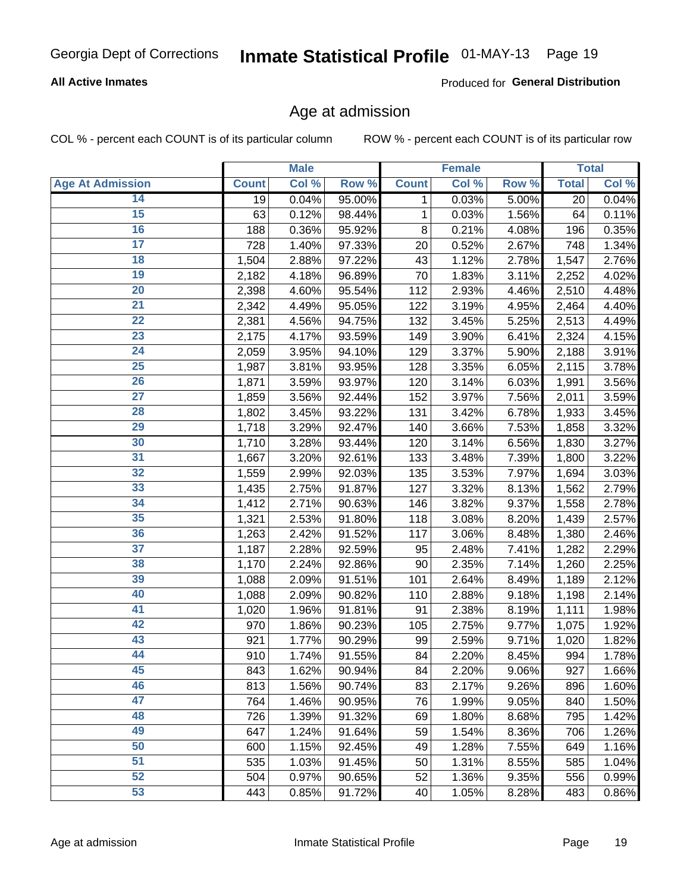**All Active Inmates**

Produced for **General Distribution**

## Age at admission

COL % - percent each COUNT is of its particular column

ROW % - percent each COUNT is of its particular row

| | Male | | | Female | | | Total | |
|---|---|---|---|---|---|---|---|---|
| **Age At Admission** | **Count** | **Col %** | **Row %** | **Count** | **Col %** | **Row %** | **Total** | **Col %** |
| 14 | 19 | 0.04% | 95.00% | 1 | 0.03% | 5.00% | 20 | 0.04% |
| 15 | 63 | 0.12% | 98.44% | 1 | 0.03% | 1.56% | 64 | 0.11% |
| 16 | 188 | 0.36% | 95.92% | 8 | 0.21% | 4.08% | 196 | 0.35% |
| 17 | 728 | 1.40% | 97.33% | 20 | 0.52% | 2.67% | 748 | 1.34% |
| 18 | 1,504 | 2.88% | 97.22% | 43 | 1.12% | 2.78% | 1,547 | 2.76% |
| 19 | 2,182 | 4.18% | 96.89% | 70 | 1.83% | 3.11% | 2,252 | 4.02% |
| 20 | 2,398 | 4.60% | 95.54% | 112 | 2.93% | 4.46% | 2,510 | 4.48% |
| 21 | 2,342 | 4.49% | 95.05% | 122 | 3.19% | 4.95% | 2,464 | 4.40% |
| 22 | 2,381 | 4.56% | 94.75% | 132 | 3.45% | 5.25% | 2,513 | 4.49% |
| 23 | 2,175 | 4.17% | 93.59% | 149 | 3.90% | 6.41% | 2,324 | 4.15% |
| 24 | 2,059 | 3.95% | 94.10% | 129 | 3.37% | 5.90% | 2,188 | 3.91% |
| 25 | 1,987 | 3.81% | 93.95% | 128 | 3.35% | 6.05% | 2,115 | 3.78% |
| 26 | 1,871 | 3.59% | 93.97% | 120 | 3.14% | 6.03% | 1,991 | 3.56% |
| 27 | 1,859 | 3.56% | 92.44% | 152 | 3.97% | 7.56% | 2,011 | 3.59% |
| 28 | 1,802 | 3.45% | 93.22% | 131 | 3.42% | 6.78% | 1,933 | 3.45% |
| 29 | 1,718 | 3.29% | 92.47% | 140 | 3.66% | 7.53% | 1,858 | 3.32% |
| 30 | 1,710 | 3.28% | 93.44% | 120 | 3.14% | 6.56% | 1,830 | 3.27% |
| 31 | 1,667 | 3.20% | 92.61% | 133 | 3.48% | 7.39% | 1,800 | 3.22% |
| 32 | 1,559 | 2.99% | 92.03% | 135 | 3.53% | 7.97% | 1,694 | 3.03% |
| 33 | 1,435 | 2.75% | 91.87% | 127 | 3.32% | 8.13% | 1,562 | 2.79% |
| 34 | 1,412 | 2.71% | 90.63% | 146 | 3.82% | 9.37% | 1,558 | 2.78% |
| 35 | 1,321 | 2.53% | 91.80% | 118 | 3.08% | 8.20% | 1,439 | 2.57% |
| 36 | 1,263 | 2.42% | 91.52% | 117 | 3.06% | 8.48% | 1,380 | 2.46% |
| 37 | 1,187 | 2.28% | 92.59% | 95 | 2.48% | 7.41% | 1,282 | 2.29% |
| 38 | 1,170 | 2.24% | 92.86% | 90 | 2.35% | 7.14% | 1,260 | 2.25% |
| 39 | 1,088 | 2.09% | 91.51% | 101 | 2.64% | 8.49% | 1,189 | 2.12% |
| 40 | 1,088 | 2.09% | 90.82% | 110 | 2.88% | 9.18% | 1,198 | 2.14% |
| 41 | 1,020 | 1.96% | 91.81% | 91 | 2.38% | 8.19% | 1,111 | 1.98% |
| 42 | 970 | 1.86% | 90.23% | 105 | 2.75% | 9.77% | 1,075 | 1.92% |
| 43 | 921 | 1.77% | 90.29% | 99 | 2.59% | 9.71% | 1,020 | 1.82% |
| 44 | 910 | 1.74% | 91.55% | 84 | 2.20% | 8.45% | 994 | 1.78% |
| 45 | 843 | 1.62% | 90.94% | 84 | 2.20% | 9.06% | 927 | 1.66% |
| 46 | 813 | 1.56% | 90.74% | 83 | 2.17% | 9.26% | 896 | 1.60% |
| 47 | 764 | 1.46% | 90.95% | 76 | 1.99% | 9.05% | 840 | 1.50% |
| 48 | 726 | 1.39% | 91.32% | 69 | 1.80% | 8.68% | 795 | 1.42% |
| 49 | 647 | 1.24% | 91.64% | 59 | 1.54% | 8.36% | 706 | 1.26% |
| 50 | 600 | 1.15% | 92.45% | 49 | 1.28% | 7.55% | 649 | 1.16% |
| 51 | 535 | 1.03% | 91.45% | 50 | 1.31% | 8.55% | 585 | 1.04% |
| 52 | 504 | 0.97% | 90.65% | 52 | 1.36% | 9.35% | 556 | 0.99% |
| 53 | 443 | 0.85% | 91.72% | 40 | 1.05% | 8.28% | 483 | 0.86% |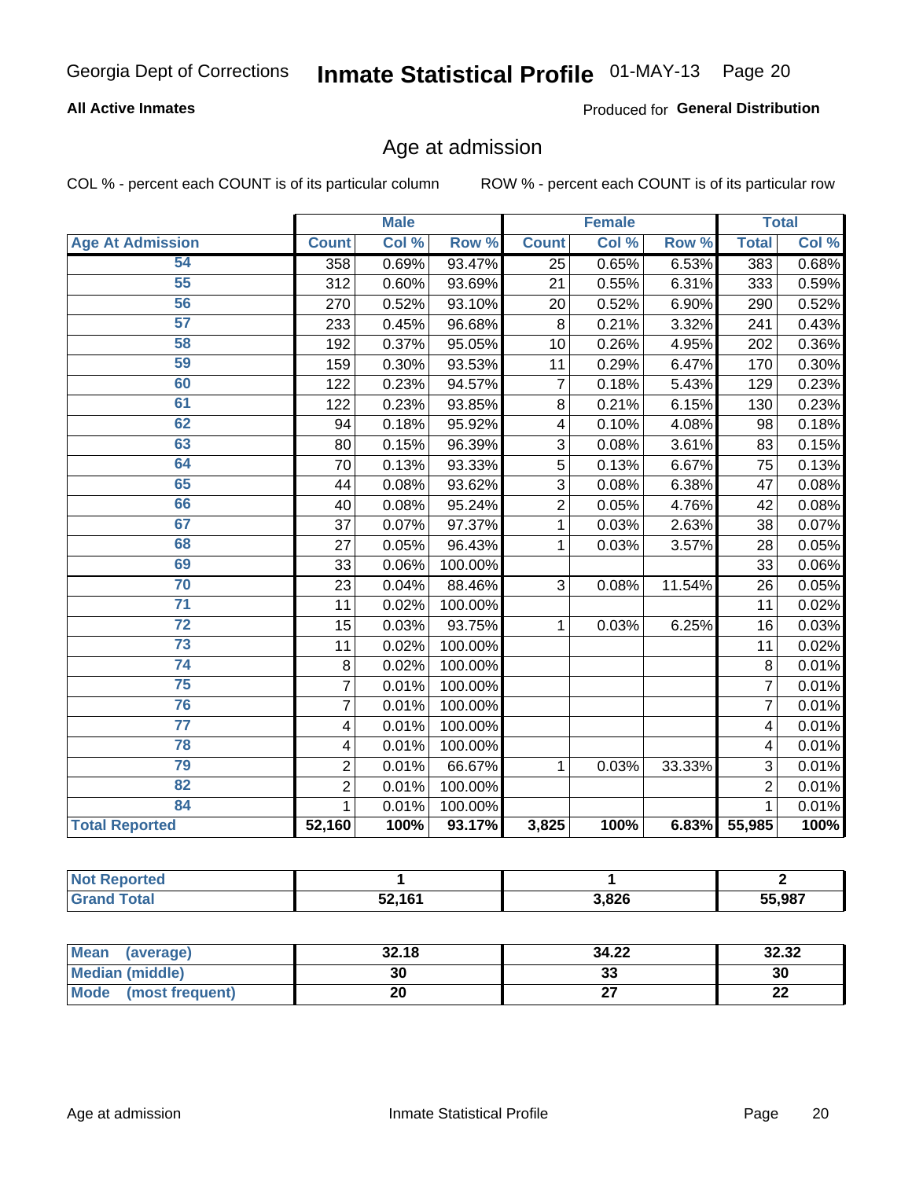Georgia Dept of Corrections **Inmate Statistical Profile** 01-MAY-13

**All Active Inmates**

Produced for **General Distribution**

## Age at admission

COL % - percent each COUNT is of its particular column

ROW % - percent each COUNT is of its particular row

| | Male | | | Female | | | Total | |
|---|---|---|---|---|---|---|---|---|
| **Age At Admission** | **Count** | **Col %** | **Row %** | **Count** | **Col %** | **Row %** | **Total** | **Col %** |
| 54 | 358 | 0.69% | 93.47% | 25 | 0.65% | 6.53% | 383 | 0.68% |
| 55 | 312 | 0.60% | 93.69% | 21 | 0.55% | 6.31% | 333 | 0.59% |
| 56 | 270 | 0.52% | 93.10% | 20 | 0.52% | 6.90% | 290 | 0.52% |
| 57 | 233 | 0.45% | 96.68% | 8 | 0.21% | 3.32% | 241 | 0.43% |
| 58 | 192 | 0.37% | 95.05% | 10 | 0.26% | 4.95% | 202 | 0.36% |
| 59 | 159 | 0.30% | 93.53% | 11 | 0.29% | 6.47% | 170 | 0.30% |
| 60 | 122 | 0.23% | 94.57% | 7 | 0.18% | 5.43% | 129 | 0.23% |
| 61 | 122 | 0.23% | 93.85% | 8 | 0.21% | 6.15% | 130 | 0.23% |
| 62 | 94 | 0.18% | 95.92% | 4 | 0.10% | 4.08% | 98 | 0.18% |
| 63 | 80 | 0.15% | 96.39% | 3 | 0.08% | 3.61% | 83 | 0.15% |
| 64 | 70 | 0.13% | 93.33% | 5 | 0.13% | 6.67% | 75 | 0.13% |
| 65 | 44 | 0.08% | 93.62% | 3 | 0.08% | 6.38% | 47 | 0.08% |
| 66 | 40 | 0.08% | 95.24% | 2 | 0.05% | 4.76% | 42 | 0.08% |
| 67 | 37 | 0.07% | 97.37% | 1 | 0.03% | 2.63% | 38 | 0.07% |
| 68 | 27 | 0.05% | 96.43% | 1 | 0.03% | 3.57% | 28 | 0.05% |
| 69 | 33 | 0.06% | 100.00% | | | | 33 | 0.06% |
| 70 | 23 | 0.04% | 88.46% | 3 | 0.08% | 11.54% | 26 | 0.05% |
| 71 | 11 | 0.02% | 100.00% | | | | 11 | 0.02% |
| 72 | 15 | 0.03% | 93.75% | 1 | 0.03% | 6.25% | 16 | 0.03% |
| 73 | 11 | 0.02% | 100.00% | | | | 11 | 0.02% |
| 74 | 8 | 0.02% | 100.00% | | | | 8 | 0.01% |
| 75 | 7 | 0.01% | 100.00% | | | | 7 | 0.01% |
| 76 | 7 | 0.01% | 100.00% | | | | 7 | 0.01% |
| 77 | 4 | 0.01% | 100.00% | | | | 4 | 0.01% |
| 78 | 4 | 0.01% | 100.00% | | | | 4 | 0.01% |
| 79 | 2 | 0.01% | 66.67% | 1 | 0.03% | 33.33% | 3 | 0.01% |
| 82 | 2 | 0.01% | 100.00% | | | | 2 | 0.01% |
| 84 | 1 | 0.01% | 100.00% | | | | 1 | 0.01% |
| **Total Reported** | **52,160** | **100%** | **93.17%** | **3,825** | **100%** | **6.83%** | **55,985** | **100%** |

| | Male | Female | Total |
|---|---|---|---|
| **Not Reported** | **1** | **1** | **2** |
| **Grand Total** | **52,161** | **3,826** | **55,987** |

| | Male | Female | Total |
|---|---|---|---|
| **Mean (average)** | **32.18** | **34.22** | **32.32** |
| **Median (middle)** | **30** | **33** | **30** |
| **Mode (most frequent)** | **20** | **27** | **22** |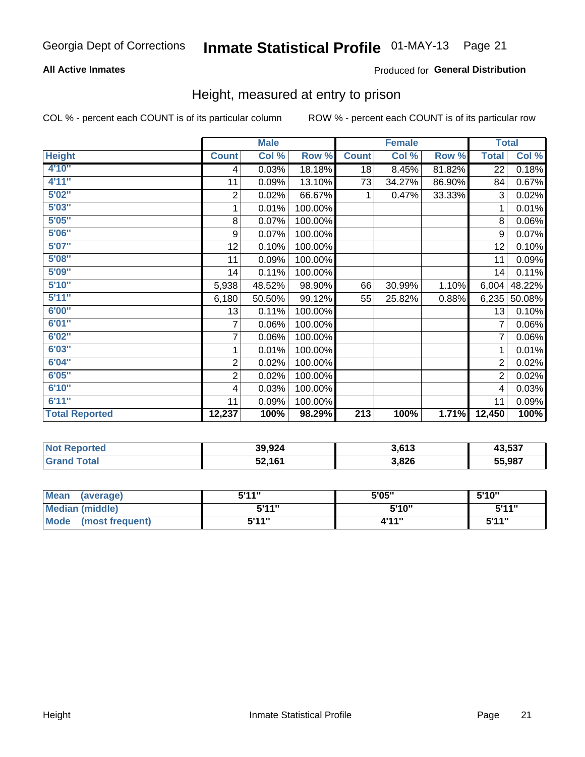Georgia Dept of Corrections **Inmate Statistical Profile** 01-MAY-13 Page 21

**All Active Inmates**

Produced for **General Distribution**

## Height, measured at entry to prison

COL % - percent each COUNT is of its particular column

ROW % - percent each COUNT is of its particular row

| | Male | | | Female | | | Total | |
|---|---|---|---|---|---|---|---|---|
| **Height** | **Count** | **Col %** | **Row %** | **Count** | **Col %** | **Row %** | **Total** | **Col %** |
| **4'10"** | 4 | 0.03% | 18.18% | 18 | 8.45% | 81.82% | 22 | 0.18% |
| **4'11"** | 11 | 0.09% | 13.10% | 73 | 34.27% | 86.90% | 84 | 0.67% |
| **5'02"** | 2 | 0.02% | 66.67% | 1 | 0.47% | 33.33% | 3 | 0.02% |
| **5'03"** | 1 | 0.01% | 100.00% | | | | 1 | 0.01% |
| **5'05"** | 8 | 0.07% | 100.00% | | | | 8 | 0.06% |
| **5'06"** | 9 | 0.07% | 100.00% | | | | 9 | 0.07% |
| **5'07"** | 12 | 0.10% | 100.00% | | | | 12 | 0.10% |
| **5'08"** | 11 | 0.09% | 100.00% | | | | 11 | 0.09% |
| **5'09"** | 14 | 0.11% | 100.00% | | | | 14 | 0.11% |
| **5'10"** | 5,938 | 48.52% | 98.90% | 66 | 30.99% | 1.10% | 6,004 | 48.22% |
| **5'11"** | 6,180 | 50.50% | 99.12% | 55 | 25.82% | 0.88% | 6,235 | 50.08% |
| **6'00"** | 13 | 0.11% | 100.00% | | | | 13 | 0.10% |
| **6'01"** | 7 | 0.06% | 100.00% | | | | 7 | 0.06% |
| **6'02"** | 7 | 0.06% | 100.00% | | | | 7 | 0.06% |
| **6'03"** | 1 | 0.01% | 100.00% | | | | 1 | 0.01% |
| **6'04"** | 2 | 0.02% | 100.00% | | | | 2 | 0.02% |
| **6'05"** | 2 | 0.02% | 100.00% | | | | 2 | 0.02% |
| **6'10"** | 4 | 0.03% | 100.00% | | | | 4 | 0.03% |
| **6'11"** | 11 | 0.09% | 100.00% | | | | 11 | 0.09% |
| **Total Reported** | **12,237** | **100%** | **98.29%** | **213** | **100%** | **1.71%** | **12,450** | **100%** |

| | Male | Female | Total |
|---|---|---|---|
| **Not Reported** | **39,924** | **3,613** | **43,537** |
| **Grand Total** | **52,161** | **3,826** | **55,987** |

| | Male | Female | Total |
|---|---|---|---|
| **Mean (average)** | **5'11"** | **5'05"** | **5'10"** |
| **Median (middle)** | **5'11"** | **5'10"** | **5'11"** |
| **Mode (most frequent)** | **5'11"** | **4'11"** | **5'11"** |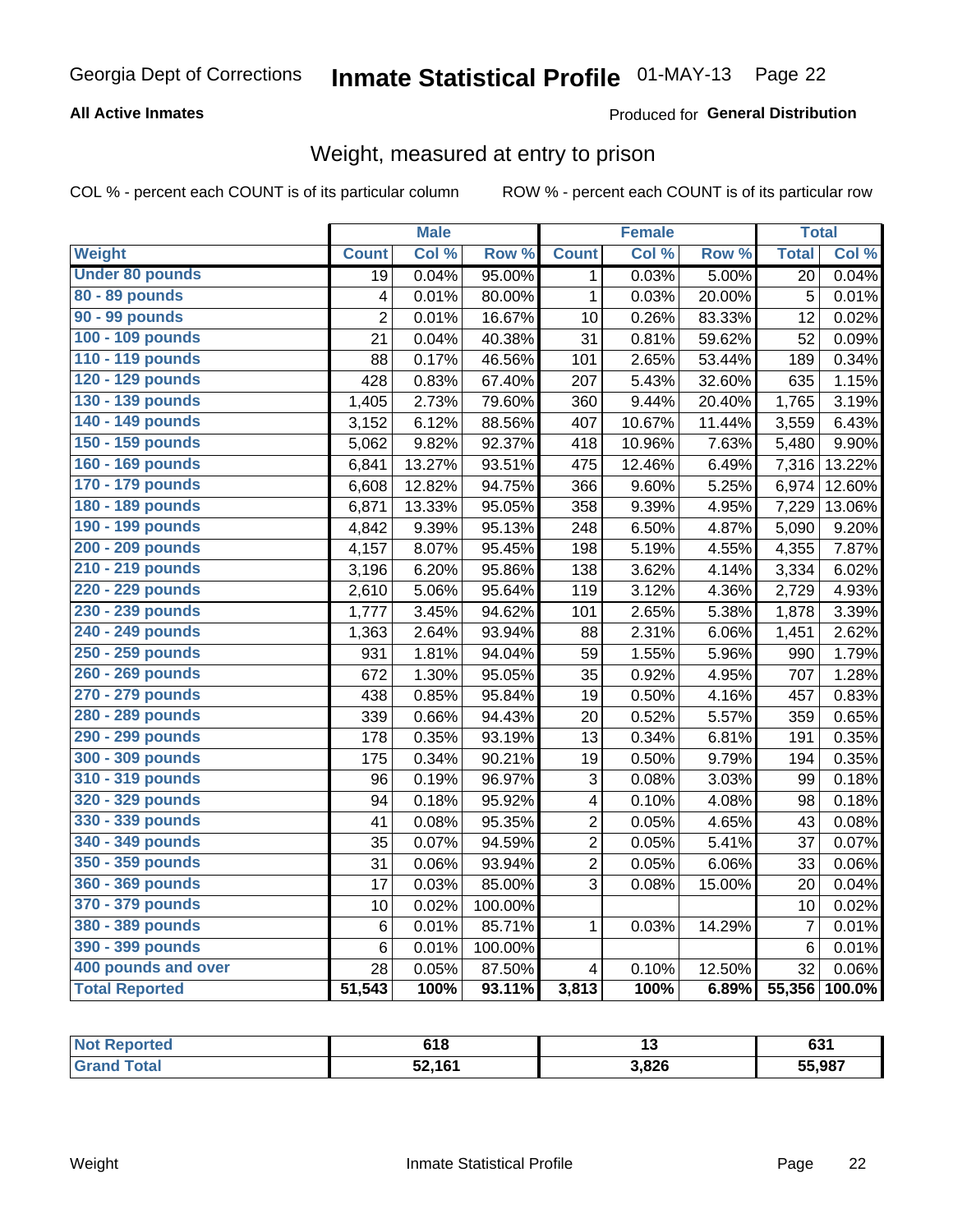Georgia Dept of Corrections **Inmate Statistical Profile** 01-MAY-13

**All Active Inmates**

Produced for **General Distribution**

## Weight, measured at entry to prison

COL % - percent each COUNT is of its particular column ROW % - percent each COUNT is of its particular row

| Weight | Male | | | Female | | | Total | |
|---|---|---|---|---|---|---|---|---|
| | Count | Col % | Row % | Count | Col % | Row % | Total | Col % |
| Under 80 pounds | 19 | 0.04% | 95.00% | 1 | 0.03% | 5.00% | 20 | 0.04% |
| 80 - 89 pounds | 4 | 0.01% | 80.00% | 1 | 0.03% | 20.00% | 5 | 0.01% |
| 90 - 99 pounds | 2 | 0.01% | 16.67% | 10 | 0.26% | 83.33% | 12 | 0.02% |
| 100 - 109 pounds | 21 | 0.04% | 40.38% | 31 | 0.81% | 59.62% | 52 | 0.09% |
| 110 - 119 pounds | 88 | 0.17% | 46.56% | 101 | 2.65% | 53.44% | 189 | 0.34% |
| 120 - 129 pounds | 428 | 0.83% | 67.40% | 207 | 5.43% | 32.60% | 635 | 1.15% |
| 130 - 139 pounds | 1,405 | 2.73% | 79.60% | 360 | 9.44% | 20.40% | 1,765 | 3.19% |
| 140 - 149 pounds | 3,152 | 6.12% | 88.56% | 407 | 10.67% | 11.44% | 3,559 | 6.43% |
| 150 - 159 pounds | 5,062 | 9.82% | 92.37% | 418 | 10.96% | 7.63% | 5,480 | 9.90% |
| 160 - 169 pounds | 6,841 | 13.27% | 93.51% | 475 | 12.46% | 6.49% | 7,316 | 13.22% |
| 170 - 179 pounds | 6,608 | 12.82% | 94.75% | 366 | 9.60% | 5.25% | 6,974 | 12.60% |
| 180 - 189 pounds | 6,871 | 13.33% | 95.05% | 358 | 9.39% | 4.95% | 7,229 | 13.06% |
| 190 - 199 pounds | 4,842 | 9.39% | 95.13% | 248 | 6.50% | 4.87% | 5,090 | 9.20% |
| 200 - 209 pounds | 4,157 | 8.07% | 95.45% | 198 | 5.19% | 4.55% | 4,355 | 7.87% |
| 210 - 219 pounds | 3,196 | 6.20% | 95.86% | 138 | 3.62% | 4.14% | 3,334 | 6.02% |
| 220 - 229 pounds | 2,610 | 5.06% | 95.64% | 119 | 3.12% | 4.36% | 2,729 | 4.93% |
| 230 - 239 pounds | 1,777 | 3.45% | 94.62% | 101 | 2.65% | 5.38% | 1,878 | 3.39% |
| 240 - 249 pounds | 1,363 | 2.64% | 93.94% | 88 | 2.31% | 6.06% | 1,451 | 2.62% |
| 250 - 259 pounds | 931 | 1.81% | 94.04% | 59 | 1.55% | 5.96% | 990 | 1.79% |
| 260 - 269 pounds | 672 | 1.30% | 95.05% | 35 | 0.92% | 4.95% | 707 | 1.28% |
| 270 - 279 pounds | 438 | 0.85% | 95.84% | 19 | 0.50% | 4.16% | 457 | 0.83% |
| 280 - 289 pounds | 339 | 0.66% | 94.43% | 20 | 0.52% | 5.57% | 359 | 0.65% |
| 290 - 299 pounds | 178 | 0.35% | 93.19% | 13 | 0.34% | 6.81% | 191 | 0.35% |
| 300 - 309 pounds | 175 | 0.34% | 90.21% | 19 | 0.50% | 9.79% | 194 | 0.35% |
| 310 - 319 pounds | 96 | 0.19% | 96.97% | 3 | 0.08% | 3.03% | 99 | 0.18% |
| 320 - 329 pounds | 94 | 0.18% | 95.92% | 4 | 0.10% | 4.08% | 98 | 0.18% |
| 330 - 339 pounds | 41 | 0.08% | 95.35% | 2 | 0.05% | 4.65% | 43 | 0.08% |
| 340 - 349 pounds | 35 | 0.07% | 94.59% | 2 | 0.05% | 5.41% | 37 | 0.07% |
| 350 - 359 pounds | 31 | 0.06% | 93.94% | 2 | 0.05% | 6.06% | 33 | 0.06% |
| 360 - 369 pounds | 17 | 0.03% | 85.00% | 3 | 0.08% | 15.00% | 20 | 0.04% |
| 370 - 379 pounds | 10 | 0.02% | 100.00% | | | | 10 | 0.02% |
| 380 - 389 pounds | 6 | 0.01% | 85.71% | 1 | 0.03% | 14.29% | 7 | 0.01% |
| 390 - 399 pounds | 6 | 0.01% | 100.00% | | | | 6 | 0.01% |
| 400 pounds and over | 28 | 0.05% | 87.50% | 4 | 0.10% | 12.50% | 32 | 0.06% |
| **Total Reported** | **51,543** | **100%** | **93.11%** | **3,813** | **100%** | **6.89%** | **55,356** | **100.0%** |

| | Male | Female | Total |
|---|---|---|---|
| Not Reported | 618 | 13 | 631 |
| Grand Total | 52,161 | 3,826 | 55,987 |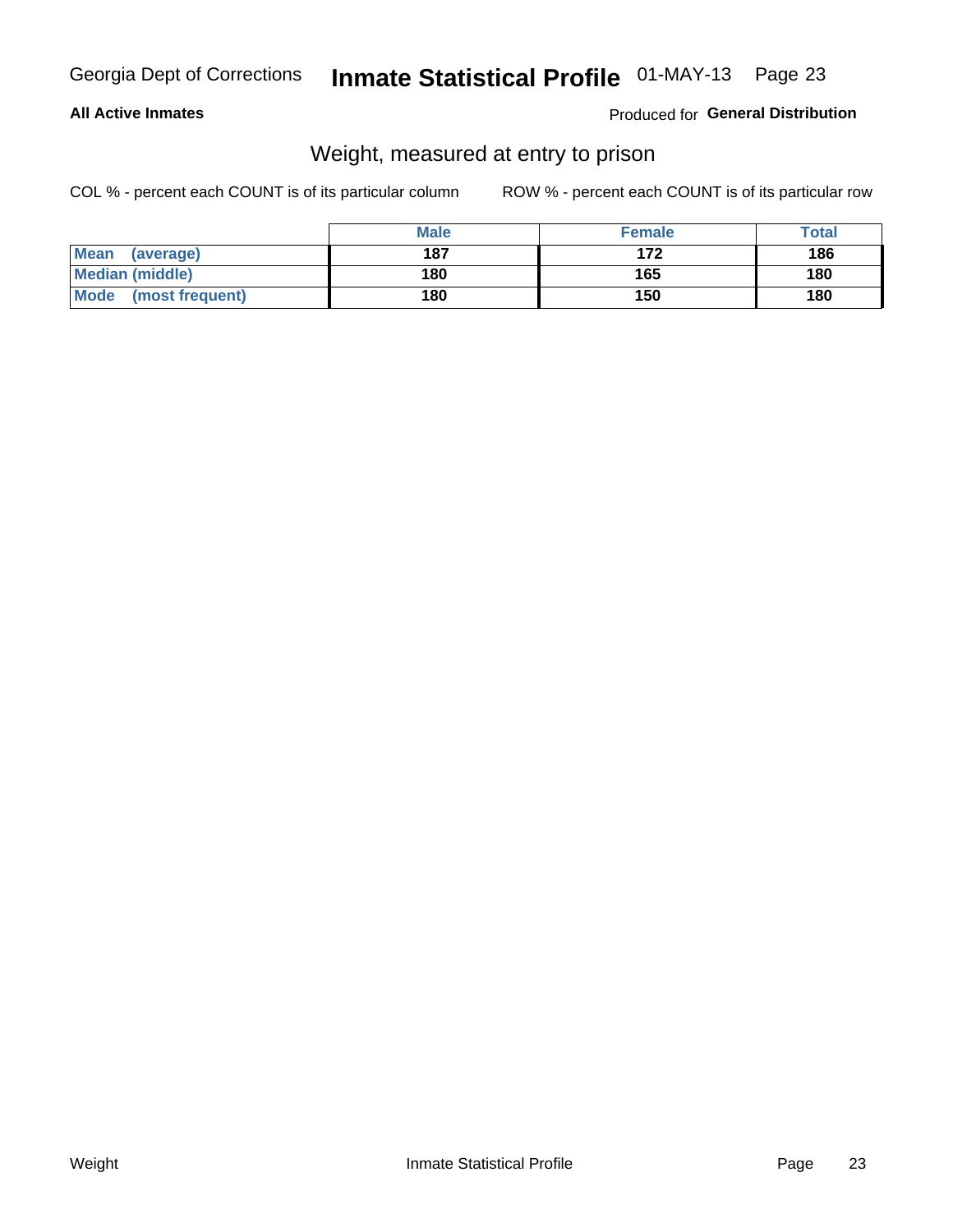Georgia Dept of Corrections **Inmate Statistical Profile** 01-MAY-13

**All Active Inmates**

Produced for **General Distribution**

## Weight, measured at entry to prison

COL % - percent each COUNT is of its particular column

ROW % - percent each COUNT is of its particular row

| | Male | Female | Total |
|---|---|---|---|
| **Mean (average)** | **187** | **172** | **186** |
| **Median (middle)** | **180** | **165** | **180** |
| **Mode (most frequent)** | **180** | **150** | **180** |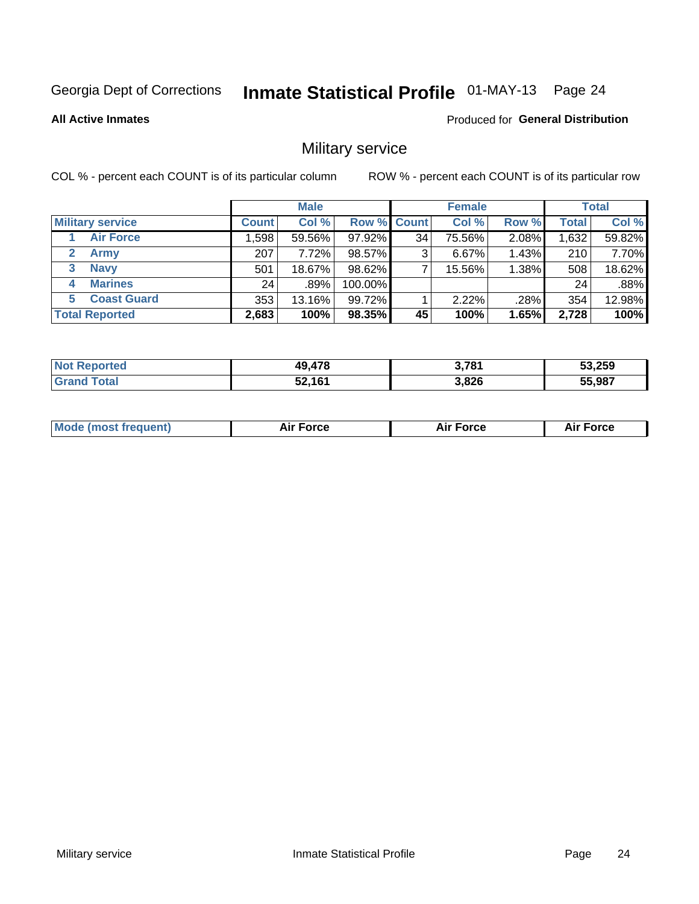Georgia Dept of Corrections **Inmate Statistical Profile** 01-MAY-13 Page 24

**All Active Inmates**

Produced for **General Distribution**

## Military service

COL % - percent each COUNT is of its particular column    ROW % - percent each COUNT is of its particular row

| | Male | | | Female | | | Total | |
|---|---|---|---|---|---|---|---|---|
| **Military service** | **Count** | **Col %** | **Row %** | **Count** | **Col %** | **Row %** | **Total** | **Col %** |
| 1 **Air Force** | 1,598 | 59.56% | 97.92% | 34 | 75.56% | 2.08% | 1,632 | 59.82% |
| 2 **Army** | 207 | 7.72% | 98.57% | 3 | 6.67% | 1.43% | 210 | 7.70% |
| 3 **Navy** | 501 | 18.67% | 98.62% | 7 | 15.56% | 1.38% | 508 | 18.62% |
| 4 **Marines** | 24 | .89% | 100.00% | | | | 24 | .88% |
| 5 **Coast Guard** | 353 | 13.16% | 99.72% | 1 | 2.22% | .28% | 354 | 12.98% |
| **Total Reported** | **2,683** | **100%** | **98.35%** | **45** | **100%** | **1.65%** | **2,728** | **100%** |

| | Male | Female | Total |
|---|---|---|---|
| **Not Reported** | **49,478** | **3,781** | **53,259** |
| **Grand Total** | **52,161** | **3,826** | **55,987** |

| | Male | Female | Total |
|---|---|---|---|
| **Mode (most frequent)** | **Air Force** | **Air Force** | **Air Force** |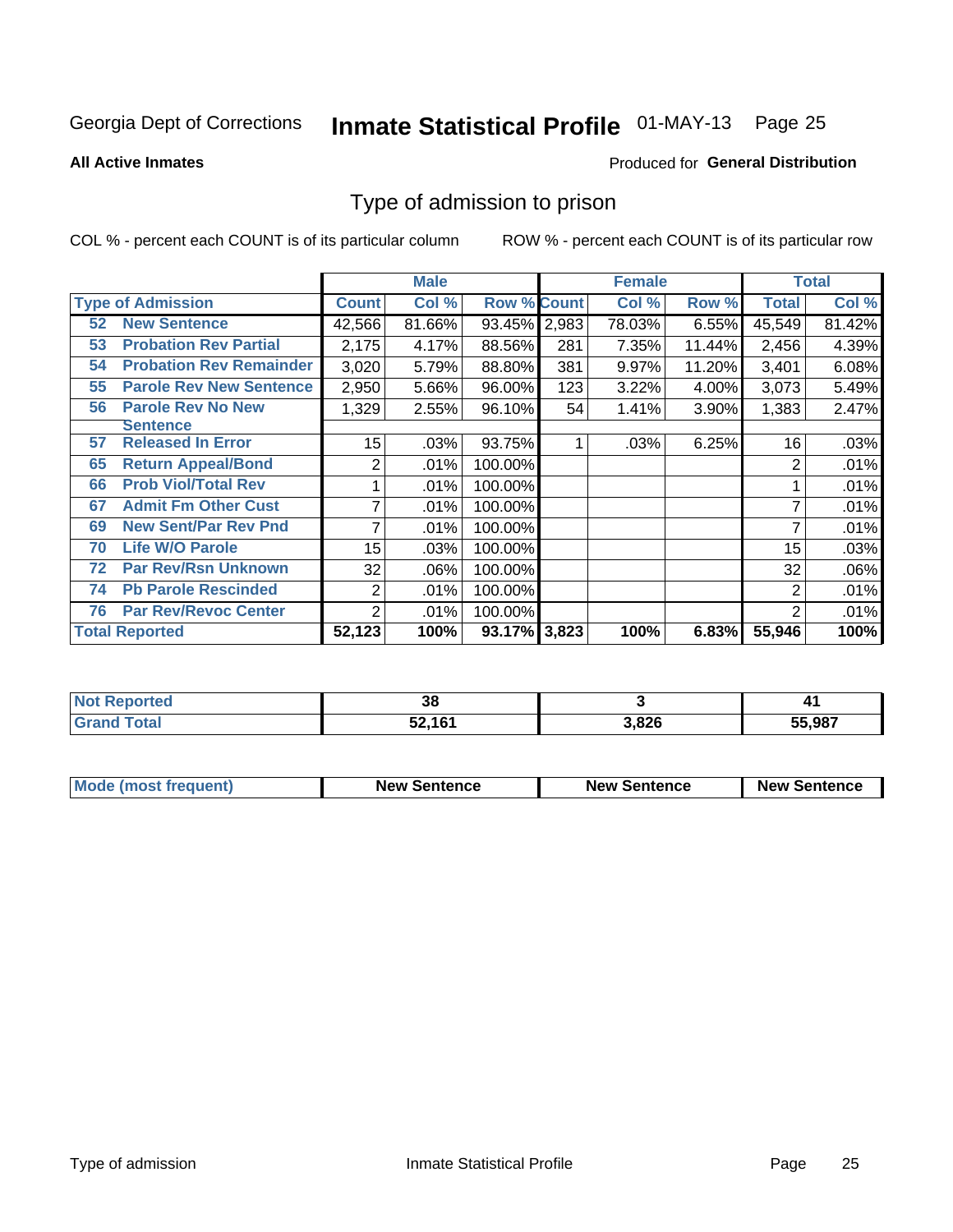Georgia Dept of Corrections **Inmate Statistical Profile** 01-MAY-13

**All Active Inmates**

Produced for **General Distribution**

# Type of admission to prison

COL % - percent each COUNT is of its particular column ROW % - percent each COUNT is of its particular row

| Type of Admission | Male | | | Female | | | Total | |
|---|---|---|---|---|---|---|---|---|
| | Count | Col % | Row % | Count | Col % | Row % | Total | Col % |
| 52 New Sentence | 42,566 | 81.66% | 93.45% | 2,983 | 78.03% | 6.55% | 45,549 | 81.42% |
| 53 Probation Rev Partial | 2,175 | 4.17% | 88.56% | 281 | 7.35% | 11.44% | 2,456 | 4.39% |
| 54 Probation Rev Remainder | 3,020 | 5.79% | 88.80% | 381 | 9.97% | 11.20% | 3,401 | 6.08% |
| 55 Parole Rev New Sentence | 2,950 | 5.66% | 96.00% | 123 | 3.22% | 4.00% | 3,073 | 5.49% |
| 56 Parole Rev No New Sentence | 1,329 | 2.55% | 96.10% | 54 | 1.41% | 3.90% | 1,383 | 2.47% |
| 57 Released In Error | 15 | .03% | 93.75% | 1 | .03% | 6.25% | 16 | .03% |
| 65 Return Appeal/Bond | 2 | .01% | 100.00% | | | | 2 | .01% |
| 66 Prob Viol/Total Rev | 1 | .01% | 100.00% | | | | 1 | .01% |
| 67 Admit Fm Other Cust | 7 | .01% | 100.00% | | | | 7 | .01% |
| 69 New Sent/Par Rev Pnd | 7 | .01% | 100.00% | | | | 7 | .01% |
| 70 Life W/O Parole | 15 | .03% | 100.00% | | | | 15 | .03% |
| 72 Par Rev/Rsn Unknown | 32 | .06% | 100.00% | | | | 32 | .06% |
| 74 Pb Parole Rescinded | 2 | .01% | 100.00% | | | | 2 | .01% |
| 76 Par Rev/Revoc Center | 2 | .01% | 100.00% | | | | 2 | .01% |
| **Total Reported** | **52,123** | **100%** | **93.17%** | **3,823** | **100%** | **6.83%** | **55,946** | **100%** |

| | Male | Female | Total |
|---|---|---|---|
| Not Reported | 38 | 3 | 41 |
| Grand Total | 52,161 | 3,826 | 55,987 |

| | Male | Female | Total |
|---|---|---|---|
| Mode (most frequent) | New Sentence | New Sentence | New Sentence |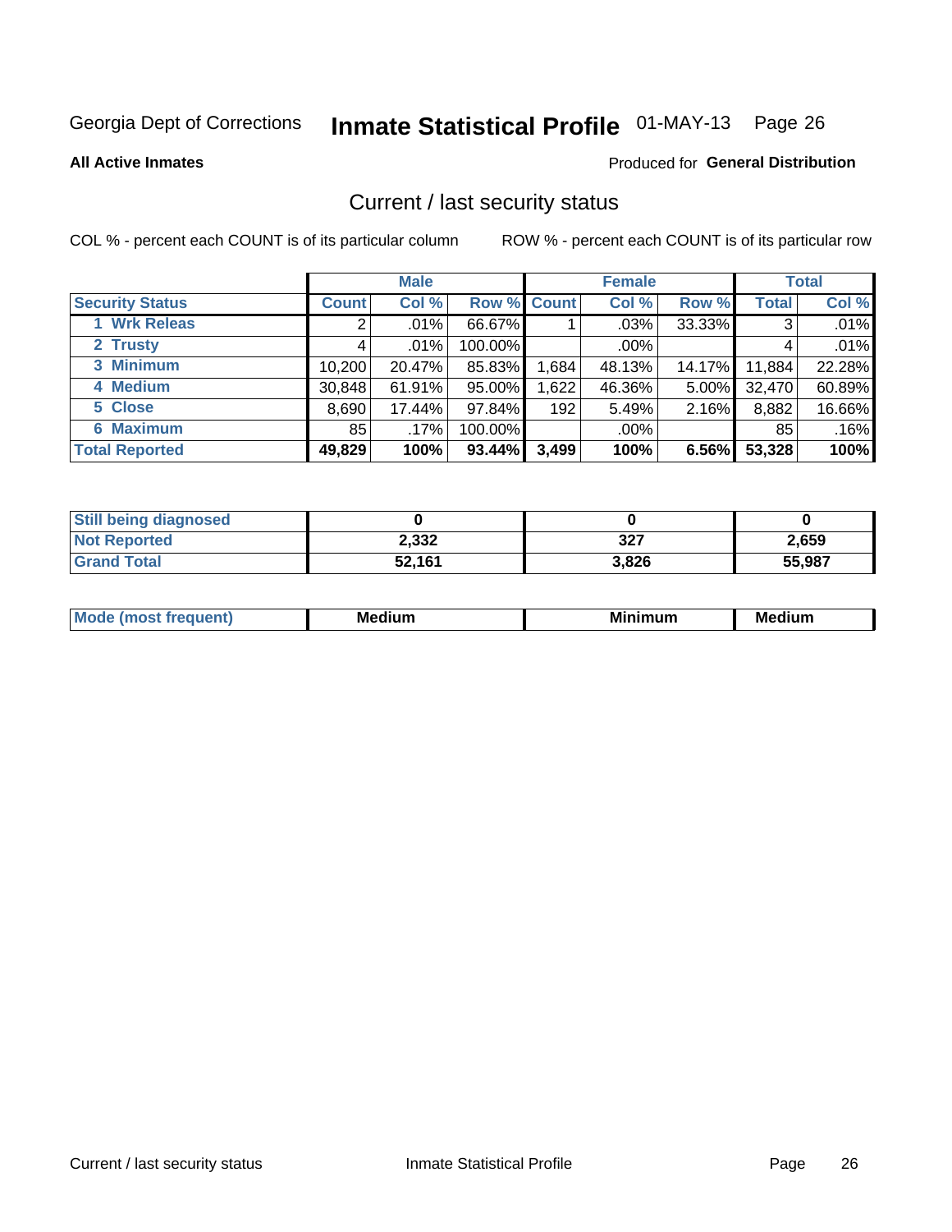Georgia Dept of Corrections **Inmate Statistical Profile** 01-MAY-13

**All Active Inmates**

Produced for **General Distribution**

## Current / last security status

COL % - percent each COUNT is of its particular column

ROW % - percent each COUNT is of its particular row

| | Male | | | Female | | | Total | |
|---|---|---|---|---|---|---|---|---|
| **Security Status** | **Count** | **Col %** | **Row %** | **Count** | **Col %** | **Row %** | **Total** | **Col %** |
| 1 Wrk Releas | 2 | .01% | 66.67% | 1 | .03% | 33.33% | 3 | .01% |
| 2 Trusty | 4 | .01% | 100.00% | | .00% | | 4 | .01% |
| 3 Minimum | 10,200 | 20.47% | 85.83% | 1,684 | 48.13% | 14.17% | 11,884 | 22.28% |
| 4 Medium | 30,848 | 61.91% | 95.00% | 1,622 | 46.36% | 5.00% | 32,470 | 60.89% |
| 5 Close | 8,690 | 17.44% | 97.84% | 192 | 5.49% | 2.16% | 8,882 | 16.66% |
| 6 Maximum | 85 | .17% | 100.00% | | .00% | | 85 | .16% |
| **Total Reported** | **49,829** | **100%** | **93.44%** | **3,499** | **100%** | **6.56%** | **53,328** | **100%** |

| | Male | Female | Total |
|---|---|---|---|
| **Still being diagnosed** | **0** | **0** | **0** |
| **Not Reported** | **2,332** | **327** | **2,659** |
| **Grand Total** | **52,161** | **3,826** | **55,987** |

| | Male | Female | Total |
|---|---|---|---|
| **Mode (most frequent)** | **Medium** | **Minimum** | **Medium** |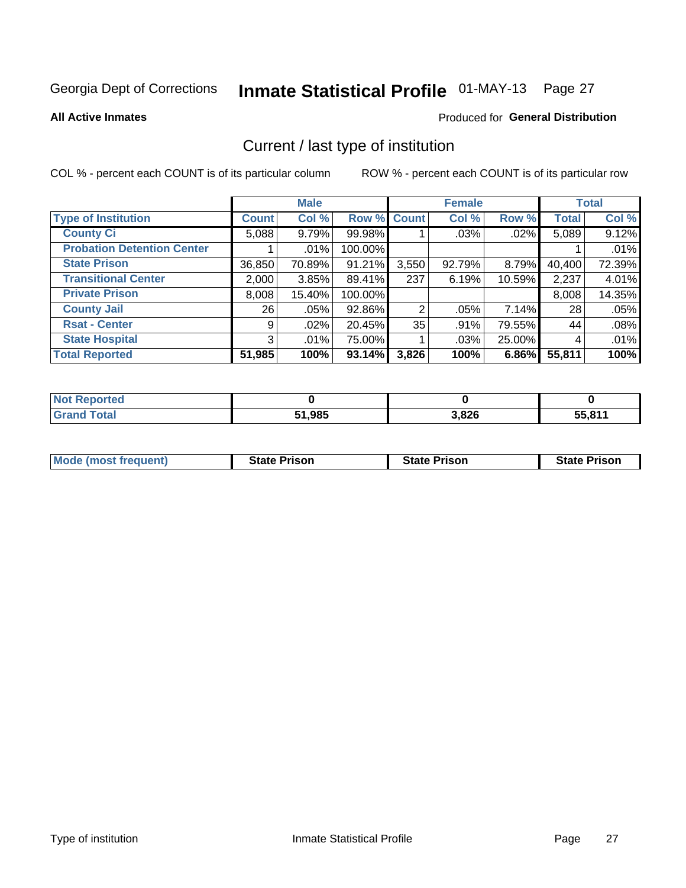Georgia Dept of Corrections **Inmate Statistical Profile** 01-MAY-13 Page 27

**All Active Inmates**

Produced for **General Distribution**

## Current / last type of institution

COL % - percent each COUNT is of its particular column

ROW % - percent each COUNT is of its particular row

| | Male | | | Female | | | Total | |
|---|---|---|---|---|---|---|---|---|
| **Type of Institution** | **Count** | **Col %** | **Row %** | **Count** | **Col %** | **Row %** | **Total** | **Col %** |
| **County Ci** | 5,088 | 9.79% | 99.98% | 1 | .03% | .02% | 5,089 | 9.12% |
| **Probation Detention Center** | 1 | .01% | 100.00% | | | | 1 | .01% |
| **State Prison** | 36,850 | 70.89% | 91.21% | 3,550 | 92.79% | 8.79% | 40,400 | 72.39% |
| **Transitional Center** | 2,000 | 3.85% | 89.41% | 237 | 6.19% | 10.59% | 2,237 | 4.01% |
| **Private Prison** | 8,008 | 15.40% | 100.00% | | | | 8,008 | 14.35% |
| **County Jail** | 26 | .05% | 92.86% | 2 | .05% | 7.14% | 28 | .05% |
| **Rsat - Center** | 9 | .02% | 20.45% | 35 | .91% | 79.55% | 44 | .08% |
| **State Hospital** | 3 | .01% | 75.00% | 1 | .03% | 25.00% | 4 | .01% |
| **Total Reported** | **51,985** | **100%** | **93.14%** | **3,826** | **100%** | **6.86%** | **55,811** | **100%** |

| | Male | Female | Total |
|---|---|---|---|
| **Not Reported** | **0** | **0** | **0** |
| **Grand Total** | **51,985** | **3,826** | **55,811** |

| | Male | Female | Total |
|---|---|---|---|
| **Mode (most frequent)** | **State Prison** | **State Prison** | **State Prison** |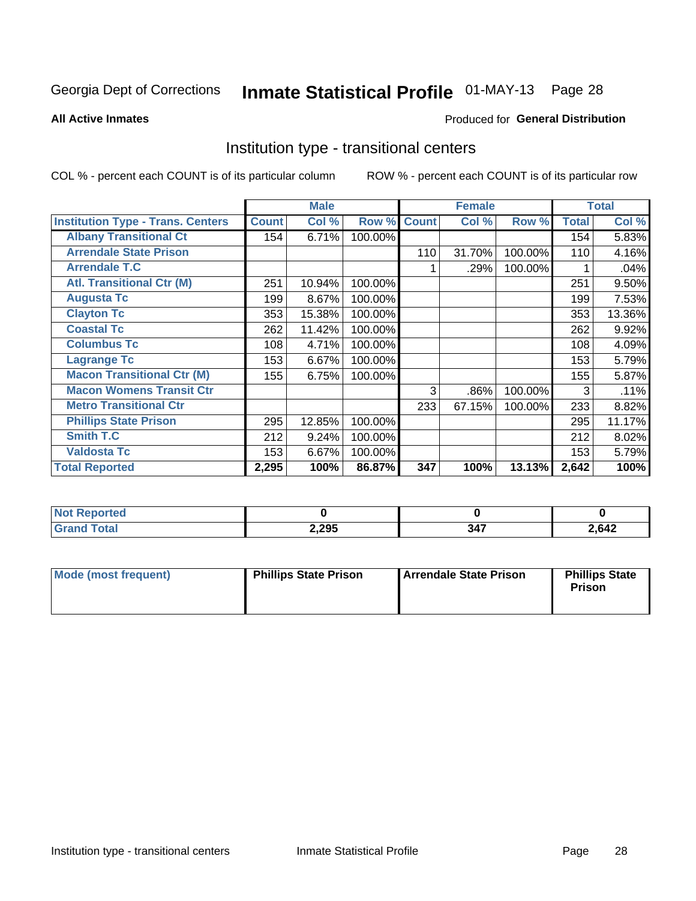Georgia Dept of Corrections **Inmate Statistical Profile** 01-MAY-13

**All Active Inmates**

Produced for **General Distribution**

## Institution type - transitional centers

COL % - percent each COUNT is of its particular column

ROW % - percent each COUNT is of its particular row

| | Male | | | Female | | | Total | |
|---|---|---|---|---|---|---|---|---|
| **Institution Type - Trans. Centers** | **Count** | **Col %** | **Row %** | **Count** | **Col %** | **Row %** | **Total** | **Col %** |
| **Albany Transitional Ct** | 154 | 6.71% | 100.00% | | | | 154 | 5.83% |
| **Arrendale State Prison** | | | | 110 | 31.70% | 100.00% | 110 | 4.16% |
| **Arrendale T.C** | | | | 1 | .29% | 100.00% | 1 | .04% |
| **Atl. Transitional Ctr (M)** | 251 | 10.94% | 100.00% | | | | 251 | 9.50% |
| **Augusta Tc** | 199 | 8.67% | 100.00% | | | | 199 | 7.53% |
| **Clayton Tc** | 353 | 15.38% | 100.00% | | | | 353 | 13.36% |
| **Coastal Tc** | 262 | 11.42% | 100.00% | | | | 262 | 9.92% |
| **Columbus Tc** | 108 | 4.71% | 100.00% | | | | 108 | 4.09% |
| **Lagrange Tc** | 153 | 6.67% | 100.00% | | | | 153 | 5.79% |
| **Macon Transitional Ctr (M)** | 155 | 6.75% | 100.00% | | | | 155 | 5.87% |
| **Macon Womens Transit Ctr** | | | | 3 | .86% | 100.00% | 3 | .11% |
| **Metro Transitional Ctr** | | | | 233 | 67.15% | 100.00% | 233 | 8.82% |
| **Phillips State Prison** | 295 | 12.85% | 100.00% | | | | 295 | 11.17% |
| **Smith T.C** | 212 | 9.24% | 100.00% | | | | 212 | 8.02% |
| **Valdosta Tc** | 153 | 6.67% | 100.00% | | | | 153 | 5.79% |
| **Total Reported** | **2,295** | **100%** | **86.87%** | **347** | **100%** | **13.13%** | **2,642** | **100%** |

| | Male | Female | Total |
|---|---|---|---|
| **Not Reported** | **0** | **0** | **0** |
| **Grand Total** | **2,295** | **347** | **2,642** |

| | Male | Female | Total |
|---|---|---|---|
| **Mode (most frequent)** | **Phillips State Prison** | **Arrendale State Prison** | **Phillips State Prison** |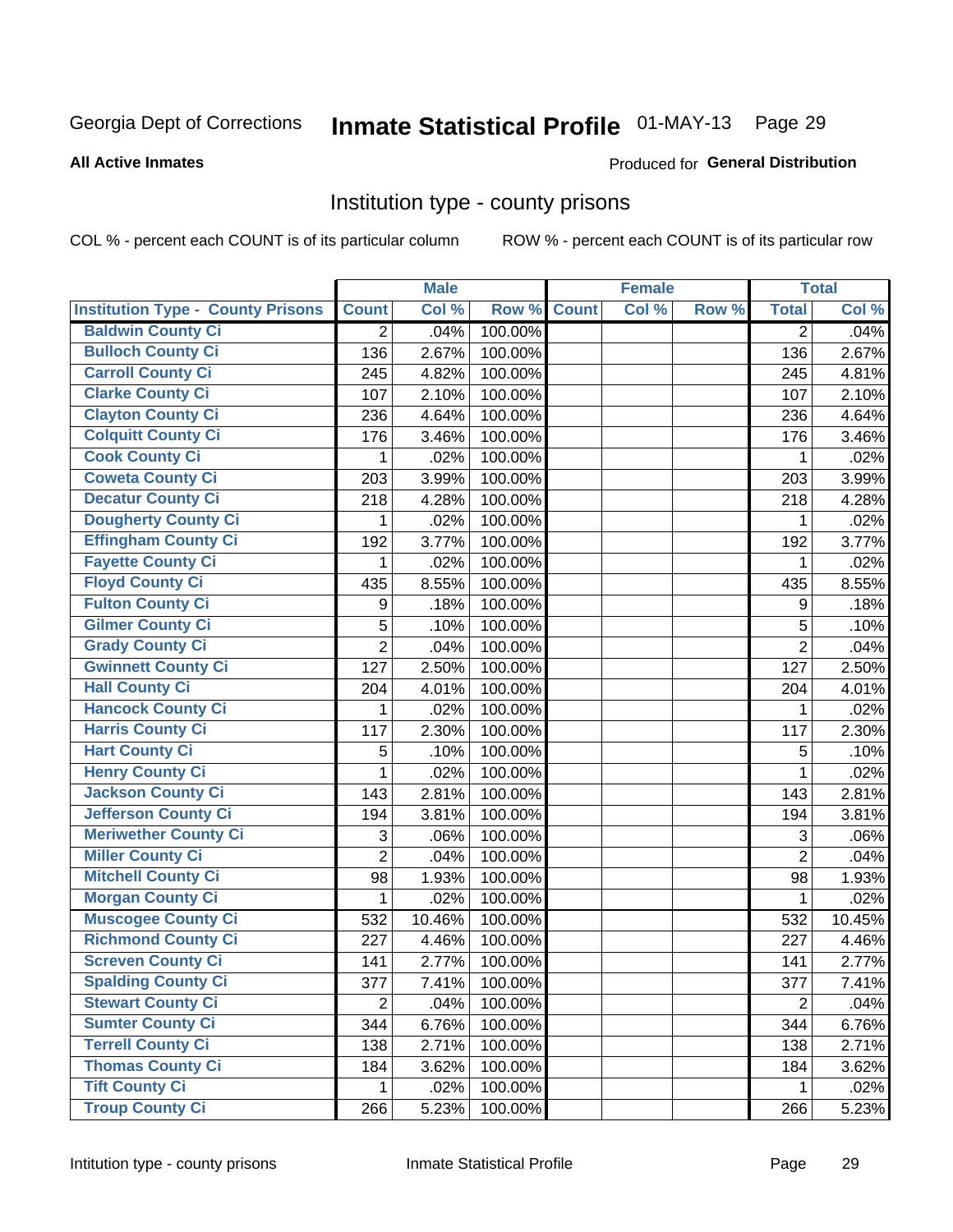Georgia Dept of Corrections **Inmate Statistical Profile** 01-MAY-13 Page 29

**All Active Inmates**

Produced for **General Distribution**

## Institution type - county prisons

COL % - percent each COUNT is of its particular column

ROW % - percent each COUNT is of its particular row

| | Male | | | Female | | | Total | |
|---|---|---|---|---|---|---|---|---|
| **Institution Type - County Prisons** | **Count** | **Col %** | **Row %** | **Count** | **Col %** | **Row %** | **Total** | **Col %** |
| Baldwin County Ci | 2 | .04% | 100.00% | | | | 2 | .04% |
| Bulloch County Ci | 136 | 2.67% | 100.00% | | | | 136 | 2.67% |
| Carroll County Ci | 245 | 4.82% | 100.00% | | | | 245 | 4.81% |
| Clarke County Ci | 107 | 2.10% | 100.00% | | | | 107 | 2.10% |
| Clayton County Ci | 236 | 4.64% | 100.00% | | | | 236 | 4.64% |
| Colquitt County Ci | 176 | 3.46% | 100.00% | | | | 176 | 3.46% |
| Cook County Ci | 1 | .02% | 100.00% | | | | 1 | .02% |
| Coweta County Ci | 203 | 3.99% | 100.00% | | | | 203 | 3.99% |
| Decatur County Ci | 218 | 4.28% | 100.00% | | | | 218 | 4.28% |
| Dougherty County Ci | 1 | .02% | 100.00% | | | | 1 | .02% |
| Effingham County Ci | 192 | 3.77% | 100.00% | | | | 192 | 3.77% |
| Fayette County Ci | 1 | .02% | 100.00% | | | | 1 | .02% |
| Floyd County Ci | 435 | 8.55% | 100.00% | | | | 435 | 8.55% |
| Fulton County Ci | 9 | .18% | 100.00% | | | | 9 | .18% |
| Gilmer County Ci | 5 | .10% | 100.00% | | | | 5 | .10% |
| Grady County Ci | 2 | .04% | 100.00% | | | | 2 | .04% |
| Gwinnett County Ci | 127 | 2.50% | 100.00% | | | | 127 | 2.50% |
| Hall County Ci | 204 | 4.01% | 100.00% | | | | 204 | 4.01% |
| Hancock County Ci | 1 | .02% | 100.00% | | | | 1 | .02% |
| Harris County Ci | 117 | 2.30% | 100.00% | | | | 117 | 2.30% |
| Hart County Ci | 5 | .10% | 100.00% | | | | 5 | .10% |
| Henry County Ci | 1 | .02% | 100.00% | | | | 1 | .02% |
| Jackson County Ci | 143 | 2.81% | 100.00% | | | | 143 | 2.81% |
| Jefferson County Ci | 194 | 3.81% | 100.00% | | | | 194 | 3.81% |
| Meriwether County Ci | 3 | .06% | 100.00% | | | | 3 | .06% |
| Miller County Ci | 2 | .04% | 100.00% | | | | 2 | .04% |
| Mitchell County Ci | 98 | 1.93% | 100.00% | | | | 98 | 1.93% |
| Morgan County Ci | 1 | .02% | 100.00% | | | | 1 | .02% |
| Muscogee County Ci | 532 | 10.46% | 100.00% | | | | 532 | 10.45% |
| Richmond County Ci | 227 | 4.46% | 100.00% | | | | 227 | 4.46% |
| Screven County Ci | 141 | 2.77% | 100.00% | | | | 141 | 2.77% |
| Spalding County Ci | 377 | 7.41% | 100.00% | | | | 377 | 7.41% |
| Stewart County Ci | 2 | .04% | 100.00% | | | | 2 | .04% |
| Sumter County Ci | 344 | 6.76% | 100.00% | | | | 344 | 6.76% |
| Terrell County Ci | 138 | 2.71% | 100.00% | | | | 138 | 2.71% |
| Thomas County Ci | 184 | 3.62% | 100.00% | | | | 184 | 3.62% |
| Tift County Ci | 1 | .02% | 100.00% | | | | 1 | .02% |
| Troup County Ci | 266 | 5.23% | 100.00% | | | | 266 | 5.23% |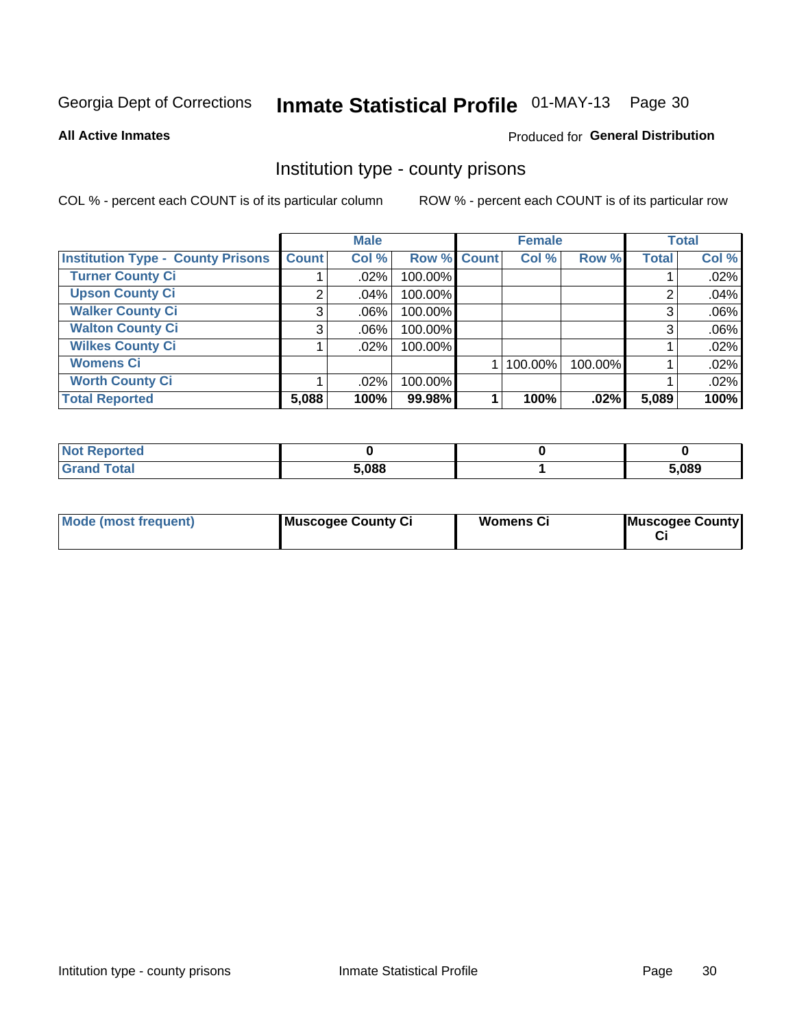Georgia Dept of Corrections **Inmate Statistical Profile** 01-MAY-13

**All Active Inmates**

Produced for **General Distribution**

## Institution type - county prisons

COL % - percent each COUNT is of its particular column

ROW % - percent each COUNT is of its particular row

| | Male | | | Female | | | Total | |
|---|---|---|---|---|---|---|---|---|
| **Institution Type - County Prisons** | **Count** | **Col %** | **Row %** | **Count** | **Col %** | **Row %** | **Total** | **Col %** |
| **Turner County Ci** | 1 | .02% | 100.00% | | | | 1 | .02% |
| **Upson County Ci** | 2 | .04% | 100.00% | | | | 2 | .04% |
| **Walker County Ci** | 3 | .06% | 100.00% | | | | 3 | .06% |
| **Walton County Ci** | 3 | .06% | 100.00% | | | | 3 | .06% |
| **Wilkes County Ci** | 1 | .02% | 100.00% | | | | 1 | .02% |
| **Womens Ci** | | | | 1 | 100.00% | 100.00% | 1 | .02% |
| **Worth County Ci** | 1 | .02% | 100.00% | | | | 1 | .02% |
| **Total Reported** | **5,088** | **100%** | **99.98%** | **1** | **100%** | **.02%** | **5,089** | **100%** |

| | Male | Female | Total |
|---|---|---|---|
| **Not Reported** | **0** | **0** | **0** |
| **Grand Total** | **5,088** | **1** | **5,089** |

| | Male | Female | Total |
|---|---|---|---|
| **Mode (most frequent)** | **Muscogee County Ci** | **Womens Ci** | **Muscogee County Ci** |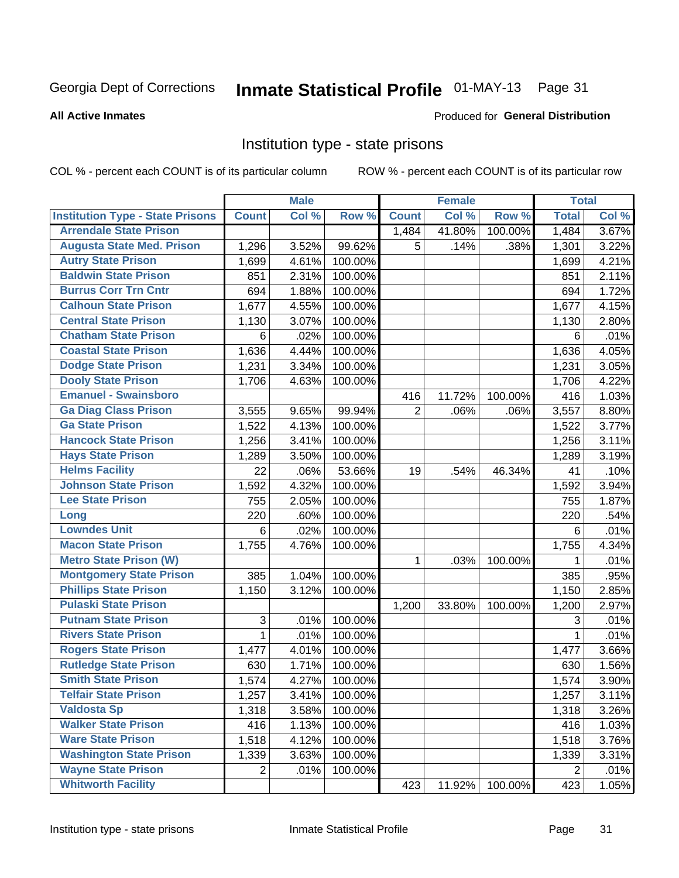Georgia Dept of Corrections **Inmate Statistical Profile** 01-MAY-13

**All Active Inmates**

Produced for **General Distribution**

## Institution type - state prisons

COL % - percent each COUNT is of its particular column ROW % - percent each COUNT is of its particular row

| | Male | | | Female | | | Total | |
|---|---|---|---|---|---|---|---|---|
| **Institution Type - State Prisons** | **Count** | **Col %** | **Row %** | **Count** | **Col %** | **Row %** | **Total** | **Col %** |
| Arrendale State Prison | | | | 1,484 | 41.80% | 100.00% | 1,484 | 3.67% |
| Augusta State Med. Prison | 1,296 | 3.52% | 99.62% | 5 | .14% | .38% | 1,301 | 3.22% |
| Autry State Prison | 1,699 | 4.61% | 100.00% | | | | 1,699 | 4.21% |
| Baldwin State Prison | 851 | 2.31% | 100.00% | | | | 851 | 2.11% |
| Burrus Corr Trn Cntr | 694 | 1.88% | 100.00% | | | | 694 | 1.72% |
| Calhoun State Prison | 1,677 | 4.55% | 100.00% | | | | 1,677 | 4.15% |
| Central State Prison | 1,130 | 3.07% | 100.00% | | | | 1,130 | 2.80% |
| Chatham State Prison | 6 | .02% | 100.00% | | | | 6 | .01% |
| Coastal State Prison | 1,636 | 4.44% | 100.00% | | | | 1,636 | 4.05% |
| Dodge State Prison | 1,231 | 3.34% | 100.00% | | | | 1,231 | 3.05% |
| Dooly State Prison | 1,706 | 4.63% | 100.00% | | | | 1,706 | 4.22% |
| Emanuel - Swainsboro | | | | 416 | 11.72% | 100.00% | 416 | 1.03% |
| Ga Diag Class Prison | 3,555 | 9.65% | 99.94% | 2 | .06% | .06% | 3,557 | 8.80% |
| Ga State Prison | 1,522 | 4.13% | 100.00% | | | | 1,522 | 3.77% |
| Hancock State Prison | 1,256 | 3.41% | 100.00% | | | | 1,256 | 3.11% |
| Hays State Prison | 1,289 | 3.50% | 100.00% | | | | 1,289 | 3.19% |
| Helms Facility | 22 | .06% | 53.66% | 19 | .54% | 46.34% | 41 | .10% |
| Johnson State Prison | 1,592 | 4.32% | 100.00% | | | | 1,592 | 3.94% |
| Lee State Prison | 755 | 2.05% | 100.00% | | | | 755 | 1.87% |
| Long | 220 | .60% | 100.00% | | | | 220 | .54% |
| Lowndes Unit | 6 | .02% | 100.00% | | | | 6 | .01% |
| Macon State Prison | 1,755 | 4.76% | 100.00% | | | | 1,755 | 4.34% |
| Metro State Prison (W) | | | | 1 | .03% | 100.00% | 1 | .01% |
| Montgomery State Prison | 385 | 1.04% | 100.00% | | | | 385 | .95% |
| Phillips State Prison | 1,150 | 3.12% | 100.00% | | | | 1,150 | 2.85% |
| Pulaski State Prison | | | | 1,200 | 33.80% | 100.00% | 1,200 | 2.97% |
| Putnam State Prison | 3 | .01% | 100.00% | | | | 3 | .01% |
| Rivers State Prison | 1 | .01% | 100.00% | | | | 1 | .01% |
| Rogers State Prison | 1,477 | 4.01% | 100.00% | | | | 1,477 | 3.66% |
| Rutledge State Prison | 630 | 1.71% | 100.00% | | | | 630 | 1.56% |
| Smith State Prison | 1,574 | 4.27% | 100.00% | | | | 1,574 | 3.90% |
| Telfair State Prison | 1,257 | 3.41% | 100.00% | | | | 1,257 | 3.11% |
| Valdosta Sp | 1,318 | 3.58% | 100.00% | | | | 1,318 | 3.26% |
| Walker State Prison | 416 | 1.13% | 100.00% | | | | 416 | 1.03% |
| Ware State Prison | 1,518 | 4.12% | 100.00% | | | | 1,518 | 3.76% |
| Washington State Prison | 1,339 | 3.63% | 100.00% | | | | 1,339 | 3.31% |
| Wayne State Prison | 2 | .01% | 100.00% | | | | 2 | .01% |
| Whitworth Facility | | | | 423 | 11.92% | 100.00% | 423 | 1.05% |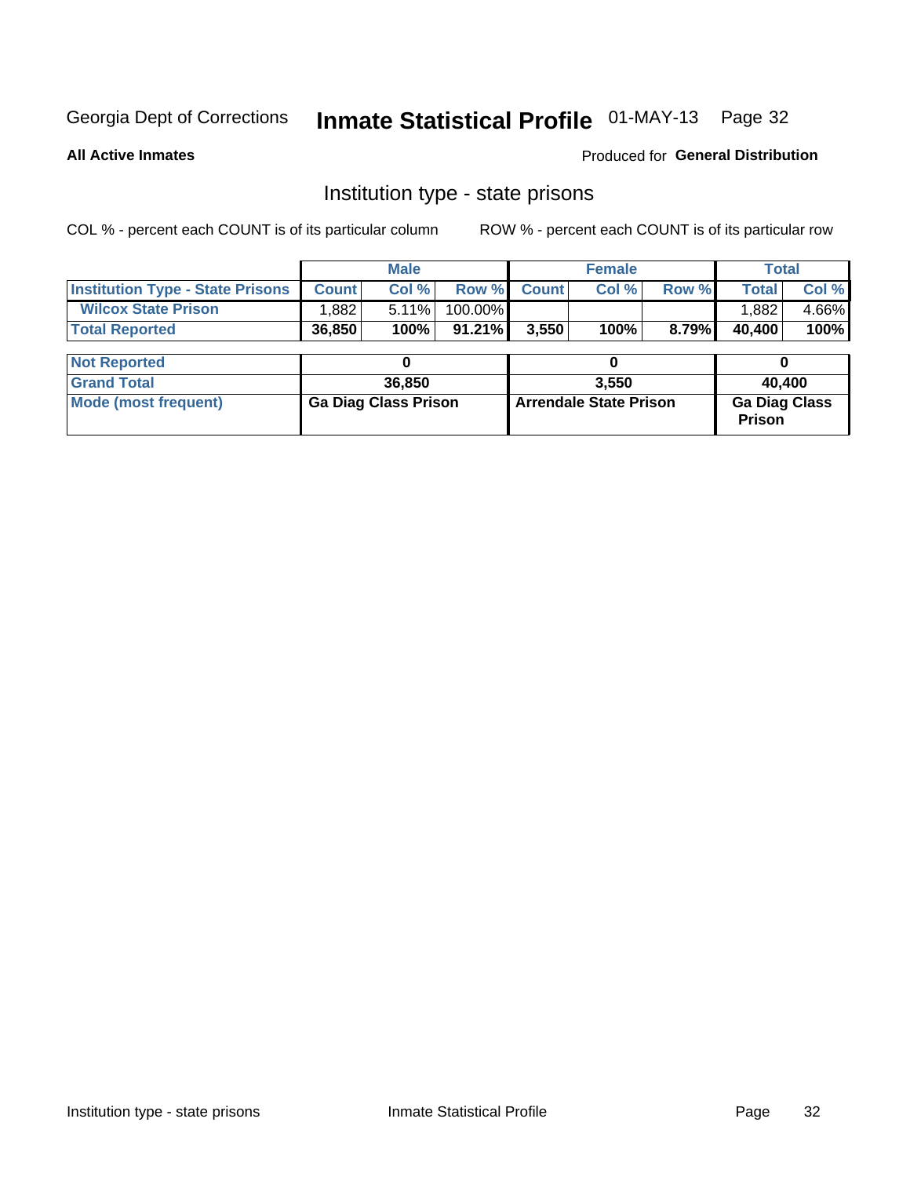Georgia Dept of Corrections **Inmate Statistical Profile** 01-MAY-13

**All Active Inmates**

Produced for **General Distribution**

## Institution type - state prisons

COL % - percent each COUNT is of its particular column ROW % - percent each COUNT is of its particular row

| | Male | | | Female | | | Total | |
|---|---|---|---|---|---|---|---|---|
| **Institution Type - State Prisons** | **Count** | **Col %** | **Row %** | **Count** | **Col %** | **Row %** | **Total** | **Col %** |
| **Wilcox State Prison** | 1,882 | 5.11% | 100.00% | | | | 1,882 | 4.66% |
| **Total Reported** | **36,850** | **100%** | **91.21%** | **3,550** | **100%** | **8.79%** | **40,400** | **100%** |
| **Not Reported** | **0** | | | **0** | | | **0** | |
| **Grand Total** | **36,850** | | | **3,550** | | | **40,400** | |
| **Mode (most frequent)** | **Ga Diag Class Prison** | | | **Arrendale State Prison** | | | **Ga Diag Class Prison** | |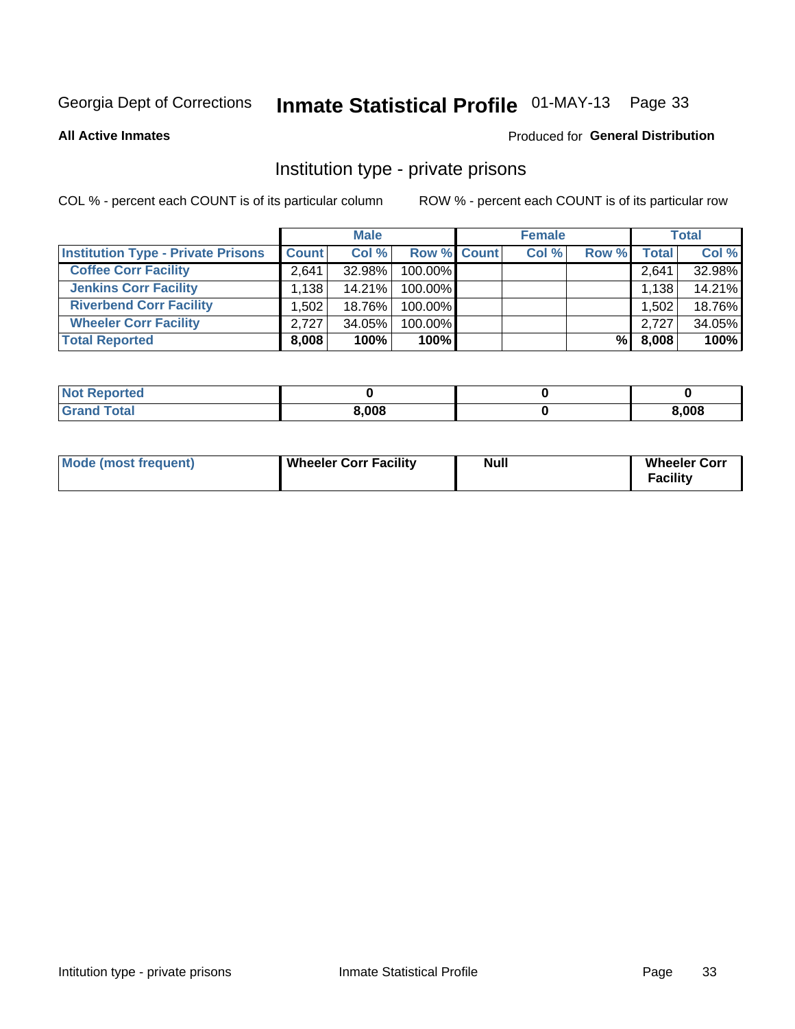Georgia Dept of Corrections **Inmate Statistical Profile** 01-MAY-13

**All Active Inmates**

Produced for **General Distribution**

## Institution type - private prisons

COL % - percent each COUNT is of its particular column

ROW % - percent each COUNT is of its particular row

| | Male | | | Female | | | Total | |
|---|---|---|---|---|---|---|---|---|
| **Institution Type - Private Prisons** | **Count** | **Col %** | **Row %** | **Count** | **Col %** | **Row %** | **Total** | **Col %** |
| **Coffee Corr Facility** | 2,641 | 32.98% | 100.00% | | | | 2,641 | 32.98% |
| **Jenkins Corr Facility** | 1,138 | 14.21% | 100.00% | | | | 1,138 | 14.21% |
| **Riverbend Corr Facility** | 1,502 | 18.76% | 100.00% | | | | 1,502 | 18.76% |
| **Wheeler Corr Facility** | 2,727 | 34.05% | 100.00% | | | | 2,727 | 34.05% |
| **Total Reported** | **8,008** | **100%** | **100%** | | | **%** | **8,008** | **100%** |

| | Male | Female | Total |
|---|---|---|---|
| **Not Reported** | **0** | **0** | **0** |
| **Grand Total** | **8,008** | **0** | **8,008** |

| | Male | Female | Total |
|---|---|---|---|
| **Mode (most frequent)** | **Wheeler Corr Facility** | **Null** | **Wheeler Corr Facility** |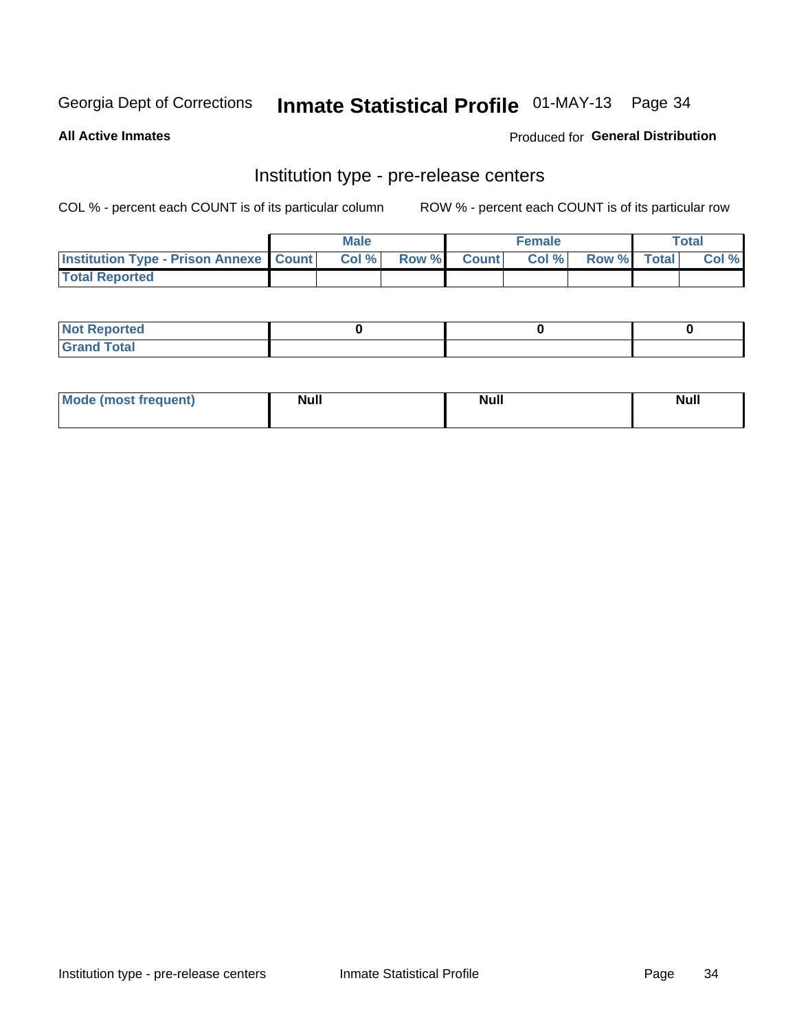Georgia Dept of Corrections **Inmate Statistical Profile** 01-MAY-13

**All Active Inmates**

Produced for **General Distribution**

## Institution type - pre-release centers

COL % - percent each COUNT is of its particular column ROW % - percent each COUNT is of its particular row

| | Male | | | Female | | | Total | |
|---|---|---|---|---|---|---|---|---|
| **Institution Type - Prison Annexe** | **Count** | **Col %** | **Row %** | **Count** | **Col %** | **Row %** | **Total** | **Col %** |
| **Total Reported** | | | | | | | | |

| | Male | Female | Total |
|---|---|---|---|
| **Not Reported** | **0** | **0** | **0** |
| **Grand Total** | | | |

| | Male | Female | Total |
|---|---|---|---|
| **Mode (most frequent)** | **Null** | **Null** | **Null** |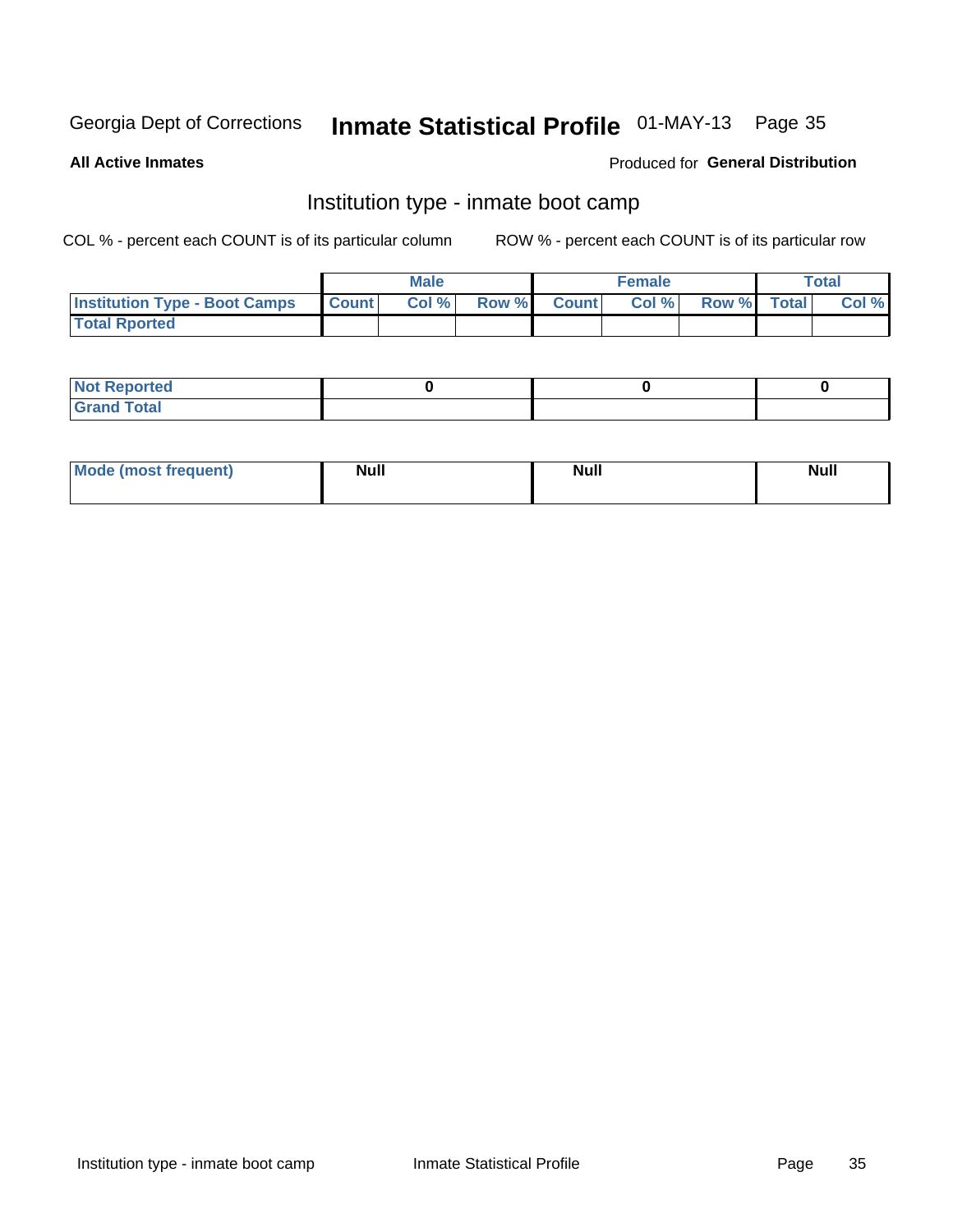Georgia Dept of Corrections **Inmate Statistical Profile** 01-MAY-13

**All Active Inmates**

Produced for **General Distribution**

## Institution type - inmate boot camp

COL % - percent each COUNT is of its particular column

ROW % - percent each COUNT is of its particular row

| | Male | | | Female | | | Total | |
|---|---|---|---|---|---|---|---|---|
| **Institution Type - Boot Camps** | **Count** | **Col %** | **Row %** | **Count** | **Col %** | **Row %** | **Total** | **Col %** |
| **Total Rported** | | | | | | | | |

| | Male | Female | Total |
|---|---|---|---|
| **Not Reported** | 0 | 0 | 0 |
| **Grand Total** | | | |

| | Male | Female | Total |
|---|---|---|---|
| **Mode (most frequent)** | Null | Null | Null |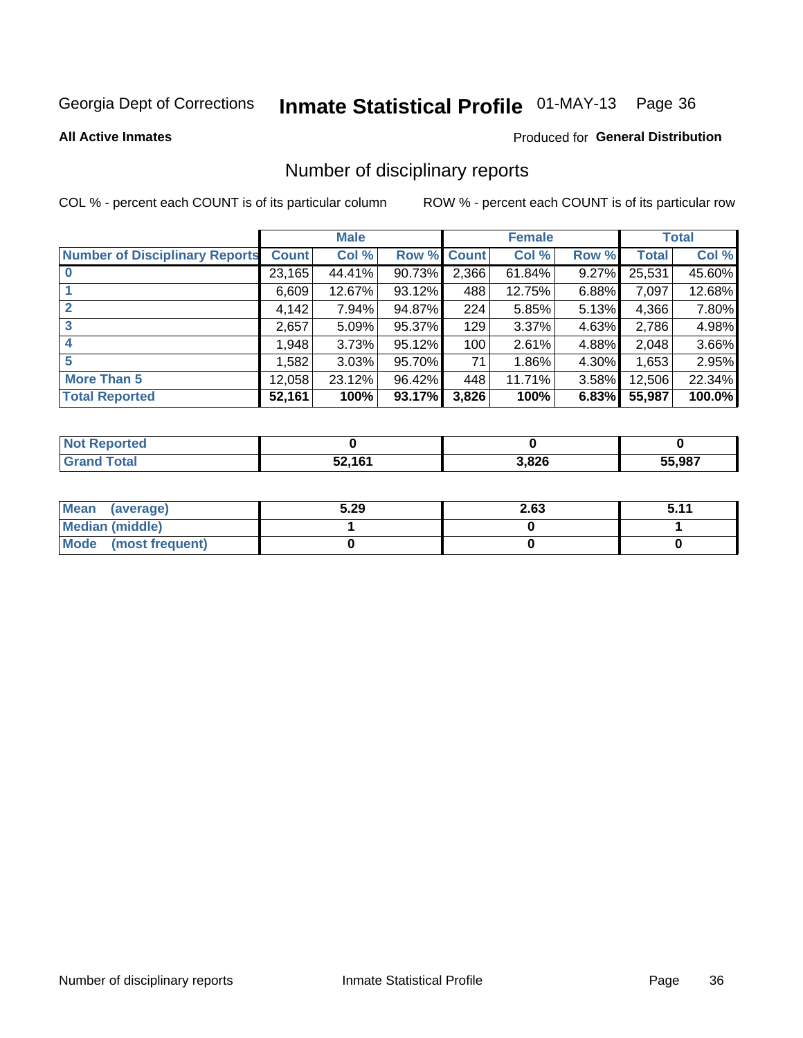Georgia Dept of Corrections **Inmate Statistical Profile** 01-MAY-13

**All Active Inmates**

Produced for **General Distribution**

## Number of disciplinary reports

COL % - percent each COUNT is of its particular column

ROW % - percent each COUNT is of its particular row

| | Male | | | Female | | | Total | |
|---|---|---|---|---|---|---|---|---|
| **Number of Disciplinary Reports** | **Count** | **Col %** | **Row %** | **Count** | **Col %** | **Row %** | **Total** | **Col %** |
| **0** | 23,165 | 44.41% | 90.73% | 2,366 | 61.84% | 9.27% | 25,531 | 45.60% |
| **1** | 6,609 | 12.67% | 93.12% | 488 | 12.75% | 6.88% | 7,097 | 12.68% |
| **2** | 4,142 | 7.94% | 94.87% | 224 | 5.85% | 5.13% | 4,366 | 7.80% |
| **3** | 2,657 | 5.09% | 95.37% | 129 | 3.37% | 4.63% | 2,786 | 4.98% |
| **4** | 1,948 | 3.73% | 95.12% | 100 | 2.61% | 4.88% | 2,048 | 3.66% |
| **5** | 1,582 | 3.03% | 95.70% | 71 | 1.86% | 4.30% | 1,653 | 2.95% |
| **More Than 5** | 12,058 | 23.12% | 96.42% | 448 | 11.71% | 3.58% | 12,506 | 22.34% |
| **Total Reported** | **52,161** | **100%** | **93.17%** | **3,826** | **100%** | **6.83%** | **55,987** | **100.0%** |

| | Male | Female | Total |
|---|---|---|---|
| **Not Reported** | **0** | **0** | **0** |
| **Grand Total** | **52,161** | **3,826** | **55,987** |

| | Male | Female | Total |
|---|---|---|---|
| **Mean (average)** | **5.29** | **2.63** | **5.11** |
| **Median (middle)** | **1** | **0** | **1** |
| **Mode (most frequent)** | **0** | **0** | **0** |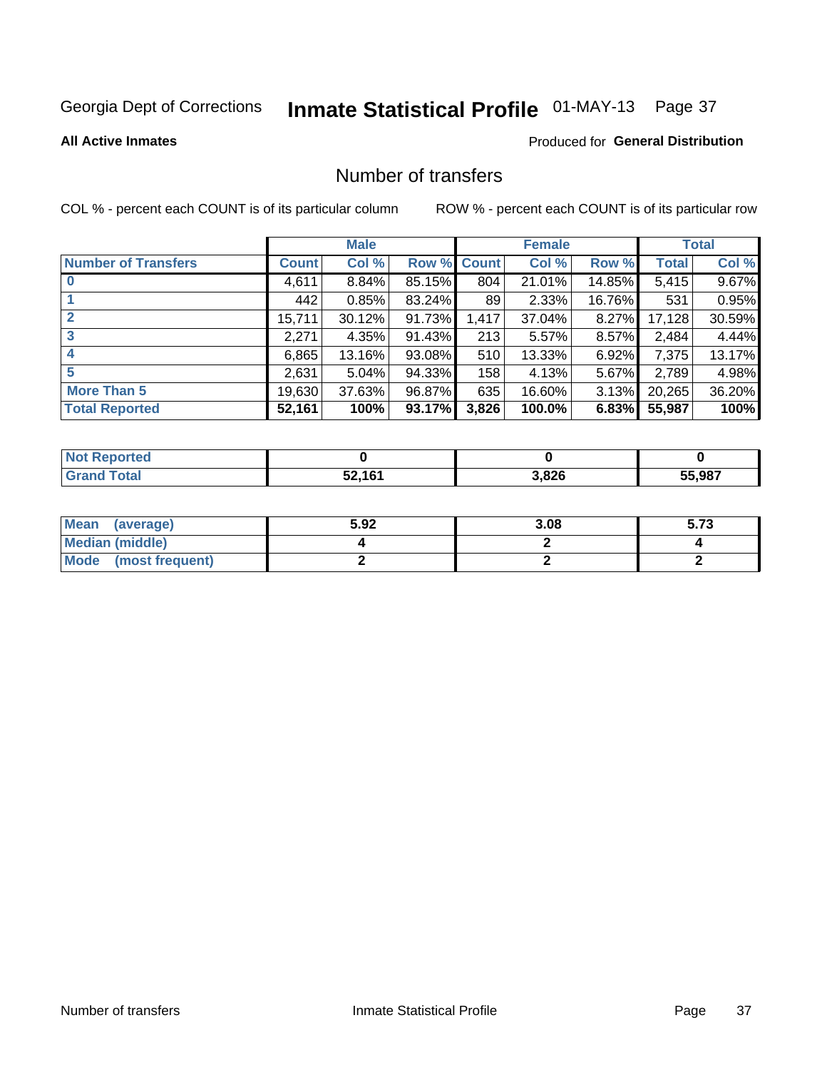Georgia Dept of Corrections **Inmate Statistical Profile** 01-MAY-13

**All Active Inmates**

Produced for **General Distribution**

## Number of transfers

COL % - percent each COUNT is of its particular column

ROW % - percent each COUNT is of its particular row

| | Male | | | Female | | | Total | |
|---|---|---|---|---|---|---|---|---|
| **Number of Transfers** | **Count** | **Col %** | **Row %** | **Count** | **Col %** | **Row %** | **Total** | **Col %** |
| **0** | 4,611 | 8.84% | 85.15% | 804 | 21.01% | 14.85% | 5,415 | 9.67% |
| **1** | 442 | 0.85% | 83.24% | 89 | 2.33% | 16.76% | 531 | 0.95% |
| **2** | 15,711 | 30.12% | 91.73% | 1,417 | 37.04% | 8.27% | 17,128 | 30.59% |
| **3** | 2,271 | 4.35% | 91.43% | 213 | 5.57% | 8.57% | 2,484 | 4.44% |
| **4** | 6,865 | 13.16% | 93.08% | 510 | 13.33% | 6.92% | 7,375 | 13.17% |
| **5** | 2,631 | 5.04% | 94.33% | 158 | 4.13% | 5.67% | 2,789 | 4.98% |
| **More Than 5** | 19,630 | 37.63% | 96.87% | 635 | 16.60% | 3.13% | 20,265 | 36.20% |
| **Total Reported** | **52,161** | **100%** | **93.17%** | **3,826** | **100.0%** | **6.83%** | **55,987** | **100%** |

| | Male | Female | Total |
|---|---|---|---|
| **Not Reported** | **0** | **0** | **0** |
| **Grand Total** | **52,161** | **3,826** | **55,987** |

| | Male | Female | Total |
|---|---|---|---|
| **Mean (average)** | **5.92** | **3.08** | **5.73** |
| **Median (middle)** | **4** | **2** | **4** |
| **Mode (most frequent)** | **2** | **2** | **2** |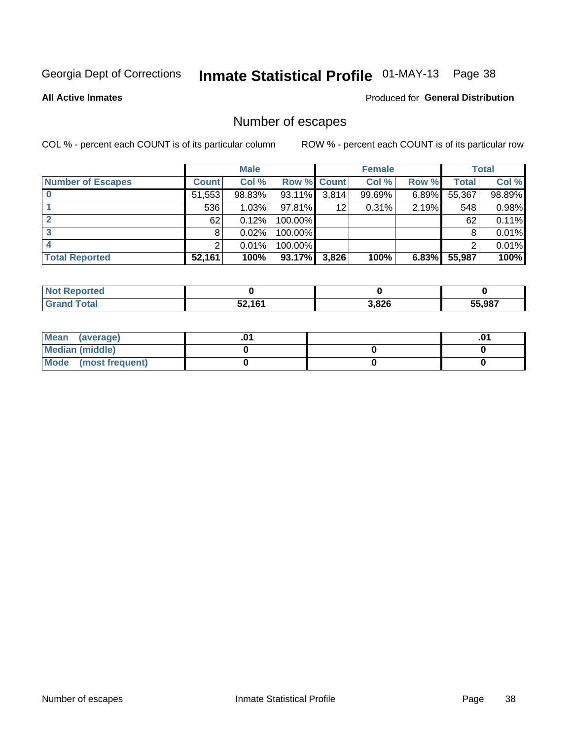Georgia Dept of Corrections **Inmate Statistical Profile** 01-MAY-13 Page 38

**All Active Inmates**

Produced for **General Distribution**

## Number of escapes

COL % - percent each COUNT is of its particular column

ROW % - percent each COUNT is of its particular row

| | Male | | | Female | | | Total | |
|---|---|---|---|---|---|---|---|---|
| **Number of Escapes** | **Count** | **Col %** | **Row %** | **Count** | **Col %** | **Row %** | **Total** | **Col %** |
| **0** | 51,553 | 98.83% | 93.11% | 3,814 | 99.69% | 6.89% | 55,367 | 98.89% |
| **1** | 536 | 1.03% | 97.81% | 12 | 0.31% | 2.19% | 548 | 0.98% |
| **2** | 62 | 0.12% | 100.00% | | | | 62 | 0.11% |
| **3** | 8 | 0.02% | 100.00% | | | | 8 | 0.01% |
| **4** | 2 | 0.01% | 100.00% | | | | 2 | 0.01% |
| **Total Reported** | **52,161** | **100%** | **93.17%** | **3,826** | **100%** | **6.83%** | **55,987** | **100%** |

| | Male | Female | Total |
|---|---|---|---|
| **Not Reported** | **0** | **0** | **0** |
| **Grand Total** | **52,161** | **3,826** | **55,987** |

| | Male | Female | Total |
|---|---|---|---|
| **Mean (average)** | **.01** | | **.01** |
| **Median (middle)** | **0** | **0** | **0** |
| **Mode (most frequent)** | **0** | **0** | **0** |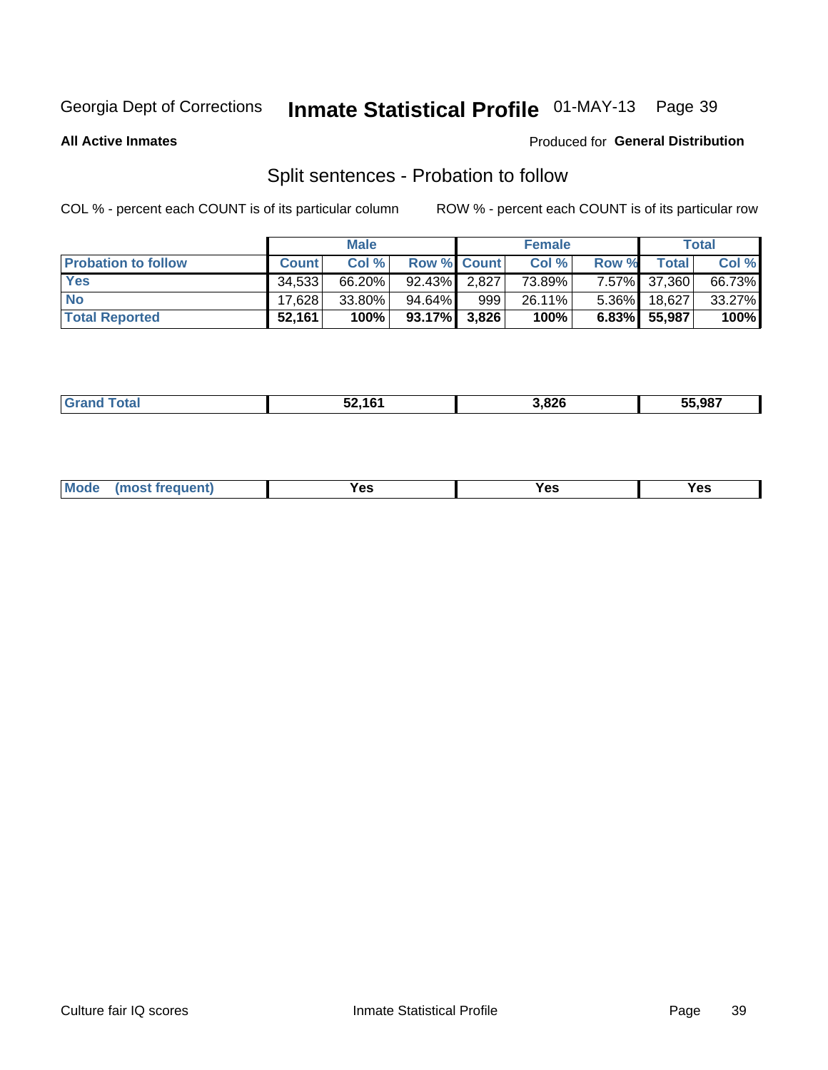Georgia Dept of Corrections **Inmate Statistical Profile** 01-MAY-13

**All Active Inmates**

Produced for **General Distribution**

## Split sentences - Probation to follow

COL % - percent each COUNT is of its particular column

ROW % - percent each COUNT is of its particular row

| | Male | | | Female | | | Total | |
|---|---|---|---|---|---|---|---|---|
| **Probation to follow** | **Count** | **Col %** | **Row %** | **Count** | **Col %** | **Row %** | **Total** | **Col %** |
| **Yes** | 34,533 | 66.20% | 92.43% | 2,827 | 73.89% | 7.57% | 37,360 | 66.73% |
| **No** | 17,628 | 33.80% | 94.64% | 999 | 26.11% | 5.36% | 18,627 | 33.27% |
| **Total Reported** | **52,161** | **100%** | **93.17%** | **3,826** | **100%** | **6.83%** | **55,987** | **100%** |

| | | | |
|---|---|---|---|
| **Grand Total** | **52,161** | **3,826** | **55,987** |

| | | | |
|---|---|---|---|
| **Mode (most frequent)** | **Yes** | **Yes** | **Yes** |

Culture fair IQ scores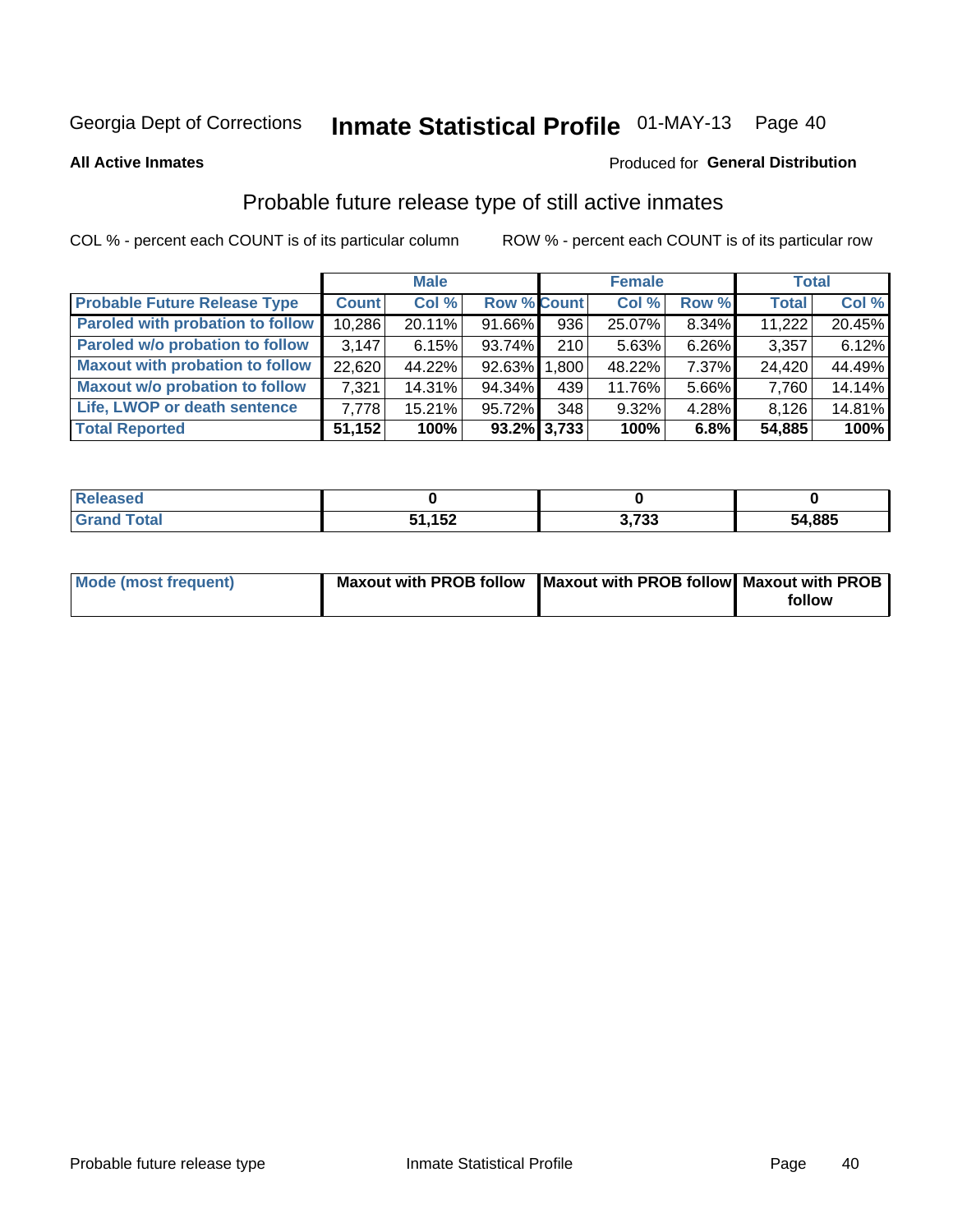Georgia Dept of Corrections **Inmate Statistical Profile** 01-MAY-13

**All Active Inmates**

Produced for **General Distribution**

## Probable future release type of still active inmates

COL % - percent each COUNT is of its particular column ROW % - percent each COUNT is of its particular row

| | Male | | | Female | | | Total | |
|---|---|---|---|---|---|---|---|---|
| Probable Future Release Type | Count | Col % | Row % | Count | Col % | Row % | Total | Col % |
| Paroled with probation to follow | 10,286 | 20.11% | 91.66% | 936 | 25.07% | 8.34% | 11,222 | 20.45% |
| Paroled w/o probation to follow | 3,147 | 6.15% | 93.74% | 210 | 5.63% | 6.26% | 3,357 | 6.12% |
| Maxout with probation to follow | 22,620 | 44.22% | 92.63% | 1,800 | 48.22% | 7.37% | 24,420 | 44.49% |
| Maxout w/o probation to follow | 7,321 | 14.31% | 94.34% | 439 | 11.76% | 5.66% | 7,760 | 14.14% |
| Life, LWOP or death sentence | 7,778 | 15.21% | 95.72% | 348 | 9.32% | 4.28% | 8,126 | 14.81% |
| **Total Reported** | **51,152** | **100%** | **93.2%** | **3,733** | **100%** | **6.8%** | **54,885** | **100%** |

| | Male | Female | Total |
|---|---|---|---|
| Released | **0** | **0** | **0** |
| Grand Total | **51,152** | **3,733** | **54,885** |

| | Male | Female | Total |
|---|---|---|---|
| Mode (most frequent) | **Maxout with PROB follow** | **Maxout with PROB follow** | **Maxout with PROB follow** |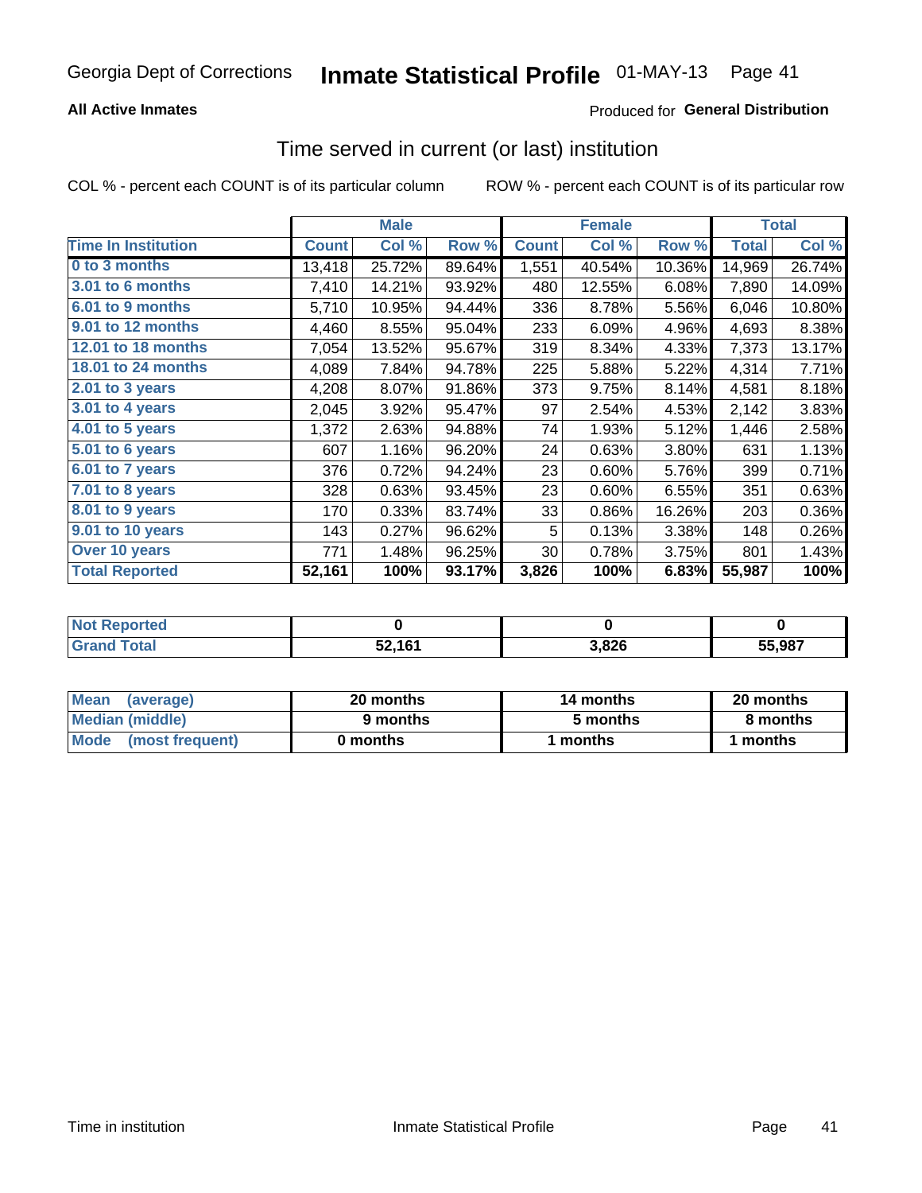Georgia Dept of Corrections **Inmate Statistical Profile** 01-MAY-13

**All Active Inmates**

Produced for **General Distribution**

## Time served in current (or last) institution

COL % - percent each COUNT is of its particular column

ROW % - percent each COUNT is of its particular row

| | Male | | | Female | | | Total | |
|---|---|---|---|---|---|---|---|---|
| **Time In Institution** | **Count** | **Col %** | **Row %** | **Count** | **Col %** | **Row %** | **Total** | **Col %** |
| **0 to 3 months** | 13,418 | 25.72% | 89.64% | 1,551 | 40.54% | 10.36% | 14,969 | 26.74% |
| **3.01 to 6 months** | 7,410 | 14.21% | 93.92% | 480 | 12.55% | 6.08% | 7,890 | 14.09% |
| **6.01 to 9 months** | 5,710 | 10.95% | 94.44% | 336 | 8.78% | 5.56% | 6,046 | 10.80% |
| **9.01 to 12 months** | 4,460 | 8.55% | 95.04% | 233 | 6.09% | 4.96% | 4,693 | 8.38% |
| **12.01 to 18 months** | 7,054 | 13.52% | 95.67% | 319 | 8.34% | 4.33% | 7,373 | 13.17% |
| **18.01 to 24 months** | 4,089 | 7.84% | 94.78% | 225 | 5.88% | 5.22% | 4,314 | 7.71% |
| **2.01 to 3 years** | 4,208 | 8.07% | 91.86% | 373 | 9.75% | 8.14% | 4,581 | 8.18% |
| **3.01 to 4 years** | 2,045 | 3.92% | 95.47% | 97 | 2.54% | 4.53% | 2,142 | 3.83% |
| **4.01 to 5 years** | 1,372 | 2.63% | 94.88% | 74 | 1.93% | 5.12% | 1,446 | 2.58% |
| **5.01 to 6 years** | 607 | 1.16% | 96.20% | 24 | 0.63% | 3.80% | 631 | 1.13% |
| **6.01 to 7 years** | 376 | 0.72% | 94.24% | 23 | 0.60% | 5.76% | 399 | 0.71% |
| **7.01 to 8 years** | 328 | 0.63% | 93.45% | 23 | 0.60% | 6.55% | 351 | 0.63% |
| **8.01 to 9 years** | 170 | 0.33% | 83.74% | 33 | 0.86% | 16.26% | 203 | 0.36% |
| **9.01 to 10 years** | 143 | 0.27% | 96.62% | 5 | 0.13% | 3.38% | 148 | 0.26% |
| **Over 10 years** | 771 | 1.48% | 96.25% | 30 | 0.78% | 3.75% | 801 | 1.43% |
| **Total Reported** | **52,161** | **100%** | **93.17%** | **3,826** | **100%** | **6.83%** | **55,987** | **100%** |

| | Male | Female | Total |
|---|---|---|---|
| **Not Reported** | **0** | **0** | **0** |
| **Grand Total** | **52,161** | **3,826** | **55,987** |

| | Male | Female | Total |
|---|---|---|---|
| **Mean (average)** | **20 months** | **14 months** | **20 months** |
| **Median (middle)** | **9 months** | **5 months** | **8 months** |
| **Mode (most frequent)** | **0 months** | **1 months** | **1 months** |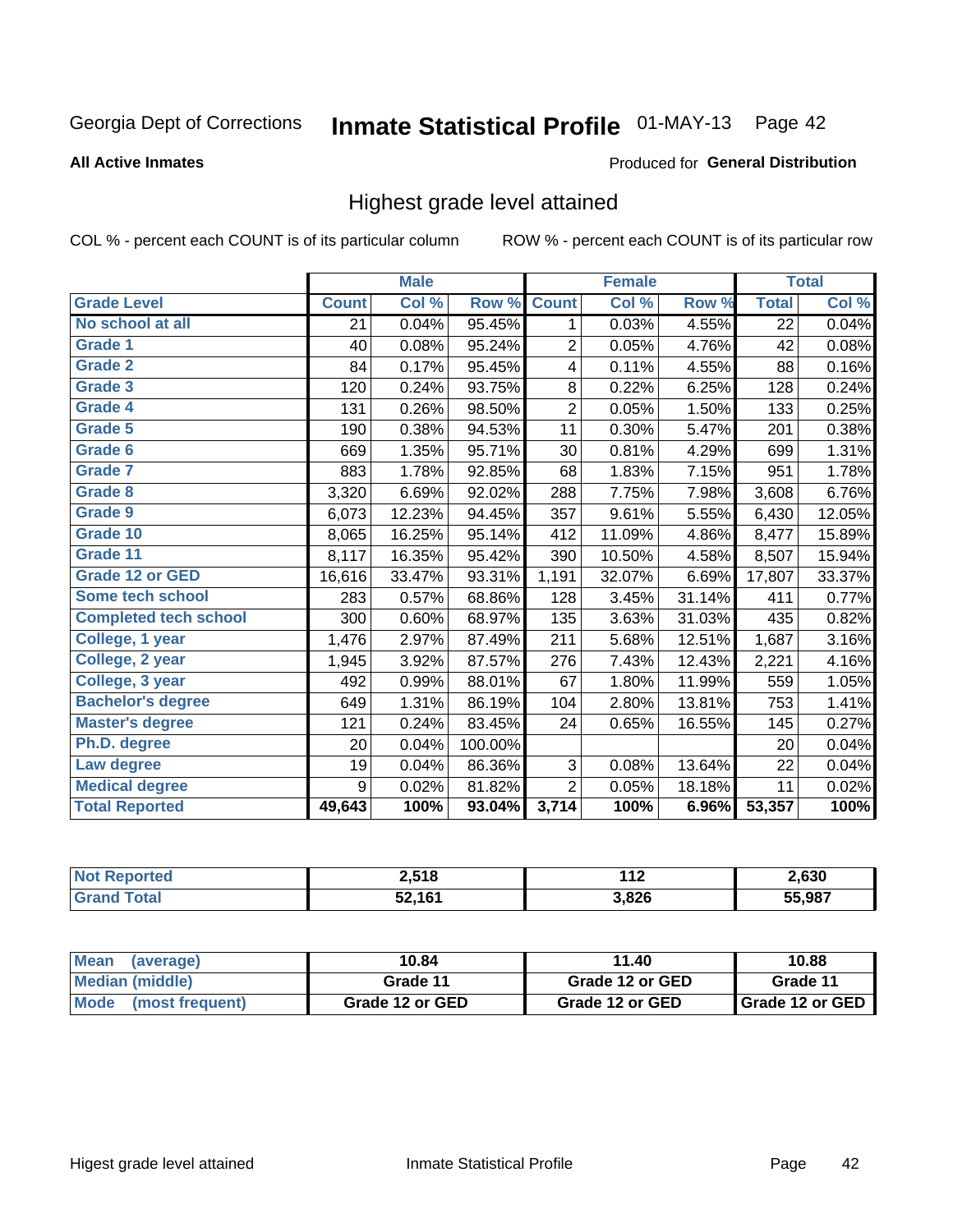Georgia Dept of Corrections **Inmate Statistical Profile** 01-MAY-13 Page 42

**All Active Inmates**

Produced for **General Distribution**

## Highest grade level attained

COL % - percent each COUNT is of its particular column ROW % - percent each COUNT is of its particular row

| | Male | | | Female | | | Total | |
|---|---|---|---|---|---|---|---|---|
| **Grade Level** | **Count** | **Col %** | **Row %** | **Count** | **Col %** | **Row %** | **Total** | **Col %** |
| No school at all | 21 | 0.04% | 95.45% | 1 | 0.03% | 4.55% | 22 | 0.04% |
| Grade 1 | 40 | 0.08% | 95.24% | 2 | 0.05% | 4.76% | 42 | 0.08% |
| Grade 2 | 84 | 0.17% | 95.45% | 4 | 0.11% | 4.55% | 88 | 0.16% |
| Grade 3 | 120 | 0.24% | 93.75% | 8 | 0.22% | 6.25% | 128 | 0.24% |
| Grade 4 | 131 | 0.26% | 98.50% | 2 | 0.05% | 1.50% | 133 | 0.25% |
| Grade 5 | 190 | 0.38% | 94.53% | 11 | 0.30% | 5.47% | 201 | 0.38% |
| Grade 6 | 669 | 1.35% | 95.71% | 30 | 0.81% | 4.29% | 699 | 1.31% |
| Grade 7 | 883 | 1.78% | 92.85% | 68 | 1.83% | 7.15% | 951 | 1.78% |
| Grade 8 | 3,320 | 6.69% | 92.02% | 288 | 7.75% | 7.98% | 3,608 | 6.76% |
| Grade 9 | 6,073 | 12.23% | 94.45% | 357 | 9.61% | 5.55% | 6,430 | 12.05% |
| Grade 10 | 8,065 | 16.25% | 95.14% | 412 | 11.09% | 4.86% | 8,477 | 15.89% |
| Grade 11 | 8,117 | 16.35% | 95.42% | 390 | 10.50% | 4.58% | 8,507 | 15.94% |
| Grade 12 or GED | 16,616 | 33.47% | 93.31% | 1,191 | 32.07% | 6.69% | 17,807 | 33.37% |
| Some tech school | 283 | 0.57% | 68.86% | 128 | 3.45% | 31.14% | 411 | 0.77% |
| Completed tech school | 300 | 0.60% | 68.97% | 135 | 3.63% | 31.03% | 435 | 0.82% |
| College, 1 year | 1,476 | 2.97% | 87.49% | 211 | 5.68% | 12.51% | 1,687 | 3.16% |
| College, 2 year | 1,945 | 3.92% | 87.57% | 276 | 7.43% | 12.43% | 2,221 | 4.16% |
| College, 3 year | 492 | 0.99% | 88.01% | 67 | 1.80% | 11.99% | 559 | 1.05% |
| Bachelor's degree | 649 | 1.31% | 86.19% | 104 | 2.80% | 13.81% | 753 | 1.41% |
| Master's degree | 121 | 0.24% | 83.45% | 24 | 0.65% | 16.55% | 145 | 0.27% |
| Ph.D. degree | 20 | 0.04% | 100.00% | | | | 20 | 0.04% |
| Law degree | 19 | 0.04% | 86.36% | 3 | 0.08% | 13.64% | 22 | 0.04% |
| Medical degree | 9 | 0.02% | 81.82% | 2 | 0.05% | 18.18% | 11 | 0.02% |
| **Total Reported** | **49,643** | **100%** | **93.04%** | **3,714** | **100%** | **6.96%** | **53,357** | **100%** |

| | Male | Female | Total |
|---|---|---|---|
| Not Reported | 2,518 | 112 | 2,630 |
| Grand Total | 52,161 | 3,826 | 55,987 |

| | Male | Female | Total |
|---|---|---|---|
| Mean (average) | 10.84 | 11.40 | 10.88 |
| Median (middle) | Grade 11 | Grade 12 or GED | Grade 11 |
| Mode (most frequent) | Grade 12 or GED | Grade 12 or GED | Grade 12 or GED |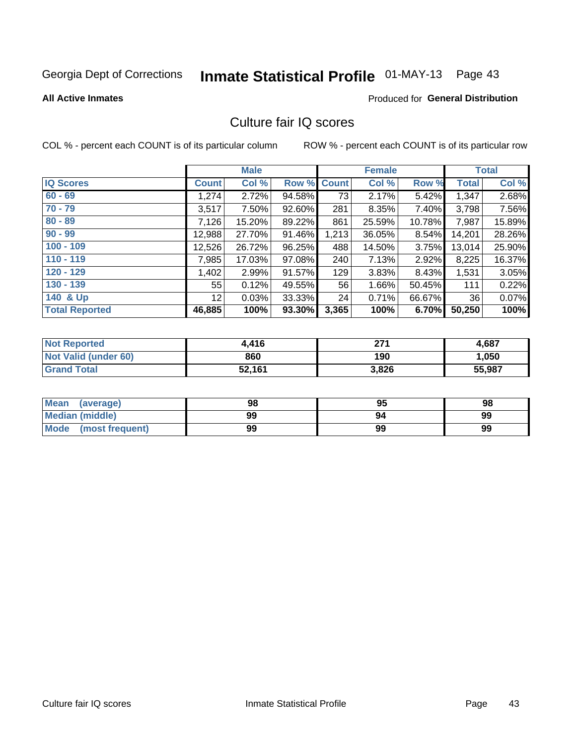Georgia Dept of Corrections **Inmate Statistical Profile** 01-MAY-13

**All Active Inmates**

Produced for **General Distribution**

## Culture fair IQ scores

COL % - percent each COUNT is of its particular column

ROW % - percent each COUNT is of its particular row

| | Male | | | Female | | | Total | |
|---|---|---|---|---|---|---|---|---|
| **IQ Scores** | **Count** | **Col %** | **Row %** | **Count** | **Col %** | **Row %** | **Total** | **Col %** |
| 60 - 69 | 1,274 | 2.72% | 94.58% | 73 | 2.17% | 5.42% | 1,347 | 2.68% |
| 70 - 79 | 3,517 | 7.50% | 92.60% | 281 | 8.35% | 7.40% | 3,798 | 7.56% |
| 80 - 89 | 7,126 | 15.20% | 89.22% | 861 | 25.59% | 10.78% | 7,987 | 15.89% |
| 90 - 99 | 12,988 | 27.70% | 91.46% | 1,213 | 36.05% | 8.54% | 14,201 | 28.26% |
| 100 - 109 | 12,526 | 26.72% | 96.25% | 488 | 14.50% | 3.75% | 13,014 | 25.90% |
| 110 - 119 | 7,985 | 17.03% | 97.08% | 240 | 7.13% | 2.92% | 8,225 | 16.37% |
| 120 - 129 | 1,402 | 2.99% | 91.57% | 129 | 3.83% | 8.43% | 1,531 | 3.05% |
| 130 - 139 | 55 | 0.12% | 49.55% | 56 | 1.66% | 50.45% | 111 | 0.22% |
| 140 & Up | 12 | 0.03% | 33.33% | 24 | 0.71% | 66.67% | 36 | 0.07% |
| **Total Reported** | **46,885** | **100%** | **93.30%** | **3,365** | **100%** | **6.70%** | **50,250** | **100%** |

| | Male | Female | Total |
|---|---|---|---|
| Not Reported | 4,416 | 271 | 4,687 |
| Not Valid (under 60) | 860 | 190 | 1,050 |
| Grand Total | 52,161 | 3,826 | 55,987 |

| | Male | Female | Total |
|---|---|---|---|
| Mean (average) | 98 | 95 | 98 |
| Median (middle) | 99 | 94 | 99 |
| Mode (most frequent) | 99 | 99 | 99 |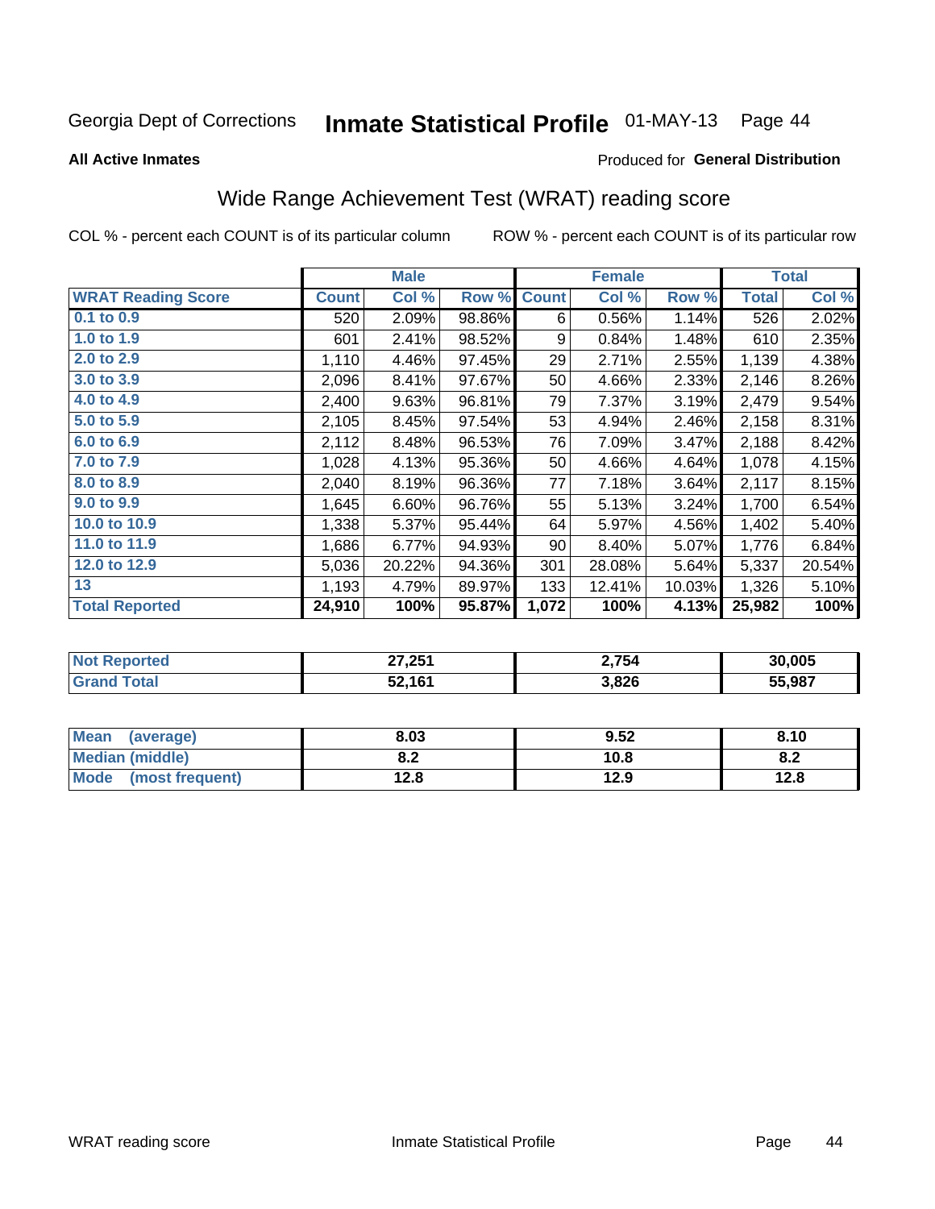Georgia Dept of Corrections **Inmate Statistical Profile** 01-MAY-13

**All Active Inmates**

Produced for **General Distribution**

## Wide Range Achievement Test (WRAT) reading score

COL % - percent each COUNT is of its particular column

ROW % - percent each COUNT is of its particular row

| | Male | | | Female | | | Total | |
|---|---|---|---|---|---|---|---|---|
| **WRAT Reading Score** | **Count** | **Col %** | **Row %** | **Count** | **Col %** | **Row %** | **Total** | **Col %** |
| **0.1 to 0.9** | 520 | 2.09% | 98.86% | 6 | 0.56% | 1.14% | 526 | 2.02% |
| **1.0 to 1.9** | 601 | 2.41% | 98.52% | 9 | 0.84% | 1.48% | 610 | 2.35% |
| **2.0 to 2.9** | 1,110 | 4.46% | 97.45% | 29 | 2.71% | 2.55% | 1,139 | 4.38% |
| **3.0 to 3.9** | 2,096 | 8.41% | 97.67% | 50 | 4.66% | 2.33% | 2,146 | 8.26% |
| **4.0 to 4.9** | 2,400 | 9.63% | 96.81% | 79 | 7.37% | 3.19% | 2,479 | 9.54% |
| **5.0 to 5.9** | 2,105 | 8.45% | 97.54% | 53 | 4.94% | 2.46% | 2,158 | 8.31% |
| **6.0 to 6.9** | 2,112 | 8.48% | 96.53% | 76 | 7.09% | 3.47% | 2,188 | 8.42% |
| **7.0 to 7.9** | 1,028 | 4.13% | 95.36% | 50 | 4.66% | 4.64% | 1,078 | 4.15% |
| **8.0 to 8.9** | 2,040 | 8.19% | 96.36% | 77 | 7.18% | 3.64% | 2,117 | 8.15% |
| **9.0 to 9.9** | 1,645 | 6.60% | 96.76% | 55 | 5.13% | 3.24% | 1,700 | 6.54% |
| **10.0 to 10.9** | 1,338 | 5.37% | 95.44% | 64 | 5.97% | 4.56% | 1,402 | 5.40% |
| **11.0 to 11.9** | 1,686 | 6.77% | 94.93% | 90 | 8.40% | 5.07% | 1,776 | 6.84% |
| **12.0 to 12.9** | 5,036 | 20.22% | 94.36% | 301 | 28.08% | 5.64% | 5,337 | 20.54% |
| **13** | 1,193 | 4.79% | 89.97% | 133 | 12.41% | 10.03% | 1,326 | 5.10% |
| **Total Reported** | **24,910** | **100%** | **95.87%** | **1,072** | **100%** | **4.13%** | **25,982** | **100%** |

| | Male | Female | Total |
|---|---|---|---|
| **Not Reported** | **27,251** | **2,754** | **30,005** |
| **Grand Total** | **52,161** | **3,826** | **55,987** |

| | Male | Female | Total |
|---|---|---|---|
| **Mean (average)** | **8.03** | **9.52** | **8.10** |
| **Median (middle)** | **8.2** | **10.8** | **8.2** |
| **Mode (most frequent)** | **12.8** | **12.9** | **12.8** |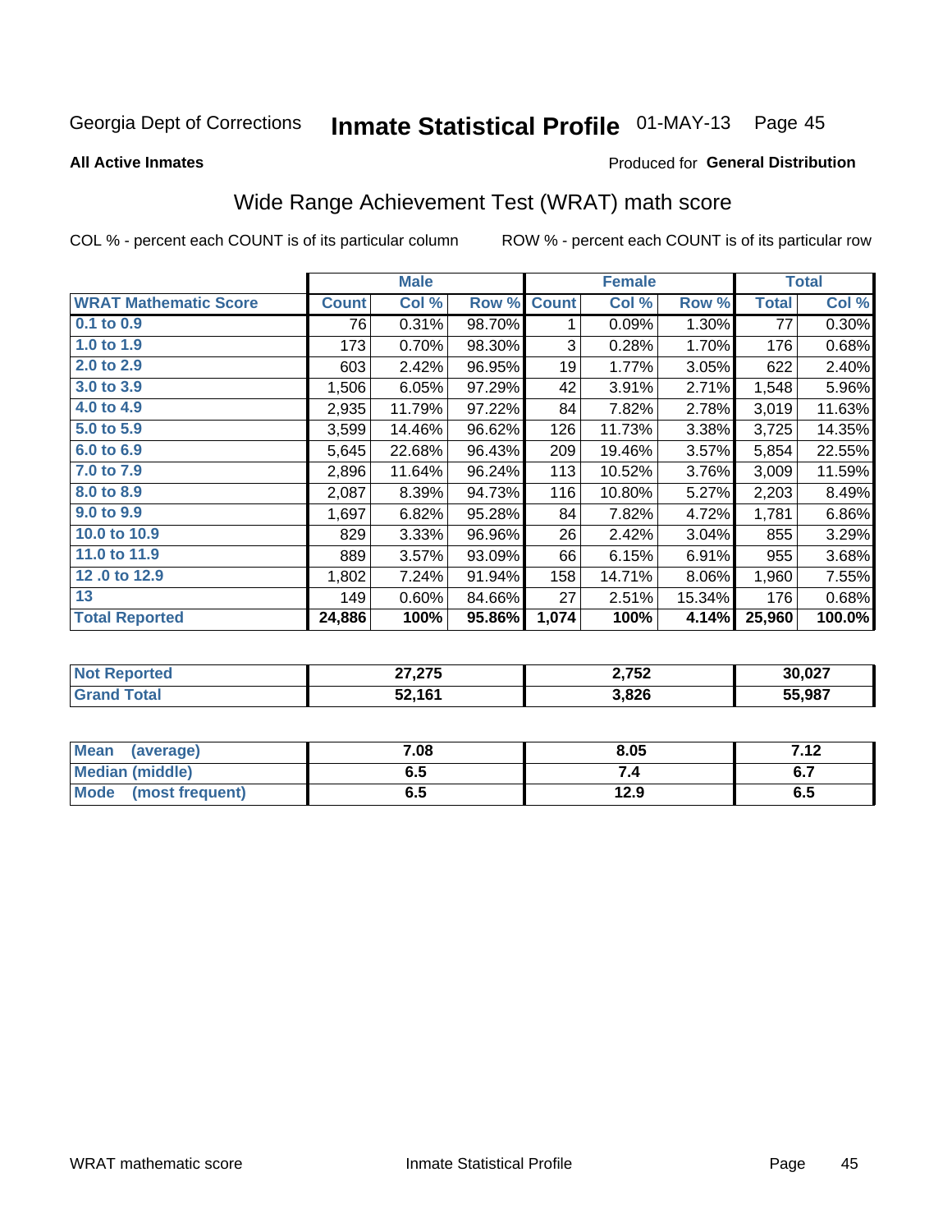Georgia Dept of Corrections **Inmate Statistical Profile** 01-MAY-13

**All Active Inmates**

Produced for **General Distribution**

## Wide Range Achievement Test (WRAT) math score

COL % - percent each COUNT is of its particular column

ROW % - percent each COUNT is of its particular row

| | Male | | | Female | | | Total | |
|---|---|---|---|---|---|---|---|---|
| **WRAT Mathematic Score** | **Count** | **Col %** | **Row %** | **Count** | **Col %** | **Row %** | **Total** | **Col %** |
| 0.1 to 0.9 | 76 | 0.31% | 98.70% | 1 | 0.09% | 1.30% | 77 | 0.30% |
| 1.0 to 1.9 | 173 | 0.70% | 98.30% | 3 | 0.28% | 1.70% | 176 | 0.68% |
| 2.0 to 2.9 | 603 | 2.42% | 96.95% | 19 | 1.77% | 3.05% | 622 | 2.40% |
| 3.0 to 3.9 | 1,506 | 6.05% | 97.29% | 42 | 3.91% | 2.71% | 1,548 | 5.96% |
| 4.0 to 4.9 | 2,935 | 11.79% | 97.22% | 84 | 7.82% | 2.78% | 3,019 | 11.63% |
| 5.0 to 5.9 | 3,599 | 14.46% | 96.62% | 126 | 11.73% | 3.38% | 3,725 | 14.35% |
| 6.0 to 6.9 | 5,645 | 22.68% | 96.43% | 209 | 19.46% | 3.57% | 5,854 | 22.55% |
| 7.0 to 7.9 | 2,896 | 11.64% | 96.24% | 113 | 10.52% | 3.76% | 3,009 | 11.59% |
| 8.0 to 8.9 | 2,087 | 8.39% | 94.73% | 116 | 10.80% | 5.27% | 2,203 | 8.49% |
| 9.0 to 9.9 | 1,697 | 6.82% | 95.28% | 84 | 7.82% | 4.72% | 1,781 | 6.86% |
| 10.0 to 10.9 | 829 | 3.33% | 96.96% | 26 | 2.42% | 3.04% | 855 | 3.29% |
| 11.0 to 11.9 | 889 | 3.57% | 93.09% | 66 | 6.15% | 6.91% | 955 | 3.68% |
| 12 .0 to 12.9 | 1,802 | 7.24% | 91.94% | 158 | 14.71% | 8.06% | 1,960 | 7.55% |
| 13 | 149 | 0.60% | 84.66% | 27 | 2.51% | 15.34% | 176 | 0.68% |
| **Total Reported** | **24,886** | **100%** | **95.86%** | **1,074** | **100%** | **4.14%** | **25,960** | **100.0%** |

| | Male | Female | Total |
|---|---|---|---|
| **Not Reported** | **27,275** | **2,752** | **30,027** |
| **Grand Total** | **52,161** | **3,826** | **55,987** |

| | Male | Female | Total |
|---|---|---|---|
| **Mean (average)** | **7.08** | **8.05** | **7.12** |
| **Median (middle)** | **6.5** | **7.4** | **6.7** |
| **Mode (most frequent)** | **6.5** | **12.9** | **6.5** |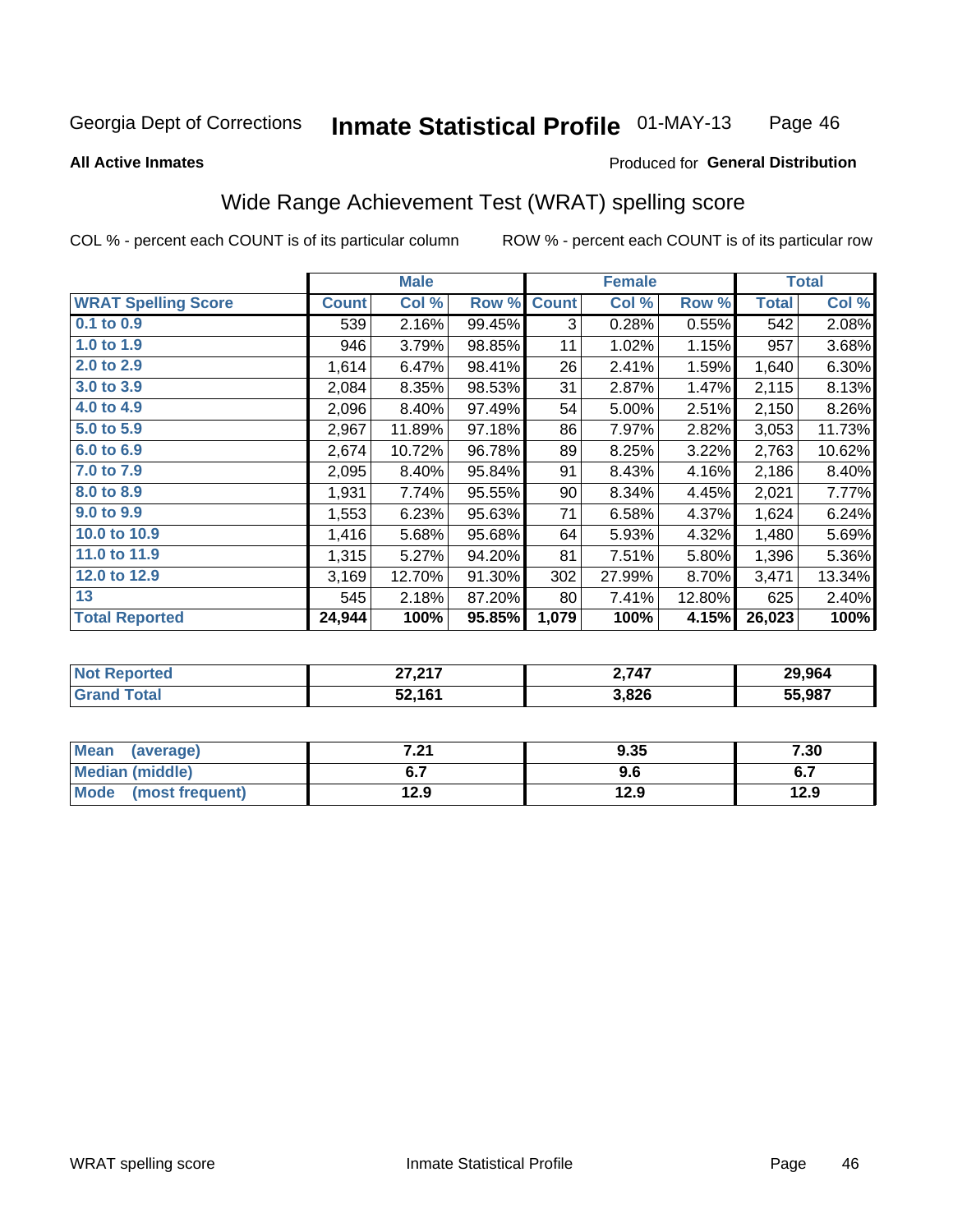Georgia Dept of Corrections **Inmate Statistical Profile** 01-MAY-13

**All Active Inmates**

Produced for **General Distribution**

## Wide Range Achievement Test (WRAT) spelling score

COL % - percent each COUNT is of its particular column ROW % - percent each COUNT is of its particular row

| | Male | | | Female | | | Total | |
|---|---|---|---|---|---|---|---|---|
| **WRAT Spelling Score** | **Count** | **Col %** | **Row %** | **Count** | **Col %** | **Row %** | **Total** | **Col %** |
| 0.1 to 0.9 | 539 | 2.16% | 99.45% | 3 | 0.28% | 0.55% | 542 | 2.08% |
| 1.0 to 1.9 | 946 | 3.79% | 98.85% | 11 | 1.02% | 1.15% | 957 | 3.68% |
| 2.0 to 2.9 | 1,614 | 6.47% | 98.41% | 26 | 2.41% | 1.59% | 1,640 | 6.30% |
| 3.0 to 3.9 | 2,084 | 8.35% | 98.53% | 31 | 2.87% | 1.47% | 2,115 | 8.13% |
| 4.0 to 4.9 | 2,096 | 8.40% | 97.49% | 54 | 5.00% | 2.51% | 2,150 | 8.26% |
| 5.0 to 5.9 | 2,967 | 11.89% | 97.18% | 86 | 7.97% | 2.82% | 3,053 | 11.73% |
| 6.0 to 6.9 | 2,674 | 10.72% | 96.78% | 89 | 8.25% | 3.22% | 2,763 | 10.62% |
| 7.0 to 7.9 | 2,095 | 8.40% | 95.84% | 91 | 8.43% | 4.16% | 2,186 | 8.40% |
| 8.0 to 8.9 | 1,931 | 7.74% | 95.55% | 90 | 8.34% | 4.45% | 2,021 | 7.77% |
| 9.0 to 9.9 | 1,553 | 6.23% | 95.63% | 71 | 6.58% | 4.37% | 1,624 | 6.24% |
| 10.0 to 10.9 | 1,416 | 5.68% | 95.68% | 64 | 5.93% | 4.32% | 1,480 | 5.69% |
| 11.0 to 11.9 | 1,315 | 5.27% | 94.20% | 81 | 7.51% | 5.80% | 1,396 | 5.36% |
| 12.0 to 12.9 | 3,169 | 12.70% | 91.30% | 302 | 27.99% | 8.70% | 3,471 | 13.34% |
| 13 | 545 | 2.18% | 87.20% | 80 | 7.41% | 12.80% | 625 | 2.40% |
| **Total Reported** | **24,944** | **100%** | **95.85%** | **1,079** | **100%** | **4.15%** | **26,023** | **100%** |

| | Male | Female | Total |
|---|---|---|---|
| Not Reported | 27,217 | 2,747 | 29,964 |
| Grand Total | 52,161 | 3,826 | 55,987 |

| | Male | Female | Total |
|---|---|---|---|
| Mean (average) | 7.21 | 9.35 | 7.30 |
| Median (middle) | 6.7 | 9.6 | 6.7 |
| Mode (most frequent) | 12.9 | 12.9 | 12.9 |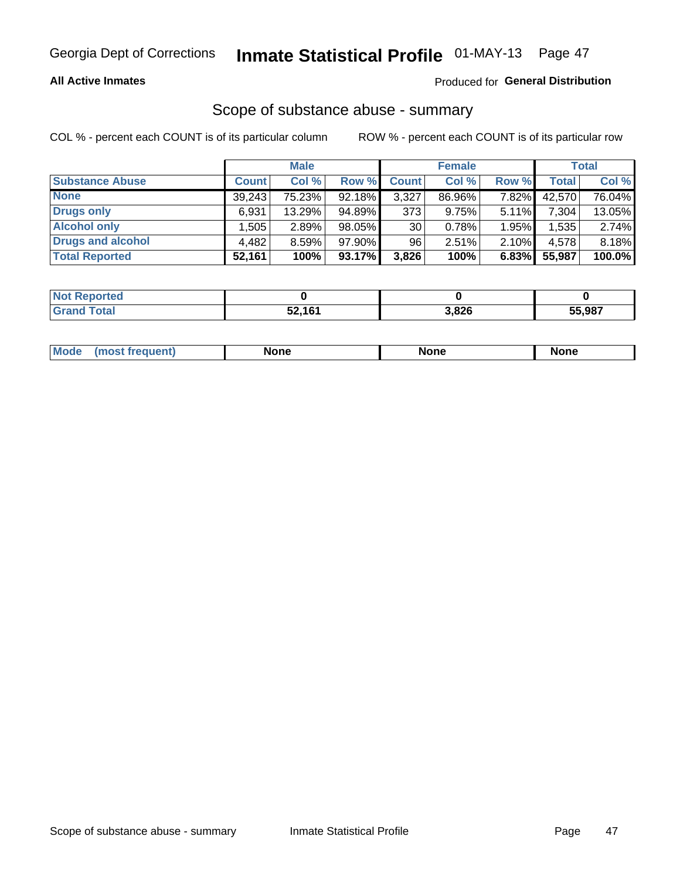**All Active Inmates**

Produced for **General Distribution**

## Scope of substance abuse - summary

COL % - percent each COUNT is of its particular column

ROW % - percent each COUNT is of its particular row

| | Male | | | Female | | | Total | |
|---|---|---|---|---|---|---|---|---|
| **Substance Abuse** | **Count** | **Col %** | **Row %** | **Count** | **Col %** | **Row %** | **Total** | **Col %** |
| **None** | 39,243 | 75.23% | 92.18% | 3,327 | 86.96% | 7.82% | 42,570 | 76.04% |
| **Drugs only** | 6,931 | 13.29% | 94.89% | 373 | 9.75% | 5.11% | 7,304 | 13.05% |
| **Alcohol only** | 1,505 | 2.89% | 98.05% | 30 | 0.78% | 1.95% | 1,535 | 2.74% |
| **Drugs and alcohol** | 4,482 | 8.59% | 97.90% | 96 | 2.51% | 2.10% | 4,578 | 8.18% |
| **Total Reported** | **52,161** | **100%** | **93.17%** | **3,826** | **100%** | **6.83%** | **55,987** | **100.0%** |

| | Male | Female | Total |
|---|---|---|---|
| **Not Reported** | **0** | **0** | **0** |
| **Grand Total** | **52,161** | **3,826** | **55,987** |

| | Male | Female | Total |
|---|---|---|---|
| **Mode (most frequent)** | **None** | **None** | **None** |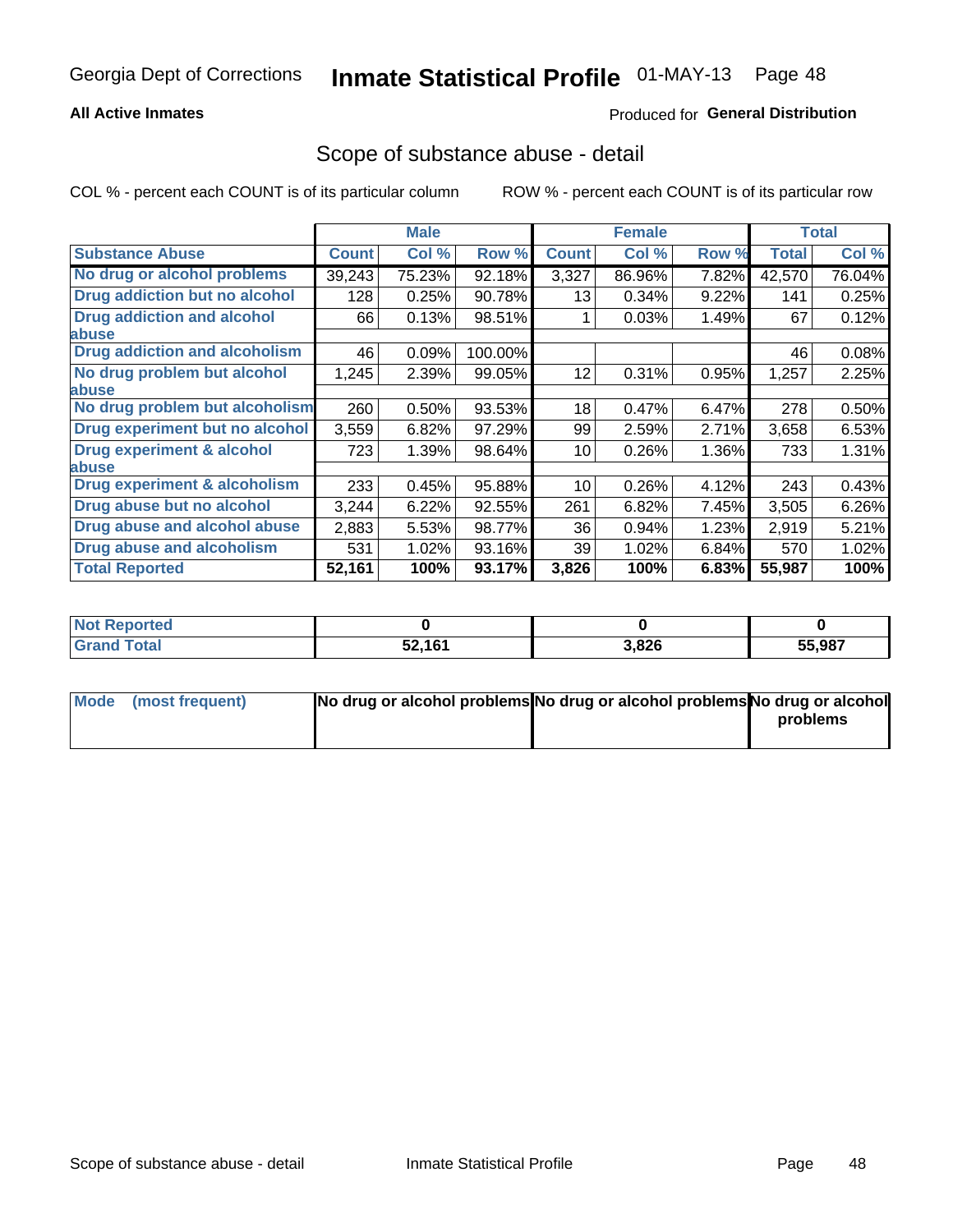Georgia Dept of Corrections **Inmate Statistical Profile** 01-MAY-13

**All Active Inmates**

Produced for **General Distribution**

## Scope of substance abuse - detail

COL % - percent each COUNT is of its particular column ROW % - percent each COUNT is of its particular row

| | Male | | | Female | | | Total | |
|---|---|---|---|---|---|---|---|---|
| **Substance Abuse** | **Count** | **Col %** | **Row %** | **Count** | **Col %** | **Row %** | **Total** | **Col %** |
| No drug or alcohol problems | 39,243 | 75.23% | 92.18% | 3,327 | 86.96% | 7.82% | 42,570 | 76.04% |
| Drug addiction but no alcohol | 128 | 0.25% | 90.78% | 13 | 0.34% | 9.22% | 141 | 0.25% |
| Drug addiction and alcohol abuse | 66 | 0.13% | 98.51% | 1 | 0.03% | 1.49% | 67 | 0.12% |
| Drug addiction and alcoholism | 46 | 0.09% | 100.00% | | | | 46 | 0.08% |
| No drug problem but alcohol abuse | 1,245 | 2.39% | 99.05% | 12 | 0.31% | 0.95% | 1,257 | 2.25% |
| No drug problem but alcoholism | 260 | 0.50% | 93.53% | 18 | 0.47% | 6.47% | 278 | 0.50% |
| Drug experiment but no alcohol | 3,559 | 6.82% | 97.29% | 99 | 2.59% | 2.71% | 3,658 | 6.53% |
| Drug experiment & alcohol abuse | 723 | 1.39% | 98.64% | 10 | 0.26% | 1.36% | 733 | 1.31% |
| Drug experiment & alcoholism | 233 | 0.45% | 95.88% | 10 | 0.26% | 4.12% | 243 | 0.43% |
| Drug abuse but no alcohol | 3,244 | 6.22% | 92.55% | 261 | 6.82% | 7.45% | 3,505 | 6.26% |
| Drug abuse and alcohol abuse | 2,883 | 5.53% | 98.77% | 36 | 0.94% | 1.23% | 2,919 | 5.21% |
| Drug abuse and alcoholism | 531 | 1.02% | 93.16% | 39 | 1.02% | 6.84% | 570 | 1.02% |
| **Total Reported** | **52,161** | **100%** | **93.17%** | **3,826** | **100%** | **6.83%** | **55,987** | **100%** |

| | Male | Female | Total |
|---|---|---|---|
| Not Reported | **0** | **0** | **0** |
| Grand Total | **52,161** | **3,826** | **55,987** |

| | Male | Female | Total |
|---|---|---|---|
| Mode (most frequent) | **No drug or alcohol problems** | **No drug or alcohol problems** | **No drug or alcohol problems** |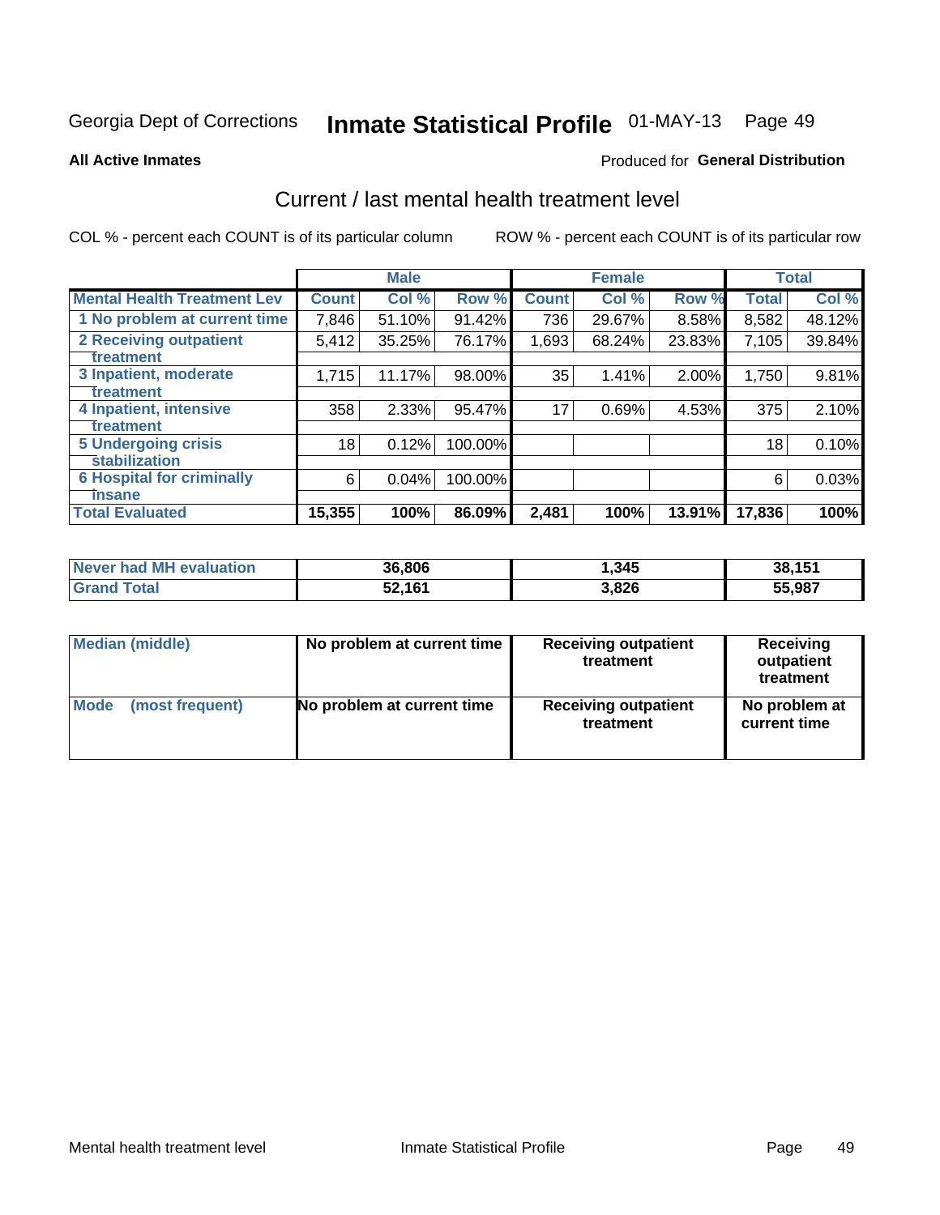Georgia Dept of Corrections **Inmate Statistical Profile** 01-MAY-13

**All Active Inmates**

Produced for **General Distribution**

## Current / last mental health treatment level

COL % - percent each COUNT is of its particular column

ROW % - percent each COUNT is of its particular row

| | Male | | | Female | | | Total | |
|---|---|---|---|---|---|---|---|---|
| **Mental Health Treatment Lev** | **Count** | **Col %** | **Row %** | **Count** | **Col %** | **Row %** | **Total** | **Col %** |
| 1 No problem at current time | 7,846 | 51.10% | 91.42% | 736 | 29.67% | 8.58% | 8,582 | 48.12% |
| 2 Receiving outpatient treatment | 5,412 | 35.25% | 76.17% | 1,693 | 68.24% | 23.83% | 7,105 | 39.84% |
| 3 Inpatient, moderate treatment | 1,715 | 11.17% | 98.00% | 35 | 1.41% | 2.00% | 1,750 | 9.81% |
| 4 Inpatient, intensive treatment | 358 | 2.33% | 95.47% | 17 | 0.69% | 4.53% | 375 | 2.10% |
| 5 Undergoing crisis stabilization | 18 | 0.12% | 100.00% | | | | 18 | 0.10% |
| 6 Hospital for criminally insane | 6 | 0.04% | 100.00% | | | | 6 | 0.03% |
| **Total Evaluated** | **15,355** | **100%** | **86.09%** | **2,481** | **100%** | **13.91%** | **17,836** | **100%** |

| | Male | Female | Total |
|---|---|---|---|
| Never had MH evaluation | **36,806** | **1,345** | **38,151** |
| Grand Total | **52,161** | **3,826** | **55,987** |

| | Male | Female | Total |
|---|---|---|---|
| Median (middle) | **No problem at current time** | **Receiving outpatient treatment** | **Receiving outpatient treatment** |
| Mode (most frequent) | **No problem at current time** | **Receiving outpatient treatment** | **No problem at current time** |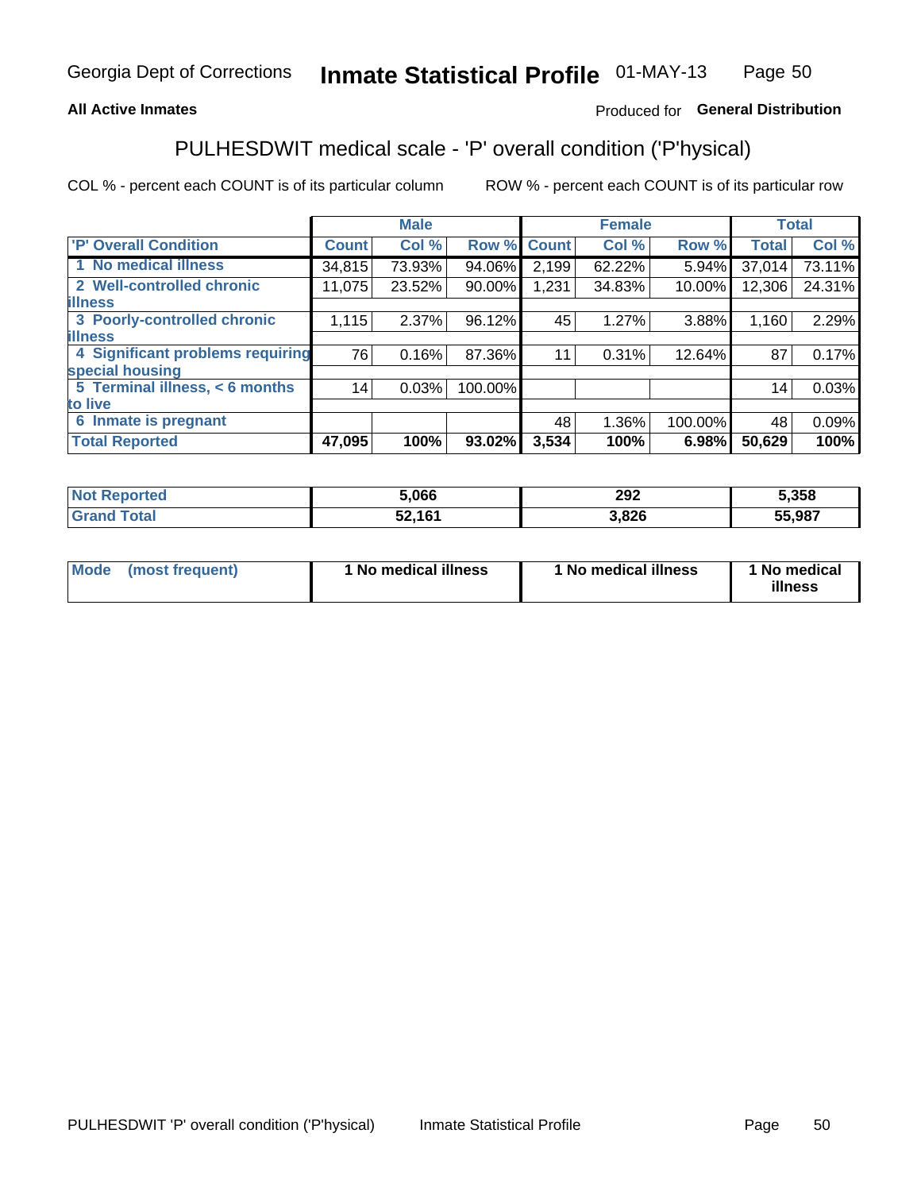Georgia Dept of Corrections **Inmate Statistical Profile** 01-MAY-13

**All Active Inmates**

Produced for **General Distribution**

## PULHESDWIT medical scale - 'P' overall condition ('P'hysical)

COL % - percent each COUNT is of its particular column

ROW % - percent each COUNT is of its particular row

| | Male | | | Female | | | Total | |
|---|---|---|---|---|---|---|---|---|
| 'P' Overall Condition | Count | Col % | Row % | Count | Col % | Row % | Total | Col % |
| 1 No medical illness | 34,815 | 73.93% | 94.06% | 2,199 | 62.22% | 5.94% | 37,014 | 73.11% |
| 2 Well-controlled chronic illness | 11,075 | 23.52% | 90.00% | 1,231 | 34.83% | 10.00% | 12,306 | 24.31% |
| 3 Poorly-controlled chronic illness | 1,115 | 2.37% | 96.12% | 45 | 1.27% | 3.88% | 1,160 | 2.29% |
| 4 Significant problems requiring special housing | 76 | 0.16% | 87.36% | 11 | 0.31% | 12.64% | 87 | 0.17% |
| 5 Terminal illness, < 6 months to live | 14 | 0.03% | 100.00% | | | | 14 | 0.03% |
| 6 Inmate is pregnant | | | | 48 | 1.36% | 100.00% | 48 | 0.09% |
| **Total Reported** | **47,095** | **100%** | **93.02%** | **3,534** | **100%** | **6.98%** | **50,629** | **100%** |

| | Male | Female | Total |
|---|---|---|---|
| Not Reported | 5,066 | 292 | 5,358 |
| Grand Total | 52,161 | 3,826 | 55,987 |

| | Male | Female | Total |
|---|---|---|---|
| Mode (most frequent) | 1 No medical illness | 1 No medical illness | 1 No medical illness |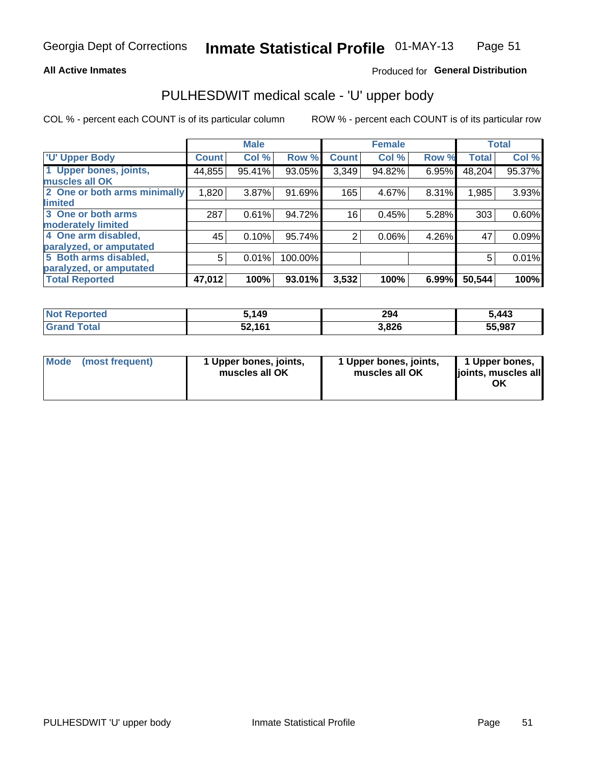Georgia Dept of Corrections **Inmate Statistical Profile** 01-MAY-13

**All Active Inmates**

Produced for **General Distribution**

## PULHESDWIT medical scale - 'U' upper body

COL % - percent each COUNT is of its particular column

ROW % - percent each COUNT is of its particular row

| | Male | | | Female | | | Total | |
|---|---|---|---|---|---|---|---|---|
| 'U' Upper Body | Count | Col % | Row % | Count | Col % | Row % | Total | Col % |
| 1 Upper bones, joints, muscles all OK | 44,855 | 95.41% | 93.05% | 3,349 | 94.82% | 6.95% | 48,204 | 95.37% |
| 2 One or both arms minimally limited | 1,820 | 3.87% | 91.69% | 165 | 4.67% | 8.31% | 1,985 | 3.93% |
| 3 One or both arms moderately limited | 287 | 0.61% | 94.72% | 16 | 0.45% | 5.28% | 303 | 0.60% |
| 4 One arm disabled, paralyzed, or amputated | 45 | 0.10% | 95.74% | 2 | 0.06% | 4.26% | 47 | 0.09% |
| 5 Both arms disabled, paralyzed, or amputated | 5 | 0.01% | 100.00% | | | | 5 | 0.01% |
| **Total Reported** | **47,012** | **100%** | **93.01%** | **3,532** | **100%** | **6.99%** | **50,544** | **100%** |

| | Male | Female | Total |
|---|---|---|---|
| Not Reported | 5,149 | 294 | 5,443 |
| Grand Total | 52,161 | 3,826 | 55,987 |

| | Male | Female | Total |
|---|---|---|---|
| Mode (most frequent) | 1 Upper bones, joints, muscles all OK | 1 Upper bones, joints, muscles all OK | 1 Upper bones, joints, muscles all OK |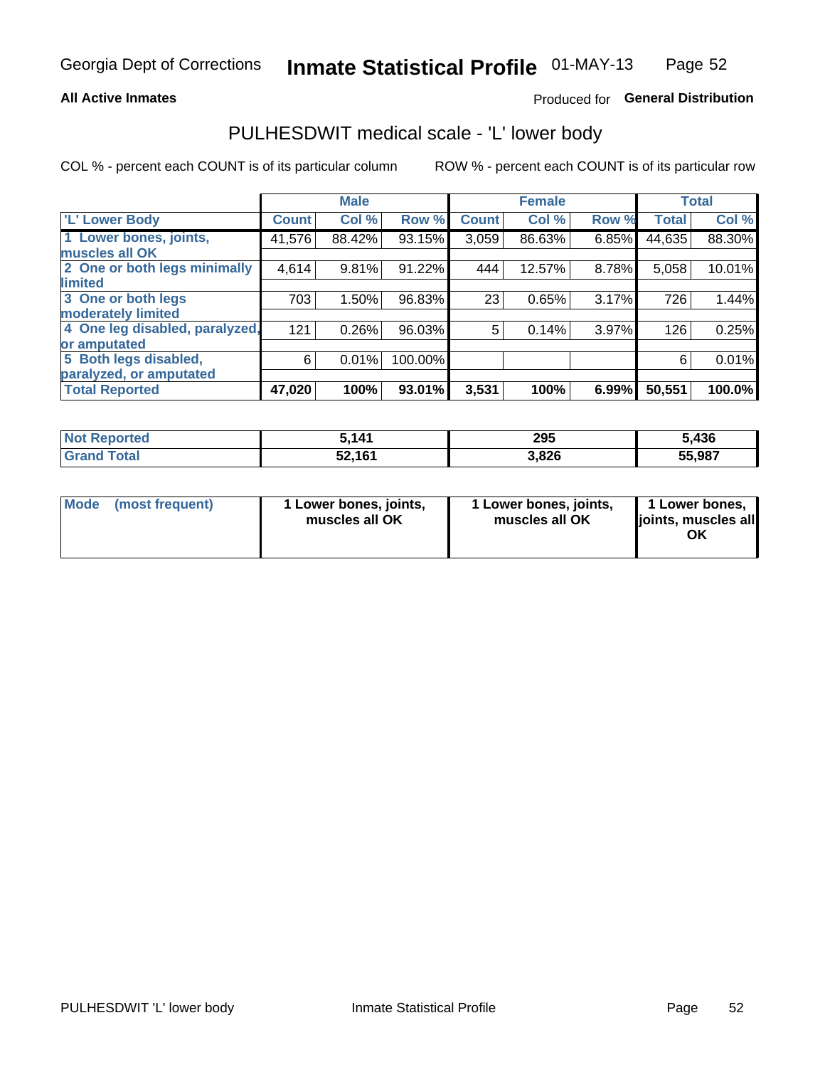Georgia Dept of Corrections **Inmate Statistical Profile** 01-MAY-13

**All Active Inmates** Produced for **General Distribution**

## PULHESDWIT medical scale - 'L' lower body

COL % - percent each COUNT is of its particular column ROW % - percent each COUNT is of its particular row

| | Male | | | Female | | | Total | |
|---|---|---|---|---|---|---|---|---|
| **'L' Lower Body** | **Count** | **Col %** | **Row %** | **Count** | **Col %** | **Row %** | **Total** | **Col %** |
| **1 Lower bones, joints, muscles all OK** | 41,576 | 88.42% | 93.15% | 3,059 | 86.63% | 6.85% | 44,635 | 88.30% |
| **2 One or both legs minimally limited** | 4,614 | 9.81% | 91.22% | 444 | 12.57% | 8.78% | 5,058 | 10.01% |
| **3 One or both legs moderately limited** | 703 | 1.50% | 96.83% | 23 | 0.65% | 3.17% | 726 | 1.44% |
| **4 One leg disabled, paralyzed, or amputated** | 121 | 0.26% | 96.03% | 5 | 0.14% | 3.97% | 126 | 0.25% |
| **5 Both legs disabled, paralyzed, or amputated** | 6 | 0.01% | 100.00% | | | | 6 | 0.01% |
| **Total Reported** | **47,020** | **100%** | **93.01%** | **3,531** | **100%** | **6.99%** | **50,551** | **100.0%** |

| | Male | Female | Total |
|---|---|---|---|
| **Not Reported** | **5,141** | **295** | **5,436** |
| **Grand Total** | **52,161** | **3,826** | **55,987** |

| | Male | Female | Total |
|---|---|---|---|
| **Mode (most frequent)** | **1 Lower bones, joints, muscles all OK** | **1 Lower bones, joints, muscles all OK** | **1 Lower bones, joints, muscles all OK** |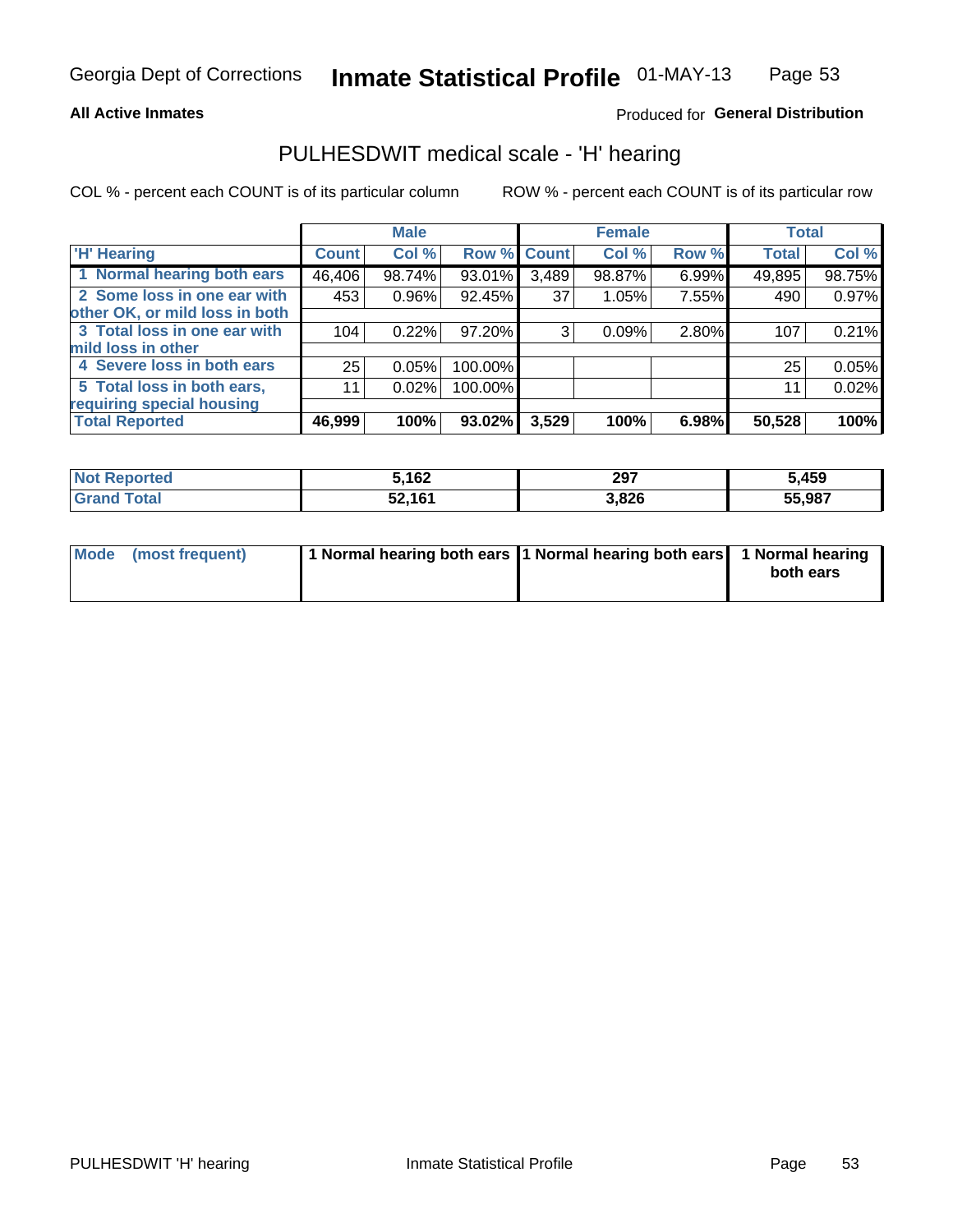Georgia Dept of Corrections **Inmate Statistical Profile** 01-MAY-13

**All Active Inmates**

Produced for **General Distribution**

## PULHESDWIT medical scale - 'H' hearing

COL % - percent each COUNT is of its particular column

ROW % - percent each COUNT is of its particular row

| | Male | | | Female | | | Total | |
|---|---|---|---|---|---|---|---|---|
| 'H' Hearing | Count | Col % | Row % | Count | Col % | Row % | Total | Col % |
| 1 Normal hearing both ears | 46,406 | 98.74% | 93.01% | 3,489 | 98.87% | 6.99% | 49,895 | 98.75% |
| 2 Some loss in one ear with other OK, or mild loss in both | 453 | 0.96% | 92.45% | 37 | 1.05% | 7.55% | 490 | 0.97% |
| 3 Total loss in one ear with mild loss in other | 104 | 0.22% | 97.20% | 3 | 0.09% | 2.80% | 107 | 0.21% |
| 4 Severe loss in both ears | 25 | 0.05% | 100.00% | | | | 25 | 0.05% |
| 5 Total loss in both ears, requiring special housing | 11 | 0.02% | 100.00% | | | | 11 | 0.02% |
| **Total Reported** | **46,999** | **100%** | **93.02%** | **3,529** | **100%** | **6.98%** | **50,528** | **100%** |

| | Male | Female | Total |
|---|---|---|---|
| **Not Reported** | **5,162** | **297** | **5,459** |
| **Grand Total** | **52,161** | **3,826** | **55,987** |

| | Male | Female | Total |
|---|---|---|---|
| **Mode (most frequent)** | **1 Normal hearing both ears** | **1 Normal hearing both ears** | **1 Normal hearing both ears** |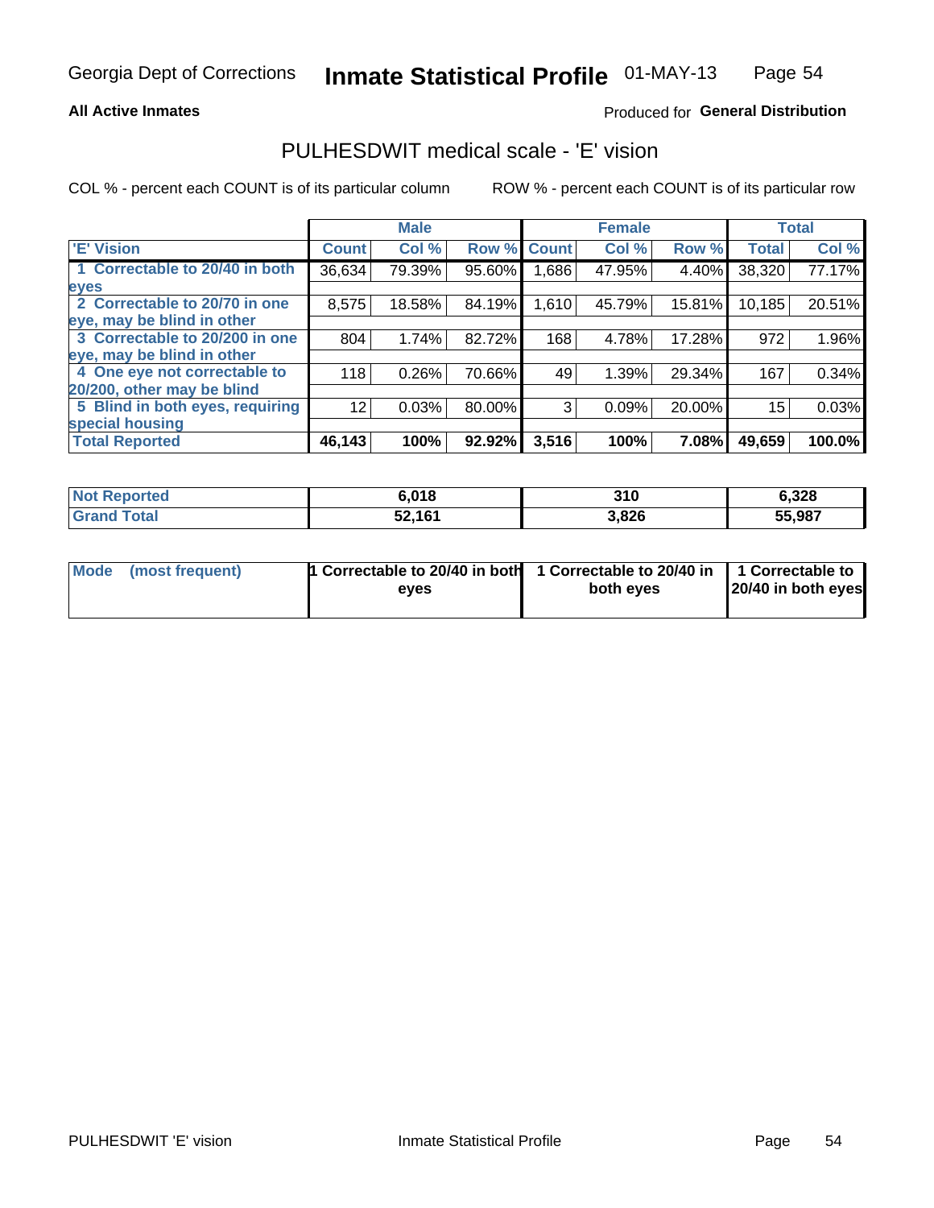Georgia Dept of Corrections **Inmate Statistical Profile** 01-MAY-13

**All Active Inmates**

Produced for **General Distribution**

## PULHESDWIT medical scale - 'E' vision

COL % - percent each COUNT is of its particular column ROW % - percent each COUNT is of its particular row

| | Male | | | Female | | | Total | |
|---|---|---|---|---|---|---|---|---|
| 'E' Vision | Count | Col % | Row % | Count | Col % | Row % | Total | Col % |
| 1 Correctable to 20/40 in both eyes | 36,634 | 79.39% | 95.60% | 1,686 | 47.95% | 4.40% | 38,320 | 77.17% |
| 2 Correctable to 20/70 in one eye, may be blind in other | 8,575 | 18.58% | 84.19% | 1,610 | 45.79% | 15.81% | 10,185 | 20.51% |
| 3 Correctable to 20/200 in one eye, may be blind in other | 804 | 1.74% | 82.72% | 168 | 4.78% | 17.28% | 972 | 1.96% |
| 4 One eye not correctable to 20/200, other may be blind | 118 | 0.26% | 70.66% | 49 | 1.39% | 29.34% | 167 | 0.34% |
| 5 Blind in both eyes, requiring special housing | 12 | 0.03% | 80.00% | 3 | 0.09% | 20.00% | 15 | 0.03% |
| **Total Reported** | **46,143** | **100%** | **92.92%** | **3,516** | **100%** | **7.08%** | **49,659** | **100.0%** |

| | Male | Female | Total |
|---|---|---|---|
| Not Reported | 6,018 | 310 | 6,328 |
| Grand Total | 52,161 | 3,826 | 55,987 |

| | Male | Female | Total |
|---|---|---|---|
| Mode (most frequent) | 1 Correctable to 20/40 in both eyes | 1 Correctable to 20/40 in both eyes | 1 Correctable to 20/40 in both eyes |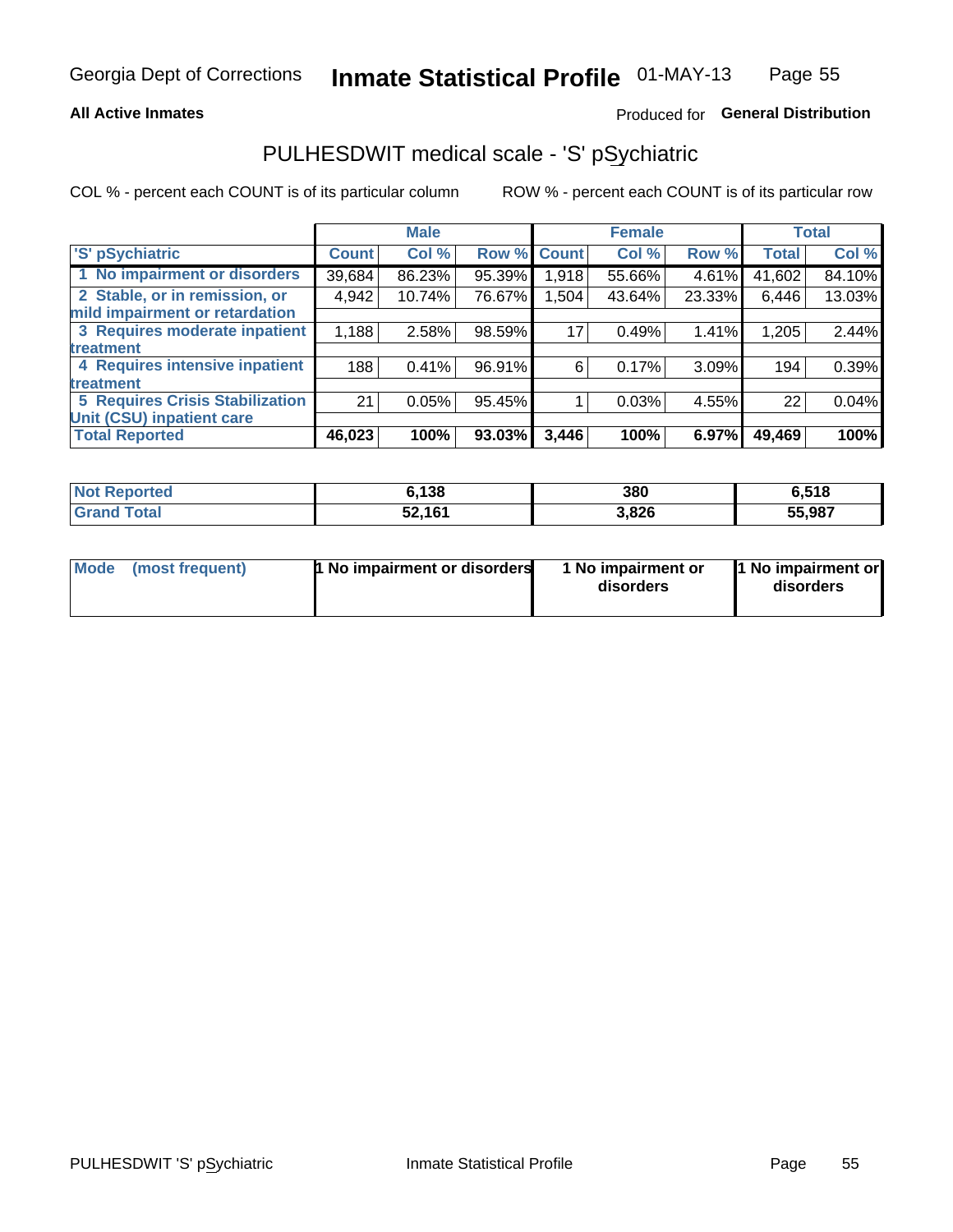Georgia Dept of Corrections **Inmate Statistical Profile** 01-MAY-13

**All Active Inmates**

Produced for **General Distribution**

## PULHESDWIT medical scale - 'S' pSychiatric

COL % - percent each COUNT is of its particular column

ROW % - percent each COUNT is of its particular row

| | Male | | | Female | | | Total | |
|---|---|---|---|---|---|---|---|---|
| 'S' pSychiatric | Count | Col % | Row % | Count | Col % | Row % | Total | Col % |
| 1 No impairment or disorders | 39,684 | 86.23% | 95.39% | 1,918 | 55.66% | 4.61% | 41,602 | 84.10% |
| 2 Stable, or in remission, or mild impairment or retardation | 4,942 | 10.74% | 76.67% | 1,504 | 43.64% | 23.33% | 6,446 | 13.03% |
| 3 Requires moderate inpatient treatment | 1,188 | 2.58% | 98.59% | 17 | 0.49% | 1.41% | 1,205 | 2.44% |
| 4 Requires intensive inpatient treatment | 188 | 0.41% | 96.91% | 6 | 0.17% | 3.09% | 194 | 0.39% |
| 5 Requires Crisis Stabilization Unit (CSU) inpatient care | 21 | 0.05% | 95.45% | 1 | 0.03% | 4.55% | 22 | 0.04% |
| **Total Reported** | **46,023** | **100%** | **93.03%** | **3,446** | **100%** | **6.97%** | **49,469** | **100%** |

| | Male | Female | Total |
|---|---|---|---|
| Not Reported | 6,138 | 380 | 6,518 |
| Grand Total | 52,161 | 3,826 | 55,987 |

| | Male | Female | Total |
|---|---|---|---|
| Mode (most frequent) | 1 No impairment or disorders | 1 No impairment or disorders | 1 No impairment or disorders |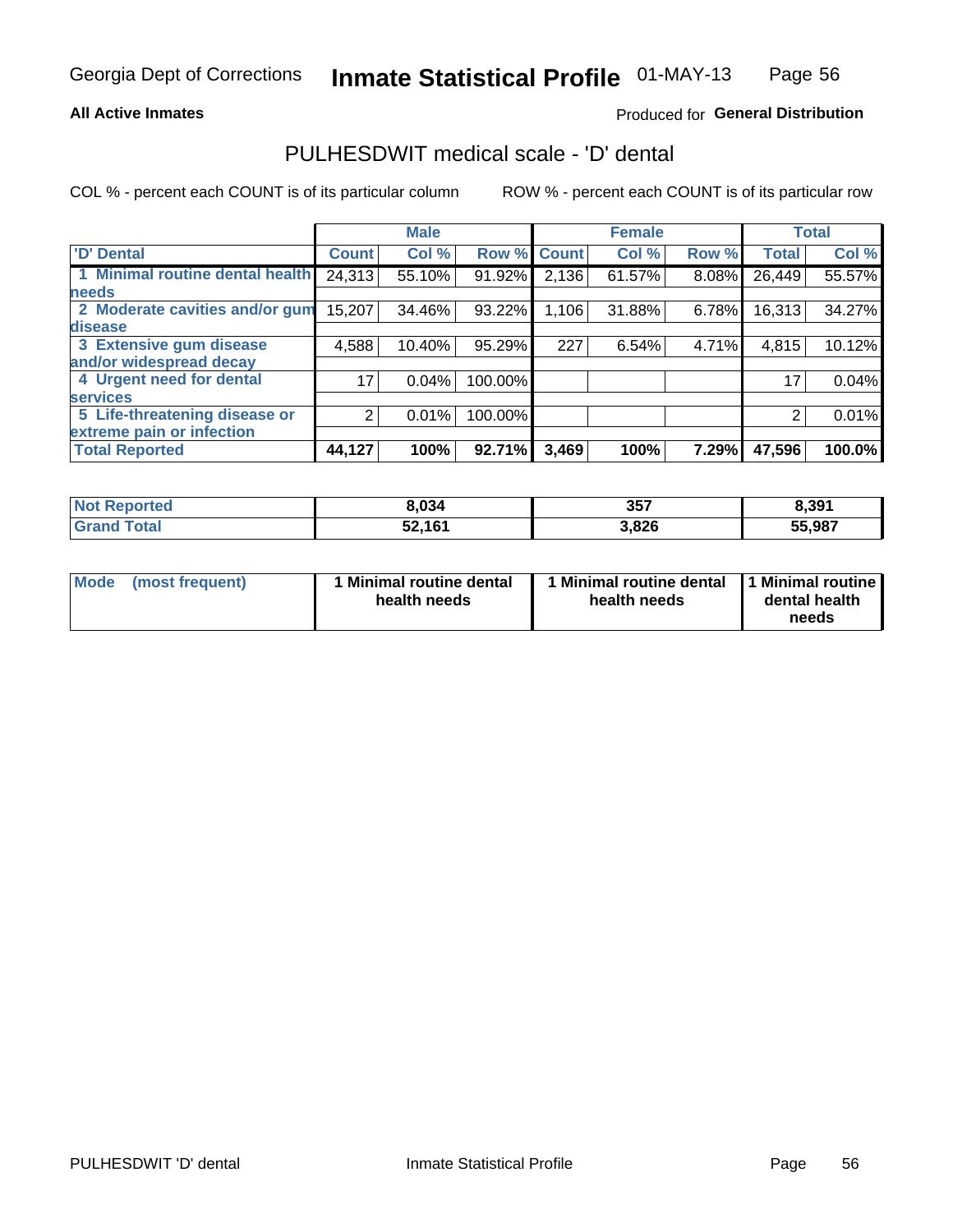**All Active Inmates**

Produced for **General Distribution**

## PULHESDWIT medical scale - 'D' dental

COL % - percent each COUNT is of its particular column

ROW % - percent each COUNT is of its particular row

| | Male | | | Female | | | Total | |
|---|---|---|---|---|---|---|---|---|
| 'D' Dental | Count | Col % | Row % | Count | Col % | Row % | Total | Col % |
| 1 Minimal routine dental health needs | 24,313 | 55.10% | 91.92% | 2,136 | 61.57% | 8.08% | 26,449 | 55.57% |
| 2 Moderate cavities and/or gum disease | 15,207 | 34.46% | 93.22% | 1,106 | 31.88% | 6.78% | 16,313 | 34.27% |
| 3 Extensive gum disease and/or widespread decay | 4,588 | 10.40% | 95.29% | 227 | 6.54% | 4.71% | 4,815 | 10.12% |
| 4 Urgent need for dental services | 17 | 0.04% | 100.00% | | | | 17 | 0.04% |
| 5 Life-threatening disease or extreme pain or infection | 2 | 0.01% | 100.00% | | | | 2 | 0.01% |
| **Total Reported** | **44,127** | **100%** | **92.71%** | **3,469** | **100%** | **7.29%** | **47,596** | **100.0%** |

| | Male | Female | Total |
|---|---|---|---|
| **Not Reported** | **8,034** | **357** | **8,391** |
| **Grand Total** | **52,161** | **3,826** | **55,987** |

| | Male | Female | Total |
|---|---|---|---|
| **Mode (most frequent)** | **1 Minimal routine dental health needs** | **1 Minimal routine dental health needs** | **1 Minimal routine dental health needs** |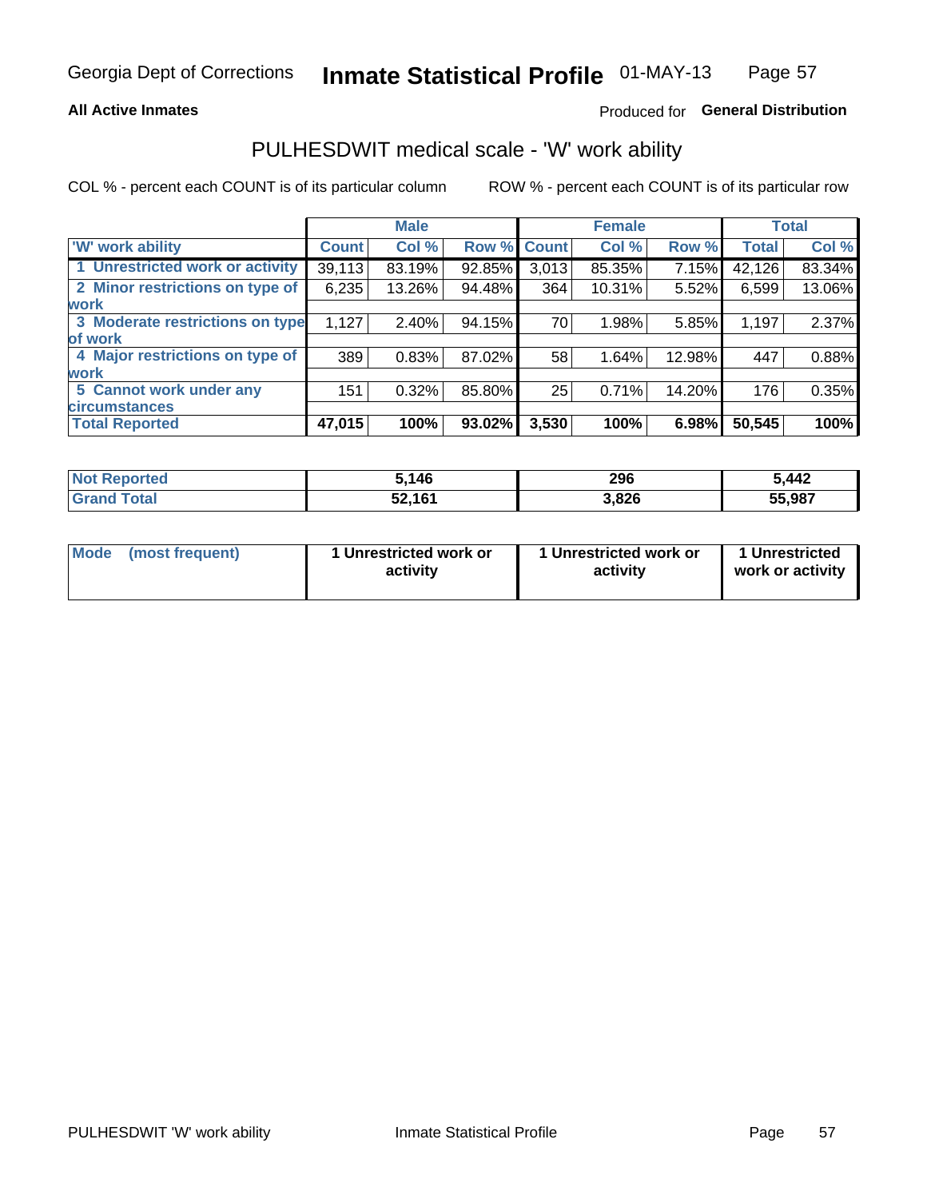Georgia Dept of Corrections **Inmate Statistical Profile** 01-MAY-13

**All Active Inmates**

Produced for **General Distribution**

## PULHESDWIT medical scale - 'W' work ability

COL % - percent each COUNT is of its particular column

ROW % - percent each COUNT is of its particular row

| | Male | | | Female | | | Total | |
|---|---|---|---|---|---|---|---|---|
| **'W' work ability** | **Count** | **Col %** | **Row %** | **Count** | **Col %** | **Row %** | **Total** | **Col %** |
| 1 Unrestricted work or activity | 39,113 | 83.19% | 92.85% | 3,013 | 85.35% | 7.15% | 42,126 | 83.34% |
| 2 Minor restrictions on type of work | 6,235 | 13.26% | 94.48% | 364 | 10.31% | 5.52% | 6,599 | 13.06% |
| 3 Moderate restrictions on type of work | 1,127 | 2.40% | 94.15% | 70 | 1.98% | 5.85% | 1,197 | 2.37% |
| 4 Major restrictions on type of work | 389 | 0.83% | 87.02% | 58 | 1.64% | 12.98% | 447 | 0.88% |
| 5 Cannot work under any circumstances | 151 | 0.32% | 85.80% | 25 | 0.71% | 14.20% | 176 | 0.35% |
| **Total Reported** | **47,015** | **100%** | **93.02%** | **3,530** | **100%** | **6.98%** | **50,545** | **100%** |

| | Male | Female | Total |
|---|---|---|---|
| **Not Reported** | 5,146 | 296 | 5,442 |
| **Grand Total** | 52,161 | 3,826 | 55,987 |

| | Male | Female | Total |
|---|---|---|---|
| **Mode (most frequent)** | 1 Unrestricted work or activity | 1 Unrestricted work or activity | 1 Unrestricted work or activity |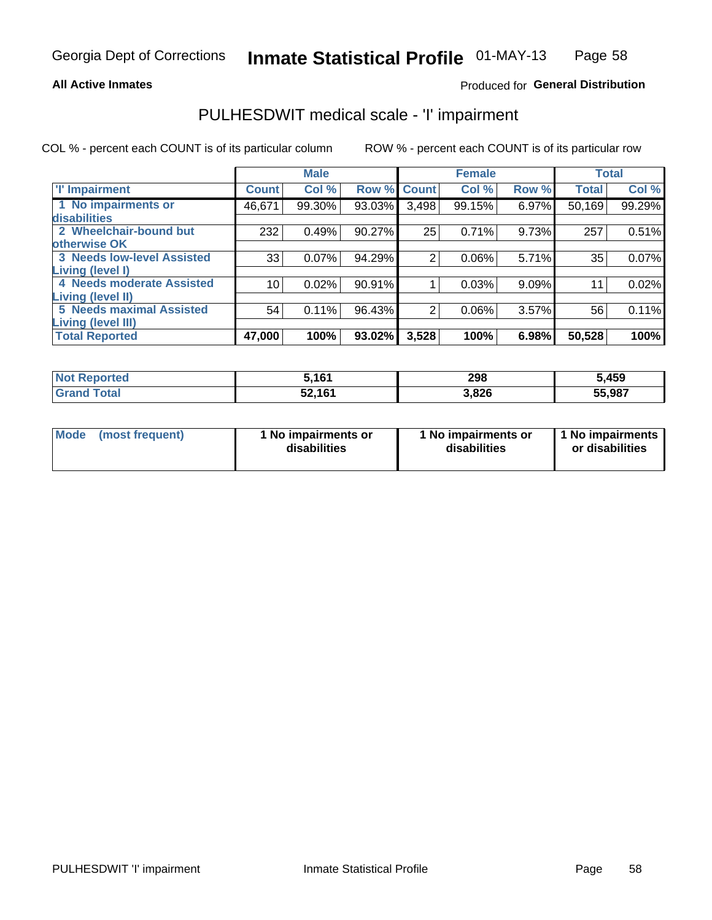Georgia Dept of Corrections **Inmate Statistical Profile** 01-MAY-13

**All Active Inmates**

Produced for **General Distribution**

# PULHESDWIT medical scale - 'I' impairment

COL % - percent each COUNT is of its particular column

ROW % - percent each COUNT is of its particular row

| | Male | | | Female | | | Total | |
|---|---|---|---|---|---|---|---|---|
| 'I' Impairment | Count | Col % | Row % | Count | Col % | Row % | Total | Col % |
| 1 No impairments or disabilities | 46,671 | 99.30% | 93.03% | 3,498 | 99.15% | 6.97% | 50,169 | 99.29% |
| 2 Wheelchair-bound but otherwise OK | 232 | 0.49% | 90.27% | 25 | 0.71% | 9.73% | 257 | 0.51% |
| 3 Needs low-level Assisted Living (level I) | 33 | 0.07% | 94.29% | 2 | 0.06% | 5.71% | 35 | 0.07% |
| 4 Needs moderate Assisted Living (level II) | 10 | 0.02% | 90.91% | 1 | 0.03% | 9.09% | 11 | 0.02% |
| 5 Needs maximal Assisted Living (level III) | 54 | 0.11% | 96.43% | 2 | 0.06% | 3.57% | 56 | 0.11% |
| **Total Reported** | **47,000** | **100%** | **93.02%** | **3,528** | **100%** | **6.98%** | **50,528** | **100%** |

| | Male | Female | Total |
|---|---|---|---|
| Not Reported | 5,161 | 298 | 5,459 |
| Grand Total | 52,161 | 3,826 | 55,987 |

| | Male | Female | Total |
|---|---|---|---|
| Mode (most frequent) | 1 No impairments or disabilities | 1 No impairments or disabilities | 1 No impairments or disabilities |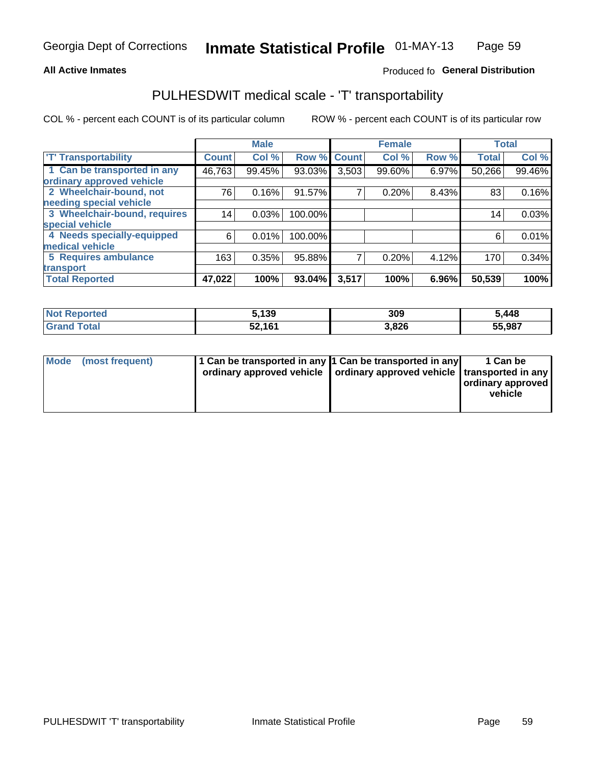**All Active Inmates**

Produced fo **General Distribution**

## PULHESDWIT medical scale - 'T' transportability

COL % - percent each COUNT is of its particular column

ROW % - percent each COUNT is of its particular row

| | Male | | | Female | | | Total | |
|---|---|---|---|---|---|---|---|---|
| 'T' Transportability | Count | Col % | Row % | Count | Col % | Row % | Total | Col % |
| 1 Can be transported in any ordinary approved vehicle | 46,763 | 99.45% | 93.03% | 3,503 | 99.60% | 6.97% | 50,266 | 99.46% |
| 2 Wheelchair-bound, not needing special vehicle | 76 | 0.16% | 91.57% | 7 | 0.20% | 8.43% | 83 | 0.16% |
| 3 Wheelchair-bound, requires special vehicle | 14 | 0.03% | 100.00% | | | | 14 | 0.03% |
| 4 Needs specially-equipped medical vehicle | 6 | 0.01% | 100.00% | | | | 6 | 0.01% |
| 5 Requires ambulance transport | 163 | 0.35% | 95.88% | 7 | 0.20% | 4.12% | 170 | 0.34% |
| **Total Reported** | **47,022** | **100%** | **93.04%** | **3,517** | **100%** | **6.96%** | **50,539** | **100%** |

| | Male | Female | Total |
|---|---|---|---|
| **Not Reported** | **5,139** | **309** | **5,448** |
| **Grand Total** | **52,161** | **3,826** | **55,987** |

| | Male | Female | Total |
|---|---|---|---|
| **Mode (most frequent)** | **1 Can be transported in any ordinary approved vehicle** | **1 Can be transported in any ordinary approved vehicle** | **1 Can be transported in any ordinary approved vehicle** |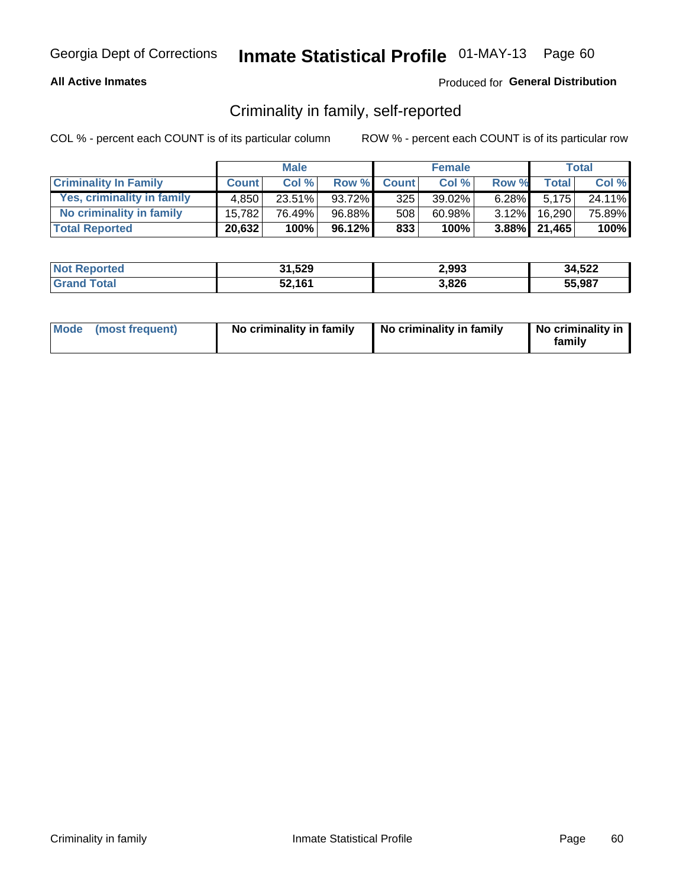Georgia Dept of Corrections **Inmate Statistical Profile** 01-MAY-13

**All Active Inmates**

Produced for **General Distribution**

## Criminality in family, self-reported

COL % - percent each COUNT is of its particular column

ROW % - percent each COUNT is of its particular row

| | Male | | | Female | | | Total | |
|---|---|---|---|---|---|---|---|---|
| **Criminality In Family** | **Count** | **Col %** | **Row %** | **Count** | **Col %** | **Row %** | **Total** | **Col %** |
| Yes, criminality in family | 4,850 | 23.51% | 93.72% | 325 | 39.02% | 6.28% | 5,175 | 24.11% |
| No criminality in family | 15,782 | 76.49% | 96.88% | 508 | 60.98% | 3.12% | 16,290 | 75.89% |
| **Total Reported** | **20,632** | **100%** | **96.12%** | **833** | **100%** | **3.88%** | **21,465** | **100%** |

| | Male | Female | Total |
|---|---|---|---|
| **Not Reported** | **31,529** | **2,993** | **34,522** |
| **Grand Total** | **52,161** | **3,826** | **55,987** |

| | Male | Female | Total |
|---|---|---|---|
| **Mode (most frequent)** | **No criminality in family** | **No criminality in family** | **No criminality in family** |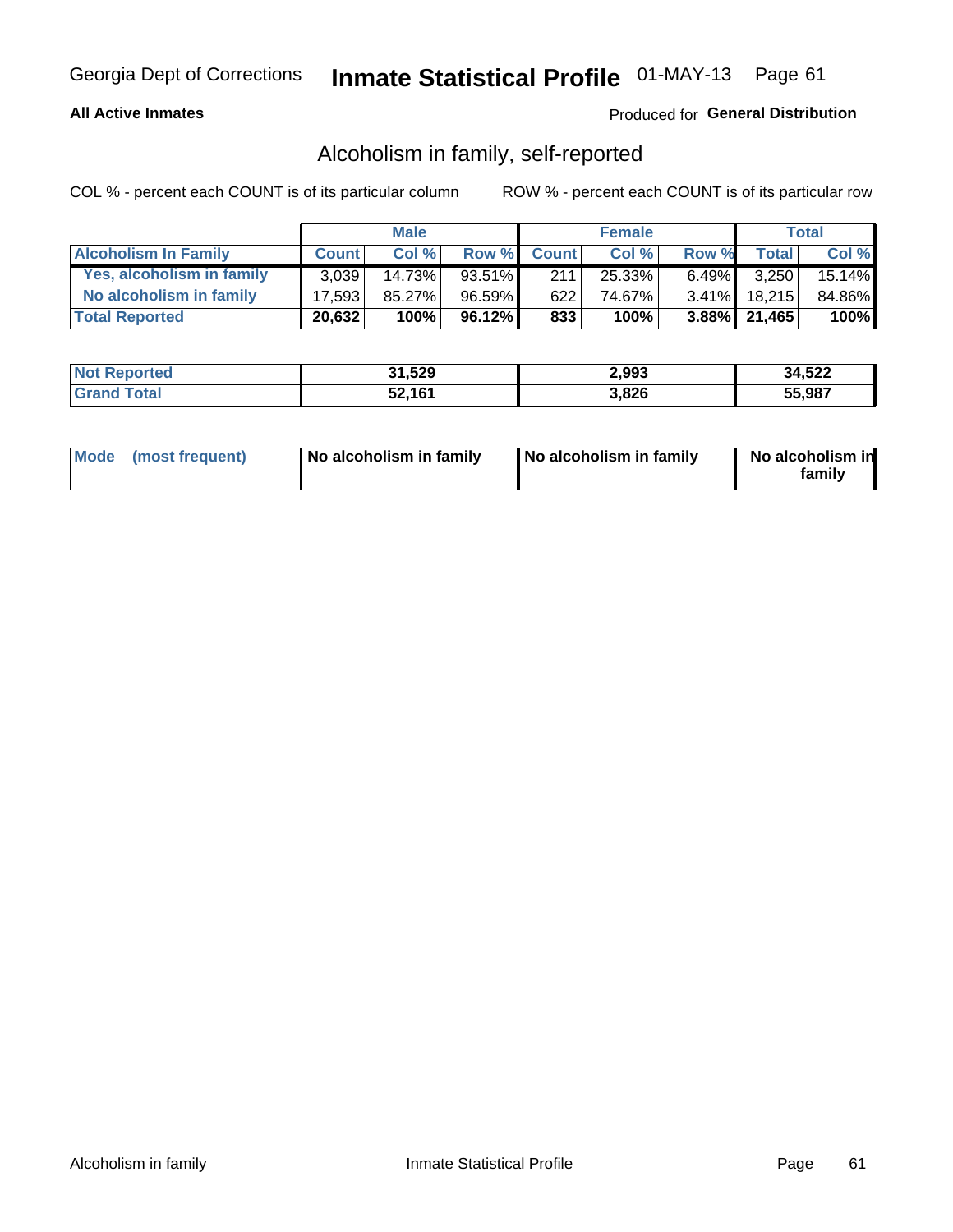Georgia Dept of Corrections **Inmate Statistical Profile** 01-MAY-13

**All Active Inmates**

Produced for **General Distribution**

## Alcoholism in family, self-reported

COL % - percent each COUNT is of its particular column

ROW % - percent each COUNT is of its particular row

| | Male | | | Female | | | Total | |
|---|---|---|---|---|---|---|---|---|
| **Alcoholism In Family** | **Count** | **Col %** | **Row %** | **Count** | **Col %** | **Row %** | **Total** | **Col %** |
| Yes, alcoholism in family | 3,039 | 14.73% | 93.51% | 211 | 25.33% | 6.49% | 3,250 | 15.14% |
| No alcoholism in family | 17,593 | 85.27% | 96.59% | 622 | 74.67% | 3.41% | 18,215 | 84.86% |
| **Total Reported** | **20,632** | **100%** | **96.12%** | **833** | **100%** | **3.88%** | **21,465** | **100%** |

| | Male | Female | Total |
|---|---|---|---|
| Not Reported | 31,529 | 2,993 | 34,522 |
| Grand Total | 52,161 | 3,826 | 55,987 |

| Mode (most frequent) | No alcoholism in family | No alcoholism in family | No alcoholism in family |
|---|---|---|---|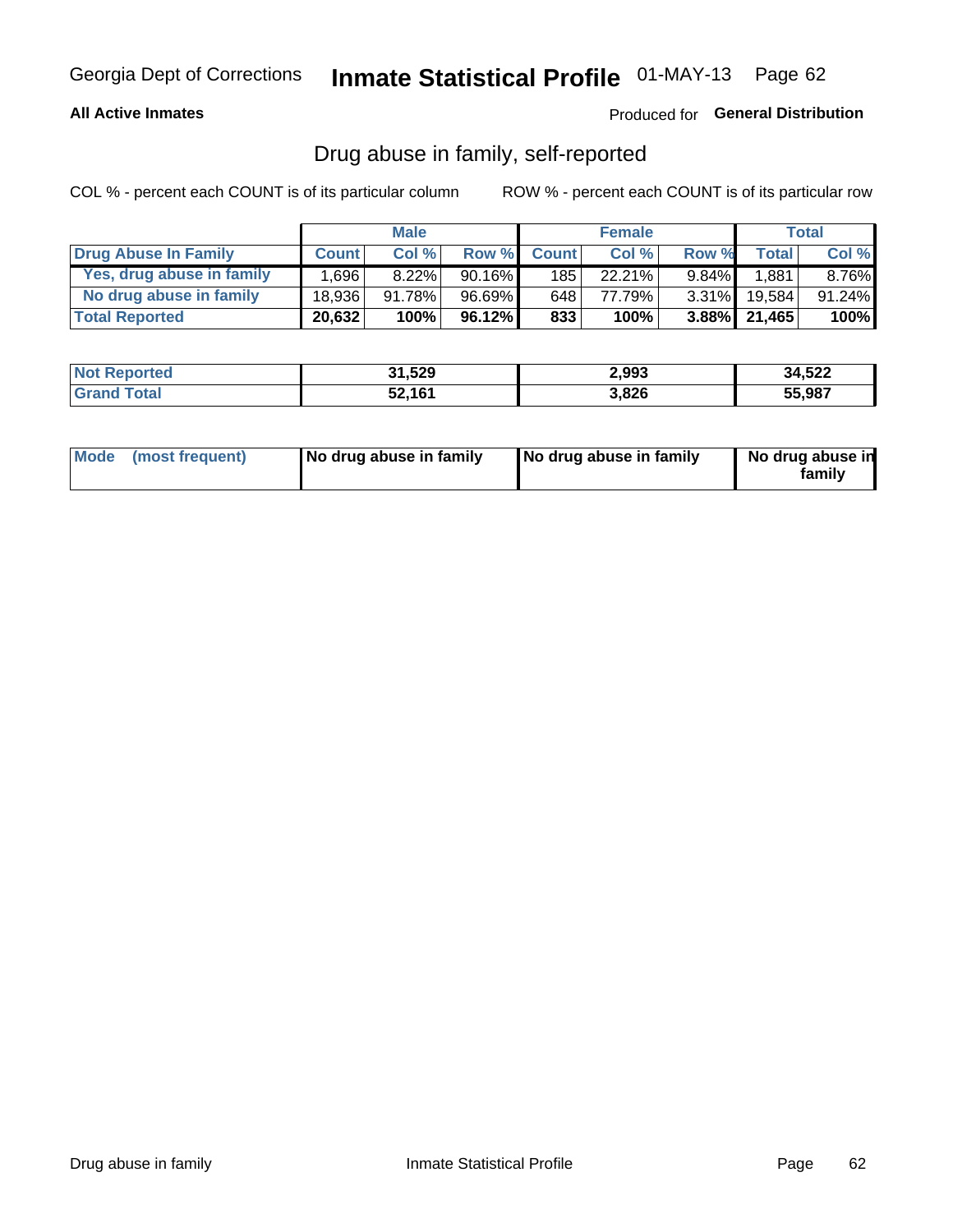Georgia Dept of Corrections **Inmate Statistical Profile** 01-MAY-13

**All Active Inmates**

Produced for **General Distribution**

## Drug abuse in family, self-reported

COL % - percent each COUNT is of its particular column

ROW % - percent each COUNT is of its particular row

| | Male | | | Female | | | Total | |
|---|---|---|---|---|---|---|---|---|
| **Drug Abuse In Family** | **Count** | **Col %** | **Row %** | **Count** | **Col %** | **Row %** | **Total** | **Col %** |
| Yes, drug abuse in family | 1,696 | 8.22% | 90.16% | 185 | 22.21% | 9.84% | 1,881 | 8.76% |
| No drug abuse in family | 18,936 | 91.78% | 96.69% | 648 | 77.79% | 3.31% | 19,584 | 91.24% |
| **Total Reported** | **20,632** | **100%** | **96.12%** | **833** | **100%** | **3.88%** | **21,465** | **100%** |

| | Male | Female | Total |
|---|---|---|---|
| **Not Reported** | **31,529** | **2,993** | **34,522** |
| **Grand Total** | **52,161** | **3,826** | **55,987** |

| | Male | Female | Total |
|---|---|---|---|
| **Mode (most frequent)** | **No drug abuse in family** | **No drug abuse in family** | **No drug abuse in family** |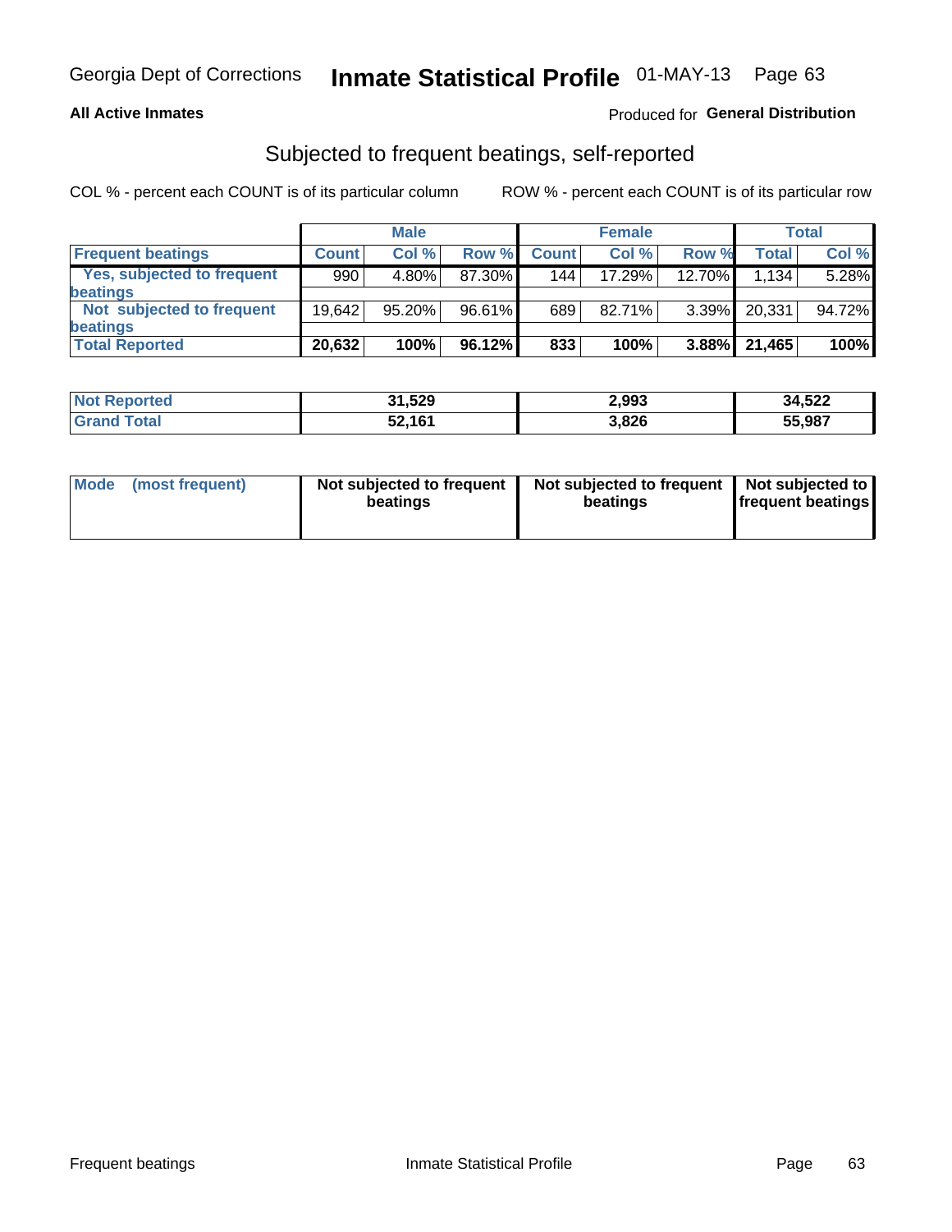Georgia Dept of Corrections **Inmate Statistical Profile** 01-MAY-13

**All Active Inmates**

Produced for **General Distribution**

## Subjected to frequent beatings, self-reported

COL % - percent each COUNT is of its particular column ROW % - percent each COUNT is of its particular row

| | Male | | | Female | | | Total | |
|---|---|---|---|---|---|---|---|---|
| **Frequent beatings** | **Count** | **Col %** | **Row %** | **Count** | **Col %** | **Row %** | **Total** | **Col %** |
| **Yes, subjected to frequent beatings** | 990 | 4.80% | 87.30% | 144 | 17.29% | 12.70% | 1,134 | 5.28% |
| **Not subjected to frequent beatings** | 19,642 | 95.20% | 96.61% | 689 | 82.71% | 3.39% | 20,331 | 94.72% |
| **Total Reported** | **20,632** | **100%** | **96.12%** | **833** | **100%** | **3.88%** | **21,465** | **100%** |

| | Male | Female | Total |
|---|---|---|---|
| **Not Reported** | **31,529** | **2,993** | **34,522** |
| **Grand Total** | **52,161** | **3,826** | **55,987** |

| | Male | Female | Total |
|---|---|---|---|
| **Mode (most frequent)** | **Not subjected to frequent beatings** | **Not subjected to frequent beatings** | **Not subjected to frequent beatings** |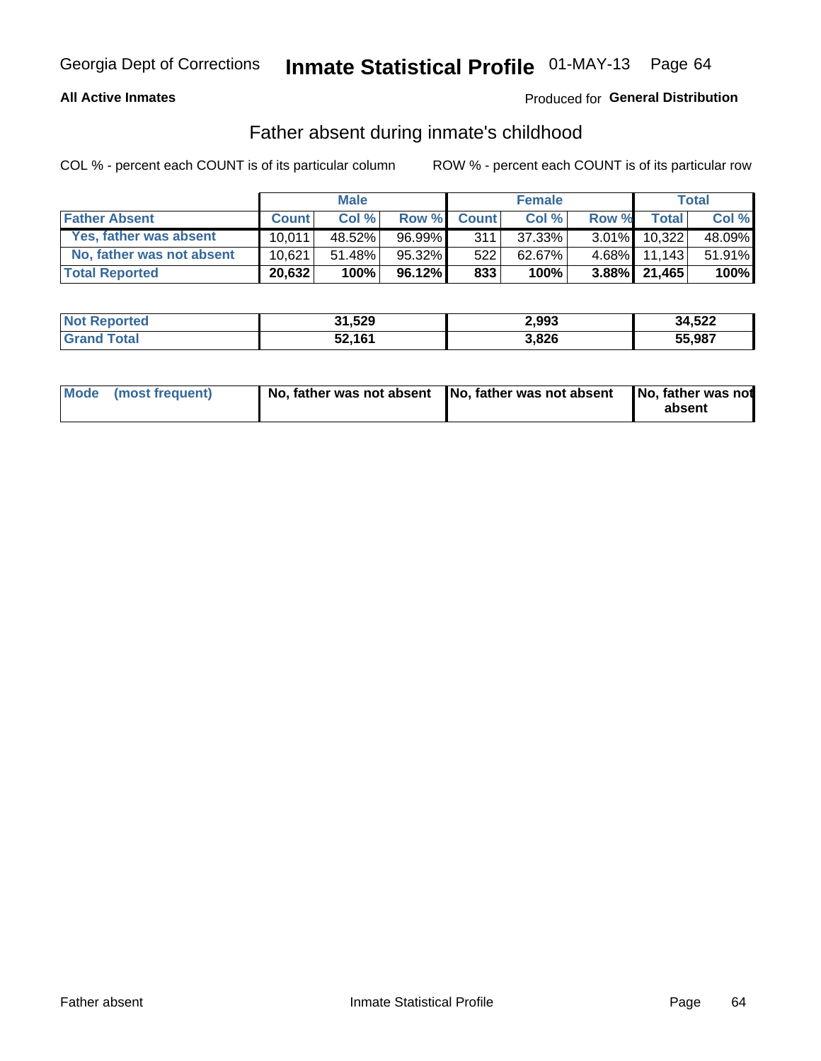Georgia Dept of Corrections **Inmate Statistical Profile** 01-MAY-13

**All Active Inmates**

Produced for **General Distribution**

## Father absent during inmate's childhood

COL % - percent each COUNT is of its particular column

ROW % - percent each COUNT is of its particular row

| | Male | | | Female | | | Total | |
|---|---|---|---|---|---|---|---|---|
| **Father Absent** | **Count** | **Col %** | **Row %** | **Count** | **Col %** | **Row %** | **Total** | **Col %** |
| **Yes, father was absent** | 10,011 | 48.52% | 96.99% | 311 | 37.33% | 3.01% | 10,322 | 48.09% |
| **No, father was not absent** | 10,621 | 51.48% | 95.32% | 522 | 62.67% | 4.68% | 11,143 | 51.91% |
| **Total Reported** | **20,632** | **100%** | **96.12%** | **833** | **100%** | **3.88%** | **21,465** | **100%** |

| | Male | Female | Total |
|---|---|---|---|
| **Not Reported** | **31,529** | **2,993** | **34,522** |
| **Grand Total** | **52,161** | **3,826** | **55,987** |

| | Male | Female | Total |
|---|---|---|---|
| **Mode (most frequent)** | **No, father was not absent** | **No, father was not absent** | **No, father was not absent** |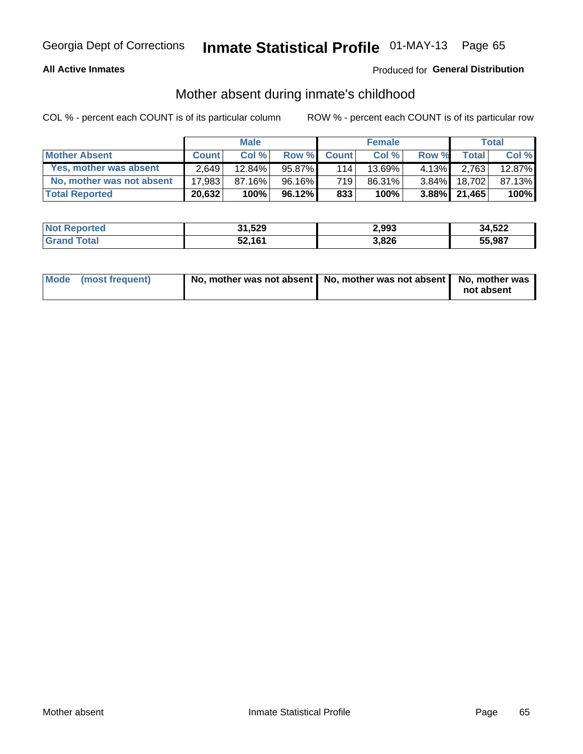Georgia Dept of Corrections **Inmate Statistical Profile** 01-MAY-13

**All Active Inmates**

Produced for **General Distribution**

## Mother absent during inmate's childhood

COL % - percent each COUNT is of its particular column

ROW % - percent each COUNT is of its particular row

| | Male | | | Female | | | Total | |
|---|---|---|---|---|---|---|---|---|
| **Mother Absent** | **Count** | **Col %** | **Row %** | **Count** | **Col %** | **Row %** | **Total** | **Col %** |
| **Yes, mother was absent** | 2,649 | 12.84% | 95.87% | 114 | 13.69% | 4.13% | 2,763 | 12.87% |
| **No, mother was not absent** | 17,983 | 87.16% | 96.16% | 719 | 86.31% | 3.84% | 18,702 | 87.13% |
| **Total Reported** | **20,632** | **100%** | **96.12%** | **833** | **100%** | **3.88%** | **21,465** | **100%** |

| | Male | Female | Total |
|---|---|---|---|
| **Not Reported** | **31,529** | **2,993** | **34,522** |
| **Grand Total** | **52,161** | **3,826** | **55,987** |

| | Male | Female | Total |
|---|---|---|---|
| **Mode (most frequent)** | **No, mother was not absent** | **No, mother was not absent** | **No, mother was not absent** |

Mother absent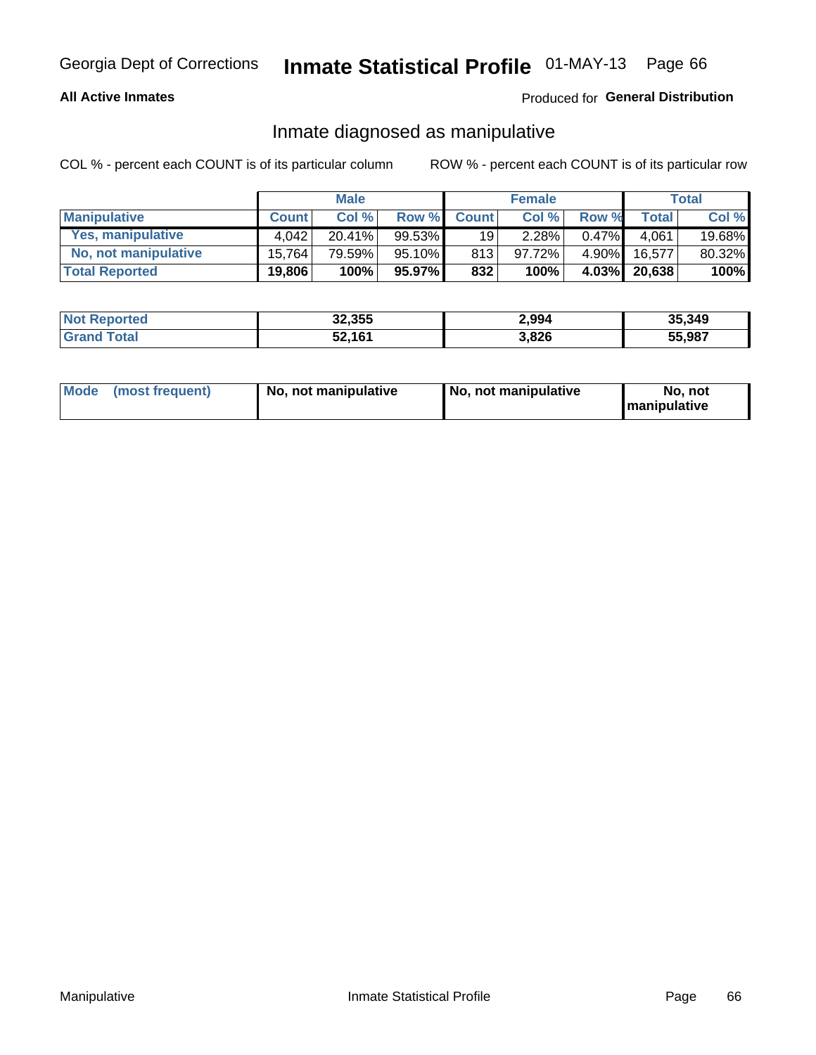Georgia Dept of Corrections **Inmate Statistical Profile** 01-MAY-13 Page 66

**All Active Inmates**

Produced for **General Distribution**

## Inmate diagnosed as manipulative

COL % - percent each COUNT is of its particular column

ROW % - percent each COUNT is of its particular row

| | Male | | | Female | | | Total | |
|---|---|---|---|---|---|---|---|---|
| **Manipulative** | **Count** | **Col %** | **Row %** | **Count** | **Col %** | **Row %** | **Total** | **Col %** |
| **Yes, manipulative** | 4,042 | 20.41% | 99.53% | 19 | 2.28% | 0.47% | 4,061 | 19.68% |
| **No, not manipulative** | 15,764 | 79.59% | 95.10% | 813 | 97.72% | 4.90% | 16,577 | 80.32% |
| **Total Reported** | **19,806** | **100%** | **95.97%** | **832** | **100%** | **4.03%** | **20,638** | **100%** |

| | Male | Female | Total |
|---|---|---|---|
| **Not Reported** | **32,355** | **2,994** | **35,349** |
| **Grand Total** | **52,161** | **3,826** | **55,987** |

| | Male | Female | Total |
|---|---|---|---|
| **Mode (most frequent)** | **No, not manipulative** | **No, not manipulative** | **No, not manipulative** |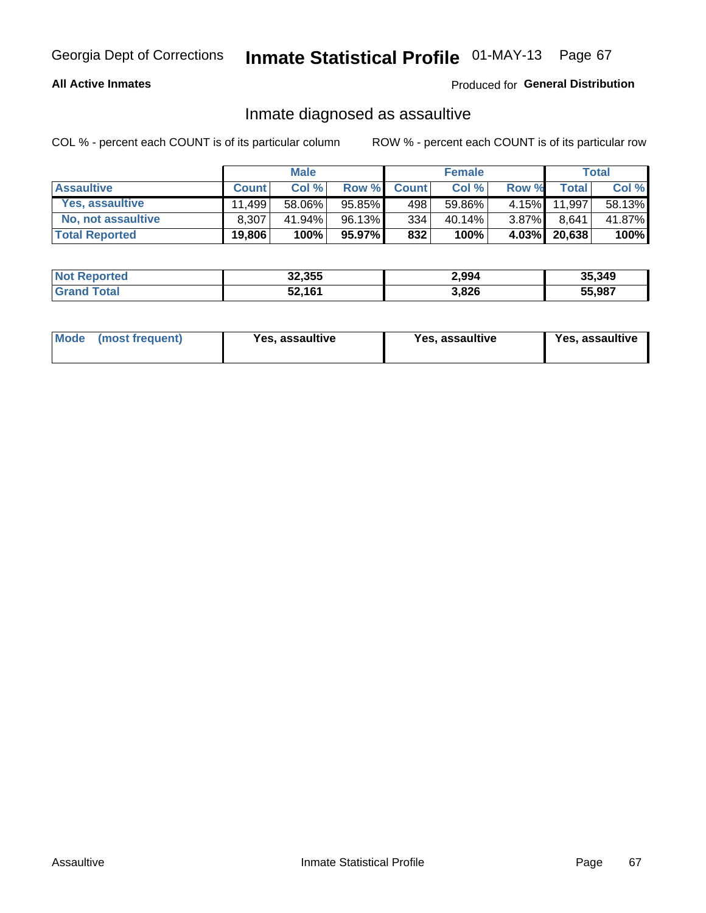Georgia Dept of Corrections **Inmate Statistical Profile** 01-MAY-13

**All Active Inmates**

Produced for **General Distribution**

## Inmate diagnosed as assaultive

COL % - percent each COUNT is of its particular column

ROW % - percent each COUNT is of its particular row

| | Male | | | Female | | | Total | |
|---|---|---|---|---|---|---|---|---|
| **Assaultive** | **Count** | **Col %** | **Row %** | **Count** | **Col %** | **Row %** | **Total** | **Col %** |
| Yes, assaultive | 11,499 | 58.06% | 95.85% | 498 | 59.86% | 4.15% | 11,997 | 58.13% |
| No, not assaultive | 8,307 | 41.94% | 96.13% | 334 | 40.14% | 3.87% | 8,641 | 41.87% |
| **Total Reported** | **19,806** | **100%** | **95.97%** | **832** | **100%** | **4.03%** | **20,638** | **100%** |

| | Male | Female | Total |
|---|---|---|---|
| **Not Reported** | **32,355** | **2,994** | **35,349** |
| **Grand Total** | **52,161** | **3,826** | **55,987** |

| | Male | Female | Total |
|---|---|---|---|
| **Mode (most frequent)** | **Yes, assaultive** | **Yes, assaultive** | **Yes, assaultive** |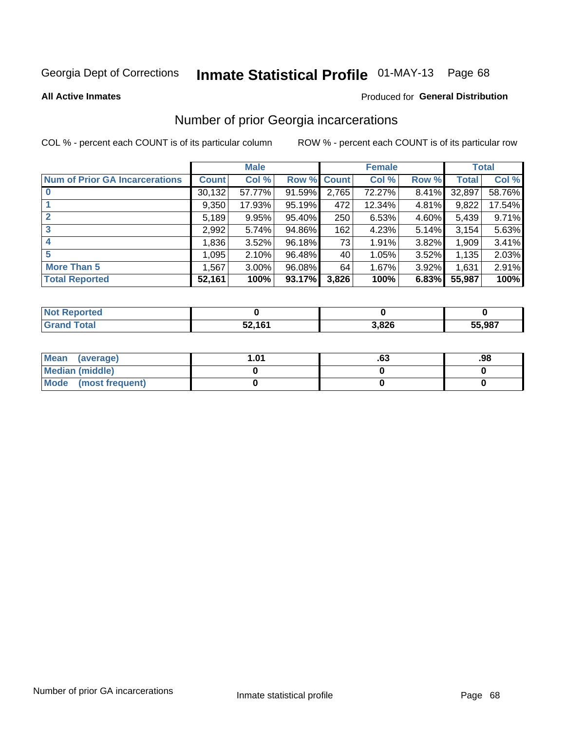Georgia Dept of Corrections **Inmate Statistical Profile** 01-MAY-13

**All Active Inmates**

Produced for **General Distribution**

## Number of prior Georgia incarcerations

COL % - percent each COUNT is of its particular column

ROW % - percent each COUNT is of its particular row

| | Male | | | Female | | | Total | |
|---|---|---|---|---|---|---|---|---|
| **Num of Prior GA Incarcerations** | **Count** | **Col %** | **Row %** | **Count** | **Col %** | **Row %** | **Total** | **Col %** |
| **0** | 30,132 | 57.77% | 91.59% | 2,765 | 72.27% | 8.41% | 32,897 | 58.76% |
| **1** | 9,350 | 17.93% | 95.19% | 472 | 12.34% | 4.81% | 9,822 | 17.54% |
| **2** | 5,189 | 9.95% | 95.40% | 250 | 6.53% | 4.60% | 5,439 | 9.71% |
| **3** | 2,992 | 5.74% | 94.86% | 162 | 4.23% | 5.14% | 3,154 | 5.63% |
| **4** | 1,836 | 3.52% | 96.18% | 73 | 1.91% | 3.82% | 1,909 | 3.41% |
| **5** | 1,095 | 2.10% | 96.48% | 40 | 1.05% | 3.52% | 1,135 | 2.03% |
| **More Than 5** | 1,567 | 3.00% | 96.08% | 64 | 1.67% | 3.92% | 1,631 | 2.91% |
| **Total Reported** | **52,161** | **100%** | **93.17%** | **3,826** | **100%** | **6.83%** | **55,987** | **100%** |

| | Male | Female | Total |
|---|---|---|---|
| **Not Reported** | **0** | **0** | **0** |
| **Grand Total** | **52,161** | **3,826** | **55,987** |

| | Male | Female | Total |
|---|---|---|---|
| **Mean (average)** | **1.01** | **.63** | **.98** |
| **Median (middle)** | **0** | **0** | **0** |
| **Mode (most frequent)** | **0** | **0** | **0** |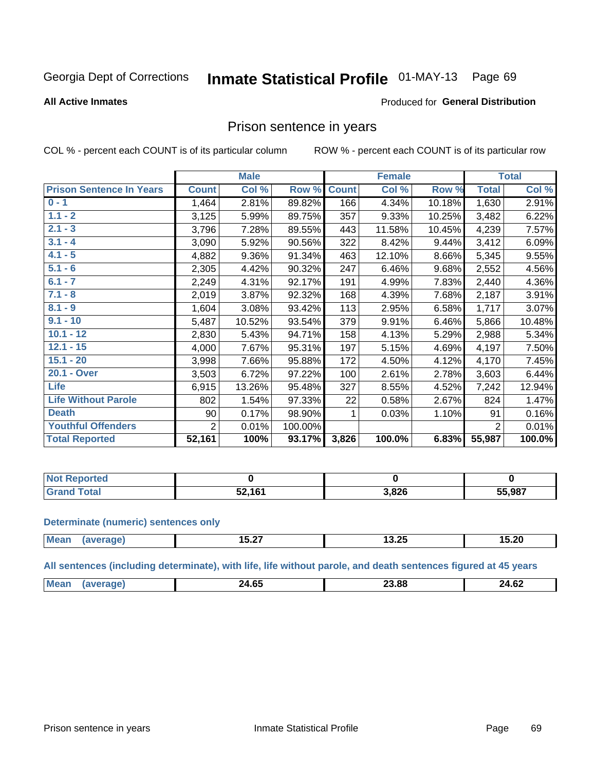Georgia Dept of Corrections **Inmate Statistical Profile** 01-MAY-13

**All Active Inmates**

Produced for **General Distribution**

## Prison sentence in years

COL % - percent each COUNT is of its particular column

ROW % - percent each COUNT is of its particular row

| | Male | | | Female | | | Total | |
|---|---|---|---|---|---|---|---|---|
| **Prison Sentence In Years** | **Count** | **Col %** | **Row %** | **Count** | **Col %** | **Row %** | **Total** | **Col %** |
| **0 - 1** | 1,464 | 2.81% | 89.82% | 166 | 4.34% | 10.18% | 1,630 | 2.91% |
| **1.1 - 2** | 3,125 | 5.99% | 89.75% | 357 | 9.33% | 10.25% | 3,482 | 6.22% |
| **2.1 - 3** | 3,796 | 7.28% | 89.55% | 443 | 11.58% | 10.45% | 4,239 | 7.57% |
| **3.1 - 4** | 3,090 | 5.92% | 90.56% | 322 | 8.42% | 9.44% | 3,412 | 6.09% |
| **4.1 - 5** | 4,882 | 9.36% | 91.34% | 463 | 12.10% | 8.66% | 5,345 | 9.55% |
| **5.1 - 6** | 2,305 | 4.42% | 90.32% | 247 | 6.46% | 9.68% | 2,552 | 4.56% |
| **6.1 - 7** | 2,249 | 4.31% | 92.17% | 191 | 4.99% | 7.83% | 2,440 | 4.36% |
| **7.1 - 8** | 2,019 | 3.87% | 92.32% | 168 | 4.39% | 7.68% | 2,187 | 3.91% |
| **8.1 - 9** | 1,604 | 3.08% | 93.42% | 113 | 2.95% | 6.58% | 1,717 | 3.07% |
| **9.1 - 10** | 5,487 | 10.52% | 93.54% | 379 | 9.91% | 6.46% | 5,866 | 10.48% |
| **10.1 - 12** | 2,830 | 5.43% | 94.71% | 158 | 4.13% | 5.29% | 2,988 | 5.34% |
| **12.1 - 15** | 4,000 | 7.67% | 95.31% | 197 | 5.15% | 4.69% | 4,197 | 7.50% |
| **15.1 - 20** | 3,998 | 7.66% | 95.88% | 172 | 4.50% | 4.12% | 4,170 | 7.45% |
| **20.1 - Over** | 3,503 | 6.72% | 97.22% | 100 | 2.61% | 2.78% | 3,603 | 6.44% |
| **Life** | 6,915 | 13.26% | 95.48% | 327 | 8.55% | 4.52% | 7,242 | 12.94% |
| **Life Without Parole** | 802 | 1.54% | 97.33% | 22 | 0.58% | 2.67% | 824 | 1.47% |
| **Death** | 90 | 0.17% | 98.90% | 1 | 0.03% | 1.10% | 91 | 0.16% |
| **Youthful Offenders** | 2 | 0.01% | 100.00% | | | | 2 | 0.01% |
| **Total Reported** | **52,161** | **100%** | **93.17%** | **3,826** | **100.0%** | **6.83%** | **55,987** | **100.0%** |

| | Male | Female | Total |
|---|---|---|---|
| **Not Reported** | **0** | **0** | **0** |
| **Grand Total** | **52,161** | **3,826** | **55,987** |

**Determinate (numeric) sentences only**

| | Male | Female | Total |
|---|---|---|---|
| **Mean (average)** | **15.27** | **13.25** | **15.20** |

**All sentences (including determinate), with life, life without parole, and death sentences figured at 45 years**

| | Male | Female | Total |
|---|---|---|---|
| **Mean (average)** | **24.65** | **23.88** | **24.62** |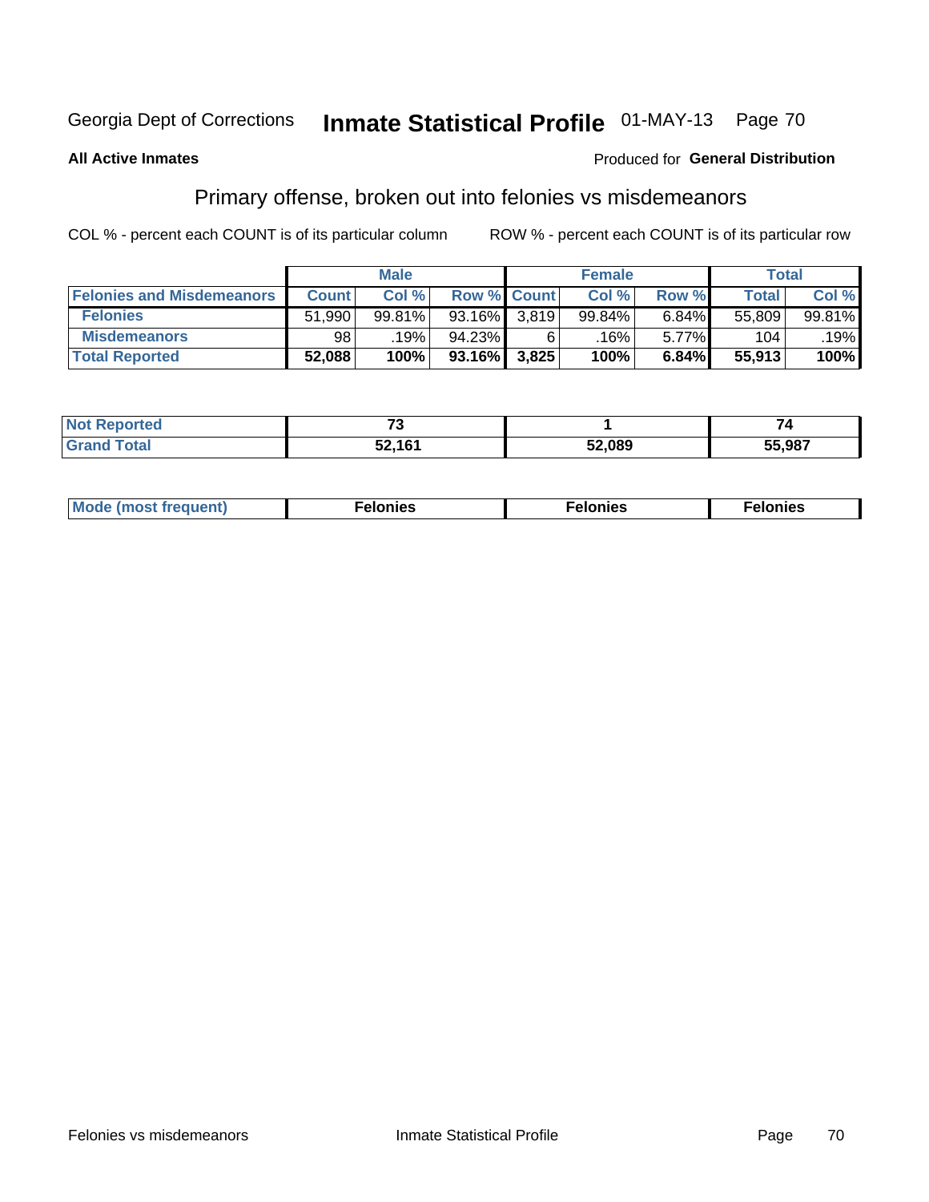Georgia Dept of Corrections **Inmate Statistical Profile** 01-MAY-13

**All Active Inmates**

Produced for **General Distribution**

## Primary offense, broken out into felonies vs misdemeanors

COL % - percent each COUNT is of its particular column

ROW % - percent each COUNT is of its particular row

| | Male | | | Female | | | Total | |
|---|---|---|---|---|---|---|---|---|
| **Felonies and Misdemeanors** | **Count** | **Col %** | **Row %** | **Count** | **Col %** | **Row %** | **Total** | **Col %** |
| **Felonies** | 51,990 | 99.81% | 93.16% | 3,819 | 99.84% | 6.84% | 55,809 | 99.81% |
| **Misdemeanors** | 98 | .19% | 94.23% | 6 | .16% | 5.77% | 104 | .19% |
| **Total Reported** | **52,088** | **100%** | **93.16%** | **3,825** | **100%** | **6.84%** | **55,913** | **100%** |

| | Male | Female | Total |
|---|---|---|---|
| **Not Reported** | **73** | **1** | **74** |
| **Grand Total** | **52,161** | **52,089** | **55,987** |

| | Male | Female | Total |
|---|---|---|---|
| **Mode (most frequent)** | **Felonies** | **Felonies** | **Felonies** |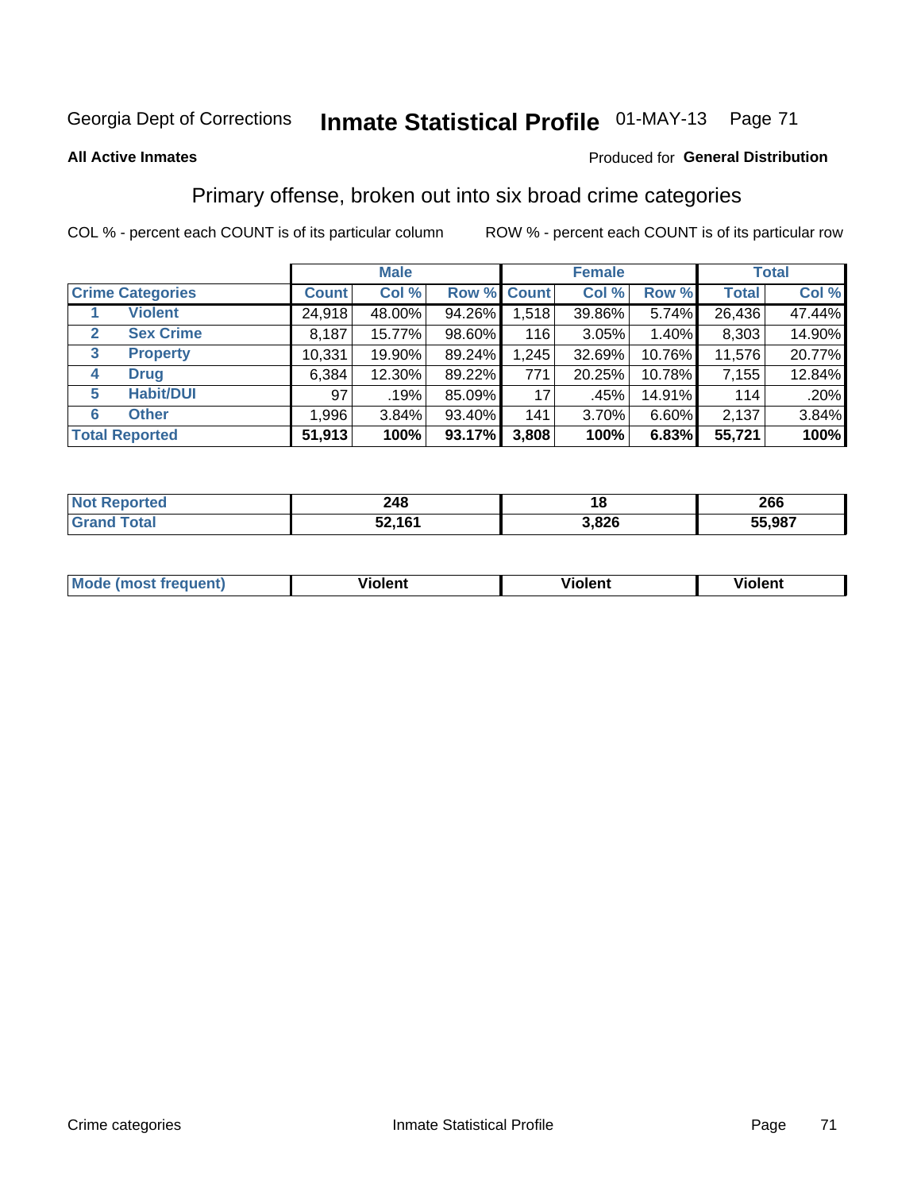Georgia Dept of Corrections **Inmate Statistical Profile** 01-MAY-13

**All Active Inmates**

Produced for **General Distribution**

## Primary offense, broken out into six broad crime categories

COL % - percent each COUNT is of its particular column

ROW % - percent each COUNT is of its particular row

| | | Male | | | Female | | | Total | |
|---|---|---|---|---|---|---|---|---|---|
| **Crime Categories** | | **Count** | **Col %** | **Row %** | **Count** | **Col %** | **Row %** | **Total** | **Col %** |
| 1 | **Violent** | 24,918 | 48.00% | 94.26% | 1,518 | 39.86% | 5.74% | 26,436 | 47.44% |
| 2 | **Sex Crime** | 8,187 | 15.77% | 98.60% | 116 | 3.05% | 1.40% | 8,303 | 14.90% |
| 3 | **Property** | 10,331 | 19.90% | 89.24% | 1,245 | 32.69% | 10.76% | 11,576 | 20.77% |
| 4 | **Drug** | 6,384 | 12.30% | 89.22% | 771 | 20.25% | 10.78% | 7,155 | 12.84% |
| 5 | **Habit/DUI** | 97 | .19% | 85.09% | 17 | .45% | 14.91% | 114 | .20% |
| 6 | **Other** | 1,996 | 3.84% | 93.40% | 141 | 3.70% | 6.60% | 2,137 | 3.84% |
| **Total Reported** | | **51,913** | **100%** | **93.17%** | **3,808** | **100%** | **6.83%** | **55,721** | **100%** |

| | Male | Female | Total |
|---|---|---|---|
| **Not Reported** | **248** | **18** | **266** |
| **Grand Total** | **52,161** | **3,826** | **55,987** |

| | Male | Female | Total |
|---|---|---|---|
| **Mode (most frequent)** | **Violent** | **Violent** | **Violent** |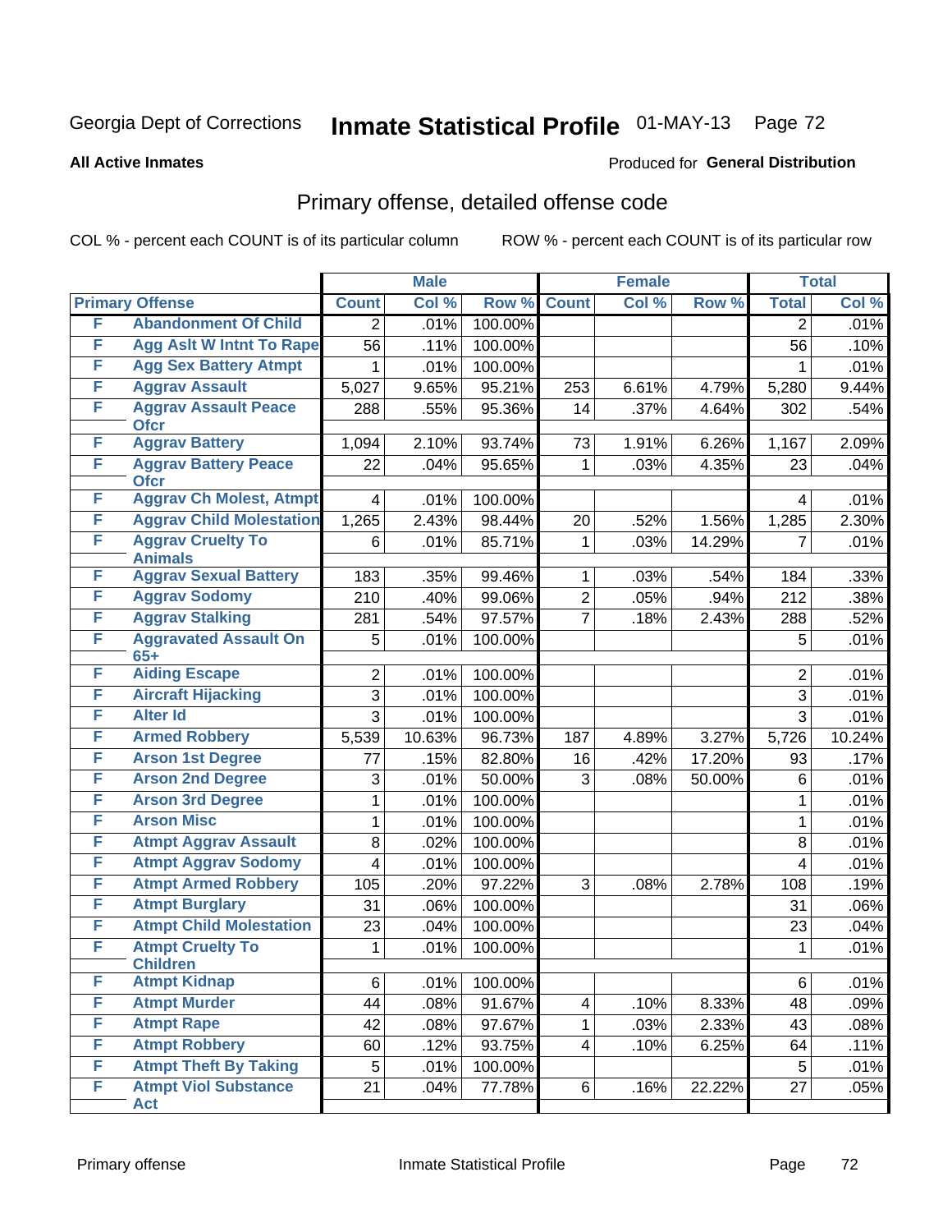Georgia Dept of Corrections **Inmate Statistical Profile** 01-MAY-13 Page 72

**All Active Inmates**

Produced for **General Distribution**

## Primary offense, detailed offense code

COL % - percent each COUNT is of its particular column    ROW % - percent each COUNT is of its particular row

| Primary Offense | | Male | | | Female | | | Total | |
|---|---|---|---|---|---|---|---|---|---|
| | | Count | Col % | Row % | Count | Col % | Row % | Total | Col % |
| F | Abandonment Of Child | 2 | .01% | 100.00% | | | | 2 | .01% |
| F | Agg Aslt W Intnt To Rape | 56 | .11% | 100.00% | | | | 56 | .10% |
| F | Agg Sex Battery Atmpt | 1 | .01% | 100.00% | | | | 1 | .01% |
| F | Aggrav Assault | 5,027 | 9.65% | 95.21% | 253 | 6.61% | 4.79% | 5,280 | 9.44% |
| F | Aggrav Assault Peace Ofcr | 288 | .55% | 95.36% | 14 | .37% | 4.64% | 302 | .54% |
| F | Aggrav Battery | 1,094 | 2.10% | 93.74% | 73 | 1.91% | 6.26% | 1,167 | 2.09% |
| F | Aggrav Battery Peace Ofcr | 22 | .04% | 95.65% | 1 | .03% | 4.35% | 23 | .04% |
| F | Aggrav Ch Molest, Atmpt | 4 | .01% | 100.00% | | | | 4 | .01% |
| F | Aggrav Child Molestation | 1,265 | 2.43% | 98.44% | 20 | .52% | 1.56% | 1,285 | 2.30% |
| F | Aggrav Cruelty To Animals | 6 | .01% | 85.71% | 1 | .03% | 14.29% | 7 | .01% |
| F | Aggrav Sexual Battery | 183 | .35% | 99.46% | 1 | .03% | .54% | 184 | .33% |
| F | Aggrav Sodomy | 210 | .40% | 99.06% | 2 | .05% | .94% | 212 | .38% |
| F | Aggrav Stalking | 281 | .54% | 97.57% | 7 | .18% | 2.43% | 288 | .52% |
| F | Aggravated Assault On 65+ | 5 | .01% | 100.00% | | | | 5 | .01% |
| F | Aiding Escape | 2 | .01% | 100.00% | | | | 2 | .01% |
| F | Aircraft Hijacking | 3 | .01% | 100.00% | | | | 3 | .01% |
| F | Alter Id | 3 | .01% | 100.00% | | | | 3 | .01% |
| F | Armed Robbery | 5,539 | 10.63% | 96.73% | 187 | 4.89% | 3.27% | 5,726 | 10.24% |
| F | Arson 1st Degree | 77 | .15% | 82.80% | 16 | .42% | 17.20% | 93 | .17% |
| F | Arson 2nd Degree | 3 | .01% | 50.00% | 3 | .08% | 50.00% | 6 | .01% |
| F | Arson 3rd Degree | 1 | .01% | 100.00% | | | | 1 | .01% |
| F | Arson Misc | 1 | .01% | 100.00% | | | | 1 | .01% |
| F | Atmpt Aggrav Assault | 8 | .02% | 100.00% | | | | 8 | .01% |
| F | Atmpt Aggrav Sodomy | 4 | .01% | 100.00% | | | | 4 | .01% |
| F | Atmpt Armed Robbery | 105 | .20% | 97.22% | 3 | .08% | 2.78% | 108 | .19% |
| F | Atmpt Burglary | 31 | .06% | 100.00% | | | | 31 | .06% |
| F | Atmpt Child Molestation | 23 | .04% | 100.00% | | | | 23 | .04% |
| F | Atmpt Cruelty To Children | 1 | .01% | 100.00% | | | | 1 | .01% |
| F | Atmpt Kidnap | 6 | .01% | 100.00% | | | | 6 | .01% |
| F | Atmpt Murder | 44 | .08% | 91.67% | 4 | .10% | 8.33% | 48 | .09% |
| F | Atmpt Rape | 42 | .08% | 97.67% | 1 | .03% | 2.33% | 43 | .08% |
| F | Atmpt Robbery | 60 | .12% | 93.75% | 4 | .10% | 6.25% | 64 | .11% |
| F | Atmpt Theft By Taking | 5 | .01% | 100.00% | | | | 5 | .01% |
| F | Atmpt Viol Substance Act | 21 | .04% | 77.78% | 6 | .16% | 22.22% | 27 | .05% |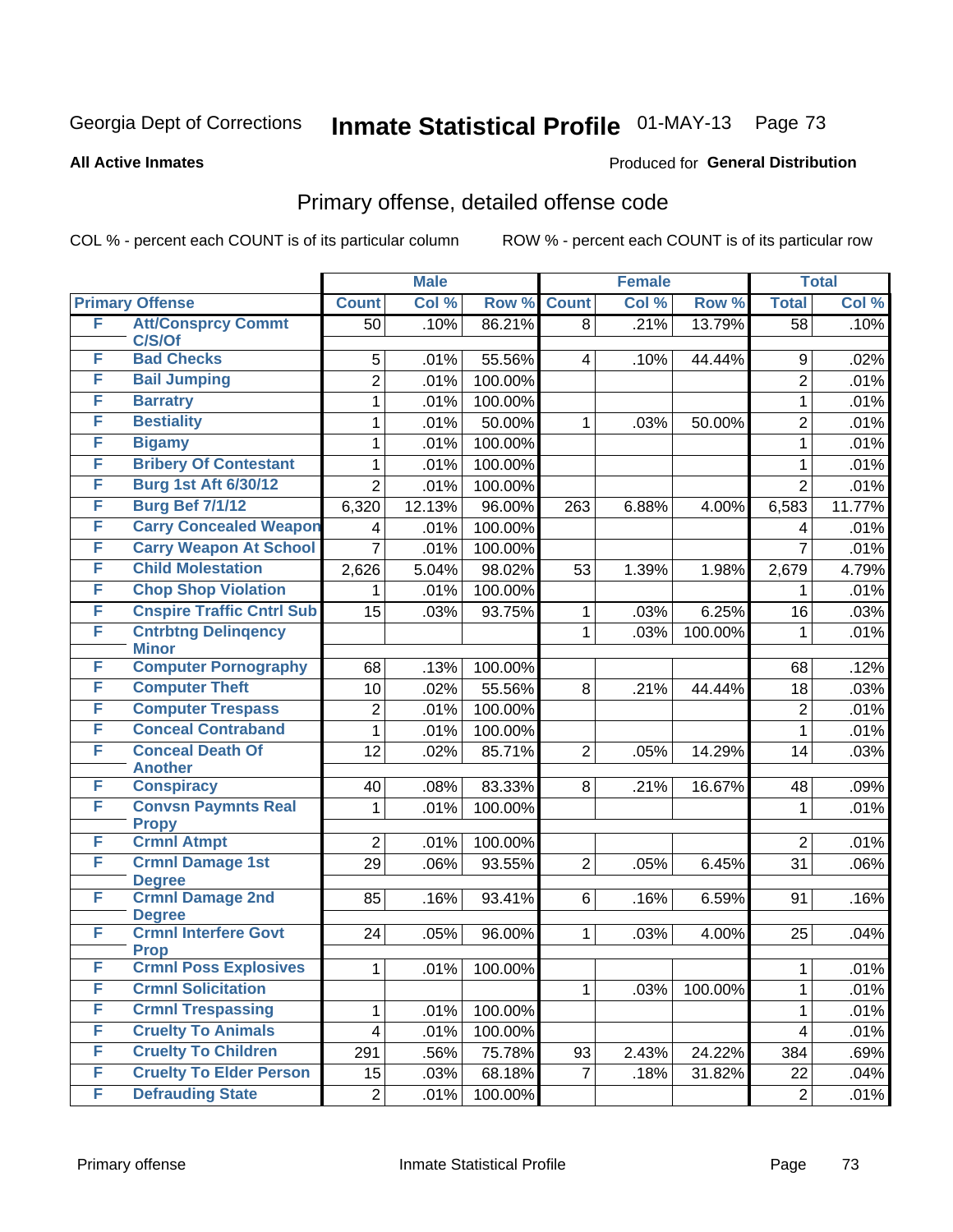Georgia Dept of Corrections **Inmate Statistical Profile** 01-MAY-13

**All Active Inmates**

Produced for **General Distribution**

## Primary offense, detailed offense code

COL % - percent each COUNT is of its particular column

ROW % - percent each COUNT is of its particular row

| Primary Offense | | Male | | | Female | | | Total | |
|---|---|---|---|---|---|---|---|---|---|
| | | Count | Col % | Row % | Count | Col % | Row % | Total | Col % |
| F | Att/Consprcy Commt C/S/Of | 50 | .10% | 86.21% | 8 | .21% | 13.79% | 58 | .10% |
| F | Bad Checks | 5 | .01% | 55.56% | 4 | .10% | 44.44% | 9 | .02% |
| F | Bail Jumping | 2 | .01% | 100.00% | | | | 2 | .01% |
| F | Barratry | 1 | .01% | 100.00% | | | | 1 | .01% |
| F | Bestiality | 1 | .01% | 50.00% | 1 | .03% | 50.00% | 2 | .01% |
| F | Bigamy | 1 | .01% | 100.00% | | | | 1 | .01% |
| F | Bribery Of Contestant | 1 | .01% | 100.00% | | | | 1 | .01% |
| F | Burg 1st Aft 6/30/12 | 2 | .01% | 100.00% | | | | 2 | .01% |
| F | Burg Bef 7/1/12 | 6,320 | 12.13% | 96.00% | 263 | 6.88% | 4.00% | 6,583 | 11.77% |
| F | Carry Concealed Weapon | 4 | .01% | 100.00% | | | | 4 | .01% |
| F | Carry Weapon At School | 7 | .01% | 100.00% | | | | 7 | .01% |
| F | Child Molestation | 2,626 | 5.04% | 98.02% | 53 | 1.39% | 1.98% | 2,679 | 4.79% |
| F | Chop Shop Violation | 1 | .01% | 100.00% | | | | 1 | .01% |
| F | Cnspire Traffic Cntrl Sub | 15 | .03% | 93.75% | 1 | .03% | 6.25% | 16 | .03% |
| F | Cntrbtng Delinqency Minor | | | | 1 | .03% | 100.00% | 1 | .01% |
| F | Computer Pornography | 68 | .13% | 100.00% | | | | 68 | .12% |
| F | Computer Theft | 10 | .02% | 55.56% | 8 | .21% | 44.44% | 18 | .03% |
| F | Computer Trespass | 2 | .01% | 100.00% | | | | 2 | .01% |
| F | Conceal Contraband | 1 | .01% | 100.00% | | | | 1 | .01% |
| F | Conceal Death Of Another | 12 | .02% | 85.71% | 2 | .05% | 14.29% | 14 | .03% |
| F | Conspiracy | 40 | .08% | 83.33% | 8 | .21% | 16.67% | 48 | .09% |
| F | Convsn Paymnts Real Propy | 1 | .01% | 100.00% | | | | 1 | .01% |
| F | Crmnl Atmpt | 2 | .01% | 100.00% | | | | 2 | .01% |
| F | Crmnl Damage 1st Degree | 29 | .06% | 93.55% | 2 | .05% | 6.45% | 31 | .06% |
| F | Crmnl Damage 2nd Degree | 85 | .16% | 93.41% | 6 | .16% | 6.59% | 91 | .16% |
| F | Crmnl Interfere Govt Prop | 24 | .05% | 96.00% | 1 | .03% | 4.00% | 25 | .04% |
| F | Crmnl Poss Explosives | 1 | .01% | 100.00% | | | | 1 | .01% |
| F | Crmnl Solicitation | | | | 1 | .03% | 100.00% | 1 | .01% |
| F | Crmnl Trespassing | 1 | .01% | 100.00% | | | | 1 | .01% |
| F | Cruelty To Animals | 4 | .01% | 100.00% | | | | 4 | .01% |
| F | Cruelty To Children | 291 | .56% | 75.78% | 93 | 2.43% | 24.22% | 384 | .69% |
| F | Cruelty To Elder Person | 15 | .03% | 68.18% | 7 | .18% | 31.82% | 22 | .04% |
| F | Defrauding State | 2 | .01% | 100.00% | | | | 2 | .01% |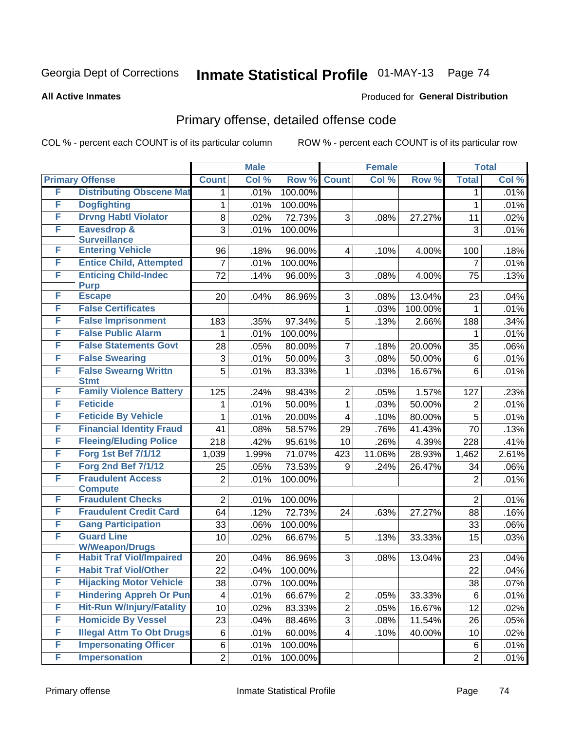Georgia Dept of Corrections **Inmate Statistical Profile** 01-MAY-13

**All Active Inmates**

Produced for **General Distribution**

## Primary offense, detailed offense code

COL % - percent each COUNT is of its particular column  ROW % - percent each COUNT is of its particular row

| Primary Offense | | Male | | | Female | | | Total | |
|---|---|---|---|---|---|---|---|---|---|
| | | Count | Col % | Row % | Count | Col % | Row % | Total | Col % |
| F | Distributing Obscene Mat | 1 | .01% | 100.00% | | | | 1 | .01% |
| F | Dogfighting | 1 | .01% | 100.00% | | | | 1 | .01% |
| F | Drvng Habtl Violator | 8 | .02% | 72.73% | 3 | .08% | 27.27% | 11 | .02% |
| F | Eavesdrop & Surveillance | 3 | .01% | 100.00% | | | | 3 | .01% |
| F | Entering Vehicle | 96 | .18% | 96.00% | 4 | .10% | 4.00% | 100 | .18% |
| F | Entice Child, Attempted | 7 | .01% | 100.00% | | | | 7 | .01% |
| F | Enticing Child-Indec Purp | 72 | .14% | 96.00% | 3 | .08% | 4.00% | 75 | .13% |
| F | Escape | 20 | .04% | 86.96% | 3 | .08% | 13.04% | 23 | .04% |
| F | False Certificates | | | | 1 | .03% | 100.00% | 1 | .01% |
| F | False Imprisonment | 183 | .35% | 97.34% | 5 | .13% | 2.66% | 188 | .34% |
| F | False Public Alarm | 1 | .01% | 100.00% | | | | 1 | .01% |
| F | False Statements Govt | 28 | .05% | 80.00% | 7 | .18% | 20.00% | 35 | .06% |
| F | False Swearing | 3 | .01% | 50.00% | 3 | .08% | 50.00% | 6 | .01% |
| F | False Swearng Writtn Stmt | 5 | .01% | 83.33% | 1 | .03% | 16.67% | 6 | .01% |
| F | Family Violence Battery | 125 | .24% | 98.43% | 2 | .05% | 1.57% | 127 | .23% |
| F | Feticide | 1 | .01% | 50.00% | 1 | .03% | 50.00% | 2 | .01% |
| F | Feticide By Vehicle | 1 | .01% | 20.00% | 4 | .10% | 80.00% | 5 | .01% |
| F | Financial Identity Fraud | 41 | .08% | 58.57% | 29 | .76% | 41.43% | 70 | .13% |
| F | Fleeing/Eluding Police | 218 | .42% | 95.61% | 10 | .26% | 4.39% | 228 | .41% |
| F | Forg 1st Bef 7/1/12 | 1,039 | 1.99% | 71.07% | 423 | 11.06% | 28.93% | 1,462 | 2.61% |
| F | Forg 2nd Bef 7/1/12 | 25 | .05% | 73.53% | 9 | .24% | 26.47% | 34 | .06% |
| F | Fraudulent Access Compute | 2 | .01% | 100.00% | | | | 2 | .01% |
| F | Fraudulent Checks | 2 | .01% | 100.00% | | | | 2 | .01% |
| F | Fraudulent Credit Card | 64 | .12% | 72.73% | 24 | .63% | 27.27% | 88 | .16% |
| F | Gang Participation | 33 | .06% | 100.00% | | | | 33 | .06% |
| F | Guard Line W/Weapon/Drugs | 10 | .02% | 66.67% | 5 | .13% | 33.33% | 15 | .03% |
| F | Habit Traf Viol/Impaired | 20 | .04% | 86.96% | 3 | .08% | 13.04% | 23 | .04% |
| F | Habit Traf Viol/Other | 22 | .04% | 100.00% | | | | 22 | .04% |
| F | Hijacking Motor Vehicle | 38 | .07% | 100.00% | | | | 38 | .07% |
| F | Hindering Appreh Or Pun | 4 | .01% | 66.67% | 2 | .05% | 33.33% | 6 | .01% |
| F | Hit-Run W/Injury/Fatality | 10 | .02% | 83.33% | 2 | .05% | 16.67% | 12 | .02% |
| F | Homicide By Vessel | 23 | .04% | 88.46% | 3 | .08% | 11.54% | 26 | .05% |
| F | Illegal Attm To Obt Drugs | 6 | .01% | 60.00% | 4 | .10% | 40.00% | 10 | .02% |
| F | Impersonating Officer | 6 | .01% | 100.00% | | | | 6 | .01% |
| F | Impersonation | 2 | .01% | 100.00% | | | | 2 | .01% |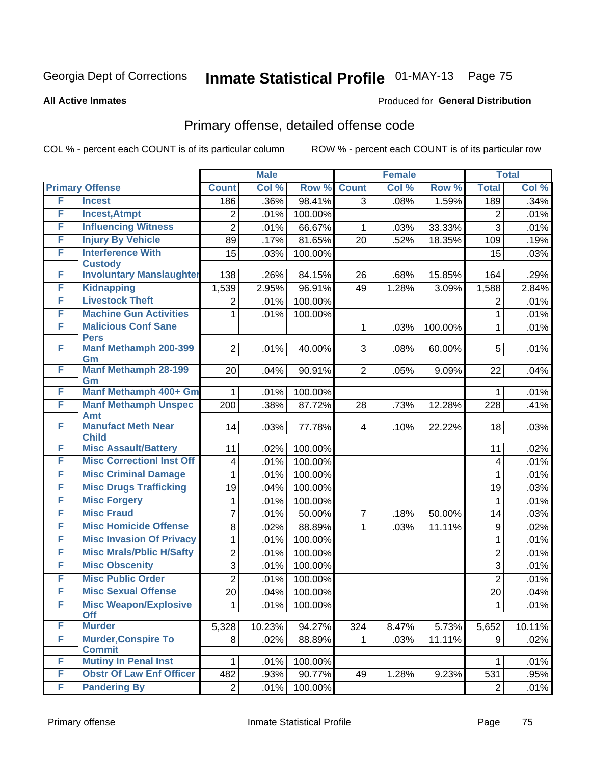Georgia Dept of Corrections **Inmate Statistical Profile** 01-MAY-13

**All Active Inmates**

Produced for **General Distribution**

## Primary offense, detailed offense code

COL % - percent each COUNT is of its particular column     ROW % - percent each COUNT is of its particular row

| Primary Offense | | Male | | | Female | | | Total | |
|---|---|---|---|---|---|---|---|---|---|
| | | Count | Col % | Row % | Count | Col % | Row % | Total | Col % |
| F | Incest | 186 | .36% | 98.41% | 3 | .08% | 1.59% | 189 | .34% |
| F | Incest,Atmpt | 2 | .01% | 100.00% | | | | 2 | .01% |
| F | Influencing Witness | 2 | .01% | 66.67% | 1 | .03% | 33.33% | 3 | .01% |
| F | Injury By Vehicle | 89 | .17% | 81.65% | 20 | .52% | 18.35% | 109 | .19% |
| F | Interference With Custody | 15 | .03% | 100.00% | | | | 15 | .03% |
| F | Involuntary Manslaughter | 138 | .26% | 84.15% | 26 | .68% | 15.85% | 164 | .29% |
| F | Kidnapping | 1,539 | 2.95% | 96.91% | 49 | 1.28% | 3.09% | 1,588 | 2.84% |
| F | Livestock Theft | 2 | .01% | 100.00% | | | | 2 | .01% |
| F | Machine Gun Activities | 1 | .01% | 100.00% | | | | 1 | .01% |
| F | Malicious Conf Sane Pers | | | | 1 | .03% | 100.00% | 1 | .01% |
| F | Manf Methamph 200-399 Gm | 2 | .01% | 40.00% | 3 | .08% | 60.00% | 5 | .01% |
| F | Manf Methamph 28-199 Gm | 20 | .04% | 90.91% | 2 | .05% | 9.09% | 22 | .04% |
| F | Manf Methamph 400+ Gm | 1 | .01% | 100.00% | | | | 1 | .01% |
| F | Manf Methamph Unspec Amt | 200 | .38% | 87.72% | 28 | .73% | 12.28% | 228 | .41% |
| F | Manufact Meth Near Child | 14 | .03% | 77.78% | 4 | .10% | 22.22% | 18 | .03% |
| F | Misc Assault/Battery | 11 | .02% | 100.00% | | | | 11 | .02% |
| F | Misc Correctionl Inst Off | 4 | .01% | 100.00% | | | | 4 | .01% |
| F | Misc Criminal Damage | 1 | .01% | 100.00% | | | | 1 | .01% |
| F | Misc Drugs Trafficking | 19 | .04% | 100.00% | | | | 19 | .03% |
| F | Misc Forgery | 1 | .01% | 100.00% | | | | 1 | .01% |
| F | Misc Fraud | 7 | .01% | 50.00% | 7 | .18% | 50.00% | 14 | .03% |
| F | Misc Homicide Offense | 8 | .02% | 88.89% | 1 | .03% | 11.11% | 9 | .02% |
| F | Misc Invasion Of Privacy | 1 | .01% | 100.00% | | | | 1 | .01% |
| F | Misc Mrals/Pblic H/Safty | 2 | .01% | 100.00% | | | | 2 | .01% |
| F | Misc Obscenity | 3 | .01% | 100.00% | | | | 3 | .01% |
| F | Misc Public Order | 2 | .01% | 100.00% | | | | 2 | .01% |
| F | Misc Sexual Offense | 20 | .04% | 100.00% | | | | 20 | .04% |
| F | Misc Weapon/Explosive Off | 1 | .01% | 100.00% | | | | 1 | .01% |
| F | Murder | 5,328 | 10.23% | 94.27% | 324 | 8.47% | 5.73% | 5,652 | 10.11% |
| F | Murder,Conspire To Commit | 8 | .02% | 88.89% | 1 | .03% | 11.11% | 9 | .02% |
| F | Mutiny In Penal Inst | 1 | .01% | 100.00% | | | | 1 | .01% |
| F | Obstr Of Law Enf Officer | 482 | .93% | 90.77% | 49 | 1.28% | 9.23% | 531 | .95% |
| F | Pandering By | 2 | .01% | 100.00% | | | | 2 | .01% |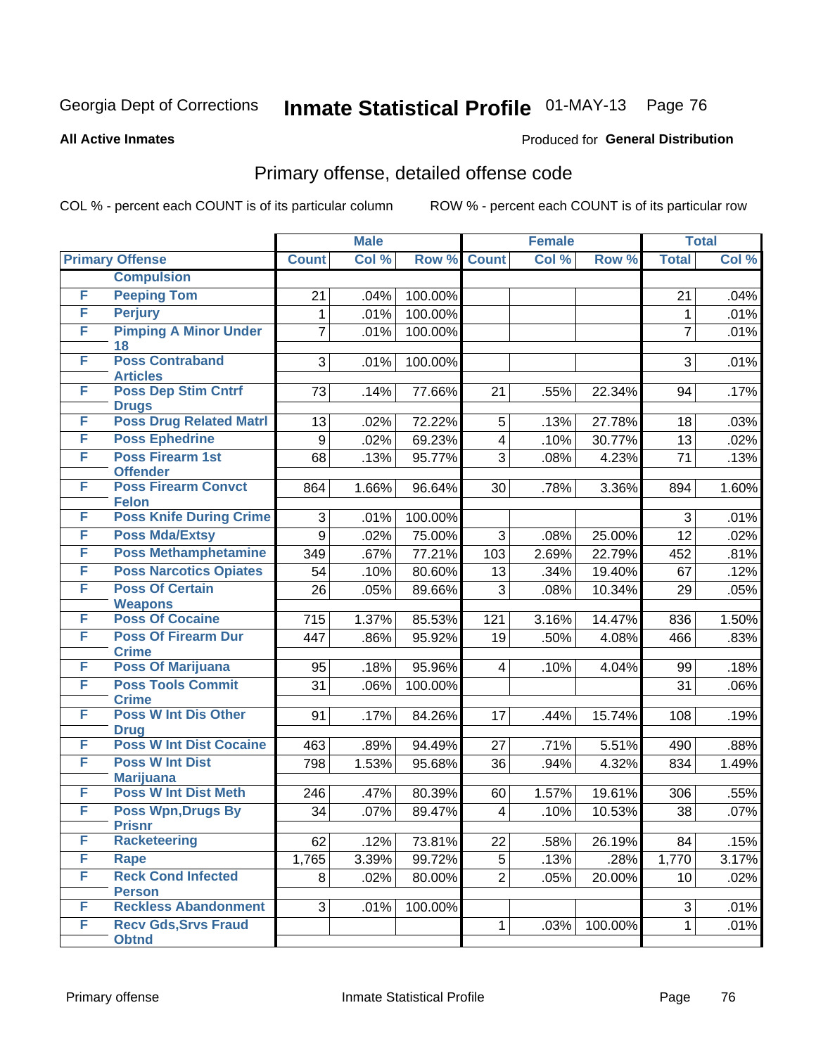Georgia Dept of Corrections **Inmate Statistical Profile** 01-MAY-13

**All Active Inmates**

Produced for **General Distribution**

## Primary offense, detailed offense code

COL % - percent each COUNT is of its particular column

ROW % - percent each COUNT is of its particular row

| Primary Offense | | Male | | | Female | | | Total | |
|---|---|---|---|---|---|---|---|---|---|
| | | Count | Col % | Row % | Count | Col % | Row % | Total | Col % |
| | Compulsion | | | | | | | | |
| F | Peeping Tom | 21 | .04% | 100.00% | | | | 21 | .04% |
| F | Perjury | 1 | .01% | 100.00% | | | | 1 | .01% |
| F | Pimping A Minor Under 18 | 7 | .01% | 100.00% | | | | 7 | .01% |
| F | Poss Contraband Articles | 3 | .01% | 100.00% | | | | 3 | .01% |
| F | Poss Dep Stim Cntrf Drugs | 73 | .14% | 77.66% | 21 | .55% | 22.34% | 94 | .17% |
| F | Poss Drug Related Matrl | 13 | .02% | 72.22% | 5 | .13% | 27.78% | 18 | .03% |
| F | Poss Ephedrine | 9 | .02% | 69.23% | 4 | .10% | 30.77% | 13 | .02% |
| F | Poss Firearm 1st Offender | 68 | .13% | 95.77% | 3 | .08% | 4.23% | 71 | .13% |
| F | Poss Firearm Convct Felon | 864 | 1.66% | 96.64% | 30 | .78% | 3.36% | 894 | 1.60% |
| F | Poss Knife During Crime | 3 | .01% | 100.00% | | | | 3 | .01% |
| F | Poss Mda/Extsy | 9 | .02% | 75.00% | 3 | .08% | 25.00% | 12 | .02% |
| F | Poss Methamphetamine | 349 | .67% | 77.21% | 103 | 2.69% | 22.79% | 452 | .81% |
| F | Poss Narcotics Opiates | 54 | .10% | 80.60% | 13 | .34% | 19.40% | 67 | .12% |
| F | Poss Of Certain Weapons | 26 | .05% | 89.66% | 3 | .08% | 10.34% | 29 | .05% |
| F | Poss Of Cocaine | 715 | 1.37% | 85.53% | 121 | 3.16% | 14.47% | 836 | 1.50% |
| F | Poss Of Firearm Dur Crime | 447 | .86% | 95.92% | 19 | .50% | 4.08% | 466 | .83% |
| F | Poss Of Marijuana | 95 | .18% | 95.96% | 4 | .10% | 4.04% | 99 | .18% |
| F | Poss Tools Commit Crime | 31 | .06% | 100.00% | | | | 31 | .06% |
| F | Poss W Int Dis Other Drug | 91 | .17% | 84.26% | 17 | .44% | 15.74% | 108 | .19% |
| F | Poss W Int Dist Cocaine | 463 | .89% | 94.49% | 27 | .71% | 5.51% | 490 | .88% |
| F | Poss W Int Dist Marijuana | 798 | 1.53% | 95.68% | 36 | .94% | 4.32% | 834 | 1.49% |
| F | Poss W Int Dist Meth | 246 | .47% | 80.39% | 60 | 1.57% | 19.61% | 306 | .55% |
| F | Poss Wpn,Drugs By Prisnr | 34 | .07% | 89.47% | 4 | .10% | 10.53% | 38 | .07% |
| F | Racketeering | 62 | .12% | 73.81% | 22 | .58% | 26.19% | 84 | .15% |
| F | Rape | 1,765 | 3.39% | 99.72% | 5 | .13% | .28% | 1,770 | 3.17% |
| F | Reck Cond Infected Person | 8 | .02% | 80.00% | 2 | .05% | 20.00% | 10 | .02% |
| F | Reckless Abandonment | 3 | .01% | 100.00% | | | | 3 | .01% |
| F | Recv Gds,Srvs Fraud Obtnd | | | | 1 | .03% | 100.00% | 1 | .01% |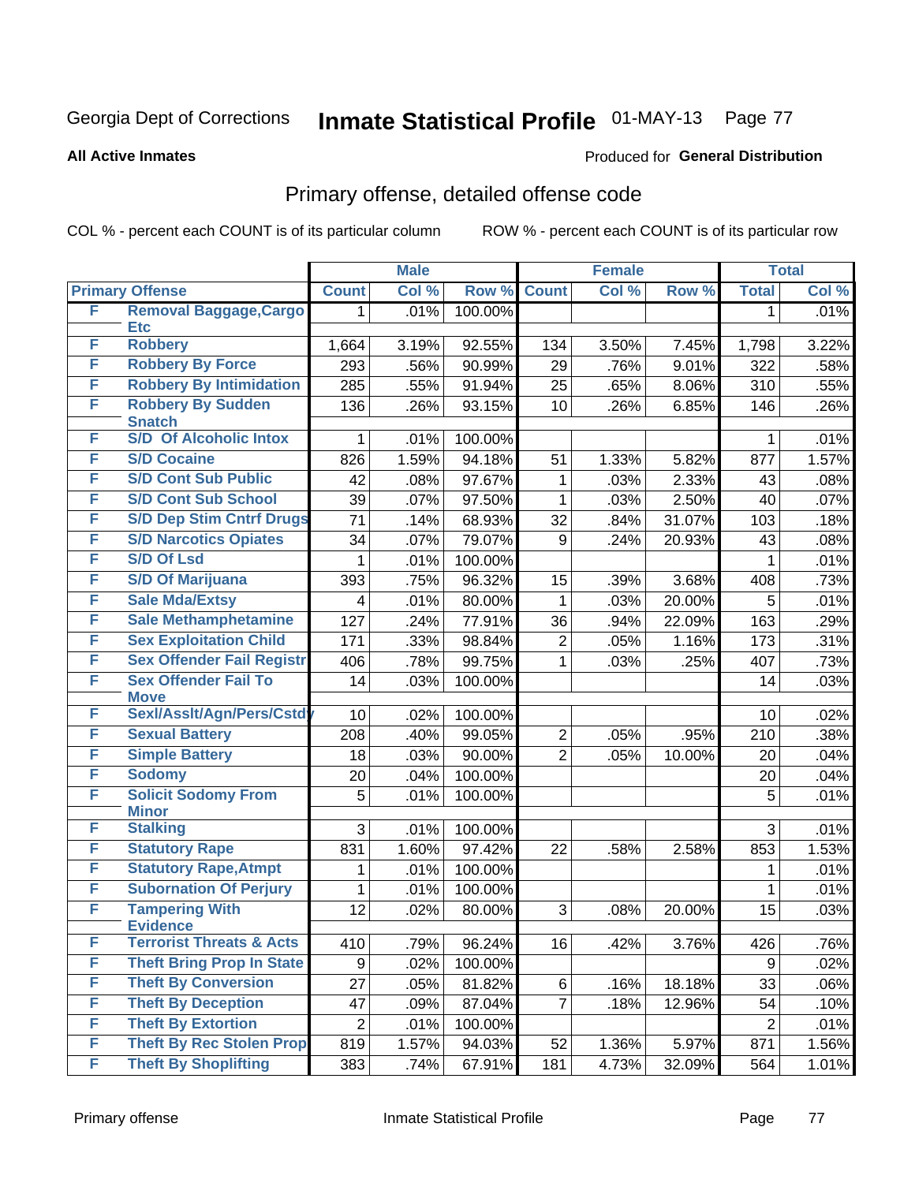Georgia Dept of Corrections **Inmate Statistical Profile** 01-MAY-13

**All Active Inmates**

Produced for **General Distribution**

## Primary offense, detailed offense code

COL % - percent each COUNT is of its particular column ROW % - percent each COUNT is of its particular row

| Primary Offense | | Male | | | Female | | | Total | |
|---|---|---|---|---|---|---|---|---|---|
| | | Count | Col % | Row % | Count | Col % | Row % | Total | Col % |
| F | Removal Baggage,Cargo Etc | 1 | .01% | 100.00% | | | | 1 | .01% |
| F | Robbery | 1,664 | 3.19% | 92.55% | 134 | 3.50% | 7.45% | 1,798 | 3.22% |
| F | Robbery By Force | 293 | .56% | 90.99% | 29 | .76% | 9.01% | 322 | .58% |
| F | Robbery By Intimidation | 285 | .55% | 91.94% | 25 | .65% | 8.06% | 310 | .55% |
| F | Robbery By Sudden Snatch | 136 | .26% | 93.15% | 10 | .26% | 6.85% | 146 | .26% |
| F | S/D Of Alcoholic Intox | 1 | .01% | 100.00% | | | | 1 | .01% |
| F | S/D Cocaine | 826 | 1.59% | 94.18% | 51 | 1.33% | 5.82% | 877 | 1.57% |
| F | S/D Cont Sub Public | 42 | .08% | 97.67% | 1 | .03% | 2.33% | 43 | .08% |
| F | S/D Cont Sub School | 39 | .07% | 97.50% | 1 | .03% | 2.50% | 40 | .07% |
| F | S/D Dep Stim Cntrf Drugs | 71 | .14% | 68.93% | 32 | .84% | 31.07% | 103 | .18% |
| F | S/D Narcotics Opiates | 34 | .07% | 79.07% | 9 | .24% | 20.93% | 43 | .08% |
| F | S/D Of Lsd | 1 | .01% | 100.00% | | | | 1 | .01% |
| F | S/D Of Marijuana | 393 | .75% | 96.32% | 15 | .39% | 3.68% | 408 | .73% |
| F | Sale Mda/Extsy | 4 | .01% | 80.00% | 1 | .03% | 20.00% | 5 | .01% |
| F | Sale Methamphetamine | 127 | .24% | 77.91% | 36 | .94% | 22.09% | 163 | .29% |
| F | Sex Exploitation Child | 171 | .33% | 98.84% | 2 | .05% | 1.16% | 173 | .31% |
| F | Sex Offender Fail Registr | 406 | .78% | 99.75% | 1 | .03% | .25% | 407 | .73% |
| F | Sex Offender Fail To Move | 14 | .03% | 100.00% | | | | 14 | .03% |
| F | Sexl/Asslt/Agn/Pers/Cstdy | 10 | .02% | 100.00% | | | | 10 | .02% |
| F | Sexual Battery | 208 | .40% | 99.05% | 2 | .05% | .95% | 210 | .38% |
| F | Simple Battery | 18 | .03% | 90.00% | 2 | .05% | 10.00% | 20 | .04% |
| F | Sodomy | 20 | .04% | 100.00% | | | | 20 | .04% |
| F | Solicit Sodomy From Minor | 5 | .01% | 100.00% | | | | 5 | .01% |
| F | Stalking | 3 | .01% | 100.00% | | | | 3 | .01% |
| F | Statutory Rape | 831 | 1.60% | 97.42% | 22 | .58% | 2.58% | 853 | 1.53% |
| F | Statutory Rape,Atmpt | 1 | .01% | 100.00% | | | | 1 | .01% |
| F | Subornation Of Perjury | 1 | .01% | 100.00% | | | | 1 | .01% |
| F | Tampering With Evidence | 12 | .02% | 80.00% | 3 | .08% | 20.00% | 15 | .03% |
| F | Terrorist Threats & Acts | 410 | .79% | 96.24% | 16 | .42% | 3.76% | 426 | .76% |
| F | Theft Bring Prop In State | 9 | .02% | 100.00% | | | | 9 | .02% |
| F | Theft By Conversion | 27 | .05% | 81.82% | 6 | .16% | 18.18% | 33 | .06% |
| F | Theft By Deception | 47 | .09% | 87.04% | 7 | .18% | 12.96% | 54 | .10% |
| F | Theft By Extortion | 2 | .01% | 100.00% | | | | 2 | .01% |
| F | Theft By Rec Stolen Prop | 819 | 1.57% | 94.03% | 52 | 1.36% | 5.97% | 871 | 1.56% |
| F | Theft By Shoplifting | 383 | .74% | 67.91% | 181 | 4.73% | 32.09% | 564 | 1.01% |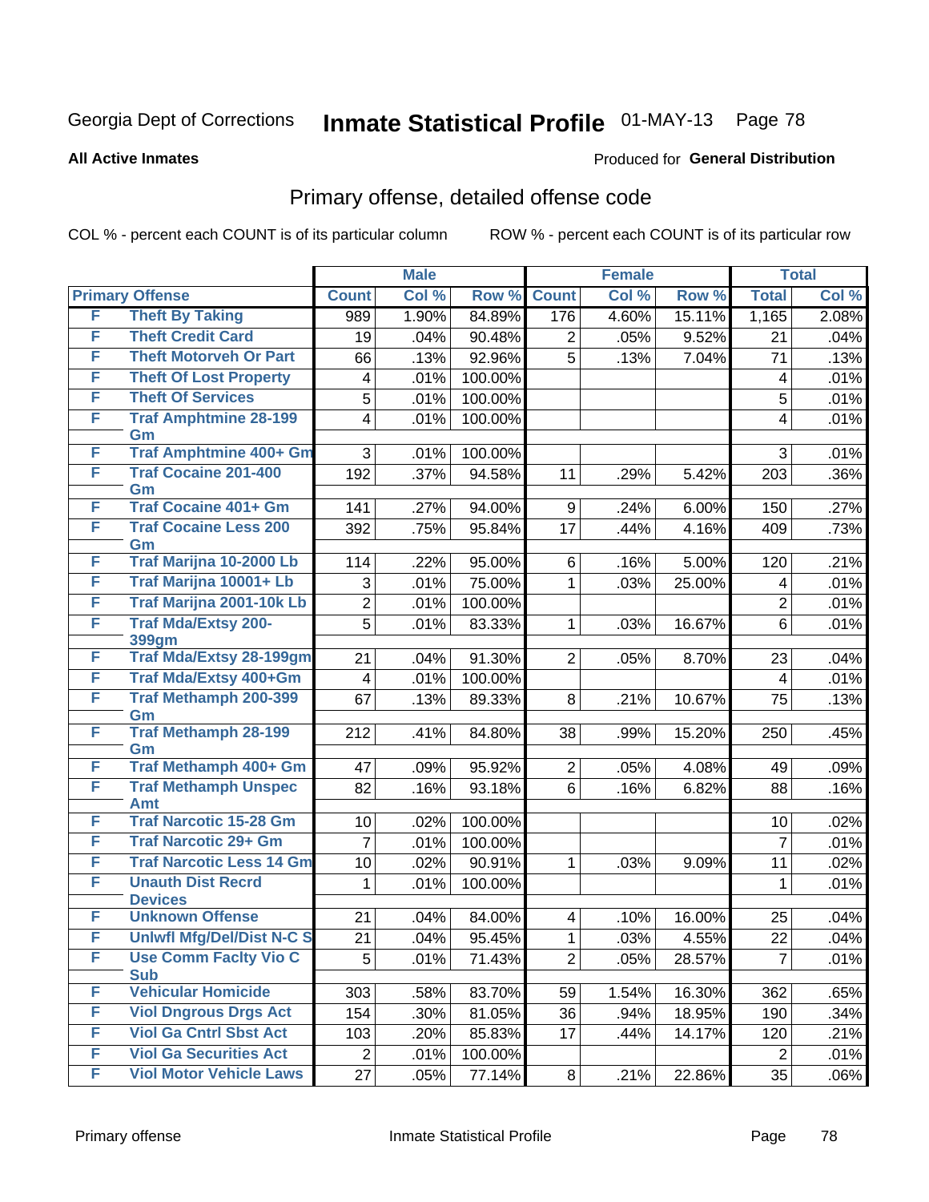Georgia Dept of Corrections **Inmate Statistical Profile** 01-MAY-13

**All Active Inmates**

Produced for **General Distribution**

## Primary offense, detailed offense code

COL % - percent each COUNT is of its particular column

ROW % - percent each COUNT is of its particular row

| Primary Offense | | Male | | | Female | | | Total | |
|---|---|---|---|---|---|---|---|---|---|
| | | Count | Col % | Row % | Count | Col % | Row % | Total | Col % |
| F | Theft By Taking | 989 | 1.90% | 84.89% | 176 | 4.60% | 15.11% | 1,165 | 2.08% |
| F | Theft Credit Card | 19 | .04% | 90.48% | 2 | .05% | 9.52% | 21 | .04% |
| F | Theft Motorveh Or Part | 66 | .13% | 92.96% | 5 | .13% | 7.04% | 71 | .13% |
| F | Theft Of Lost Property | 4 | .01% | 100.00% | | | | 4 | .01% |
| F | Theft Of Services | 5 | .01% | 100.00% | | | | 5 | .01% |
| F | Traf Amphtmine 28-199 Gm | 4 | .01% | 100.00% | | | | 4 | .01% |
| F | Traf Amphtmine 400+ Gm | 3 | .01% | 100.00% | | | | 3 | .01% |
| F | Traf Cocaine 201-400 Gm | 192 | .37% | 94.58% | 11 | .29% | 5.42% | 203 | .36% |
| F | Traf Cocaine 401+ Gm | 141 | .27% | 94.00% | 9 | .24% | 6.00% | 150 | .27% |
| F | Traf Cocaine Less 200 Gm | 392 | .75% | 95.84% | 17 | .44% | 4.16% | 409 | .73% |
| F | Traf Marijna 10-2000 Lb | 114 | .22% | 95.00% | 6 | .16% | 5.00% | 120 | .21% |
| F | Traf Marijna 10001+ Lb | 3 | .01% | 75.00% | 1 | .03% | 25.00% | 4 | .01% |
| F | Traf Marijna 2001-10k Lb | 2 | .01% | 100.00% | | | | 2 | .01% |
| F | Traf Mda/Extsy 200-399gm | 5 | .01% | 83.33% | 1 | .03% | 16.67% | 6 | .01% |
| F | Traf Mda/Extsy 28-199gm | 21 | .04% | 91.30% | 2 | .05% | 8.70% | 23 | .04% |
| F | Traf Mda/Extsy 400+Gm | 4 | .01% | 100.00% | | | | 4 | .01% |
| F | Traf Methamph 200-399 Gm | 67 | .13% | 89.33% | 8 | .21% | 10.67% | 75 | .13% |
| F | Traf Methamph 28-199 Gm | 212 | .41% | 84.80% | 38 | .99% | 15.20% | 250 | .45% |
| F | Traf Methamph 400+ Gm | 47 | .09% | 95.92% | 2 | .05% | 4.08% | 49 | .09% |
| F | Traf Methamph Unspec Amt | 82 | .16% | 93.18% | 6 | .16% | 6.82% | 88 | .16% |
| F | Traf Narcotic 15-28 Gm | 10 | .02% | 100.00% | | | | 10 | .02% |
| F | Traf Narcotic 29+ Gm | 7 | .01% | 100.00% | | | | 7 | .01% |
| F | Traf Narcotic Less 14 Gm | 10 | .02% | 90.91% | 1 | .03% | 9.09% | 11 | .02% |
| F | Unauth Dist Recrd Devices | 1 | .01% | 100.00% | | | | 1 | .01% |
| F | Unknown Offense | 21 | .04% | 84.00% | 4 | .10% | 16.00% | 25 | .04% |
| F | Unlwfl Mfg/Del/Dist N-C S | 21 | .04% | 95.45% | 1 | .03% | 4.55% | 22 | .04% |
| F | Use Comm Faclty Vio C Sub | 5 | .01% | 71.43% | 2 | .05% | 28.57% | 7 | .01% |
| F | Vehicular Homicide | 303 | .58% | 83.70% | 59 | 1.54% | 16.30% | 362 | .65% |
| F | Viol Dngrous Drgs Act | 154 | .30% | 81.05% | 36 | .94% | 18.95% | 190 | .34% |
| F | Viol Ga Cntrl Sbst Act | 103 | .20% | 85.83% | 17 | .44% | 14.17% | 120 | .21% |
| F | Viol Ga Securities Act | 2 | .01% | 100.00% | | | | 2 | .01% |
| F | Viol Motor Vehicle Laws | 27 | .05% | 77.14% | 8 | .21% | 22.86% | 35 | .06% |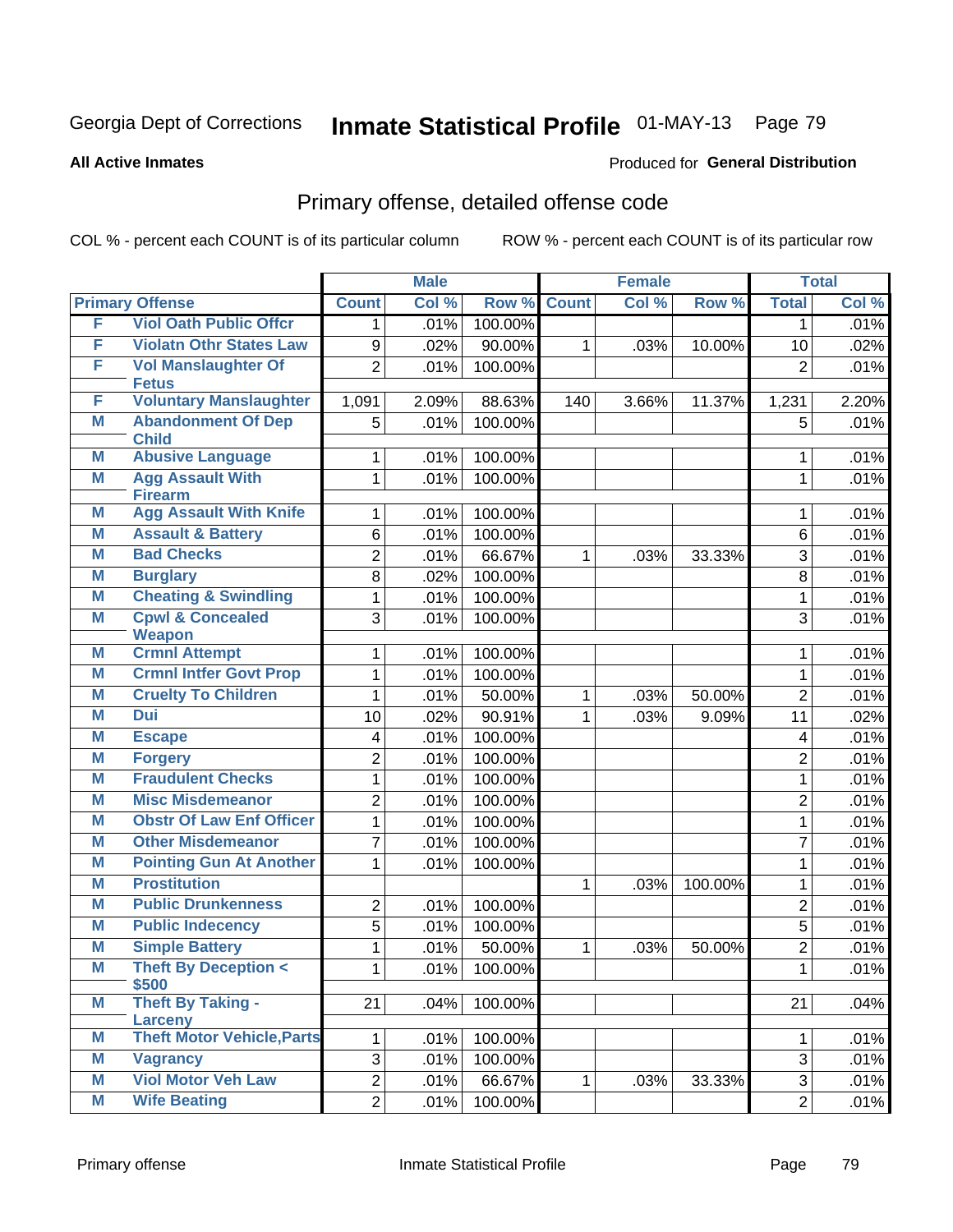Georgia Dept of Corrections **Inmate Statistical Profile** 01-MAY-13 Page 79

**All Active Inmates**

Produced for **General Distribution**

## Primary offense, detailed offense code

COL % - percent each COUNT is of its particular column  ROW % - percent each COUNT is of its particular row

| Primary Offense | | Male | | | Female | | | Total | |
|---|---|---|---|---|---|---|---|---|---|
| | | Count | Col % | Row % | Count | Col % | Row % | Total | Col % |
| F | Viol Oath Public Offcr | 1 | .01% | 100.00% | | | | 1 | .01% |
| F | Violatn Othr States Law | 9 | .02% | 90.00% | 1 | .03% | 10.00% | 10 | .02% |
| F | Vol Manslaughter Of Fetus | 2 | .01% | 100.00% | | | | 2 | .01% |
| F | Voluntary Manslaughter | 1,091 | 2.09% | 88.63% | 140 | 3.66% | 11.37% | 1,231 | 2.20% |
| M | Abandonment Of Dep Child | 5 | .01% | 100.00% | | | | 5 | .01% |
| M | Abusive Language | 1 | .01% | 100.00% | | | | 1 | .01% |
| M | Agg Assault With Firearm | 1 | .01% | 100.00% | | | | 1 | .01% |
| M | Agg Assault With Knife | 1 | .01% | 100.00% | | | | 1 | .01% |
| M | Assault & Battery | 6 | .01% | 100.00% | | | | 6 | .01% |
| M | Bad Checks | 2 | .01% | 66.67% | 1 | .03% | 33.33% | 3 | .01% |
| M | Burglary | 8 | .02% | 100.00% | | | | 8 | .01% |
| M | Cheating & Swindling | 1 | .01% | 100.00% | | | | 1 | .01% |
| M | Cpwl & Concealed Weapon | 3 | .01% | 100.00% | | | | 3 | .01% |
| M | Crmnl Attempt | 1 | .01% | 100.00% | | | | 1 | .01% |
| M | Crmnl Intfer Govt Prop | 1 | .01% | 100.00% | | | | 1 | .01% |
| M | Cruelty To Children | 1 | .01% | 50.00% | 1 | .03% | 50.00% | 2 | .01% |
| M | Dui | 10 | .02% | 90.91% | 1 | .03% | 9.09% | 11 | .02% |
| M | Escape | 4 | .01% | 100.00% | | | | 4 | .01% |
| M | Forgery | 2 | .01% | 100.00% | | | | 2 | .01% |
| M | Fraudulent Checks | 1 | .01% | 100.00% | | | | 1 | .01% |
| M | Misc Misdemeanor | 2 | .01% | 100.00% | | | | 2 | .01% |
| M | Obstr Of Law Enf Officer | 1 | .01% | 100.00% | | | | 1 | .01% |
| M | Other Misdemeanor | 7 | .01% | 100.00% | | | | 7 | .01% |
| M | Pointing Gun At Another | 1 | .01% | 100.00% | | | | 1 | .01% |
| M | Prostitution | | | | 1 | .03% | 100.00% | 1 | .01% |
| M | Public Drunkenness | 2 | .01% | 100.00% | | | | 2 | .01% |
| M | Public Indecency | 5 | .01% | 100.00% | | | | 5 | .01% |
| M | Simple Battery | 1 | .01% | 50.00% | 1 | .03% | 50.00% | 2 | .01% |
| M | Theft By Deception < $500 | 1 | .01% | 100.00% | | | | 1 | .01% |
| M | Theft By Taking - Larceny | 21 | .04% | 100.00% | | | | 21 | .04% |
| M | Theft Motor Vehicle,Parts | 1 | .01% | 100.00% | | | | 1 | .01% |
| M | Vagrancy | 3 | .01% | 100.00% | | | | 3 | .01% |
| M | Viol Motor Veh Law | 2 | .01% | 66.67% | 1 | .03% | 33.33% | 3 | .01% |
| M | Wife Beating | 2 | .01% | 100.00% | | | | 2 | .01% |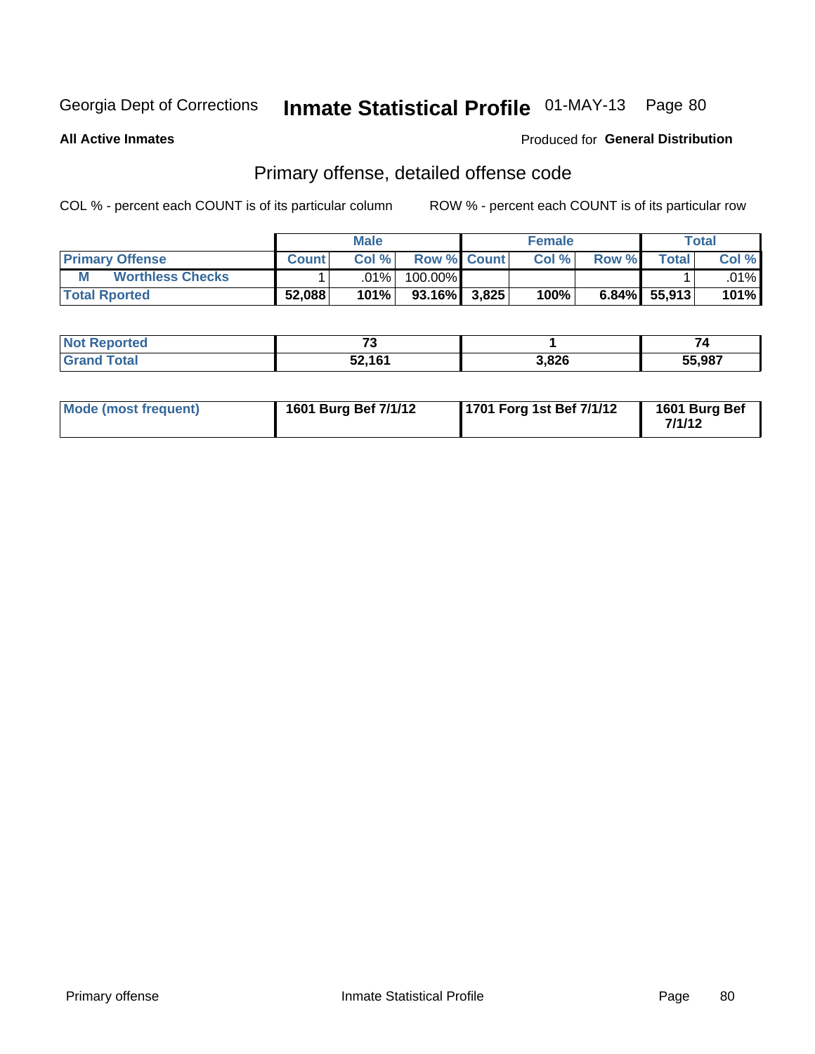Georgia Dept of Corrections **Inmate Statistical Profile** 01-MAY-13 Page 80

**All Active Inmates**

Produced for **General Distribution**

## Primary offense, detailed offense code

COL % - percent each COUNT is of its particular column ROW % - percent each COUNT is of its particular row

| | Male | | | Female | | | Total | |
|---|---|---|---|---|---|---|---|---|
| **Primary Offense** | **Count** | **Col %** | **Row %** | **Count** | **Col %** | **Row %** | **Total** | **Col %** |
| **M Worthless Checks** | 1 | .01% | 100.00% | | | | 1 | .01% |
| **Total Rported** | **52,088** | **101%** | **93.16%** | **3,825** | **100%** | **6.84%** | **55,913** | **101%** |

| | Male | Female | Total |
|---|---|---|---|
| **Not Reported** | **73** | **1** | **74** |
| **Grand Total** | **52,161** | **3,826** | **55,987** |

| | Male | Female | Total |
|---|---|---|---|
| **Mode (most frequent)** | **1601 Burg Bef 7/1/12** | **1701 Forg 1st Bef 7/1/12** | **1601 Burg Bef 7/1/12** |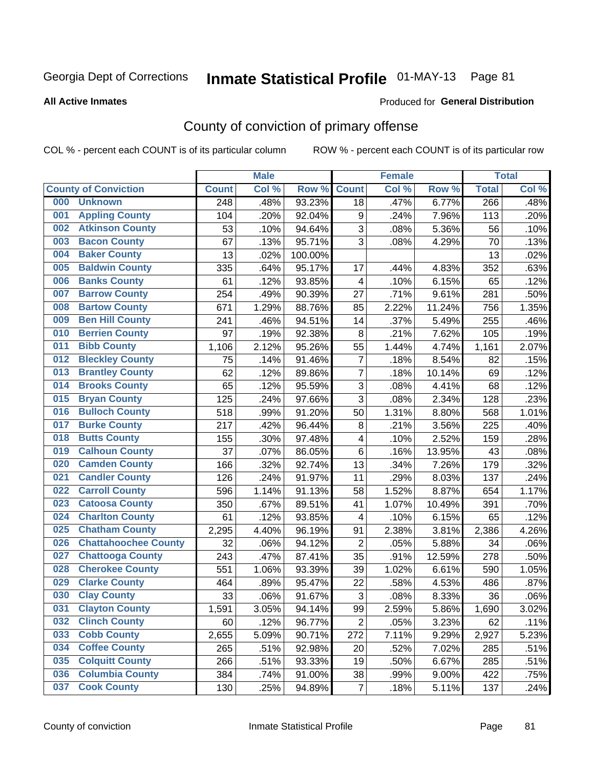Georgia Dept of Corrections **Inmate Statistical Profile** 01-MAY-13

**All Active Inmates**

Produced for **General Distribution**

## County of conviction of primary offense

COL % - percent each COUNT is of its particular column ROW % - percent each COUNT is of its particular row

| County of Conviction | Male | | | Female | | | Total | |
|---|---|---|---|---|---|---|---|---|
| | Count | Col % | Row % | Count | Col % | Row % | Total | Col % |
| 000 Unknown | 248 | .48% | 93.23% | 18 | .47% | 6.77% | 266 | .48% |
| 001 Appling County | 104 | .20% | 92.04% | 9 | .24% | 7.96% | 113 | .20% |
| 002 Atkinson County | 53 | .10% | 94.64% | 3 | .08% | 5.36% | 56 | .10% |
| 003 Bacon County | 67 | .13% | 95.71% | 3 | .08% | 4.29% | 70 | .13% |
| 004 Baker County | 13 | .02% | 100.00% | | | | 13 | .02% |
| 005 Baldwin County | 335 | .64% | 95.17% | 17 | .44% | 4.83% | 352 | .63% |
| 006 Banks County | 61 | .12% | 93.85% | 4 | .10% | 6.15% | 65 | .12% |
| 007 Barrow County | 254 | .49% | 90.39% | 27 | .71% | 9.61% | 281 | .50% |
| 008 Bartow County | 671 | 1.29% | 88.76% | 85 | 2.22% | 11.24% | 756 | 1.35% |
| 009 Ben Hill County | 241 | .46% | 94.51% | 14 | .37% | 5.49% | 255 | .46% |
| 010 Berrien County | 97 | .19% | 92.38% | 8 | .21% | 7.62% | 105 | .19% |
| 011 Bibb County | 1,106 | 2.12% | 95.26% | 55 | 1.44% | 4.74% | 1,161 | 2.07% |
| 012 Bleckley County | 75 | .14% | 91.46% | 7 | .18% | 8.54% | 82 | .15% |
| 013 Brantley County | 62 | .12% | 89.86% | 7 | .18% | 10.14% | 69 | .12% |
| 014 Brooks County | 65 | .12% | 95.59% | 3 | .08% | 4.41% | 68 | .12% |
| 015 Bryan County | 125 | .24% | 97.66% | 3 | .08% | 2.34% | 128 | .23% |
| 016 Bulloch County | 518 | .99% | 91.20% | 50 | 1.31% | 8.80% | 568 | 1.01% |
| 017 Burke County | 217 | .42% | 96.44% | 8 | .21% | 3.56% | 225 | .40% |
| 018 Butts County | 155 | .30% | 97.48% | 4 | .10% | 2.52% | 159 | .28% |
| 019 Calhoun County | 37 | .07% | 86.05% | 6 | .16% | 13.95% | 43 | .08% |
| 020 Camden County | 166 | .32% | 92.74% | 13 | .34% | 7.26% | 179 | .32% |
| 021 Candler County | 126 | .24% | 91.97% | 11 | .29% | 8.03% | 137 | .24% |
| 022 Carroll County | 596 | 1.14% | 91.13% | 58 | 1.52% | 8.87% | 654 | 1.17% |
| 023 Catoosa County | 350 | .67% | 89.51% | 41 | 1.07% | 10.49% | 391 | .70% |
| 024 Charlton County | 61 | .12% | 93.85% | 4 | .10% | 6.15% | 65 | .12% |
| 025 Chatham County | 2,295 | 4.40% | 96.19% | 91 | 2.38% | 3.81% | 2,386 | 4.26% |
| 026 Chattahoochee County | 32 | .06% | 94.12% | 2 | .05% | 5.88% | 34 | .06% |
| 027 Chattooga County | 243 | .47% | 87.41% | 35 | .91% | 12.59% | 278 | .50% |
| 028 Cherokee County | 551 | 1.06% | 93.39% | 39 | 1.02% | 6.61% | 590 | 1.05% |
| 029 Clarke County | 464 | .89% | 95.47% | 22 | .58% | 4.53% | 486 | .87% |
| 030 Clay County | 33 | .06% | 91.67% | 3 | .08% | 8.33% | 36 | .06% |
| 031 Clayton County | 1,591 | 3.05% | 94.14% | 99 | 2.59% | 5.86% | 1,690 | 3.02% |
| 032 Clinch County | 60 | .12% | 96.77% | 2 | .05% | 3.23% | 62 | .11% |
| 033 Cobb County | 2,655 | 5.09% | 90.71% | 272 | 7.11% | 9.29% | 2,927 | 5.23% |
| 034 Coffee County | 265 | .51% | 92.98% | 20 | .52% | 7.02% | 285 | .51% |
| 035 Colquitt County | 266 | .51% | 93.33% | 19 | .50% | 6.67% | 285 | .51% |
| 036 Columbia County | 384 | .74% | 91.00% | 38 | .99% | 9.00% | 422 | .75% |
| 037 Cook County | 130 | .25% | 94.89% | 7 | .18% | 5.11% | 137 | .24% |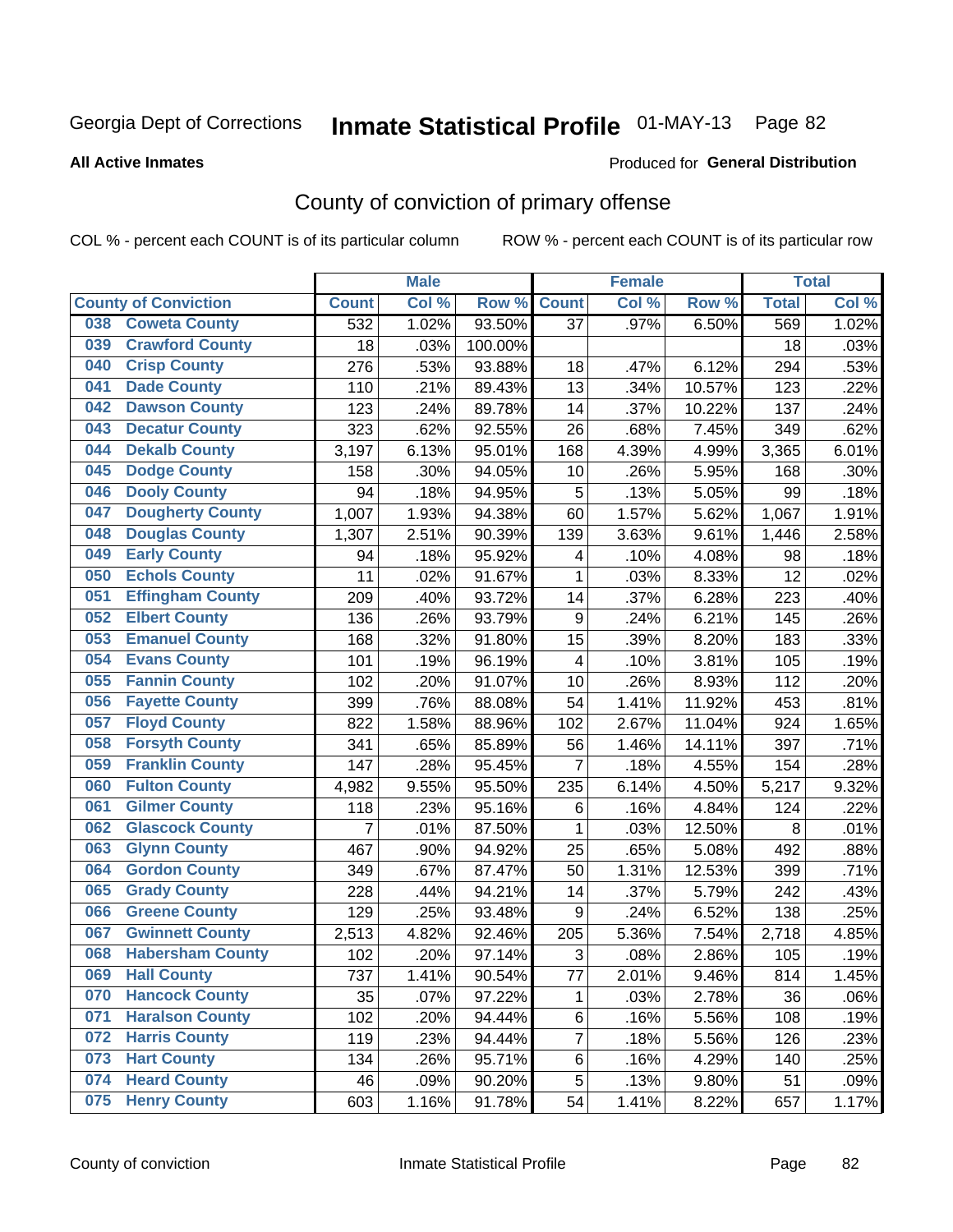Georgia Dept of Corrections **Inmate Statistical Profile** 01-MAY-13 Page 82

**All Active Inmates**

Produced for **General Distribution**

## County of conviction of primary offense

COL % - percent each COUNT is of its particular column ROW % - percent each COUNT is of its particular row

| County of Conviction | | Male | | | Female | | | Total | |
|---|---|---|---|---|---|---|---|---|---|
| | | Count | Col % | Row % | Count | Col % | Row % | Total | Col % |
| 038 | Coweta County | 532 | 1.02% | 93.50% | 37 | .97% | 6.50% | 569 | 1.02% |
| 039 | Crawford County | 18 | .03% | 100.00% | | | | 18 | .03% |
| 040 | Crisp County | 276 | .53% | 93.88% | 18 | .47% | 6.12% | 294 | .53% |
| 041 | Dade County | 110 | .21% | 89.43% | 13 | .34% | 10.57% | 123 | .22% |
| 042 | Dawson County | 123 | .24% | 89.78% | 14 | .37% | 10.22% | 137 | .24% |
| 043 | Decatur County | 323 | .62% | 92.55% | 26 | .68% | 7.45% | 349 | .62% |
| 044 | Dekalb County | 3,197 | 6.13% | 95.01% | 168 | 4.39% | 4.99% | 3,365 | 6.01% |
| 045 | Dodge County | 158 | .30% | 94.05% | 10 | .26% | 5.95% | 168 | .30% |
| 046 | Dooly County | 94 | .18% | 94.95% | 5 | .13% | 5.05% | 99 | .18% |
| 047 | Dougherty County | 1,007 | 1.93% | 94.38% | 60 | 1.57% | 5.62% | 1,067 | 1.91% |
| 048 | Douglas County | 1,307 | 2.51% | 90.39% | 139 | 3.63% | 9.61% | 1,446 | 2.58% |
| 049 | Early County | 94 | .18% | 95.92% | 4 | .10% | 4.08% | 98 | .18% |
| 050 | Echols County | 11 | .02% | 91.67% | 1 | .03% | 8.33% | 12 | .02% |
| 051 | Effingham County | 209 | .40% | 93.72% | 14 | .37% | 6.28% | 223 | .40% |
| 052 | Elbert County | 136 | .26% | 93.79% | 9 | .24% | 6.21% | 145 | .26% |
| 053 | Emanuel County | 168 | .32% | 91.80% | 15 | .39% | 8.20% | 183 | .33% |
| 054 | Evans County | 101 | .19% | 96.19% | 4 | .10% | 3.81% | 105 | .19% |
| 055 | Fannin County | 102 | .20% | 91.07% | 10 | .26% | 8.93% | 112 | .20% |
| 056 | Fayette County | 399 | .76% | 88.08% | 54 | 1.41% | 11.92% | 453 | .81% |
| 057 | Floyd County | 822 | 1.58% | 88.96% | 102 | 2.67% | 11.04% | 924 | 1.65% |
| 058 | Forsyth County | 341 | .65% | 85.89% | 56 | 1.46% | 14.11% | 397 | .71% |
| 059 | Franklin County | 147 | .28% | 95.45% | 7 | .18% | 4.55% | 154 | .28% |
| 060 | Fulton County | 4,982 | 9.55% | 95.50% | 235 | 6.14% | 4.50% | 5,217 | 9.32% |
| 061 | Gilmer County | 118 | .23% | 95.16% | 6 | .16% | 4.84% | 124 | .22% |
| 062 | Glascock County | 7 | .01% | 87.50% | 1 | .03% | 12.50% | 8 | .01% |
| 063 | Glynn County | 467 | .90% | 94.92% | 25 | .65% | 5.08% | 492 | .88% |
| 064 | Gordon County | 349 | .67% | 87.47% | 50 | 1.31% | 12.53% | 399 | .71% |
| 065 | Grady County | 228 | .44% | 94.21% | 14 | .37% | 5.79% | 242 | .43% |
| 066 | Greene County | 129 | .25% | 93.48% | 9 | .24% | 6.52% | 138 | .25% |
| 067 | Gwinnett County | 2,513 | 4.82% | 92.46% | 205 | 5.36% | 7.54% | 2,718 | 4.85% |
| 068 | Habersham County | 102 | .20% | 97.14% | 3 | .08% | 2.86% | 105 | .19% |
| 069 | Hall County | 737 | 1.41% | 90.54% | 77 | 2.01% | 9.46% | 814 | 1.45% |
| 070 | Hancock County | 35 | .07% | 97.22% | 1 | .03% | 2.78% | 36 | .06% |
| 071 | Haralson County | 102 | .20% | 94.44% | 6 | .16% | 5.56% | 108 | .19% |
| 072 | Harris County | 119 | .23% | 94.44% | 7 | .18% | 5.56% | 126 | .23% |
| 073 | Hart County | 134 | .26% | 95.71% | 6 | .16% | 4.29% | 140 | .25% |
| 074 | Heard County | 46 | .09% | 90.20% | 5 | .13% | 9.80% | 51 | .09% |
| 075 | Henry County | 603 | 1.16% | 91.78% | 54 | 1.41% | 8.22% | 657 | 1.17% |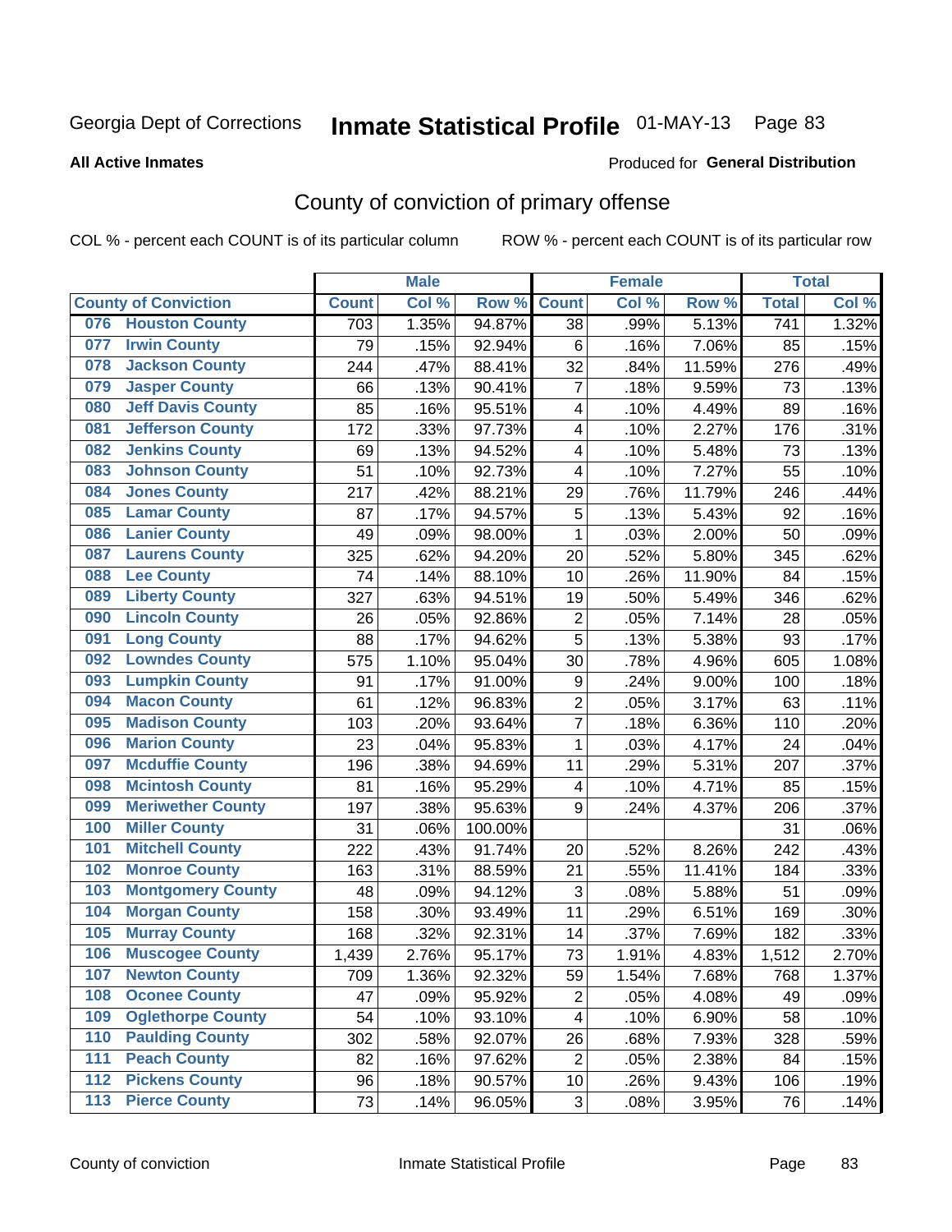Georgia Dept of Corrections **Inmate Statistical Profile** 01-MAY-13

**All Active Inmates**

Produced for **General Distribution**

## County of conviction of primary offense

COL % - percent each COUNT is of its particular column

ROW % - percent each COUNT is of its particular row

| County of Conviction | Male | | | Female | | | Total | |
|---|---|---|---|---|---|---|---|---|
| | Count | Col % | Row % | Count | Col % | Row % | Total | Col % |
| 076 Houston County | 703 | 1.35% | 94.87% | 38 | .99% | 5.13% | 741 | 1.32% |
| 077 Irwin County | 79 | .15% | 92.94% | 6 | .16% | 7.06% | 85 | .15% |
| 078 Jackson County | 244 | .47% | 88.41% | 32 | .84% | 11.59% | 276 | .49% |
| 079 Jasper County | 66 | .13% | 90.41% | 7 | .18% | 9.59% | 73 | .13% |
| 080 Jeff Davis County | 85 | .16% | 95.51% | 4 | .10% | 4.49% | 89 | .16% |
| 081 Jefferson County | 172 | .33% | 97.73% | 4 | .10% | 2.27% | 176 | .31% |
| 082 Jenkins County | 69 | .13% | 94.52% | 4 | .10% | 5.48% | 73 | .13% |
| 083 Johnson County | 51 | .10% | 92.73% | 4 | .10% | 7.27% | 55 | .10% |
| 084 Jones County | 217 | .42% | 88.21% | 29 | .76% | 11.79% | 246 | .44% |
| 085 Lamar County | 87 | .17% | 94.57% | 5 | .13% | 5.43% | 92 | .16% |
| 086 Lanier County | 49 | .09% | 98.00% | 1 | .03% | 2.00% | 50 | .09% |
| 087 Laurens County | 325 | .62% | 94.20% | 20 | .52% | 5.80% | 345 | .62% |
| 088 Lee County | 74 | .14% | 88.10% | 10 | .26% | 11.90% | 84 | .15% |
| 089 Liberty County | 327 | .63% | 94.51% | 19 | .50% | 5.49% | 346 | .62% |
| 090 Lincoln County | 26 | .05% | 92.86% | 2 | .05% | 7.14% | 28 | .05% |
| 091 Long County | 88 | .17% | 94.62% | 5 | .13% | 5.38% | 93 | .17% |
| 092 Lowndes County | 575 | 1.10% | 95.04% | 30 | .78% | 4.96% | 605 | 1.08% |
| 093 Lumpkin County | 91 | .17% | 91.00% | 9 | .24% | 9.00% | 100 | .18% |
| 094 Macon County | 61 | .12% | 96.83% | 2 | .05% | 3.17% | 63 | .11% |
| 095 Madison County | 103 | .20% | 93.64% | 7 | .18% | 6.36% | 110 | .20% |
| 096 Marion County | 23 | .04% | 95.83% | 1 | .03% | 4.17% | 24 | .04% |
| 097 Mcduffie County | 196 | .38% | 94.69% | 11 | .29% | 5.31% | 207 | .37% |
| 098 Mcintosh County | 81 | .16% | 95.29% | 4 | .10% | 4.71% | 85 | .15% |
| 099 Meriwether County | 197 | .38% | 95.63% | 9 | .24% | 4.37% | 206 | .37% |
| 100 Miller County | 31 | .06% | 100.00% | | | | 31 | .06% |
| 101 Mitchell County | 222 | .43% | 91.74% | 20 | .52% | 8.26% | 242 | .43% |
| 102 Monroe County | 163 | .31% | 88.59% | 21 | .55% | 11.41% | 184 | .33% |
| 103 Montgomery County | 48 | .09% | 94.12% | 3 | .08% | 5.88% | 51 | .09% |
| 104 Morgan County | 158 | .30% | 93.49% | 11 | .29% | 6.51% | 169 | .30% |
| 105 Murray County | 168 | .32% | 92.31% | 14 | .37% | 7.69% | 182 | .33% |
| 106 Muscogee County | 1,439 | 2.76% | 95.17% | 73 | 1.91% | 4.83% | 1,512 | 2.70% |
| 107 Newton County | 709 | 1.36% | 92.32% | 59 | 1.54% | 7.68% | 768 | 1.37% |
| 108 Oconee County | 47 | .09% | 95.92% | 2 | .05% | 4.08% | 49 | .09% |
| 109 Oglethorpe County | 54 | .10% | 93.10% | 4 | .10% | 6.90% | 58 | .10% |
| 110 Paulding County | 302 | .58% | 92.07% | 26 | .68% | 7.93% | 328 | .59% |
| 111 Peach County | 82 | .16% | 97.62% | 2 | .05% | 2.38% | 84 | .15% |
| 112 Pickens County | 96 | .18% | 90.57% | 10 | .26% | 9.43% | 106 | .19% |
| 113 Pierce County | 73 | .14% | 96.05% | 3 | .08% | 3.95% | 76 | .14% |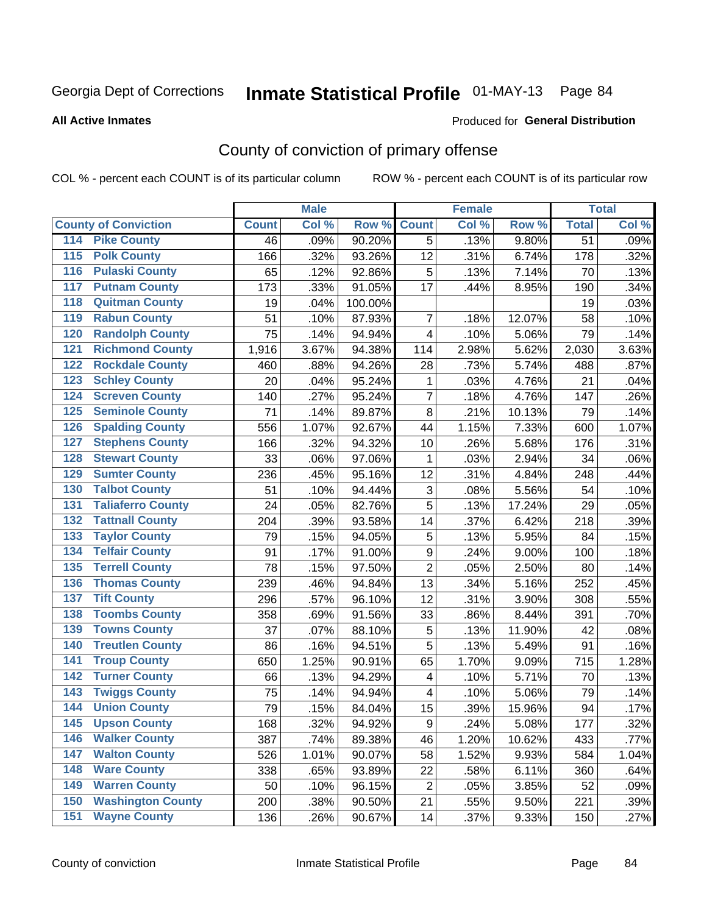Georgia Dept of Corrections **Inmate Statistical Profile** 01-MAY-13 Page 84

**All Active Inmates**

Produced for **General Distribution**

# County of conviction of primary offense

COL % - percent each COUNT is of its particular column ROW % - percent each COUNT is of its particular row

| County of Conviction | Male | | | Female | | | Total | |
|---|---|---|---|---|---|---|---|---|
| | Count | Col % | Row % | Count | Col % | Row % | Total | Col % |
| 114 Pike County | 46 | .09% | 90.20% | 5 | .13% | 9.80% | 51 | .09% |
| 115 Polk County | 166 | .32% | 93.26% | 12 | .31% | 6.74% | 178 | .32% |
| 116 Pulaski County | 65 | .12% | 92.86% | 5 | .13% | 7.14% | 70 | .13% |
| 117 Putnam County | 173 | .33% | 91.05% | 17 | .44% | 8.95% | 190 | .34% |
| 118 Quitman County | 19 | .04% | 100.00% | | | | 19 | .03% |
| 119 Rabun County | 51 | .10% | 87.93% | 7 | .18% | 12.07% | 58 | .10% |
| 120 Randolph County | 75 | .14% | 94.94% | 4 | .10% | 5.06% | 79 | .14% |
| 121 Richmond County | 1,916 | 3.67% | 94.38% | 114 | 2.98% | 5.62% | 2,030 | 3.63% |
| 122 Rockdale County | 460 | .88% | 94.26% | 28 | .73% | 5.74% | 488 | .87% |
| 123 Schley County | 20 | .04% | 95.24% | 1 | .03% | 4.76% | 21 | .04% |
| 124 Screven County | 140 | .27% | 95.24% | 7 | .18% | 4.76% | 147 | .26% |
| 125 Seminole County | 71 | .14% | 89.87% | 8 | .21% | 10.13% | 79 | .14% |
| 126 Spalding County | 556 | 1.07% | 92.67% | 44 | 1.15% | 7.33% | 600 | 1.07% |
| 127 Stephens County | 166 | .32% | 94.32% | 10 | .26% | 5.68% | 176 | .31% |
| 128 Stewart County | 33 | .06% | 97.06% | 1 | .03% | 2.94% | 34 | .06% |
| 129 Sumter County | 236 | .45% | 95.16% | 12 | .31% | 4.84% | 248 | .44% |
| 130 Talbot County | 51 | .10% | 94.44% | 3 | .08% | 5.56% | 54 | .10% |
| 131 Taliaferro County | 24 | .05% | 82.76% | 5 | .13% | 17.24% | 29 | .05% |
| 132 Tattnall County | 204 | .39% | 93.58% | 14 | .37% | 6.42% | 218 | .39% |
| 133 Taylor County | 79 | .15% | 94.05% | 5 | .13% | 5.95% | 84 | .15% |
| 134 Telfair County | 91 | .17% | 91.00% | 9 | .24% | 9.00% | 100 | .18% |
| 135 Terrell County | 78 | .15% | 97.50% | 2 | .05% | 2.50% | 80 | .14% |
| 136 Thomas County | 239 | .46% | 94.84% | 13 | .34% | 5.16% | 252 | .45% |
| 137 Tift County | 296 | .57% | 96.10% | 12 | .31% | 3.90% | 308 | .55% |
| 138 Toombs County | 358 | .69% | 91.56% | 33 | .86% | 8.44% | 391 | .70% |
| 139 Towns County | 37 | .07% | 88.10% | 5 | .13% | 11.90% | 42 | .08% |
| 140 Treutlen County | 86 | .16% | 94.51% | 5 | .13% | 5.49% | 91 | .16% |
| 141 Troup County | 650 | 1.25% | 90.91% | 65 | 1.70% | 9.09% | 715 | 1.28% |
| 142 Turner County | 66 | .13% | 94.29% | 4 | .10% | 5.71% | 70 | .13% |
| 143 Twiggs County | 75 | .14% | 94.94% | 4 | .10% | 5.06% | 79 | .14% |
| 144 Union County | 79 | .15% | 84.04% | 15 | .39% | 15.96% | 94 | .17% |
| 145 Upson County | 168 | .32% | 94.92% | 9 | .24% | 5.08% | 177 | .32% |
| 146 Walker County | 387 | .74% | 89.38% | 46 | 1.20% | 10.62% | 433 | .77% |
| 147 Walton County | 526 | 1.01% | 90.07% | 58 | 1.52% | 9.93% | 584 | 1.04% |
| 148 Ware County | 338 | .65% | 93.89% | 22 | .58% | 6.11% | 360 | .64% |
| 149 Warren County | 50 | .10% | 96.15% | 2 | .05% | 3.85% | 52 | .09% |
| 150 Washington County | 200 | .38% | 90.50% | 21 | .55% | 9.50% | 221 | .39% |
| 151 Wayne County | 136 | .26% | 90.67% | 14 | .37% | 9.33% | 150 | .27% |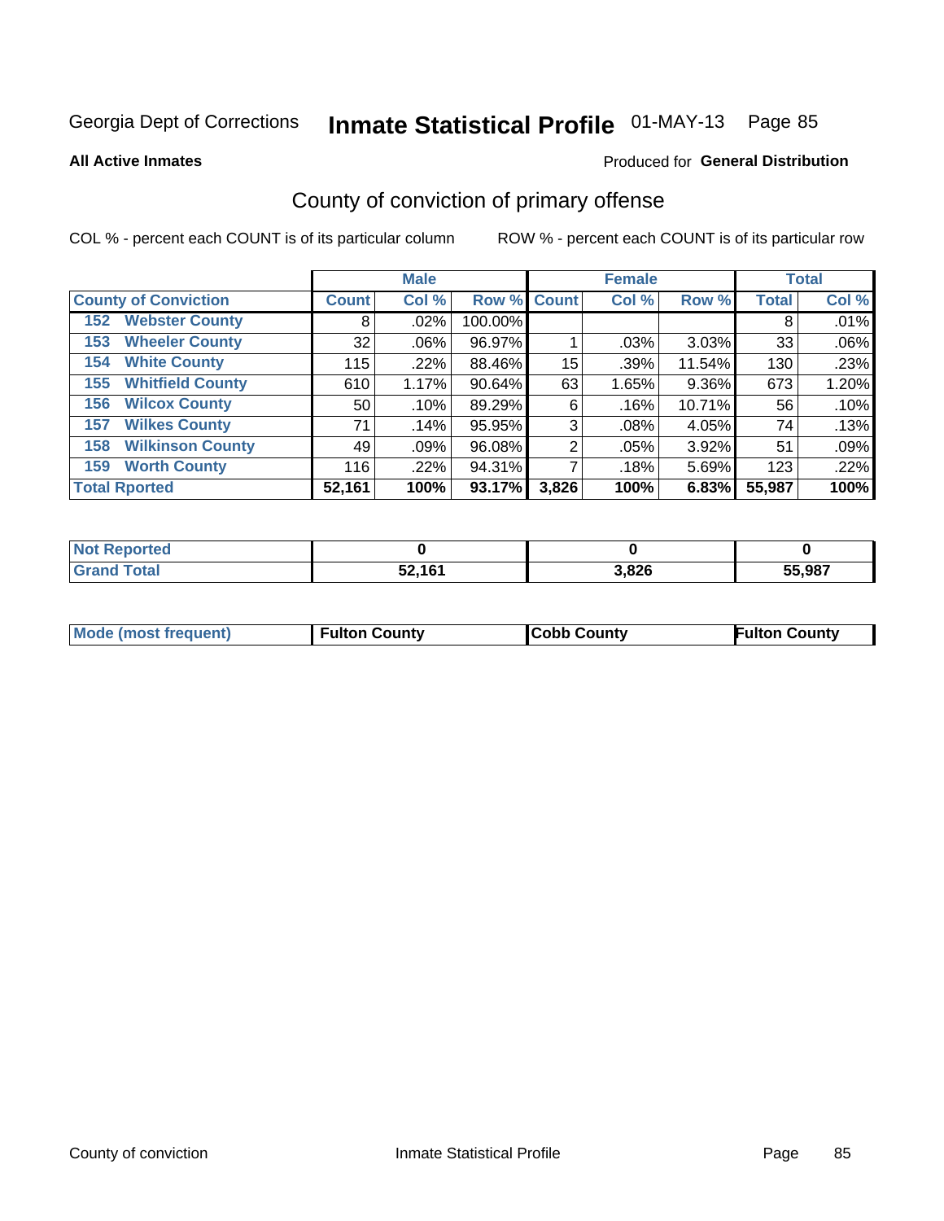Georgia Dept of Corrections **Inmate Statistical Profile** 01-MAY-13 Page 85

**All Active Inmates**

Produced for **General Distribution**

## County of conviction of primary offense

COL % - percent each COUNT is of its particular column

ROW % - percent each COUNT is of its particular row

| | Male | | | Female | | | Total | |
|---|---|---|---|---|---|---|---|---|
| **County of Conviction** | **Count** | **Col %** | **Row %** | **Count** | **Col %** | **Row %** | **Total** | **Col %** |
| 152 Webster County | 8 | .02% | 100.00% | | | | 8 | .01% |
| 153 Wheeler County | 32 | .06% | 96.97% | 1 | .03% | 3.03% | 33 | .06% |
| 154 White County | 115 | .22% | 88.46% | 15 | .39% | 11.54% | 130 | .23% |
| 155 Whitfield County | 610 | 1.17% | 90.64% | 63 | 1.65% | 9.36% | 673 | 1.20% |
| 156 Wilcox County | 50 | .10% | 89.29% | 6 | .16% | 10.71% | 56 | .10% |
| 157 Wilkes County | 71 | .14% | 95.95% | 3 | .08% | 4.05% | 74 | .13% |
| 158 Wilkinson County | 49 | .09% | 96.08% | 2 | .05% | 3.92% | 51 | .09% |
| 159 Worth County | 116 | .22% | 94.31% | 7 | .18% | 5.69% | 123 | .22% |
| **Total Rported** | **52,161** | **100%** | **93.17%** | **3,826** | **100%** | **6.83%** | **55,987** | **100%** |

| | Male | Female | Total |
|---|---|---|---|
| **Not Reported** | **0** | **0** | **0** |
| **Grand Total** | **52,161** | **3,826** | **55,987** |

| | Male | Female | Total |
|---|---|---|---|
| **Mode (most frequent)** | **Fulton County** | **Cobb County** | **Fulton County** |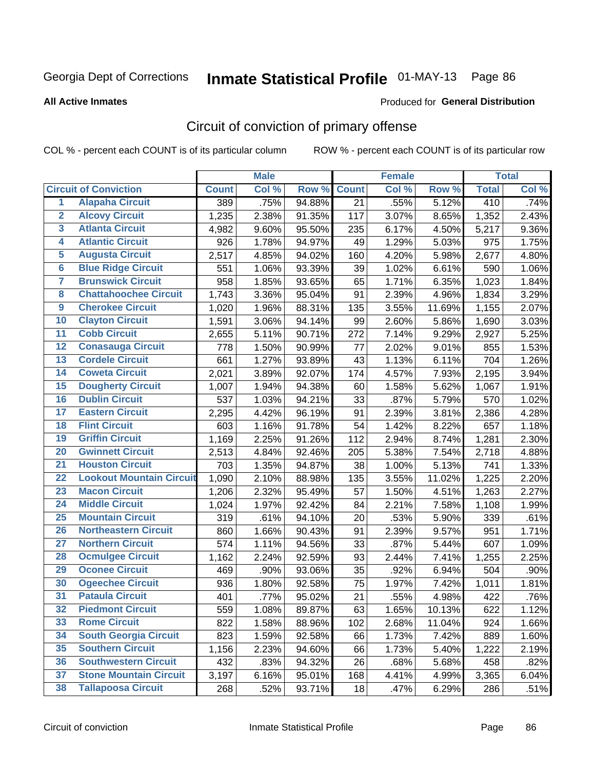Georgia Dept of Corrections **Inmate Statistical Profile** 01-MAY-13

**All Active Inmates**

Produced for **General Distribution**

## Circuit of conviction of primary offense

COL % - percent each COUNT is of its particular column ROW % - percent each COUNT is of its particular row

| | | Male | | | Female | | | Total | |
|---|---|---|---|---|---|---|---|---|---|
| **Circuit of Conviction** | | **Count** | **Col %** | **Row %** | **Count** | **Col %** | **Row %** | **Total** | **Col %** |
| 1 | Alapaha Circuit | 389 | .75% | 94.88% | 21 | .55% | 5.12% | 410 | .74% |
| 2 | Alcovy Circuit | 1,235 | 2.38% | 91.35% | 117 | 3.07% | 8.65% | 1,352 | 2.43% |
| 3 | Atlanta Circuit | 4,982 | 9.60% | 95.50% | 235 | 6.17% | 4.50% | 5,217 | 9.36% |
| 4 | Atlantic Circuit | 926 | 1.78% | 94.97% | 49 | 1.29% | 5.03% | 975 | 1.75% |
| 5 | Augusta Circuit | 2,517 | 4.85% | 94.02% | 160 | 4.20% | 5.98% | 2,677 | 4.80% |
| 6 | Blue Ridge Circuit | 551 | 1.06% | 93.39% | 39 | 1.02% | 6.61% | 590 | 1.06% |
| 7 | Brunswick Circuit | 958 | 1.85% | 93.65% | 65 | 1.71% | 6.35% | 1,023 | 1.84% |
| 8 | Chattahoochee Circuit | 1,743 | 3.36% | 95.04% | 91 | 2.39% | 4.96% | 1,834 | 3.29% |
| 9 | Cherokee Circuit | 1,020 | 1.96% | 88.31% | 135 | 3.55% | 11.69% | 1,155 | 2.07% |
| 10 | Clayton Circuit | 1,591 | 3.06% | 94.14% | 99 | 2.60% | 5.86% | 1,690 | 3.03% |
| 11 | Cobb Circuit | 2,655 | 5.11% | 90.71% | 272 | 7.14% | 9.29% | 2,927 | 5.25% |
| 12 | Conasauga Circuit | 778 | 1.50% | 90.99% | 77 | 2.02% | 9.01% | 855 | 1.53% |
| 13 | Cordele Circuit | 661 | 1.27% | 93.89% | 43 | 1.13% | 6.11% | 704 | 1.26% |
| 14 | Coweta Circuit | 2,021 | 3.89% | 92.07% | 174 | 4.57% | 7.93% | 2,195 | 3.94% |
| 15 | Dougherty Circuit | 1,007 | 1.94% | 94.38% | 60 | 1.58% | 5.62% | 1,067 | 1.91% |
| 16 | Dublin Circuit | 537 | 1.03% | 94.21% | 33 | .87% | 5.79% | 570 | 1.02% |
| 17 | Eastern Circuit | 2,295 | 4.42% | 96.19% | 91 | 2.39% | 3.81% | 2,386 | 4.28% |
| 18 | Flint Circuit | 603 | 1.16% | 91.78% | 54 | 1.42% | 8.22% | 657 | 1.18% |
| 19 | Griffin Circuit | 1,169 | 2.25% | 91.26% | 112 | 2.94% | 8.74% | 1,281 | 2.30% |
| 20 | Gwinnett Circuit | 2,513 | 4.84% | 92.46% | 205 | 5.38% | 7.54% | 2,718 | 4.88% |
| 21 | Houston Circuit | 703 | 1.35% | 94.87% | 38 | 1.00% | 5.13% | 741 | 1.33% |
| 22 | Lookout Mountain Circuit | 1,090 | 2.10% | 88.98% | 135 | 3.55% | 11.02% | 1,225 | 2.20% |
| 23 | Macon Circuit | 1,206 | 2.32% | 95.49% | 57 | 1.50% | 4.51% | 1,263 | 2.27% |
| 24 | Middle Circuit | 1,024 | 1.97% | 92.42% | 84 | 2.21% | 7.58% | 1,108 | 1.99% |
| 25 | Mountain Circuit | 319 | .61% | 94.10% | 20 | .53% | 5.90% | 339 | .61% |
| 26 | Northeastern Circuit | 860 | 1.66% | 90.43% | 91 | 2.39% | 9.57% | 951 | 1.71% |
| 27 | Northern Circuit | 574 | 1.11% | 94.56% | 33 | .87% | 5.44% | 607 | 1.09% |
| 28 | Ocmulgee Circuit | 1,162 | 2.24% | 92.59% | 93 | 2.44% | 7.41% | 1,255 | 2.25% |
| 29 | Oconee Circuit | 469 | .90% | 93.06% | 35 | .92% | 6.94% | 504 | .90% |
| 30 | Ogeechee Circuit | 936 | 1.80% | 92.58% | 75 | 1.97% | 7.42% | 1,011 | 1.81% |
| 31 | Pataula Circuit | 401 | .77% | 95.02% | 21 | .55% | 4.98% | 422 | .76% |
| 32 | Piedmont Circuit | 559 | 1.08% | 89.87% | 63 | 1.65% | 10.13% | 622 | 1.12% |
| 33 | Rome Circuit | 822 | 1.58% | 88.96% | 102 | 2.68% | 11.04% | 924 | 1.66% |
| 34 | South Georgia Circuit | 823 | 1.59% | 92.58% | 66 | 1.73% | 7.42% | 889 | 1.60% |
| 35 | Southern Circuit | 1,156 | 2.23% | 94.60% | 66 | 1.73% | 5.40% | 1,222 | 2.19% |
| 36 | Southwestern Circuit | 432 | .83% | 94.32% | 26 | .68% | 5.68% | 458 | .82% |
| 37 | Stone Mountain Circuit | 3,197 | 6.16% | 95.01% | 168 | 4.41% | 4.99% | 3,365 | 6.04% |
| 38 | Tallapoosa Circuit | 268 | .52% | 93.71% | 18 | .47% | 6.29% | 286 | .51% |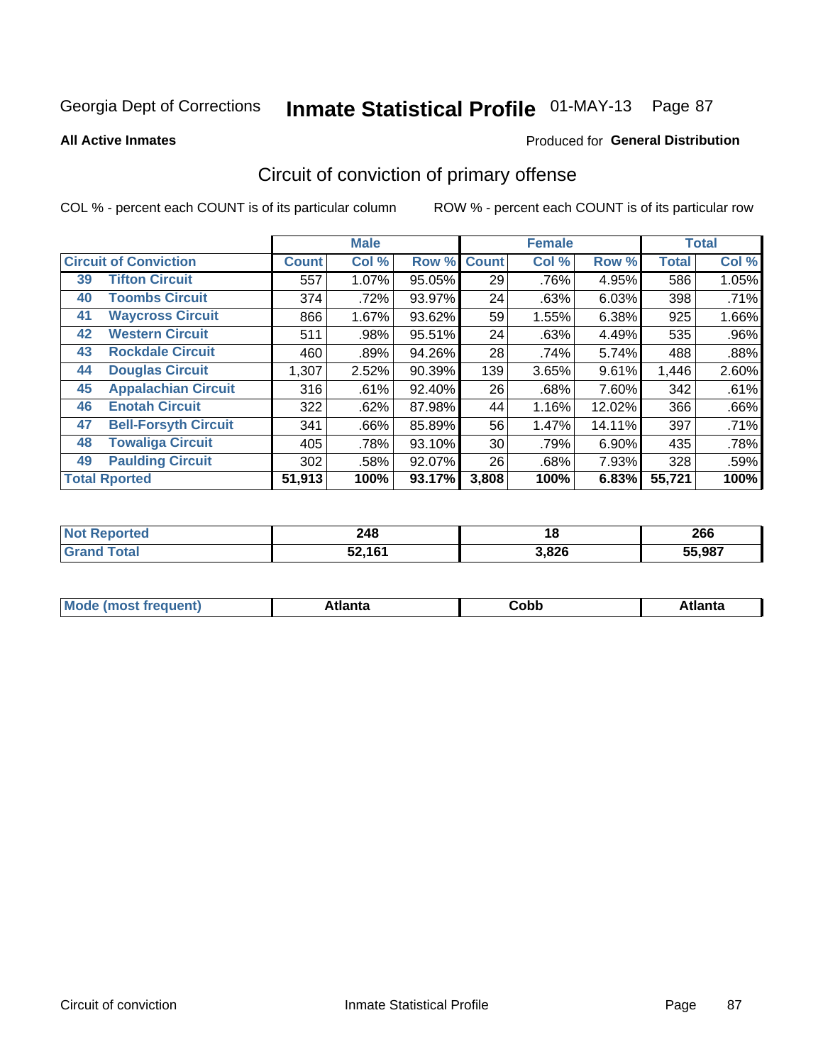Georgia Dept of Corrections **Inmate Statistical Profile** 01-MAY-13

**All Active Inmates**

Produced for **General Distribution**

## Circuit of conviction of primary offense

COL % - percent each COUNT is of its particular column

ROW % - percent each COUNT is of its particular row

| Circuit of Conviction | | Male | | | Female | | | Total | |
|---|---|---|---|---|---|---|---|---|---|
| | | Count | Col % | Row % | Count | Col % | Row % | Total | Col % |
| 39 | Tifton Circuit | 557 | 1.07% | 95.05% | 29 | .76% | 4.95% | 586 | 1.05% |
| 40 | Toombs Circuit | 374 | .72% | 93.97% | 24 | .63% | 6.03% | 398 | .71% |
| 41 | Waycross Circuit | 866 | 1.67% | 93.62% | 59 | 1.55% | 6.38% | 925 | 1.66% |
| 42 | Western Circuit | 511 | .98% | 95.51% | 24 | .63% | 4.49% | 535 | .96% |
| 43 | Rockdale Circuit | 460 | .89% | 94.26% | 28 | .74% | 5.74% | 488 | .88% |
| 44 | Douglas Circuit | 1,307 | 2.52% | 90.39% | 139 | 3.65% | 9.61% | 1,446 | 2.60% |
| 45 | Appalachian Circuit | 316 | .61% | 92.40% | 26 | .68% | 7.60% | 342 | .61% |
| 46 | Enotah Circuit | 322 | .62% | 87.98% | 44 | 1.16% | 12.02% | 366 | .66% |
| 47 | Bell-Forsyth Circuit | 341 | .66% | 85.89% | 56 | 1.47% | 14.11% | 397 | .71% |
| 48 | Towaliga Circuit | 405 | .78% | 93.10% | 30 | .79% | 6.90% | 435 | .78% |
| 49 | Paulding Circuit | 302 | .58% | 92.07% | 26 | .68% | 7.93% | 328 | .59% |
| Total Rported | | 51,913 | 100% | 93.17% | 3,808 | 100% | 6.83% | 55,721 | 100% |

| | Male | Female | Total |
|---|---|---|---|
| Not Reported | 248 | 18 | 266 |
| Grand Total | 52,161 | 3,826 | 55,987 |

| | Male | Female | Total |
|---|---|---|---|
| Mode (most frequent) | Atlanta | Cobb | Atlanta |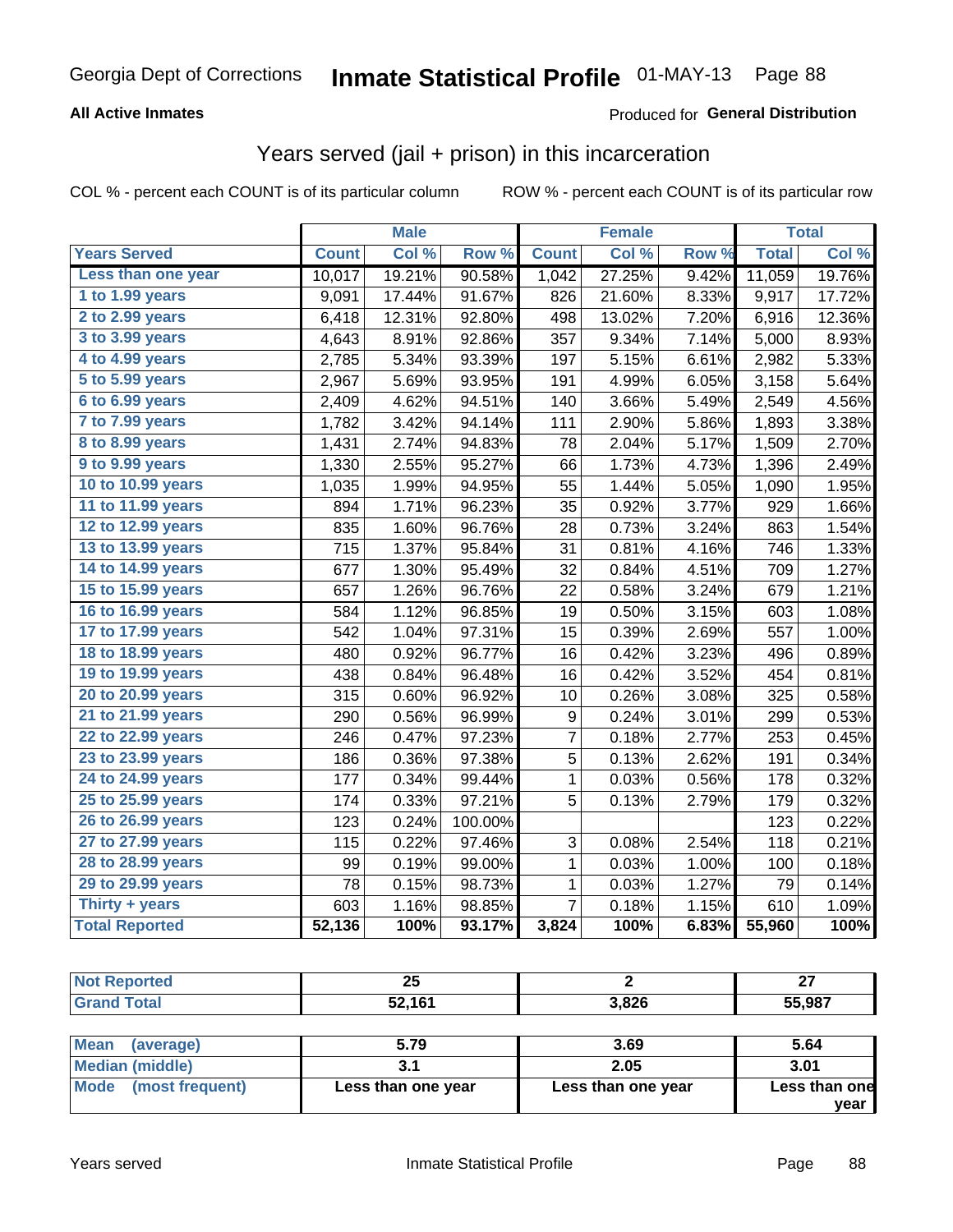Georgia Dept of Corrections **Inmate Statistical Profile** 01-MAY-13

**All Active Inmates**

Produced for **General Distribution**

## Years served (jail + prison) in this incarceration

COL % - percent each COUNT is of its particular column    ROW % - percent each COUNT is of its particular row

| | Male | | | Female | | | Total | |
|---|---|---|---|---|---|---|---|---|
| **Years Served** | **Count** | **Col %** | **Row %** | **Count** | **Col %** | **Row %** | **Total** | **Col %** |
| Less than one year | 10,017 | 19.21% | 90.58% | 1,042 | 27.25% | 9.42% | 11,059 | 19.76% |
| 1 to 1.99 years | 9,091 | 17.44% | 91.67% | 826 | 21.60% | 8.33% | 9,917 | 17.72% |
| 2 to 2.99 years | 6,418 | 12.31% | 92.80% | 498 | 13.02% | 7.20% | 6,916 | 12.36% |
| 3 to 3.99 years | 4,643 | 8.91% | 92.86% | 357 | 9.34% | 7.14% | 5,000 | 8.93% |
| 4 to 4.99 years | 2,785 | 5.34% | 93.39% | 197 | 5.15% | 6.61% | 2,982 | 5.33% |
| 5 to 5.99 years | 2,967 | 5.69% | 93.95% | 191 | 4.99% | 6.05% | 3,158 | 5.64% |
| 6 to 6.99 years | 2,409 | 4.62% | 94.51% | 140 | 3.66% | 5.49% | 2,549 | 4.56% |
| 7 to 7.99 years | 1,782 | 3.42% | 94.14% | 111 | 2.90% | 5.86% | 1,893 | 3.38% |
| 8 to 8.99 years | 1,431 | 2.74% | 94.83% | 78 | 2.04% | 5.17% | 1,509 | 2.70% |
| 9 to 9.99 years | 1,330 | 2.55% | 95.27% | 66 | 1.73% | 4.73% | 1,396 | 2.49% |
| 10 to 10.99 years | 1,035 | 1.99% | 94.95% | 55 | 1.44% | 5.05% | 1,090 | 1.95% |
| 11 to 11.99 years | 894 | 1.71% | 96.23% | 35 | 0.92% | 3.77% | 929 | 1.66% |
| 12 to 12.99 years | 835 | 1.60% | 96.76% | 28 | 0.73% | 3.24% | 863 | 1.54% |
| 13 to 13.99 years | 715 | 1.37% | 95.84% | 31 | 0.81% | 4.16% | 746 | 1.33% |
| 14 to 14.99 years | 677 | 1.30% | 95.49% | 32 | 0.84% | 4.51% | 709 | 1.27% |
| 15 to 15.99 years | 657 | 1.26% | 96.76% | 22 | 0.58% | 3.24% | 679 | 1.21% |
| 16 to 16.99 years | 584 | 1.12% | 96.85% | 19 | 0.50% | 3.15% | 603 | 1.08% |
| 17 to 17.99 years | 542 | 1.04% | 97.31% | 15 | 0.39% | 2.69% | 557 | 1.00% |
| 18 to 18.99 years | 480 | 0.92% | 96.77% | 16 | 0.42% | 3.23% | 496 | 0.89% |
| 19 to 19.99 years | 438 | 0.84% | 96.48% | 16 | 0.42% | 3.52% | 454 | 0.81% |
| 20 to 20.99 years | 315 | 0.60% | 96.92% | 10 | 0.26% | 3.08% | 325 | 0.58% |
| 21 to 21.99 years | 290 | 0.56% | 96.99% | 9 | 0.24% | 3.01% | 299 | 0.53% |
| 22 to 22.99 years | 246 | 0.47% | 97.23% | 7 | 0.18% | 2.77% | 253 | 0.45% |
| 23 to 23.99 years | 186 | 0.36% | 97.38% | 5 | 0.13% | 2.62% | 191 | 0.34% |
| 24 to 24.99 years | 177 | 0.34% | 99.44% | 1 | 0.03% | 0.56% | 178 | 0.32% |
| 25 to 25.99 years | 174 | 0.33% | 97.21% | 5 | 0.13% | 2.79% | 179 | 0.32% |
| 26 to 26.99 years | 123 | 0.24% | 100.00% | | | | 123 | 0.22% |
| 27 to 27.99 years | 115 | 0.22% | 97.46% | 3 | 0.08% | 2.54% | 118 | 0.21% |
| 28 to 28.99 years | 99 | 0.19% | 99.00% | 1 | 0.03% | 1.00% | 100 | 0.18% |
| 29 to 29.99 years | 78 | 0.15% | 98.73% | 1 | 0.03% | 1.27% | 79 | 0.14% |
| Thirty + years | 603 | 1.16% | 98.85% | 7 | 0.18% | 1.15% | 610 | 1.09% |
| **Total Reported** | **52,136** | **100%** | **93.17%** | **3,824** | **100%** | **6.83%** | **55,960** | **100%** |

| | Male | Female | Total |
|---|---|---|---|
| Not Reported | **25** | **2** | **27** |
| Grand Total | **52,161** | **3,826** | **55,987** |

| | Male | Female | Total |
|---|---|---|---|
| Mean (average) | **5.79** | **3.69** | **5.64** |
| Median (middle) | **3.1** | **2.05** | **3.01** |
| Mode (most frequent) | **Less than one year** | **Less than one year** | **Less than one year** |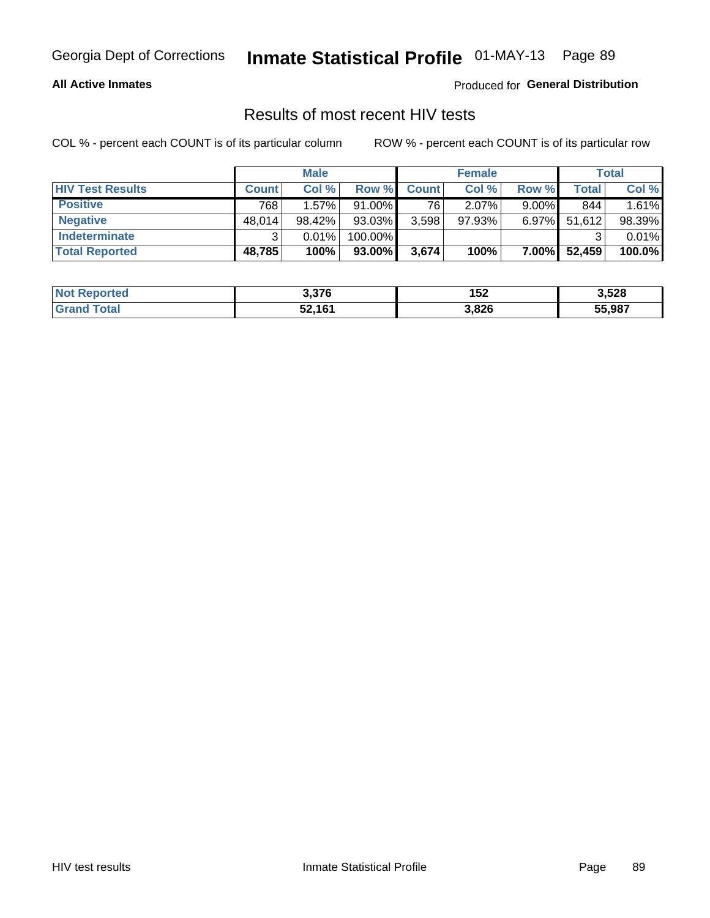Georgia Dept of Corrections **Inmate Statistical Profile** 01-MAY-13 Page 89

**All Active Inmates**

Produced for **General Distribution**

## Results of most recent HIV tests

COL % - percent each COUNT is of its particular column ROW % - percent each COUNT is of its particular row

| | Male | | | Female | | | Total | |
|---|---|---|---|---|---|---|---|---|
| **HIV Test Results** | **Count** | **Col %** | **Row %** | **Count** | **Col %** | **Row %** | **Total** | **Col %** |
| **Positive** | 768 | 1.57% | 91.00% | 76 | 2.07% | 9.00% | 844 | 1.61% |
| **Negative** | 48,014 | 98.42% | 93.03% | 3,598 | 97.93% | 6.97% | 51,612 | 98.39% |
| **Indeterminate** | 3 | 0.01% | 100.00% | | | | 3 | 0.01% |
| **Total Reported** | **48,785** | **100%** | **93.00%** | **3,674** | **100%** | **7.00%** | **52,459** | **100.0%** |

| | Male | Female | Total |
|---|---|---|---|
| **Not Reported** | **3,376** | **152** | **3,528** |
| **Grand Total** | **52,161** | **3,826** | **55,987** |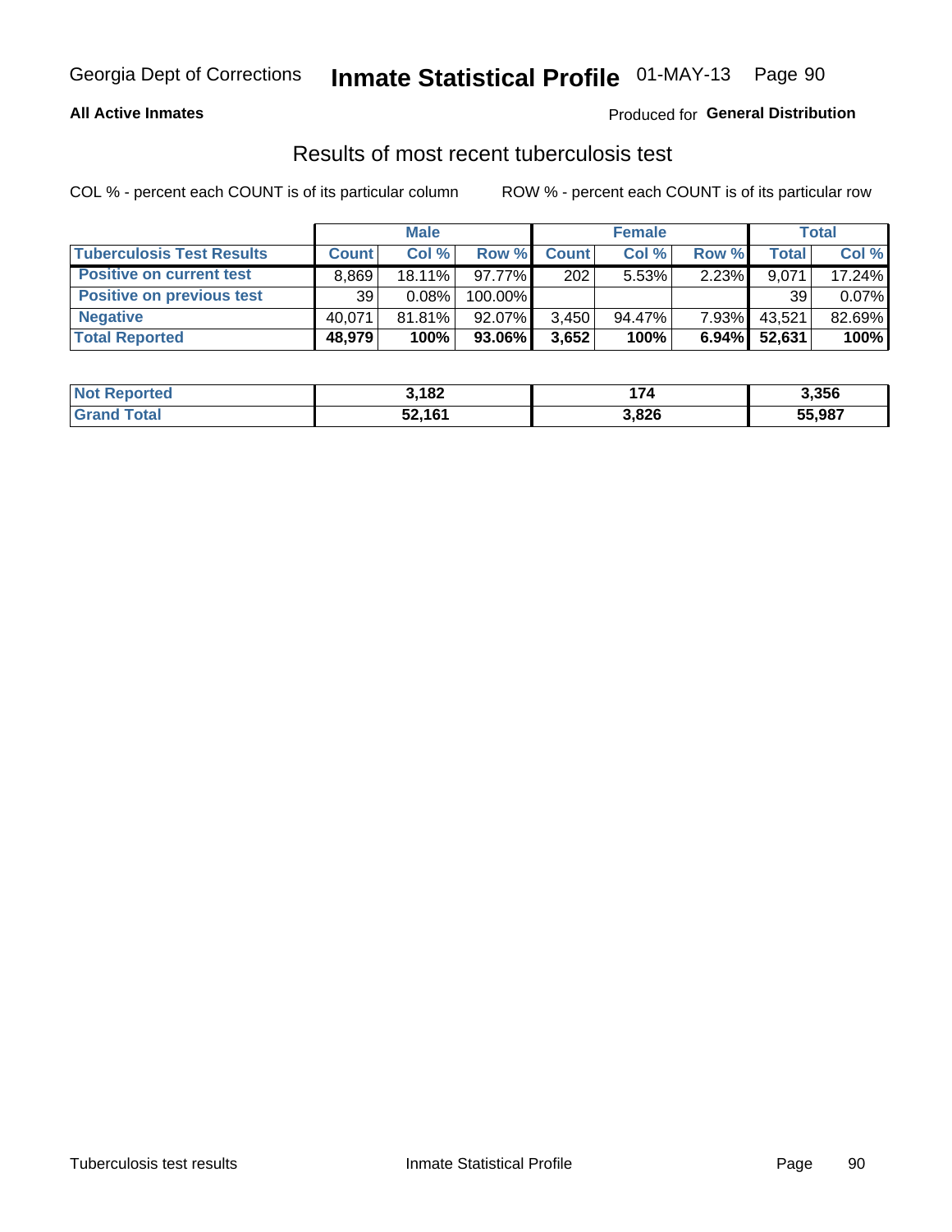Georgia Dept of Corrections **Inmate Statistical Profile** 01-MAY-13

**All Active Inmates**

Produced for **General Distribution**

## Results of most recent tuberculosis test

COL % - percent each COUNT is of its particular column　　ROW % - percent each COUNT is of its particular row

| | Male | | | Female | | | Total | |
|---|---|---|---|---|---|---|---|---|
| **Tuberculosis Test Results** | **Count** | **Col %** | **Row %** | **Count** | **Col %** | **Row %** | **Total** | **Col %** |
| **Positive on current test** | 8,869 | 18.11% | 97.77% | 202 | 5.53% | 2.23% | 9,071 | 17.24% |
| **Positive on previous test** | 39 | 0.08% | 100.00% | | | | 39 | 0.07% |
| **Negative** | 40,071 | 81.81% | 92.07% | 3,450 | 94.47% | 7.93% | 43,521 | 82.69% |
| **Total Reported** | **48,979** | **100%** | **93.06%** | **3,652** | **100%** | **6.94%** | **52,631** | **100%** |

| | Male | Female | Total |
|---|---|---|---|
| **Not Reported** | **3,182** | **174** | **3,356** |
| **Grand Total** | **52,161** | **3,826** | **55,987** |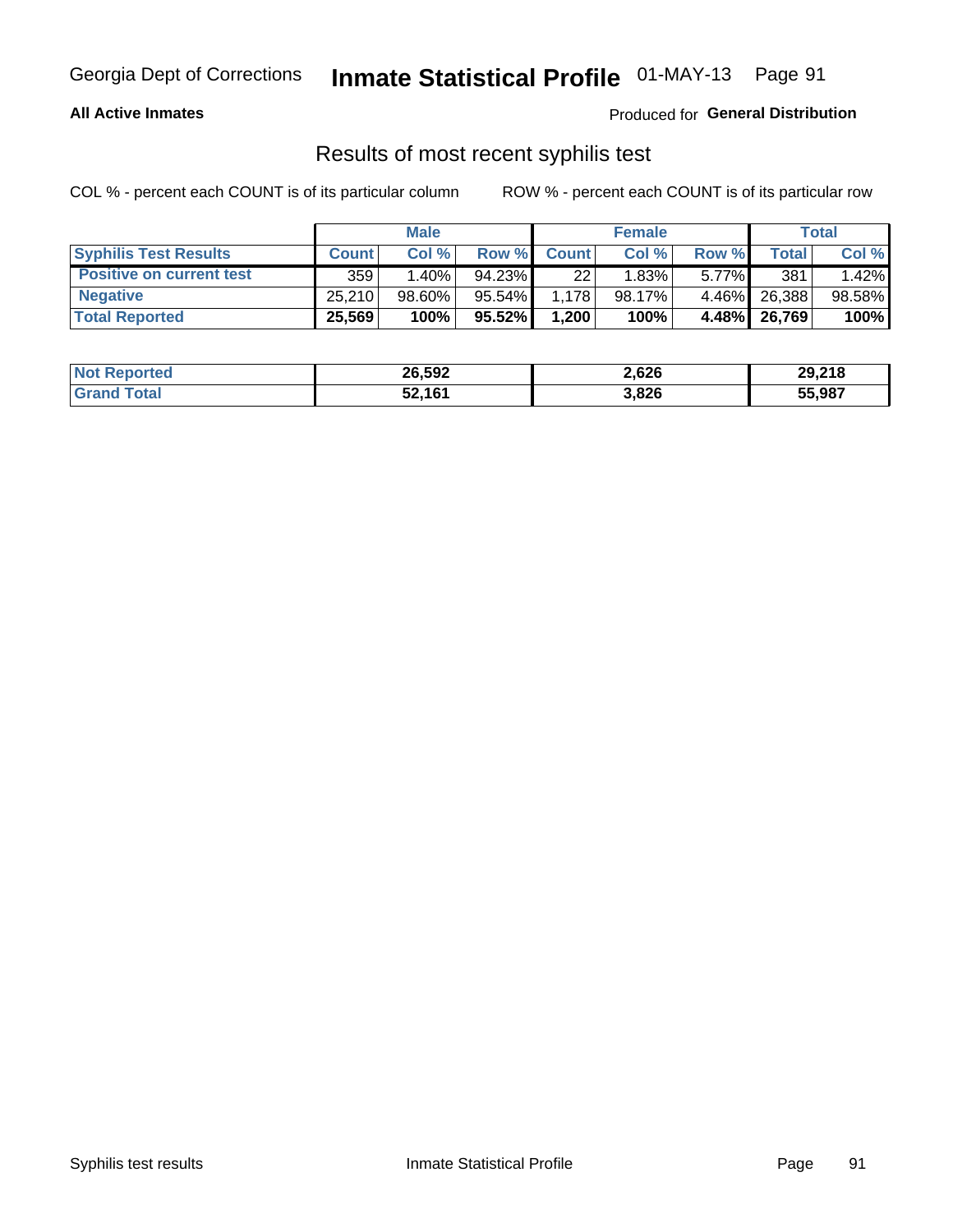Georgia Dept of Corrections **Inmate Statistical Profile** 01-MAY-13

**All Active Inmates**

Produced for **General Distribution**

## Results of most recent syphilis test

COL % - percent each COUNT is of its particular column

ROW % - percent each COUNT is of its particular row

| | Male | | | Female | | | Total | |
|---|---|---|---|---|---|---|---|---|
| **Syphilis Test Results** | **Count** | **Col %** | **Row %** | **Count** | **Col %** | **Row %** | **Total** | **Col %** |
| **Positive on current test** | 359 | 1.40% | 94.23% | 22 | 1.83% | 5.77% | 381 | 1.42% |
| **Negative** | 25,210 | 98.60% | 95.54% | 1,178 | 98.17% | 4.46% | 26,388 | 98.58% |
| **Total Reported** | **25,569** | **100%** | **95.52%** | **1,200** | **100%** | **4.48%** | **26,769** | **100%** |

| | Male | Female | Total |
|---|---|---|---|
| **Not Reported** | **26,592** | **2,626** | **29,218** |
| **Grand Total** | **52,161** | **3,826** | **55,987** |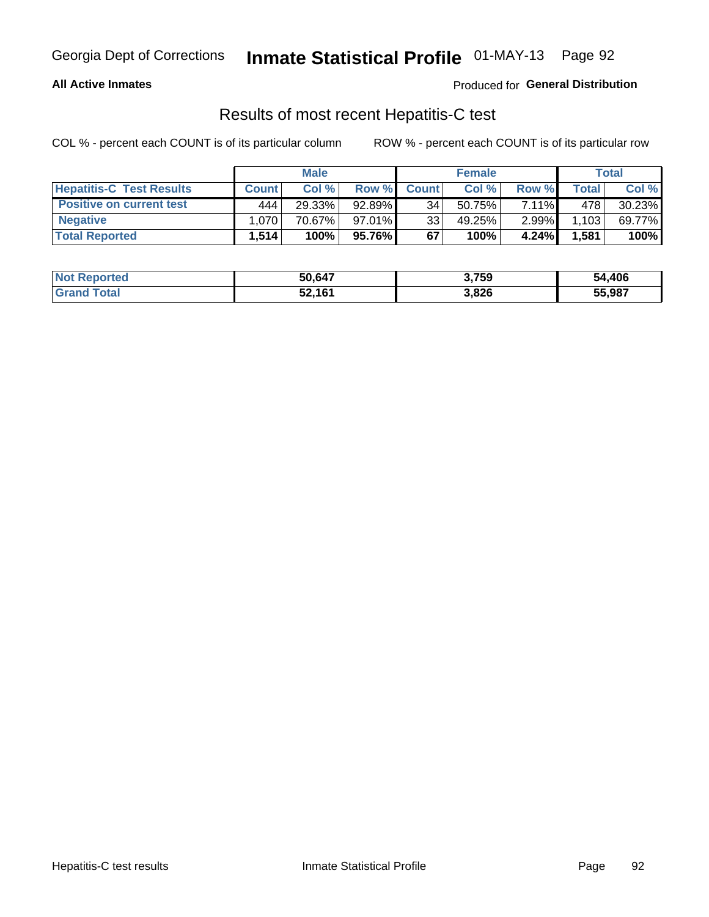Georgia Dept of Corrections **Inmate Statistical Profile** 01-MAY-13 Page 92

**All Active Inmates**

Produced for **General Distribution**

## Results of most recent Hepatitis-C test

COL % - percent each COUNT is of its particular column

ROW % - percent each COUNT is of its particular row

| | Male | | | Female | | | Total | |
|---|---|---|---|---|---|---|---|---|
| **Hepatitis-C Test Results** | **Count** | **Col %** | **Row %** | **Count** | **Col %** | **Row %** | **Total** | **Col %** |
| **Positive on current test** | 444 | 29.33% | 92.89% | 34 | 50.75% | 7.11% | 478 | 30.23% |
| **Negative** | 1,070 | 70.67% | 97.01% | 33 | 49.25% | 2.99% | 1,103 | 69.77% |
| **Total Reported** | **1,514** | **100%** | **95.76%** | **67** | **100%** | **4.24%** | **1,581** | **100%** |

| | Male | Female | Total |
|---|---|---|---|
| **Not Reported** | **50,647** | **3,759** | **54,406** |
| **Grand Total** | **52,161** | **3,826** | **55,987** |